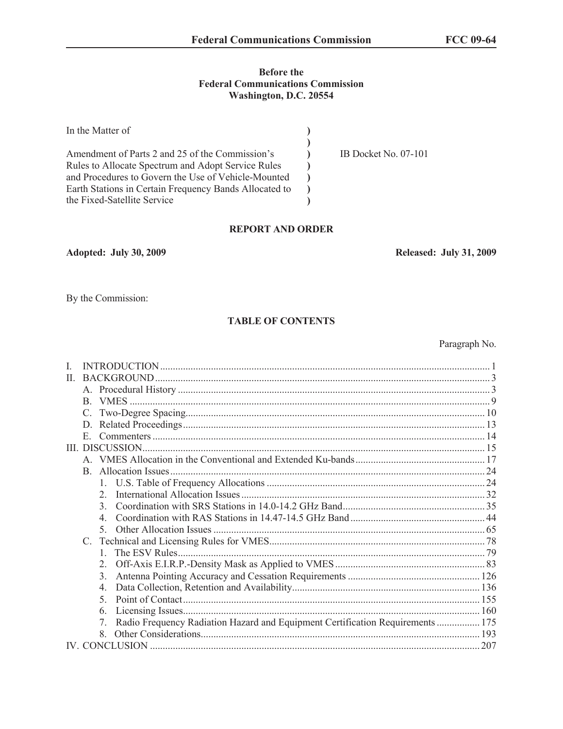**Before the**
**Federal Communications Commission**
**Washington, D.C. 20554**

| | | |
|---|---|---|
| In the Matter of | ) | |
| | ) | |
| Amendment of Parts 2 and 25 of the Commission's Rules to Allocate Spectrum and Adopt Service Rules and Procedures to Govern the Use of Vehicle-Mounted Earth Stations in Certain Frequency Bands Allocated to the Fixed-Satellite Service | ) | IB Docket No. 07-101 |

## REPORT AND ORDER

**Adopted: July 30, 2009** **Released: July 31, 2009**

By the Commission:

### TABLE OF CONTENTS

| | Paragraph No. |
|---|---|
| I. INTRODUCTION | 1 |
| II. BACKGROUND | 3 |
| A. Procedural History | 3 |
| B. VMES | 9 |
| C. Two-Degree Spacing | 10 |
| D. Related Proceedings | 13 |
| E. Commenters | 14 |
| III. DISCUSSION | 15 |
| A. VMES Allocation in the Conventional and Extended Ku-bands | 17 |
| B. Allocation Issues | 24 |
| 1. U.S. Table of Frequency Allocations | 24 |
| 2. International Allocation Issues | 32 |
| 3. Coordination with SRS Stations in 14.0-14.2 GHz Band | 35 |
| 4. Coordination with RAS Stations in 14.47-14.5 GHz Band | 44 |
| 5. Other Allocation Issues | 65 |
| C. Technical and Licensing Rules for VMES | 78 |
| 1. The ESV Rules | 79 |
| 2. Off-Axis E.I.R.P.-Density Mask as Applied to VMES | 83 |
| 3. Antenna Pointing Accuracy and Cessation Requirements | 126 |
| 4. Data Collection, Retention and Availability | 136 |
| 5. Point of Contact | 155 |
| 6. Licensing Issues | 160 |
| 7. Radio Frequency Radiation Hazard and Equipment Certification Requirements | 175 |
| 8. Other Considerations | 193 |
| IV. CONCLUSION | 207 |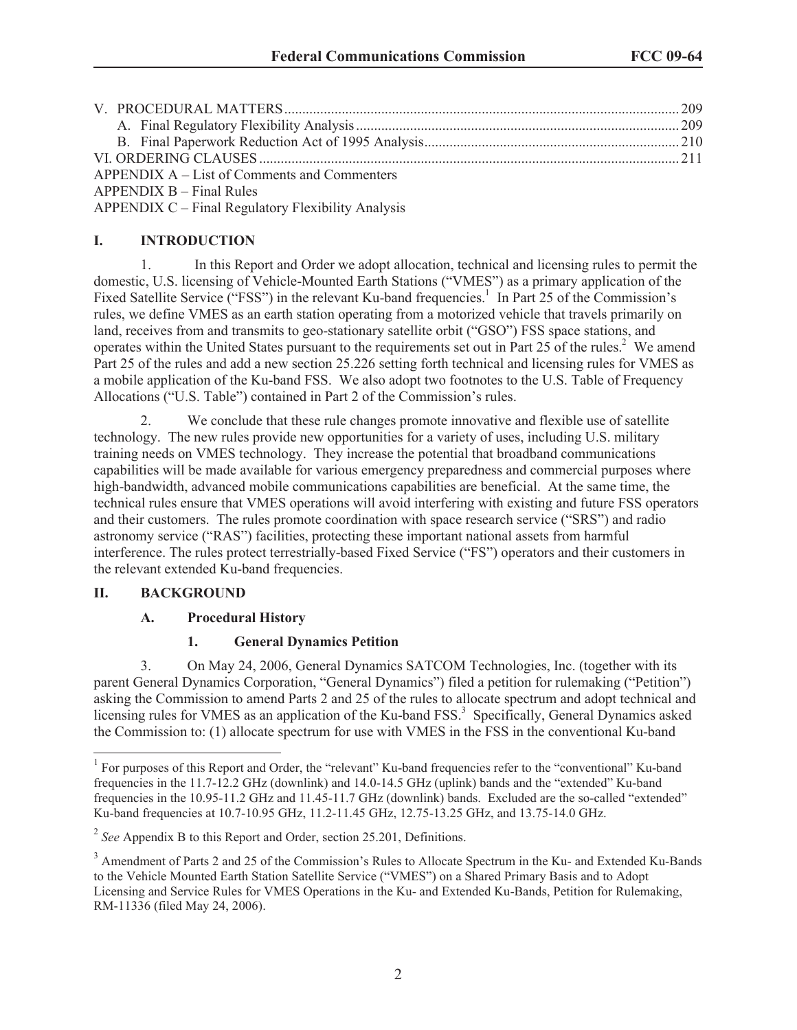V. PROCEDURAL MATTERS .......... 209
    A. Final Regulatory Flexibility Analysis .......... 209
    B. Final Paperwork Reduction Act of 1995 Analysis .......... 210
VI. ORDERING CLAUSES .......... 211
APPENDIX A – List of Comments and Commenters
APPENDIX B – Final Rules
APPENDIX C – Final Regulatory Flexibility Analysis

## I. INTRODUCTION

1. In this Report and Order we adopt allocation, technical and licensing rules to permit the domestic, U.S. licensing of Vehicle-Mounted Earth Stations ("VMES") as a primary application of the Fixed Satellite Service ("FSS") in the relevant Ku-band frequencies.[1] In Part 25 of the Commission's rules, we define VMES as an earth station operating from a motorized vehicle that travels primarily on land, receives from and transmits to geo-stationary satellite orbit ("GSO") FSS space stations, and operates within the United States pursuant to the requirements set out in Part 25 of the rules.[2] We amend Part 25 of the rules and add a new section 25.226 setting forth technical and licensing rules for VMES as a mobile application of the Ku-band FSS. We also adopt two footnotes to the U.S. Table of Frequency Allocations ("U.S. Table") contained in Part 2 of the Commission's rules.

2. We conclude that these rule changes promote innovative and flexible use of satellite technology. The new rules provide new opportunities for a variety of uses, including U.S. military training needs on VMES technology. They increase the potential that broadband communications capabilities will be made available for various emergency preparedness and commercial purposes where high-bandwidth, advanced mobile communications capabilities are beneficial. At the same time, the technical rules ensure that VMES operations will avoid interfering with existing and future FSS operators and their customers. The rules promote coordination with space research service ("SRS") and radio astronomy service ("RAS") facilities, protecting these important national assets from harmful interference. The rules protect terrestrially-based Fixed Service ("FS") operators and their customers in the relevant extended Ku-band frequencies.

## II. BACKGROUND

### A. Procedural History

#### 1. General Dynamics Petition

3. On May 24, 2006, General Dynamics SATCOM Technologies, Inc. (together with its parent General Dynamics Corporation, "General Dynamics") filed a petition for rulemaking ("Petition") asking the Commission to amend Parts 2 and 25 of the rules to allocate spectrum and adopt technical and licensing rules for VMES as an application of the Ku-band FSS.[3] Specifically, General Dynamics asked the Commission to: (1) allocate spectrum for use with VMES in the FSS in the conventional Ku-band

---

[1] For purposes of this Report and Order, the "relevant" Ku-band frequencies refer to the "conventional" Ku-band frequencies in the 11.7-12.2 GHz (downlink) and 14.0-14.5 GHz (uplink) bands and the "extended" Ku-band frequencies in the 10.95-11.2 GHz and 11.45-11.7 GHz (downlink) bands. Excluded are the so-called "extended" Ku-band frequencies at 10.7-10.95 GHz, 11.2-11.45 GHz, 12.75-13.25 GHz, and 13.75-14.0 GHz.

[2] *See* Appendix B to this Report and Order, section 25.201, Definitions.

[3] Amendment of Parts 2 and 25 of the Commission's Rules to Allocate Spectrum in the Ku- and Extended Ku-Bands to the Vehicle Mounted Earth Station Satellite Service ("VMES") on a Shared Primary Basis and to Adopt Licensing and Service Rules for VMES Operations in the Ku- and Extended Ku-Bands, Petition for Rulemaking, RM-11336 (filed May 24, 2006).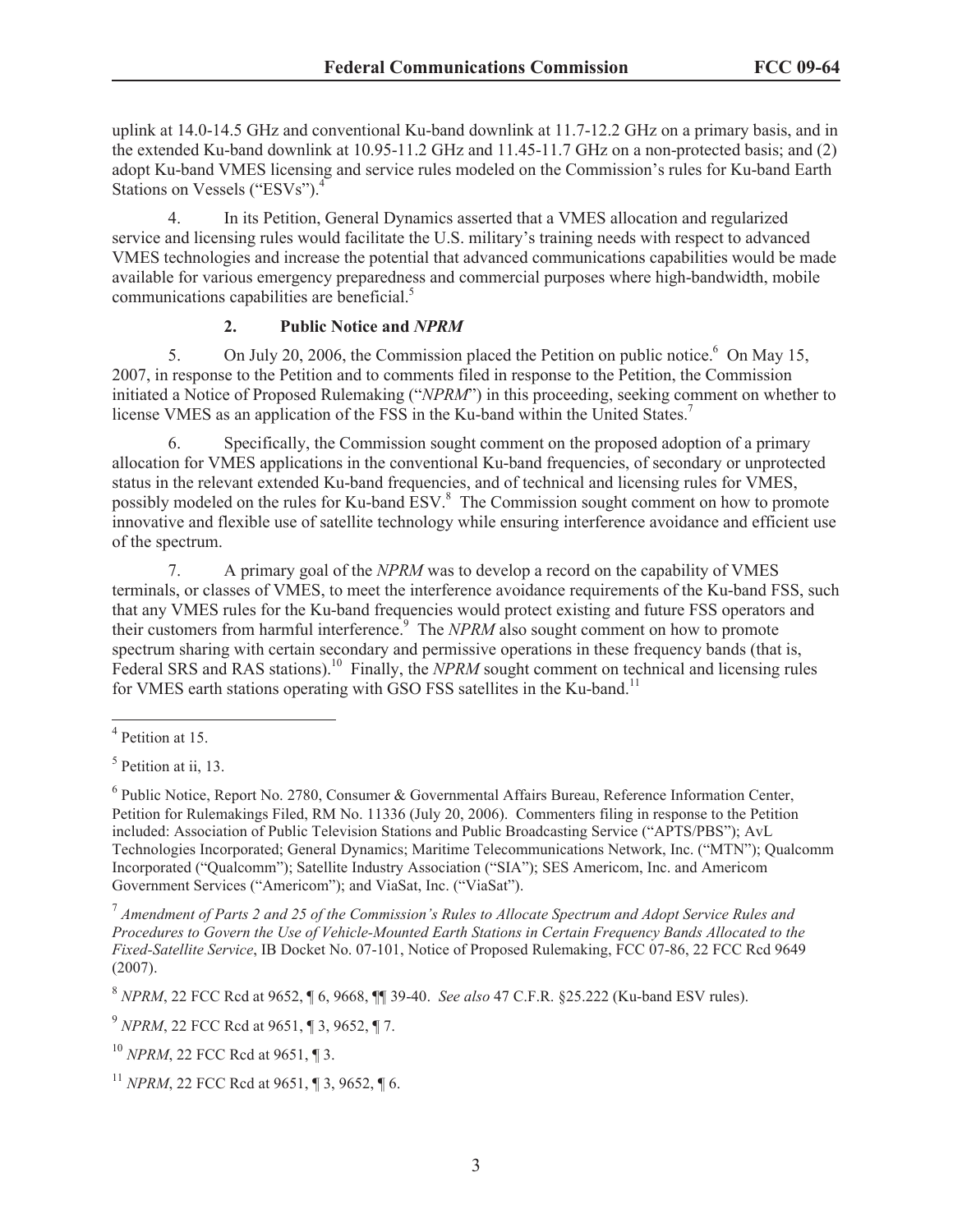uplink at 14.0-14.5 GHz and conventional Ku-band downlink at 11.7-12.2 GHz on a primary basis, and in the extended Ku-band downlink at 10.95-11.2 GHz and 11.45-11.7 GHz on a non-protected basis; and (2) adopt Ku-band VMES licensing and service rules modeled on the Commission's rules for Ku-band Earth Stations on Vessels ("ESVs").[4]

4. In its Petition, General Dynamics asserted that a VMES allocation and regularized service and licensing rules would facilitate the U.S. military's training needs with respect to advanced VMES technologies and increase the potential that advanced communications capabilities would be made available for various emergency preparedness and commercial purposes where high-bandwidth, mobile communications capabilities are beneficial.[5]

### 2. Public Notice and *NPRM*

5. On July 20, 2006, the Commission placed the Petition on public notice.[6] On May 15, 2007, in response to the Petition and to comments filed in response to the Petition, the Commission initiated a Notice of Proposed Rulemaking ("*NPRM*") in this proceeding, seeking comment on whether to license VMES as an application of the FSS in the Ku-band within the United States.[7]

6. Specifically, the Commission sought comment on the proposed adoption of a primary allocation for VMES applications in the conventional Ku-band frequencies, of secondary or unprotected status in the relevant extended Ku-band frequencies, and of technical and licensing rules for VMES, possibly modeled on the rules for Ku-band ESV.[8] The Commission sought comment on how to promote innovative and flexible use of satellite technology while ensuring interference avoidance and efficient use of the spectrum.

7. A primary goal of the *NPRM* was to develop a record on the capability of VMES terminals, or classes of VMES, to meet the interference avoidance requirements of the Ku-band FSS, such that any VMES rules for the Ku-band frequencies would protect existing and future FSS operators and their customers from harmful interference.[9] The *NPRM* also sought comment on how to promote spectrum sharing with certain secondary and permissive operations in these frequency bands (that is, Federal SRS and RAS stations).[10] Finally, the *NPRM* sought comment on technical and licensing rules for VMES earth stations operating with GSO FSS satellites in the Ku-band.[11]

---

[4] Petition at 15.

[5] Petition at ii, 13.

[6] Public Notice, Report No. 2780, Consumer & Governmental Affairs Bureau, Reference Information Center, Petition for Rulemakings Filed, RM No. 11336 (July 20, 2006). Commenters filing in response to the Petition included: Association of Public Television Stations and Public Broadcasting Service ("APTS/PBS"); AvL Technologies Incorporated; General Dynamics; Maritime Telecommunications Network, Inc. ("MTN"); Qualcomm Incorporated ("Qualcomm"); Satellite Industry Association ("SIA"); SES Americom, Inc. and Americom Government Services ("Americom"); and ViaSat, Inc. ("ViaSat").

[7] *Amendment of Parts 2 and 25 of the Commission's Rules to Allocate Spectrum and Adopt Service Rules and Procedures to Govern the Use of Vehicle-Mounted Earth Stations in Certain Frequency Bands Allocated to the Fixed-Satellite Service*, IB Docket No. 07-101, Notice of Proposed Rulemaking, FCC 07-86, 22 FCC Rcd 9649 (2007).

[8] *NPRM*, 22 FCC Rcd at 9652, ¶ 6, 9668, ¶¶ 39-40. *See also* 47 C.F.R. §25.222 (Ku-band ESV rules).

[9] *NPRM*, 22 FCC Rcd at 9651, ¶ 3, 9652, ¶ 7.

[10] *NPRM*, 22 FCC Rcd at 9651, ¶ 3.

[11] *NPRM*, 22 FCC Rcd at 9651, ¶ 3, 9652, ¶ 6.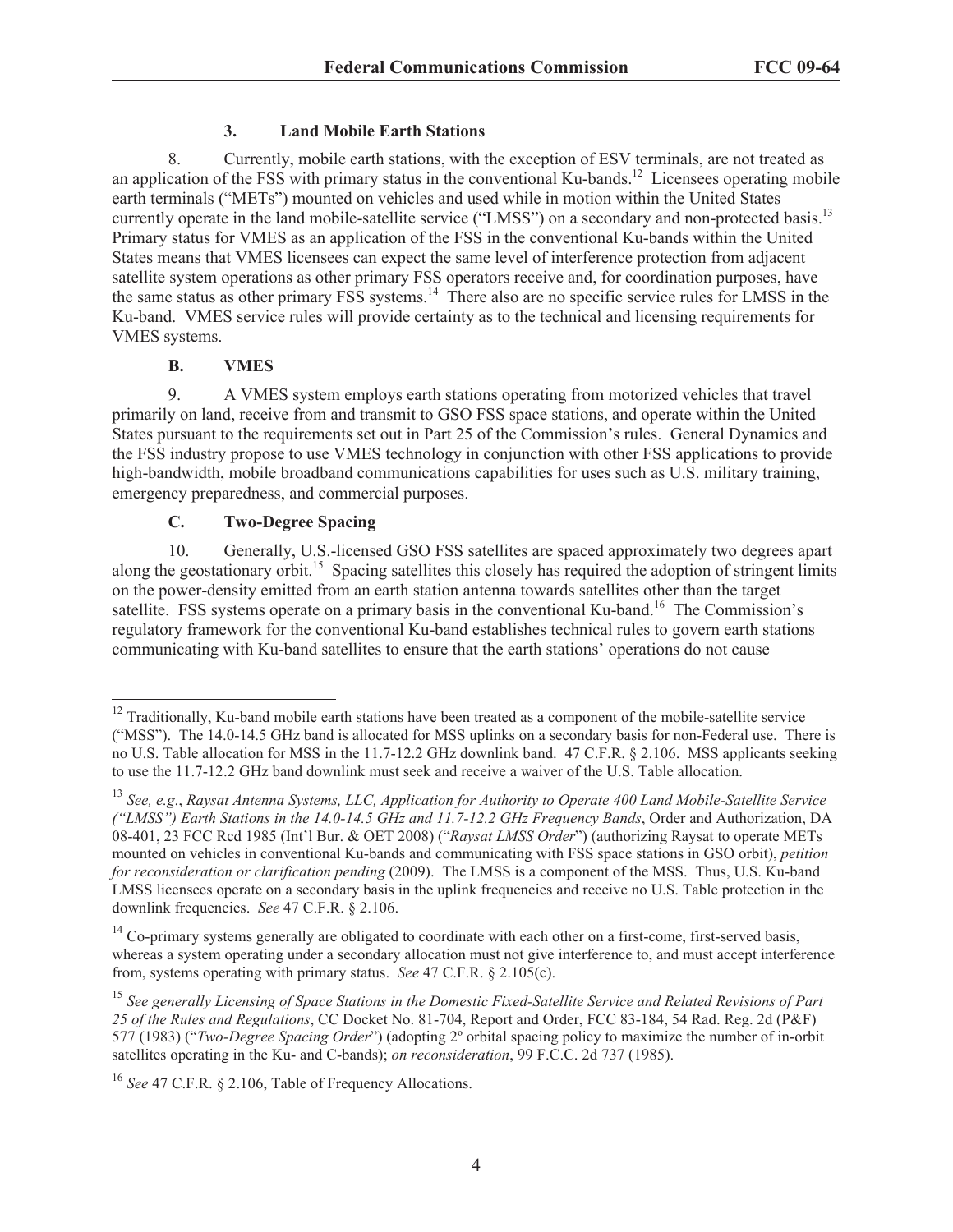### 3. Land Mobile Earth Stations

8. Currently, mobile earth stations, with the exception of ESV terminals, are not treated as an application of the FSS with primary status in the conventional Ku-bands.[12] Licensees operating mobile earth terminals ("METs") mounted on vehicles and used while in motion within the United States currently operate in the land mobile-satellite service ("LMSS") on a secondary and non-protected basis.[13] Primary status for VMES as an application of the FSS in the conventional Ku-bands within the United States means that VMES licensees can expect the same level of interference protection from adjacent satellite system operations as other primary FSS operators receive and, for coordination purposes, have the same status as other primary FSS systems.[14] There also are no specific service rules for LMSS in the Ku-band. VMES service rules will provide certainty as to the technical and licensing requirements for VMES systems.

## B. VMES

9. A VMES system employs earth stations operating from motorized vehicles that travel primarily on land, receive from and transmit to GSO FSS space stations, and operate within the United States pursuant to the requirements set out in Part 25 of the Commission's rules. General Dynamics and the FSS industry propose to use VMES technology in conjunction with other FSS applications to provide high-bandwidth, mobile broadband communications capabilities for uses such as U.S. military training, emergency preparedness, and commercial purposes.

## C. Two-Degree Spacing

10. Generally, U.S.-licensed GSO FSS satellites are spaced approximately two degrees apart along the geostationary orbit.[15] Spacing satellites this closely has required the adoption of stringent limits on the power-density emitted from an earth station antenna towards satellites other than the target satellite. FSS systems operate on a primary basis in the conventional Ku-band.[16] The Commission's regulatory framework for the conventional Ku-band establishes technical rules to govern earth stations communicating with Ku-band satellites to ensure that the earth stations' operations do not cause

---

[12] Traditionally, Ku-band mobile earth stations have been treated as a component of the mobile-satellite service ("MSS"). The 14.0-14.5 GHz band is allocated for MSS uplinks on a secondary basis for non-Federal use. There is no U.S. Table allocation for MSS in the 11.7-12.2 GHz downlink band. 47 C.F.R. § 2.106. MSS applicants seeking to use the 11.7-12.2 GHz band downlink must seek and receive a waiver of the U.S. Table allocation.

[13] *See, e.g.*, *Raysat Antenna Systems, LLC, Application for Authority to Operate 400 Land Mobile-Satellite Service ("LMSS") Earth Stations in the 14.0-14.5 GHz and 11.7-12.2 GHz Frequency Bands*, Order and Authorization, DA 08-401, 23 FCC Rcd 1985 (Int'l Bur. & OET 2008) ("*Raysat LMSS Order*") (authorizing Raysat to operate METs mounted on vehicles in conventional Ku-bands and communicating with FSS space stations in GSO orbit), *petition for reconsideration or clarification pending* (2009). The LMSS is a component of the MSS. Thus, U.S. Ku-band LMSS licensees operate on a secondary basis in the uplink frequencies and receive no U.S. Table protection in the downlink frequencies. *See* 47 C.F.R. § 2.106.

[14] Co-primary systems generally are obligated to coordinate with each other on a first-come, first-served basis, whereas a system operating under a secondary allocation must not give interference to, and must accept interference from, systems operating with primary status. *See* 47 C.F.R. § 2.105(c).

[15] *See generally Licensing of Space Stations in the Domestic Fixed-Satellite Service and Related Revisions of Part 25 of the Rules and Regulations*, CC Docket No. 81-704, Report and Order, FCC 83-184, 54 Rad. Reg. 2d (P&F) 577 (1983) ("*Two-Degree Spacing Order*") (adopting 2º orbital spacing policy to maximize the number of in-orbit satellites operating in the Ku- and C-bands); *on reconsideration*, 99 F.C.C. 2d 737 (1985).

[16] *See* 47 C.F.R. § 2.106, Table of Frequency Allocations.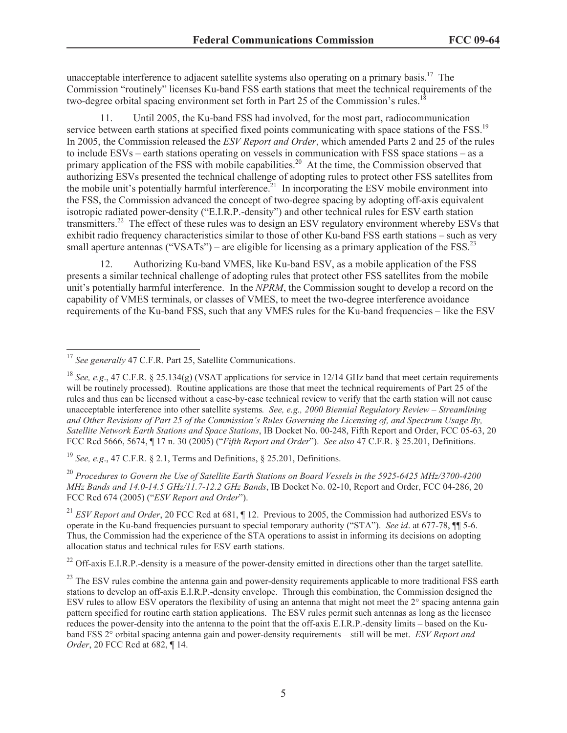unacceptable interference to adjacent satellite systems also operating on a primary basis.[17] The Commission "routinely" licenses Ku-band FSS earth stations that meet the technical requirements of the two-degree orbital spacing environment set forth in Part 25 of the Commission's rules.[18]

11. Until 2005, the Ku-band FSS had involved, for the most part, radiocommunication service between earth stations at specified fixed points communicating with space stations of the FSS.[19] In 2005, the Commission released the *ESV Report and Order*, which amended Parts 2 and 25 of the rules to include ESVs – earth stations operating on vessels in communication with FSS space stations – as a primary application of the FSS with mobile capabilities.[20] At the time, the Commission observed that authorizing ESVs presented the technical challenge of adopting rules to protect other FSS satellites from the mobile unit's potentially harmful interference.[21] In incorporating the ESV mobile environment into the FSS, the Commission advanced the concept of two-degree spacing by adopting off-axis equivalent isotropic radiated power-density ("E.I.R.P.-density") and other technical rules for ESV earth station transmitters.[22] The effect of these rules was to design an ESV regulatory environment whereby ESVs that exhibit radio frequency characteristics similar to those of other Ku-band FSS earth stations – such as very small aperture antennas ("VSATs") – are eligible for licensing as a primary application of the FSS.[23]

12. Authorizing Ku-band VMES, like Ku-band ESV, as a mobile application of the FSS presents a similar technical challenge of adopting rules that protect other FSS satellites from the mobile unit's potentially harmful interference. In the *NPRM*, the Commission sought to develop a record on the capability of VMES terminals, or classes of VMES, to meet the two-degree interference avoidance requirements of the Ku-band FSS, such that any VMES rules for the Ku-band frequencies – like the ESV

---

[17] *See generally* 47 C.F.R. Part 25, Satellite Communications.

[18] *See, e.g*., 47 C.F.R. § 25.134(g) (VSAT applications for service in 12/14 GHz band that meet certain requirements will be routinely processed). Routine applications are those that meet the technical requirements of Part 25 of the rules and thus can be licensed without a case-by-case technical review to verify that the earth station will not cause unacceptable interference into other satellite systems*. See, e.g., 2000 Biennial Regulatory Review – Streamlining and Other Revisions of Part 25 of the Commission's Rules Governing the Licensing of, and Spectrum Usage By, Satellite Network Earth Stations and Space Stations*, IB Docket No. 00-248, Fifth Report and Order, FCC 05-63, 20 FCC Rcd 5666, 5674, ¶ 17 n. 30 (2005) ("*Fifth Report and Order*"). *See also* 47 C.F.R. § 25.201, Definitions.

[19] *See, e.g*., 47 C.F.R. § 2.1, Terms and Definitions, § 25.201, Definitions.

[20] *Procedures to Govern the Use of Satellite Earth Stations on Board Vessels in the 5925-6425 MHz/3700-4200 MHz Bands and 14.0-14.5 GHz/11.7-12.2 GHz Bands*, IB Docket No. 02-10, Report and Order, FCC 04-286, 20 FCC Rcd 674 (2005) ("*ESV Report and Order*").

[21] *ESV Report and Order*, 20 FCC Rcd at 681, ¶ 12. Previous to 2005, the Commission had authorized ESVs to operate in the Ku-band frequencies pursuant to special temporary authority ("STA"). *See id*. at 677-78, ¶¶ 5-6. Thus, the Commission had the experience of the STA operations to assist in informing its decisions on adopting allocation status and technical rules for ESV earth stations.

[22] Off-axis E.I.R.P.-density is a measure of the power-density emitted in directions other than the target satellite.

[23] The ESV rules combine the antenna gain and power-density requirements applicable to more traditional FSS earth stations to develop an off-axis E.I.R.P.-density envelope. Through this combination, the Commission designed the ESV rules to allow ESV operators the flexibility of using an antenna that might not meet the 2° spacing antenna gain pattern specified for routine earth station applications. The ESV rules permit such antennas as long as the licensee reduces the power-density into the antenna to the point that the off-axis E.I.R.P.-density limits – based on the Ku-band FSS 2° orbital spacing antenna gain and power-density requirements – still will be met. *ESV Report and Order*, 20 FCC Rcd at 682, ¶ 14.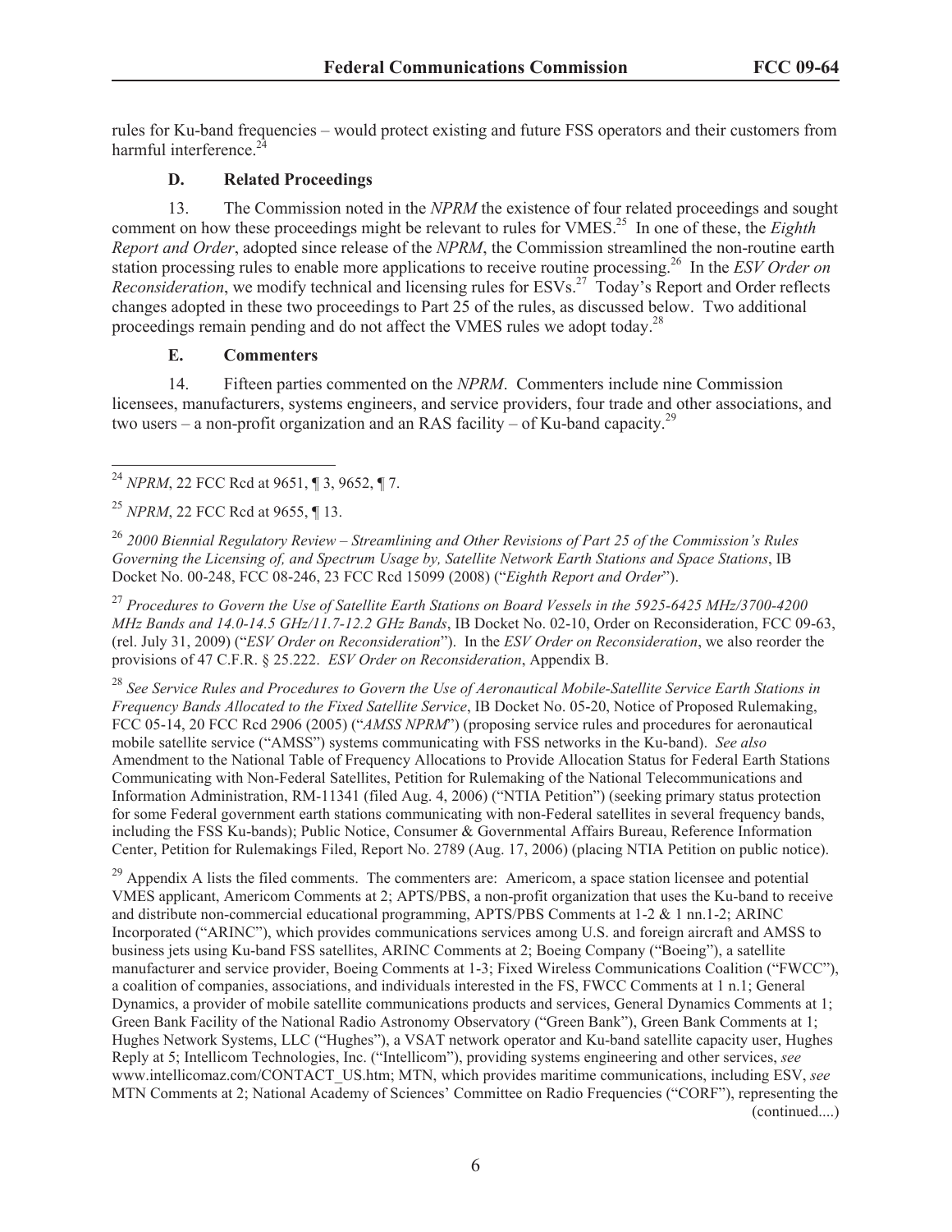rules for Ku-band frequencies – would protect existing and future FSS operators and their customers from harmful interference.[24]

### D. Related Proceedings

13. The Commission noted in the *NPRM* the existence of four related proceedings and sought comment on how these proceedings might be relevant to rules for VMES.[25] In one of these, the *Eighth Report and Order*, adopted since release of the *NPRM*, the Commission streamlined the non-routine earth station processing rules to enable more applications to receive routine processing.[26] In the *ESV Order on Reconsideration*, we modify technical and licensing rules for ESVs.[27] Today's Report and Order reflects changes adopted in these two proceedings to Part 25 of the rules, as discussed below. Two additional proceedings remain pending and do not affect the VMES rules we adopt today.[28]

### E. Commenters

14. Fifteen parties commented on the *NPRM*. Commenters include nine Commission licensees, manufacturers, systems engineers, and service providers, four trade and other associations, and two users – a non-profit organization and an RAS facility – of Ku-band capacity.[29]

---

[24] *NPRM*, 22 FCC Rcd at 9651, ¶ 3, 9652, ¶ 7.

[25] *NPRM*, 22 FCC Rcd at 9655, ¶ 13.

[26] *2000 Biennial Regulatory Review – Streamlining and Other Revisions of Part 25 of the Commission's Rules Governing the Licensing of, and Spectrum Usage by, Satellite Network Earth Stations and Space Stations*, IB Docket No. 00-248, FCC 08-246, 23 FCC Rcd 15099 (2008) ("*Eighth Report and Order*").

[27] *Procedures to Govern the Use of Satellite Earth Stations on Board Vessels in the 5925-6425 MHz/3700-4200 MHz Bands and 14.0-14.5 GHz/11.7-12.2 GHz Bands*, IB Docket No. 02-10, Order on Reconsideration, FCC 09-63, (rel. July 31, 2009) ("*ESV Order on Reconsideration*"). In the *ESV Order on Reconsideration*, we also reorder the provisions of 47 C.F.R. § 25.222. *ESV Order on Reconsideration*, Appendix B.

[28] *See Service Rules and Procedures to Govern the Use of Aeronautical Mobile-Satellite Service Earth Stations in Frequency Bands Allocated to the Fixed Satellite Service*, IB Docket No. 05-20, Notice of Proposed Rulemaking, FCC 05-14, 20 FCC Rcd 2906 (2005) ("*AMSS NPRM*") (proposing service rules and procedures for aeronautical mobile satellite service ("AMSS") systems communicating with FSS networks in the Ku-band). *See also* Amendment to the National Table of Frequency Allocations to Provide Allocation Status for Federal Earth Stations Communicating with Non-Federal Satellites, Petition for Rulemaking of the National Telecommunications and Information Administration, RM-11341 (filed Aug. 4, 2006) ("NTIA Petition") (seeking primary status protection for some Federal government earth stations communicating with non-Federal satellites in several frequency bands, including the FSS Ku-bands); Public Notice, Consumer & Governmental Affairs Bureau, Reference Information Center, Petition for Rulemakings Filed, Report No. 2789 (Aug. 17, 2006) (placing NTIA Petition on public notice).

[29] Appendix A lists the filed comments. The commenters are: Americom, a space station licensee and potential VMES applicant, Americom Comments at 2; APTS/PBS, a non-profit organization that uses the Ku-band to receive and distribute non-commercial educational programming, APTS/PBS Comments at 1-2 & 1 nn.1-2; ARINC Incorporated ("ARINC"), which provides communications services among U.S. and foreign aircraft and AMSS to business jets using Ku-band FSS satellites, ARINC Comments at 2; Boeing Company ("Boeing"), a satellite manufacturer and service provider, Boeing Comments at 1-3; Fixed Wireless Communications Coalition ("FWCC"), a coalition of companies, associations, and individuals interested in the FS, FWCC Comments at 1 n.1; General Dynamics, a provider of mobile satellite communications products and services, General Dynamics Comments at 1; Green Bank Facility of the National Radio Astronomy Observatory ("Green Bank"), Green Bank Comments at 1; Hughes Network Systems, LLC ("Hughes"), a VSAT network operator and Ku-band satellite capacity user, Hughes Reply at 5; Intellicom Technologies, Inc. ("Intellicom"), providing systems engineering and other services, *see* www.intellicomaz.com/CONTACT_US.htm; MTN, which provides maritime communications, including ESV, *see* MTN Comments at 2; National Academy of Sciences' Committee on Radio Frequencies ("CORF"), representing the (continued....)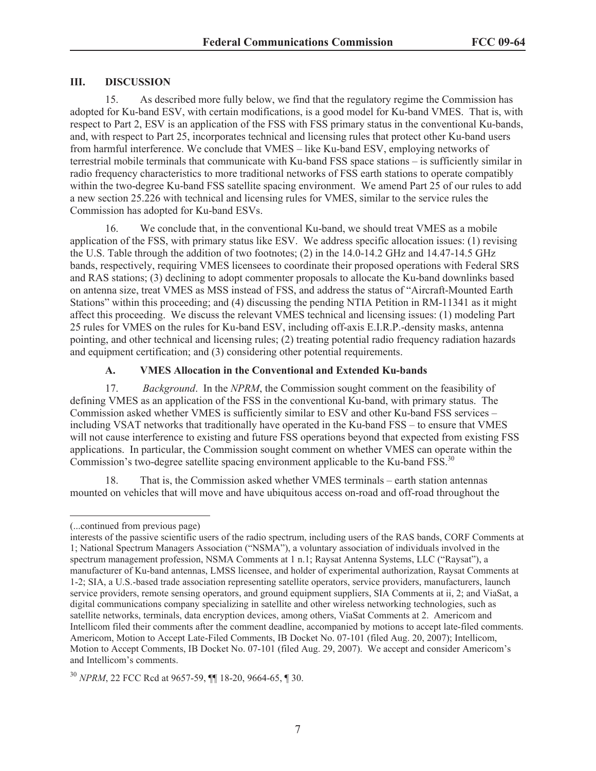## III. DISCUSSION

15. As described more fully below, we find that the regulatory regime the Commission has adopted for Ku-band ESV, with certain modifications, is a good model for Ku-band VMES. That is, with respect to Part 2, ESV is an application of the FSS with FSS primary status in the conventional Ku-bands, and, with respect to Part 25, incorporates technical and licensing rules that protect other Ku-band users from harmful interference. We conclude that VMES – like Ku-band ESV, employing networks of terrestrial mobile terminals that communicate with Ku-band FSS space stations – is sufficiently similar in radio frequency characteristics to more traditional networks of FSS earth stations to operate compatibly within the two-degree Ku-band FSS satellite spacing environment. We amend Part 25 of our rules to add a new section 25.226 with technical and licensing rules for VMES, similar to the service rules the Commission has adopted for Ku-band ESVs.

16. We conclude that, in the conventional Ku-band, we should treat VMES as a mobile application of the FSS, with primary status like ESV. We address specific allocation issues: (1) revising the U.S. Table through the addition of two footnotes; (2) in the 14.0-14.2 GHz and 14.47-14.5 GHz bands, respectively, requiring VMES licensees to coordinate their proposed operations with Federal SRS and RAS stations; (3) declining to adopt commenter proposals to allocate the Ku-band downlinks based on antenna size, treat VMES as MSS instead of FSS, and address the status of "Aircraft-Mounted Earth Stations" within this proceeding; and (4) discussing the pending NTIA Petition in RM-11341 as it might affect this proceeding. We discuss the relevant VMES technical and licensing issues: (1) modeling Part 25 rules for VMES on the rules for Ku-band ESV, including off-axis E.I.R.P.-density masks, antenna pointing, and other technical and licensing rules; (2) treating potential radio frequency radiation hazards and equipment certification; and (3) considering other potential requirements.

### A. VMES Allocation in the Conventional and Extended Ku-bands

17. *Background*. In the *NPRM*, the Commission sought comment on the feasibility of defining VMES as an application of the FSS in the conventional Ku-band, with primary status. The Commission asked whether VMES is sufficiently similar to ESV and other Ku-band FSS services – including VSAT networks that traditionally have operated in the Ku-band FSS – to ensure that VMES will not cause interference to existing and future FSS operations beyond that expected from existing FSS applications. In particular, the Commission sought comment on whether VMES can operate within the Commission's two-degree satellite spacing environment applicable to the Ku-band FSS.[30]

18. That is, the Commission asked whether VMES terminals – earth station antennas mounted on vehicles that will move and have ubiquitous access on-road and off-road throughout the

---

(...continued from previous page)

interests of the passive scientific users of the radio spectrum, including users of the RAS bands, CORF Comments at 1; National Spectrum Managers Association ("NSMA"), a voluntary association of individuals involved in the spectrum management profession, NSMA Comments at 1 n.1; Raysat Antenna Systems, LLC ("Raysat"), a manufacturer of Ku-band antennas, LMSS licensee, and holder of experimental authorization, Raysat Comments at 1-2; SIA, a U.S.-based trade association representing satellite operators, service providers, manufacturers, launch service providers, remote sensing operators, and ground equipment suppliers, SIA Comments at ii, 2; and ViaSat, a digital communications company specializing in satellite and other wireless networking technologies, such as satellite networks, terminals, data encryption devices, among others, ViaSat Comments at 2. Americom and Intellicom filed their comments after the comment deadline, accompanied by motions to accept late-filed comments. Americom, Motion to Accept Late-Filed Comments, IB Docket No. 07-101 (filed Aug. 20, 2007); Intellicom, Motion to Accept Comments, IB Docket No. 07-101 (filed Aug. 29, 2007). We accept and consider Americom's and Intellicom's comments.

[30] *NPRM*, 22 FCC Rcd at 9657-59, ¶¶ 18-20, 9664-65, ¶ 30.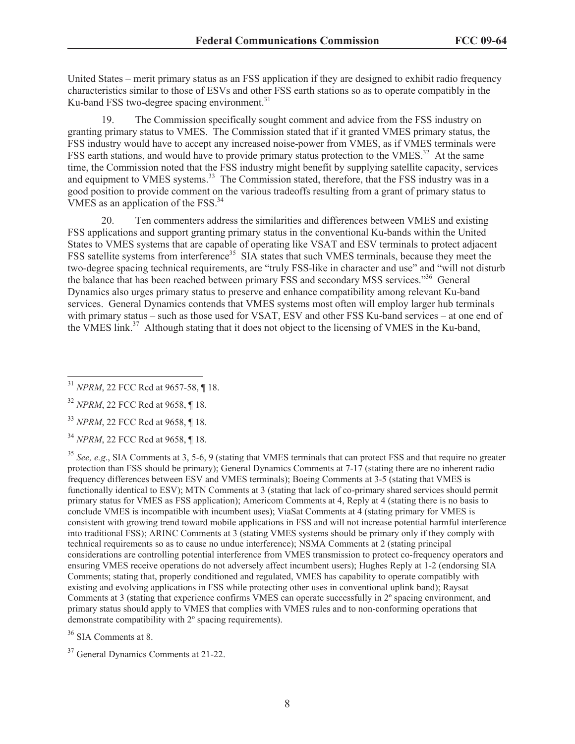United States – merit primary status as an FSS application if they are designed to exhibit radio frequency characteristics similar to those of ESVs and other FSS earth stations so as to operate compatibly in the Ku-band FSS two-degree spacing environment.[31]

19. The Commission specifically sought comment and advice from the FSS industry on granting primary status to VMES. The Commission stated that if it granted VMES primary status, the FSS industry would have to accept any increased noise-power from VMES, as if VMES terminals were FSS earth stations, and would have to provide primary status protection to the VMES.[32] At the same time, the Commission noted that the FSS industry might benefit by supplying satellite capacity, services and equipment to VMES systems.[33] The Commission stated, therefore, that the FSS industry was in a good position to provide comment on the various tradeoffs resulting from a grant of primary status to VMES as an application of the FSS.[34]

20. Ten commenters address the similarities and differences between VMES and existing FSS applications and support granting primary status in the conventional Ku-bands within the United States to VMES systems that are capable of operating like VSAT and ESV terminals to protect adjacent FSS satellite systems from interference[35] SIA states that such VMES terminals, because they meet the two-degree spacing technical requirements, are "truly FSS-like in character and use" and "will not disturb the balance that has been reached between primary FSS and secondary MSS services."[36] General Dynamics also urges primary status to preserve and enhance compatibility among relevant Ku-band services. General Dynamics contends that VMES systems most often will employ larger hub terminals with primary status – such as those used for VSAT, ESV and other FSS Ku-band services – at one end of the VMES link.[37] Although stating that it does not object to the licensing of VMES in the Ku-band,

---

[31] *NPRM*, 22 FCC Rcd at 9657-58, ¶ 18.

[32] *NPRM*, 22 FCC Rcd at 9658, ¶ 18.

[33] *NPRM*, 22 FCC Rcd at 9658, ¶ 18.

[34] *NPRM*, 22 FCC Rcd at 9658, ¶ 18.

[35] *See, e.g*., SIA Comments at 3, 5-6, 9 (stating that VMES terminals that can protect FSS and that require no greater protection than FSS should be primary); General Dynamics Comments at 7-17 (stating there are no inherent radio frequency differences between ESV and VMES terminals); Boeing Comments at 3-5 (stating that VMES is functionally identical to ESV); MTN Comments at 3 (stating that lack of co-primary shared services should permit primary status for VMES as FSS application); Americom Comments at 4, Reply at 4 (stating there is no basis to conclude VMES is incompatible with incumbent uses); ViaSat Comments at 4 (stating primary for VMES is consistent with growing trend toward mobile applications in FSS and will not increase potential harmful interference into traditional FSS); ARINC Comments at 3 (stating VMES systems should be primary only if they comply with technical requirements so as to cause no undue interference); NSMA Comments at 2 (stating principal considerations are controlling potential interference from VMES transmission to protect co-frequency operators and ensuring VMES receive operations do not adversely affect incumbent users); Hughes Reply at 1-2 (endorsing SIA Comments; stating that, properly conditioned and regulated, VMES has capability to operate compatibly with existing and evolving applications in FSS while protecting other uses in conventional uplink band); Raysat Comments at 3 (stating that experience confirms VMES can operate successfully in 2º spacing environment, and primary status should apply to VMES that complies with VMES rules and to non-conforming operations that demonstrate compatibility with 2º spacing requirements).

[36] SIA Comments at 8.

[37] General Dynamics Comments at 21-22.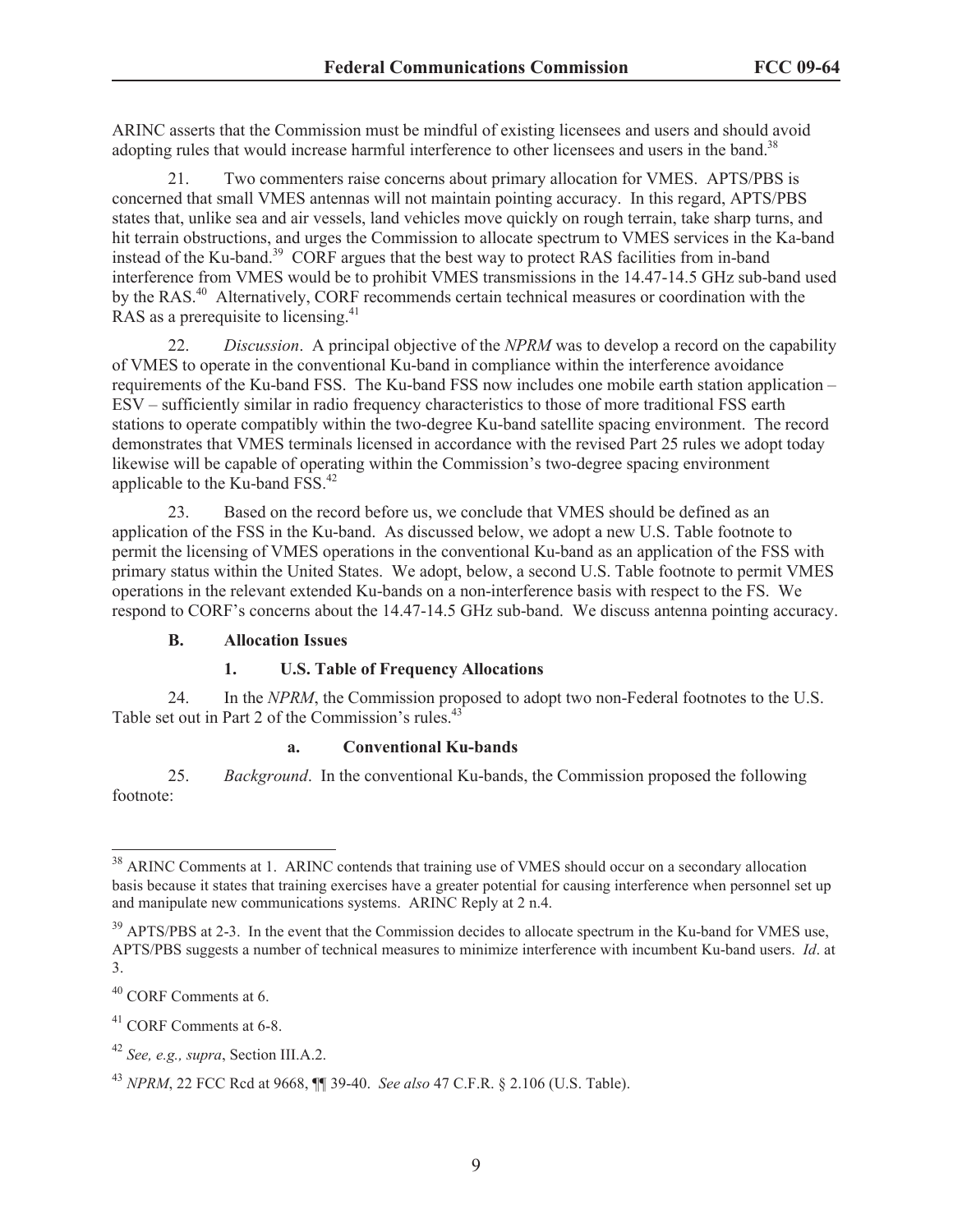ARINC asserts that the Commission must be mindful of existing licensees and users and should avoid adopting rules that would increase harmful interference to other licensees and users in the band.[38]

21. Two commenters raise concerns about primary allocation for VMES. APTS/PBS is concerned that small VMES antennas will not maintain pointing accuracy. In this regard, APTS/PBS states that, unlike sea and air vessels, land vehicles move quickly on rough terrain, take sharp turns, and hit terrain obstructions, and urges the Commission to allocate spectrum to VMES services in the Ka-band instead of the Ku-band.[39] CORF argues that the best way to protect RAS facilities from in-band interference from VMES would be to prohibit VMES transmissions in the 14.47-14.5 GHz sub-band used by the RAS.[40] Alternatively, CORF recommends certain technical measures or coordination with the RAS as a prerequisite to licensing.[41]

22. *Discussion*. A principal objective of the *NPRM* was to develop a record on the capability of VMES to operate in the conventional Ku-band in compliance within the interference avoidance requirements of the Ku-band FSS. The Ku-band FSS now includes one mobile earth station application – ESV – sufficiently similar in radio frequency characteristics to those of more traditional FSS earth stations to operate compatibly within the two-degree Ku-band satellite spacing environment. The record demonstrates that VMES terminals licensed in accordance with the revised Part 25 rules we adopt today likewise will be capable of operating within the Commission's two-degree spacing environment applicable to the Ku-band FSS.[42]

23. Based on the record before us, we conclude that VMES should be defined as an application of the FSS in the Ku-band. As discussed below, we adopt a new U.S. Table footnote to permit the licensing of VMES operations in the conventional Ku-band as an application of the FSS with primary status within the United States. We adopt, below, a second U.S. Table footnote to permit VMES operations in the relevant extended Ku-bands on a non-interference basis with respect to the FS. We respond to CORF's concerns about the 14.47-14.5 GHz sub-band. We discuss antenna pointing accuracy.

### B. Allocation Issues

#### 1. U.S. Table of Frequency Allocations

24. In the *NPRM*, the Commission proposed to adopt two non-Federal footnotes to the U.S. Table set out in Part 2 of the Commission's rules.[43]

##### a. Conventional Ku-bands

25. *Background*. In the conventional Ku-bands, the Commission proposed the following footnote:

---

[38] ARINC Comments at 1. ARINC contends that training use of VMES should occur on a secondary allocation basis because it states that training exercises have a greater potential for causing interference when personnel set up and manipulate new communications systems. ARINC Reply at 2 n.4.

[39] APTS/PBS at 2-3. In the event that the Commission decides to allocate spectrum in the Ku-band for VMES use, APTS/PBS suggests a number of technical measures to minimize interference with incumbent Ku-band users. *Id*. at 3.

[40] CORF Comments at 6.

[41] CORF Comments at 6-8.

[42] *See, e.g., supra*, Section III.A.2.

[43] *NPRM*, 22 FCC Rcd at 9668, ¶¶ 39-40. *See also* 47 C.F.R. § 2.106 (U.S. Table).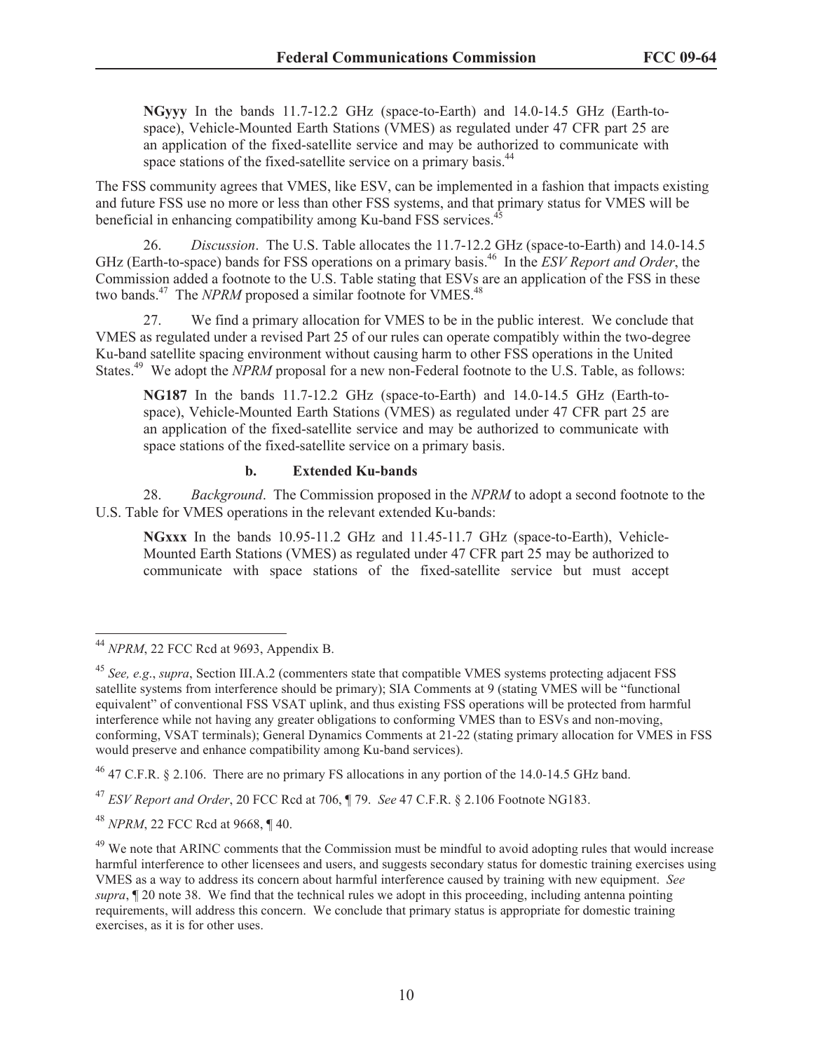> **NGyyy** In the bands 11.7-12.2 GHz (space-to-Earth) and 14.0-14.5 GHz (Earth-to-space), Vehicle-Mounted Earth Stations (VMES) as regulated under 47 CFR part 25 are an application of the fixed-satellite service and may be authorized to communicate with space stations of the fixed-satellite service on a primary basis.[44]

The FSS community agrees that VMES, like ESV, can be implemented in a fashion that impacts existing and future FSS use no more or less than other FSS systems, and that primary status for VMES will be beneficial in enhancing compatibility among Ku-band FSS services.[45]

26. *Discussion*. The U.S. Table allocates the 11.7-12.2 GHz (space-to-Earth) and 14.0-14.5 GHz (Earth-to-space) bands for FSS operations on a primary basis.[46] In the *ESV Report and Order*, the Commission added a footnote to the U.S. Table stating that ESVs are an application of the FSS in these two bands.[47] The *NPRM* proposed a similar footnote for VMES.[48]

27. We find a primary allocation for VMES to be in the public interest. We conclude that VMES as regulated under a revised Part 25 of our rules can operate compatibly within the two-degree Ku-band satellite spacing environment without causing harm to other FSS operations in the United States.[49] We adopt the *NPRM* proposal for a new non-Federal footnote to the U.S. Table, as follows:

> **NG187** In the bands 11.7-12.2 GHz (space-to-Earth) and 14.0-14.5 GHz (Earth-to-space), Vehicle-Mounted Earth Stations (VMES) as regulated under 47 CFR part 25 are an application of the fixed-satellite service and may be authorized to communicate with space stations of the fixed-satellite service on a primary basis.

#### b. Extended Ku-bands

28. *Background*. The Commission proposed in the *NPRM* to adopt a second footnote to the U.S. Table for VMES operations in the relevant extended Ku-bands:

> **NGxxx** In the bands 10.95-11.2 GHz and 11.45-11.7 GHz (space-to-Earth), Vehicle-Mounted Earth Stations (VMES) as regulated under 47 CFR part 25 may be authorized to communicate with space stations of the fixed-satellite service but must accept

---

[44] *NPRM*, 22 FCC Rcd at 9693, Appendix B.

[45] *See, e.g.*, *supra*, Section III.A.2 (commenters state that compatible VMES systems protecting adjacent FSS satellite systems from interference should be primary); SIA Comments at 9 (stating VMES will be "functional equivalent" of conventional FSS VSAT uplink, and thus existing FSS operations will be protected from harmful interference while not having any greater obligations to conforming VMES than to ESVs and non-moving, conforming, VSAT terminals); General Dynamics Comments at 21-22 (stating primary allocation for VMES in FSS would preserve and enhance compatibility among Ku-band services).

[46] 47 C.F.R. § 2.106. There are no primary FS allocations in any portion of the 14.0-14.5 GHz band.

[47] *ESV Report and Order*, 20 FCC Rcd at 706, ¶ 79. *See* 47 C.F.R. § 2.106 Footnote NG183.

[48] *NPRM*, 22 FCC Rcd at 9668, ¶ 40.

[49] We note that ARINC comments that the Commission must be mindful to avoid adopting rules that would increase harmful interference to other licensees and users, and suggests secondary status for domestic training exercises using VMES as a way to address its concern about harmful interference caused by training with new equipment. *See supra*, ¶ 20 note 38. We find that the technical rules we adopt in this proceeding, including antenna pointing requirements, will address this concern. We conclude that primary status is appropriate for domestic training exercises, as it is for other uses.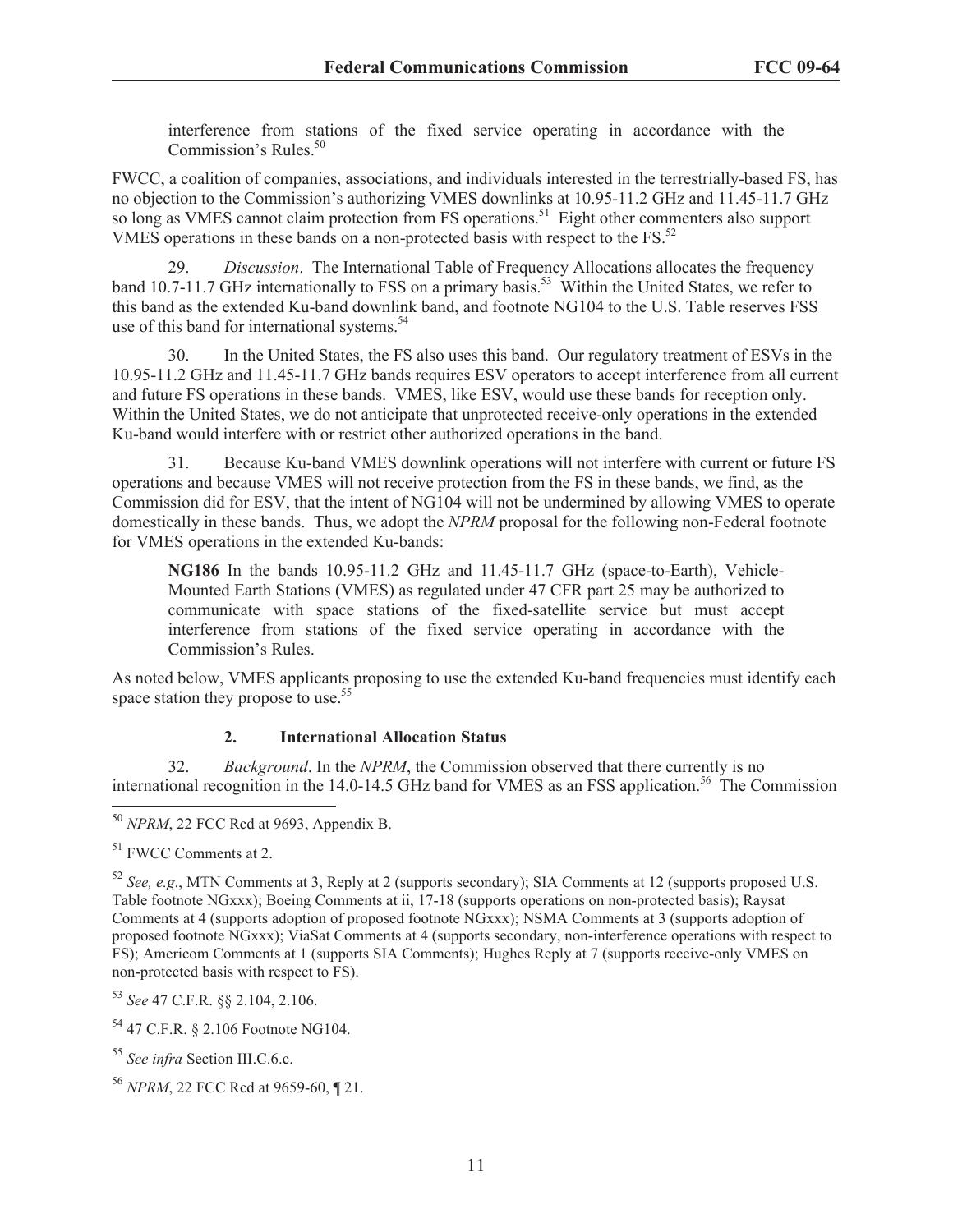interference from stations of the fixed service operating in accordance with the Commission's Rules.[50]

FWCC, a coalition of companies, associations, and individuals interested in the terrestrially-based FS, has no objection to the Commission's authorizing VMES downlinks at 10.95-11.2 GHz and 11.45-11.7 GHz so long as VMES cannot claim protection from FS operations.[51] Eight other commenters also support VMES operations in these bands on a non-protected basis with respect to the FS.[52]

29. *Discussion*. The International Table of Frequency Allocations allocates the frequency band 10.7-11.7 GHz internationally to FSS on a primary basis.[53] Within the United States, we refer to this band as the extended Ku-band downlink band, and footnote NG104 to the U.S. Table reserves FSS use of this band for international systems.[54]

30. In the United States, the FS also uses this band. Our regulatory treatment of ESVs in the 10.95-11.2 GHz and 11.45-11.7 GHz bands requires ESV operators to accept interference from all current and future FS operations in these bands. VMES, like ESV, would use these bands for reception only. Within the United States, we do not anticipate that unprotected receive-only operations in the extended Ku-band would interfere with or restrict other authorized operations in the band.

31. Because Ku-band VMES downlink operations will not interfere with current or future FS operations and because VMES will not receive protection from the FS in these bands, we find, as the Commission did for ESV, that the intent of NG104 will not be undermined by allowing VMES to operate domestically in these bands. Thus, we adopt the *NPRM* proposal for the following non-Federal footnote for VMES operations in the extended Ku-bands:

> **NG186** In the bands 10.95-11.2 GHz and 11.45-11.7 GHz (space-to-Earth), Vehicle-Mounted Earth Stations (VMES) as regulated under 47 CFR part 25 may be authorized to communicate with space stations of the fixed-satellite service but must accept interference from stations of the fixed service operating in accordance with the Commission's Rules.

As noted below, VMES applicants proposing to use the extended Ku-band frequencies must identify each space station they propose to use.[55]

### 2. International Allocation Status

32. *Background*. In the *NPRM*, the Commission observed that there currently is no international recognition in the 14.0-14.5 GHz band for VMES as an FSS application.[56] The Commission

---

[50] *NPRM*, 22 FCC Rcd at 9693, Appendix B.

[51] FWCC Comments at 2.

[52] *See, e.g*., MTN Comments at 3, Reply at 2 (supports secondary); SIA Comments at 12 (supports proposed U.S. Table footnote NGxxx); Boeing Comments at ii, 17-18 (supports operations on non-protected basis); Raysat Comments at 4 (supports adoption of proposed footnote NGxxx); NSMA Comments at 3 (supports adoption of proposed footnote NGxxx); ViaSat Comments at 4 (supports secondary, non-interference operations with respect to FS); Americom Comments at 1 (supports SIA Comments); Hughes Reply at 7 (supports receive-only VMES on non-protected basis with respect to FS).

[53] *See* 47 C.F.R. §§ 2.104, 2.106.

[54] 47 C.F.R. § 2.106 Footnote NG104.

[55] *See infra* Section III.C.6.c.

[56] *NPRM*, 22 FCC Rcd at 9659-60, ¶ 21.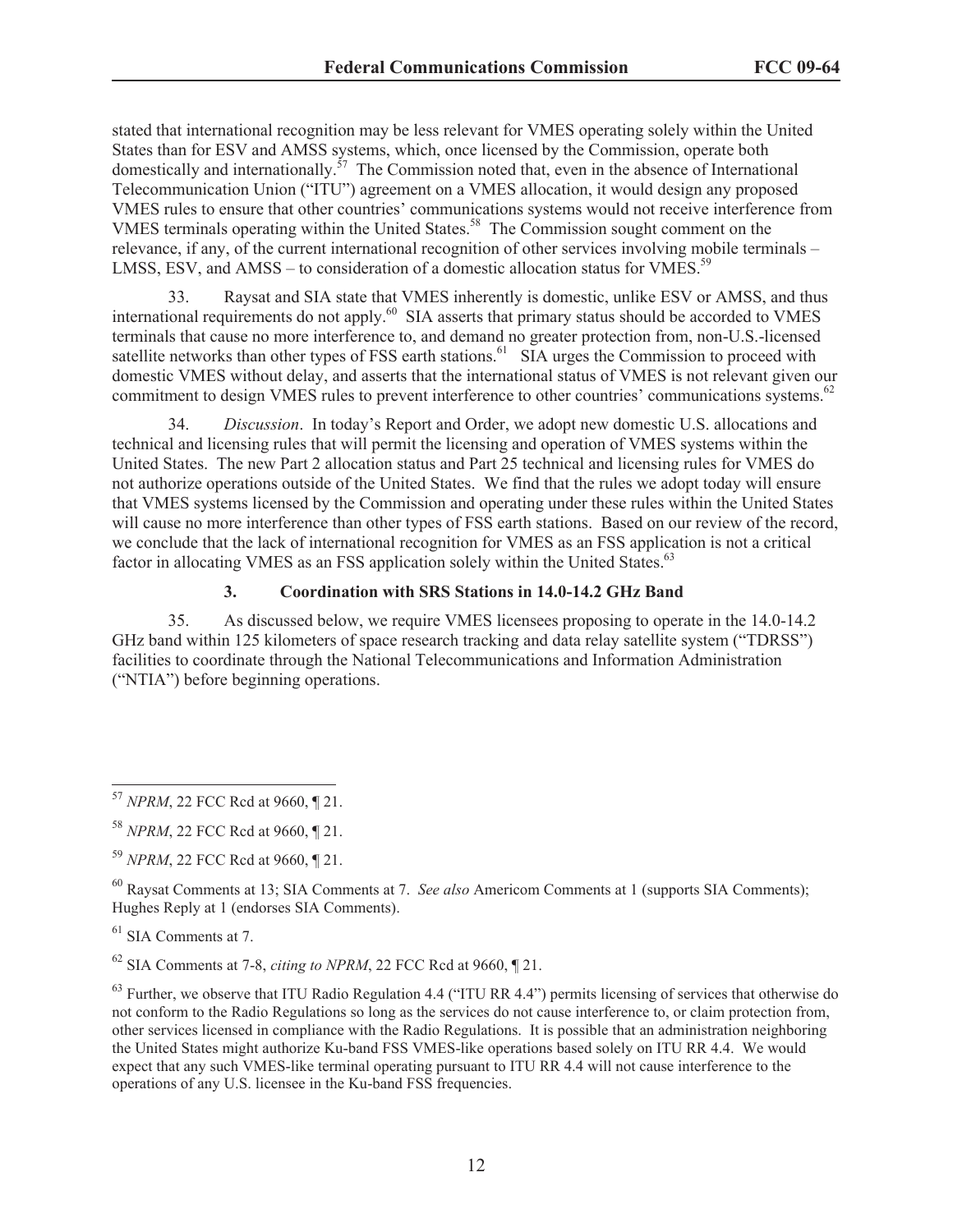stated that international recognition may be less relevant for VMES operating solely within the United States than for ESV and AMSS systems, which, once licensed by the Commission, operate both domestically and internationally.[57] The Commission noted that, even in the absence of International Telecommunication Union ("ITU") agreement on a VMES allocation, it would design any proposed VMES rules to ensure that other countries' communications systems would not receive interference from VMES terminals operating within the United States.[58] The Commission sought comment on the relevance, if any, of the current international recognition of other services involving mobile terminals – LMSS, ESV, and AMSS – to consideration of a domestic allocation status for VMES.[59]

33. Raysat and SIA state that VMES inherently is domestic, unlike ESV or AMSS, and thus international requirements do not apply.[60] SIA asserts that primary status should be accorded to VMES terminals that cause no more interference to, and demand no greater protection from, non-U.S.-licensed satellite networks than other types of FSS earth stations.[61] SIA urges the Commission to proceed with domestic VMES without delay, and asserts that the international status of VMES is not relevant given our commitment to design VMES rules to prevent interference to other countries' communications systems.[62]

34. *Discussion*. In today's Report and Order, we adopt new domestic U.S. allocations and technical and licensing rules that will permit the licensing and operation of VMES systems within the United States. The new Part 2 allocation status and Part 25 technical and licensing rules for VMES do not authorize operations outside of the United States. We find that the rules we adopt today will ensure that VMES systems licensed by the Commission and operating under these rules within the United States will cause no more interference than other types of FSS earth stations. Based on our review of the record, we conclude that the lack of international recognition for VMES as an FSS application is not a critical factor in allocating VMES as an FSS application solely within the United States.[63]

### 3. Coordination with SRS Stations in 14.0-14.2 GHz Band

35. As discussed below, we require VMES licensees proposing to operate in the 14.0-14.2 GHz band within 125 kilometers of space research tracking and data relay satellite system ("TDRSS") facilities to coordinate through the National Telecommunications and Information Administration ("NTIA") before beginning operations.

---

[57] *NPRM*, 22 FCC Rcd at 9660, ¶ 21.

[58] *NPRM*, 22 FCC Rcd at 9660, ¶ 21.

[59] *NPRM*, 22 FCC Rcd at 9660, ¶ 21.

[60] Raysat Comments at 13; SIA Comments at 7. *See also* Americom Comments at 1 (supports SIA Comments); Hughes Reply at 1 (endorses SIA Comments).

[61] SIA Comments at 7.

[62] SIA Comments at 7-8, *citing to NPRM*, 22 FCC Rcd at 9660, ¶ 21.

[63] Further, we observe that ITU Radio Regulation 4.4 ("ITU RR 4.4") permits licensing of services that otherwise do not conform to the Radio Regulations so long as the services do not cause interference to, or claim protection from, other services licensed in compliance with the Radio Regulations. It is possible that an administration neighboring the United States might authorize Ku-band FSS VMES-like operations based solely on ITU RR 4.4. We would expect that any such VMES-like terminal operating pursuant to ITU RR 4.4 will not cause interference to the operations of any U.S. licensee in the Ku-band FSS frequencies.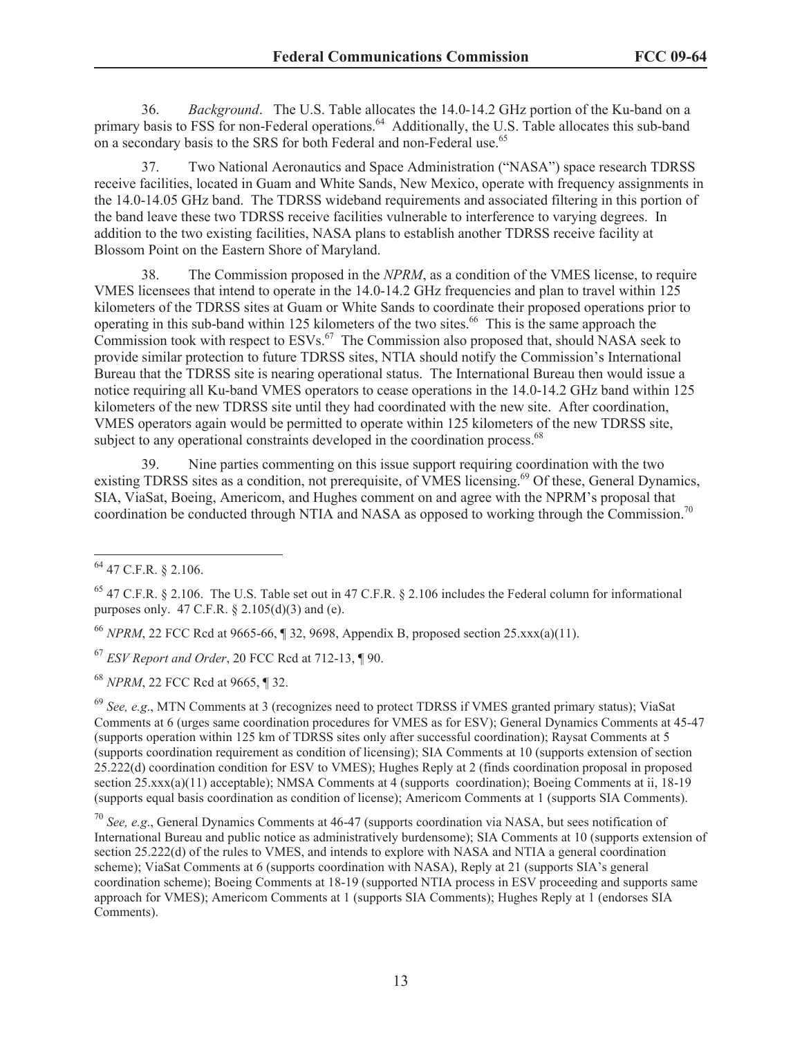36. *Background*. The U.S. Table allocates the 14.0-14.2 GHz portion of the Ku-band on a primary basis to FSS for non-Federal operations.[64] Additionally, the U.S. Table allocates this sub-band on a secondary basis to the SRS for both Federal and non-Federal use.[65]

37. Two National Aeronautics and Space Administration ("NASA") space research TDRSS receive facilities, located in Guam and White Sands, New Mexico, operate with frequency assignments in the 14.0-14.05 GHz band. The TDRSS wideband requirements and associated filtering in this portion of the band leave these two TDRSS receive facilities vulnerable to interference to varying degrees. In addition to the two existing facilities, NASA plans to establish another TDRSS receive facility at Blossom Point on the Eastern Shore of Maryland.

38. The Commission proposed in the *NPRM*, as a condition of the VMES license, to require VMES licensees that intend to operate in the 14.0-14.2 GHz frequencies and plan to travel within 125 kilometers of the TDRSS sites at Guam or White Sands to coordinate their proposed operations prior to operating in this sub-band within 125 kilometers of the two sites.[66] This is the same approach the Commission took with respect to ESVs.[67] The Commission also proposed that, should NASA seek to provide similar protection to future TDRSS sites, NTIA should notify the Commission's International Bureau that the TDRSS site is nearing operational status. The International Bureau then would issue a notice requiring all Ku-band VMES operators to cease operations in the 14.0-14.2 GHz band within 125 kilometers of the new TDRSS site until they had coordinated with the new site. After coordination, VMES operators again would be permitted to operate within 125 kilometers of the new TDRSS site, subject to any operational constraints developed in the coordination process.[68]

39. Nine parties commenting on this issue support requiring coordination with the two existing TDRSS sites as a condition, not prerequisite, of VMES licensing.[69] Of these, General Dynamics, SIA, ViaSat, Boeing, Americom, and Hughes comment on and agree with the NPRM's proposal that coordination be conducted through NTIA and NASA as opposed to working through the Commission.[70]

---

[64] 47 C.F.R. § 2.106.

[65] 47 C.F.R. § 2.106. The U.S. Table set out in 47 C.F.R. § 2.106 includes the Federal column for informational purposes only. 47 C.F.R. § 2.105(d)(3) and (e).

[66] *NPRM*, 22 FCC Rcd at 9665-66, ¶ 32, 9698, Appendix B, proposed section 25.xxx(a)(11).

[67] *ESV Report and Order*, 20 FCC Rcd at 712-13, ¶ 90.

[68] *NPRM*, 22 FCC Rcd at 9665, ¶ 32.

[69] *See, e.g*., MTN Comments at 3 (recognizes need to protect TDRSS if VMES granted primary status); ViaSat Comments at 6 (urges same coordination procedures for VMES as for ESV); General Dynamics Comments at 45-47 (supports operation within 125 km of TDRSS sites only after successful coordination); Raysat Comments at 5 (supports coordination requirement as condition of licensing); SIA Comments at 10 (supports extension of section 25.222(d) coordination condition for ESV to VMES); Hughes Reply at 2 (finds coordination proposal in proposed section 25.xxx(a)(11) acceptable); NMSA Comments at 4 (supports coordination); Boeing Comments at ii, 18-19 (supports equal basis coordination as condition of license); Americom Comments at 1 (supports SIA Comments).

[70] *See, e.g*., General Dynamics Comments at 46-47 (supports coordination via NASA, but sees notification of International Bureau and public notice as administratively burdensome); SIA Comments at 10 (supports extension of section 25.222(d) of the rules to VMES, and intends to explore with NASA and NTIA a general coordination scheme); ViaSat Comments at 6 (supports coordination with NASA), Reply at 21 (supports SIA's general coordination scheme); Boeing Comments at 18-19 (supported NTIA process in ESV proceeding and supports same approach for VMES); Americom Comments at 1 (supports SIA Comments); Hughes Reply at 1 (endorses SIA Comments).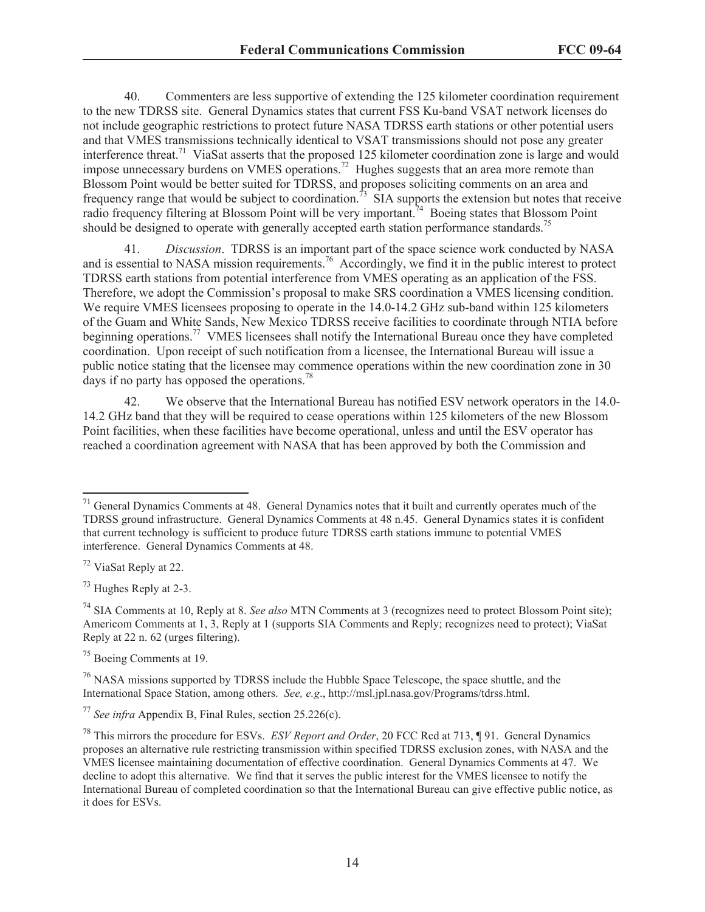40. Commenters are less supportive of extending the 125 kilometer coordination requirement to the new TDRSS site. General Dynamics states that current FSS Ku-band VSAT network licenses do not include geographic restrictions to protect future NASA TDRSS earth stations or other potential users and that VMES transmissions technically identical to VSAT transmissions should not pose any greater interference threat.[71] ViaSat asserts that the proposed 125 kilometer coordination zone is large and would impose unnecessary burdens on VMES operations.[72] Hughes suggests that an area more remote than Blossom Point would be better suited for TDRSS, and proposes soliciting comments on an area and frequency range that would be subject to coordination.[73] SIA supports the extension but notes that receive radio frequency filtering at Blossom Point will be very important.[74] Boeing states that Blossom Point should be designed to operate with generally accepted earth station performance standards.[75]

41. *Discussion*. TDRSS is an important part of the space science work conducted by NASA and is essential to NASA mission requirements.[76] Accordingly, we find it in the public interest to protect TDRSS earth stations from potential interference from VMES operating as an application of the FSS. Therefore, we adopt the Commission's proposal to make SRS coordination a VMES licensing condition. We require VMES licensees proposing to operate in the 14.0-14.2 GHz sub-band within 125 kilometers of the Guam and White Sands, New Mexico TDRSS receive facilities to coordinate through NTIA before beginning operations.[77] VMES licensees shall notify the International Bureau once they have completed coordination. Upon receipt of such notification from a licensee, the International Bureau will issue a public notice stating that the licensee may commence operations within the new coordination zone in 30 days if no party has opposed the operations.[78]

42. We observe that the International Bureau has notified ESV network operators in the 14.0-14.2 GHz band that they will be required to cease operations within 125 kilometers of the new Blossom Point facilities, when these facilities have become operational, unless and until the ESV operator has reached a coordination agreement with NASA that has been approved by both the Commission and

---

[71] General Dynamics Comments at 48. General Dynamics notes that it built and currently operates much of the TDRSS ground infrastructure. General Dynamics Comments at 48 n.45. General Dynamics states it is confident that current technology is sufficient to produce future TDRSS earth stations immune to potential VMES interference. General Dynamics Comments at 48.

[72] ViaSat Reply at 22.

[73] Hughes Reply at 2-3.

[74] SIA Comments at 10, Reply at 8. *See also* MTN Comments at 3 (recognizes need to protect Blossom Point site); Americom Comments at 1, 3, Reply at 1 (supports SIA Comments and Reply; recognizes need to protect); ViaSat Reply at 22 n. 62 (urges filtering).

[75] Boeing Comments at 19.

[76] NASA missions supported by TDRSS include the Hubble Space Telescope, the space shuttle, and the International Space Station, among others. *See, e.g*., http://msl.jpl.nasa.gov/Programs/tdrss.html.

[77] *See infra* Appendix B, Final Rules, section 25.226(c).

[78] This mirrors the procedure for ESVs. *ESV Report and Order*, 20 FCC Rcd at 713, ¶ 91. General Dynamics proposes an alternative rule restricting transmission within specified TDRSS exclusion zones, with NASA and the VMES licensee maintaining documentation of effective coordination. General Dynamics Comments at 47. We decline to adopt this alternative. We find that it serves the public interest for the VMES licensee to notify the International Bureau of completed coordination so that the International Bureau can give effective public notice, as it does for ESVs.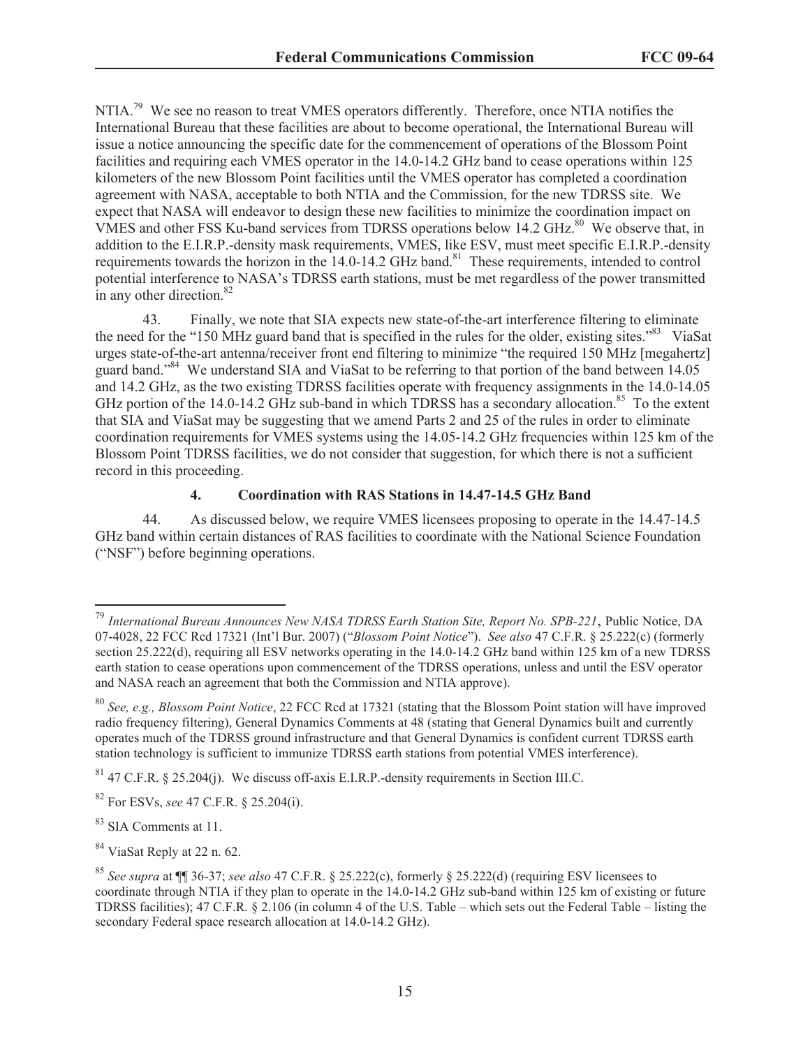NTIA.[79] We see no reason to treat VMES operators differently. Therefore, once NTIA notifies the International Bureau that these facilities are about to become operational, the International Bureau will issue a notice announcing the specific date for the commencement of operations of the Blossom Point facilities and requiring each VMES operator in the 14.0-14.2 GHz band to cease operations within 125 kilometers of the new Blossom Point facilities until the VMES operator has completed a coordination agreement with NASA, acceptable to both NTIA and the Commission, for the new TDRSS site. We expect that NASA will endeavor to design these new facilities to minimize the coordination impact on VMES and other FSS Ku-band services from TDRSS operations below 14.2 GHz.[80] We observe that, in addition to the E.I.R.P.-density mask requirements, VMES, like ESV, must meet specific E.I.R.P.-density requirements towards the horizon in the 14.0-14.2 GHz band.[81] These requirements, intended to control potential interference to NASA's TDRSS earth stations, must be met regardless of the power transmitted in any other direction.[82]

43. Finally, we note that SIA expects new state-of-the-art interference filtering to eliminate the need for the "150 MHz guard band that is specified in the rules for the older, existing sites."[83] ViaSat urges state-of-the-art antenna/receiver front end filtering to minimize "the required 150 MHz [megahertz] guard band."[84] We understand SIA and ViaSat to be referring to that portion of the band between 14.05 and 14.2 GHz, as the two existing TDRSS facilities operate with frequency assignments in the 14.0-14.05 GHz portion of the 14.0-14.2 GHz sub-band in which TDRSS has a secondary allocation.[85] To the extent that SIA and ViaSat may be suggesting that we amend Parts 2 and 25 of the rules in order to eliminate coordination requirements for VMES systems using the 14.05-14.2 GHz frequencies within 125 km of the Blossom Point TDRSS facilities, we do not consider that suggestion, for which there is not a sufficient record in this proceeding.

#### 4. Coordination with RAS Stations in 14.47-14.5 GHz Band

44. As discussed below, we require VMES licensees proposing to operate in the 14.47-14.5 GHz band within certain distances of RAS facilities to coordinate with the National Science Foundation ("NSF") before beginning operations.

---

[79] *International Bureau Announces New NASA TDRSS Earth Station Site, Report No. SPB-221*, Public Notice, DA 07-4028, 22 FCC Rcd 17321 (Int'l Bur. 2007) ("*Blossom Point Notice*"). *See also* 47 C.F.R. § 25.222(c) (formerly section 25.222(d), requiring all ESV networks operating in the 14.0-14.2 GHz band within 125 km of a new TDRSS earth station to cease operations upon commencement of the TDRSS operations, unless and until the ESV operator and NASA reach an agreement that both the Commission and NTIA approve).

[80] *See, e.g., Blossom Point Notice*, 22 FCC Rcd at 17321 (stating that the Blossom Point station will have improved radio frequency filtering), General Dynamics Comments at 48 (stating that General Dynamics built and currently operates much of the TDRSS ground infrastructure and that General Dynamics is confident current TDRSS earth station technology is sufficient to immunize TDRSS earth stations from potential VMES interference).

[81] 47 C.F.R. § 25.204(j). We discuss off-axis E.I.R.P.-density requirements in Section III.C.

[82] For ESVs, *see* 47 C.F.R. § 25.204(i).

[83] SIA Comments at 11.

[84] ViaSat Reply at 22 n. 62.

[85] *See supra* at ¶¶ 36-37; *see also* 47 C.F.R. § 25.222(c), formerly § 25.222(d) (requiring ESV licensees to coordinate through NTIA if they plan to operate in the 14.0-14.2 GHz sub-band within 125 km of existing or future TDRSS facilities); 47 C.F.R. § 2.106 (in column 4 of the U.S. Table – which sets out the Federal Table – listing the secondary Federal space research allocation at 14.0-14.2 GHz).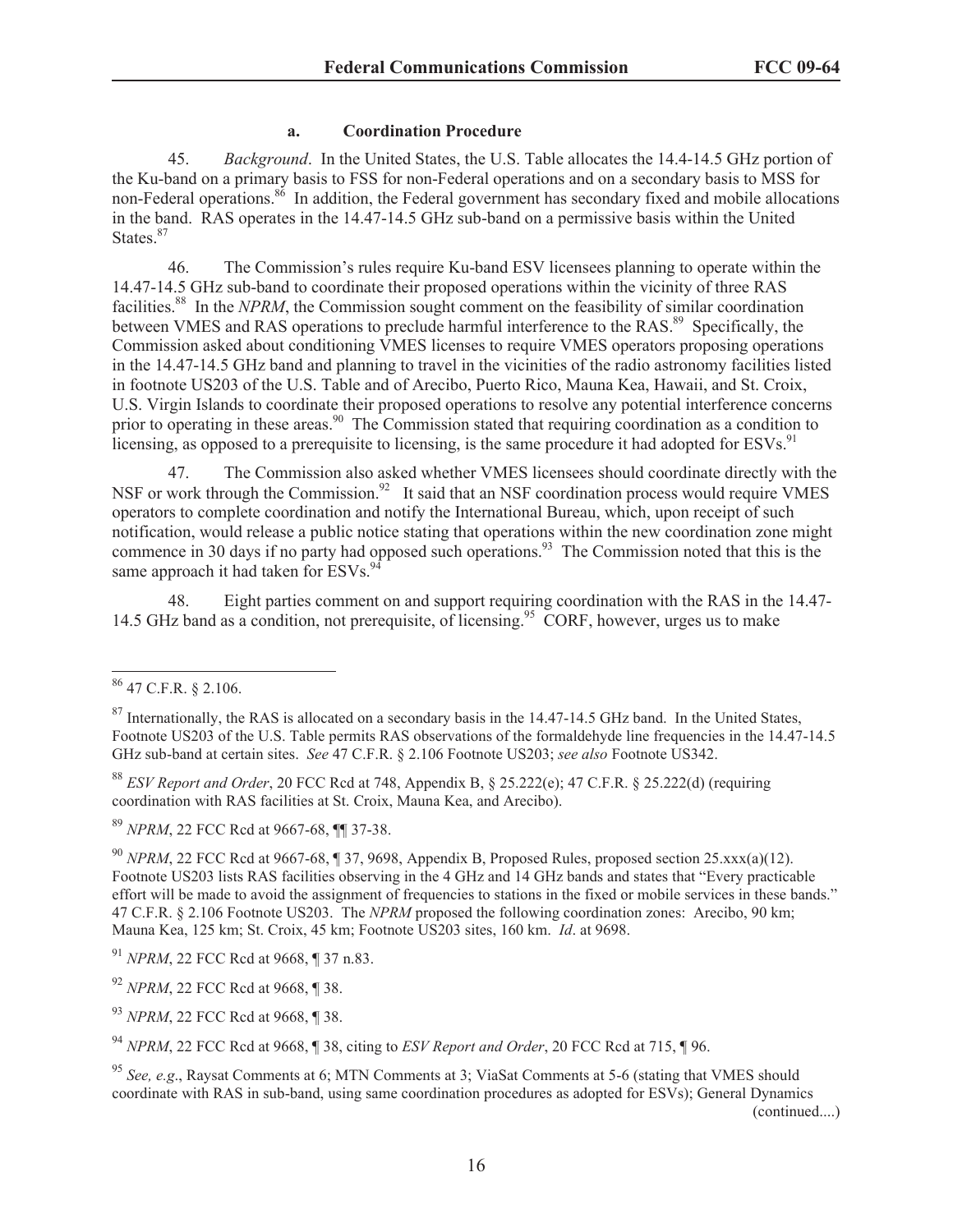#### a. Coordination Procedure

45. *Background*. In the United States, the U.S. Table allocates the 14.4-14.5 GHz portion of the Ku-band on a primary basis to FSS for non-Federal operations and on a secondary basis to MSS for non-Federal operations.[86] In addition, the Federal government has secondary fixed and mobile allocations in the band. RAS operates in the 14.47-14.5 GHz sub-band on a permissive basis within the United States.[87]

46. The Commission's rules require Ku-band ESV licensees planning to operate within the 14.47-14.5 GHz sub-band to coordinate their proposed operations within the vicinity of three RAS facilities.[88] In the *NPRM*, the Commission sought comment on the feasibility of similar coordination between VMES and RAS operations to preclude harmful interference to the RAS.[89] Specifically, the Commission asked about conditioning VMES licenses to require VMES operators proposing operations in the 14.47-14.5 GHz band and planning to travel in the vicinities of the radio astronomy facilities listed in footnote US203 of the U.S. Table and of Arecibo, Puerto Rico, Mauna Kea, Hawaii, and St. Croix, U.S. Virgin Islands to coordinate their proposed operations to resolve any potential interference concerns prior to operating in these areas.[90] The Commission stated that requiring coordination as a condition to licensing, as opposed to a prerequisite to licensing, is the same procedure it had adopted for ESVs.[91]

47. The Commission also asked whether VMES licensees should coordinate directly with the NSF or work through the Commission.[92] It said that an NSF coordination process would require VMES operators to complete coordination and notify the International Bureau, which, upon receipt of such notification, would release a public notice stating that operations within the new coordination zone might commence in 30 days if no party had opposed such operations.[93] The Commission noted that this is the same approach it had taken for ESVs.[94]

48. Eight parties comment on and support requiring coordination with the RAS in the 14.47-14.5 GHz band as a condition, not prerequisite, of licensing.[95] CORF, however, urges us to make

---

[86] 47 C.F.R. § 2.106.

[87] Internationally, the RAS is allocated on a secondary basis in the 14.47-14.5 GHz band. In the United States, Footnote US203 of the U.S. Table permits RAS observations of the formaldehyde line frequencies in the 14.47-14.5 GHz sub-band at certain sites. *See* 47 C.F.R. § 2.106 Footnote US203; *see also* Footnote US342.

[88] *ESV Report and Order*, 20 FCC Rcd at 748, Appendix B, § 25.222(e); 47 C.F.R. § 25.222(d) (requiring coordination with RAS facilities at St. Croix, Mauna Kea, and Arecibo).

[89] *NPRM*, 22 FCC Rcd at 9667-68, ¶¶ 37-38.

[90] *NPRM*, 22 FCC Rcd at 9667-68, ¶ 37, 9698, Appendix B, Proposed Rules, proposed section 25.xxx(a)(12). Footnote US203 lists RAS facilities observing in the 4 GHz and 14 GHz bands and states that "Every practicable effort will be made to avoid the assignment of frequencies to stations in the fixed or mobile services in these bands." 47 C.F.R. § 2.106 Footnote US203. The *NPRM* proposed the following coordination zones: Arecibo, 90 km; Mauna Kea, 125 km; St. Croix, 45 km; Footnote US203 sites, 160 km. *Id*. at 9698.

[91] *NPRM*, 22 FCC Rcd at 9668, ¶ 37 n.83.

[92] *NPRM*, 22 FCC Rcd at 9668, ¶ 38.

[93] *NPRM*, 22 FCC Rcd at 9668, ¶ 38.

[94] *NPRM*, 22 FCC Rcd at 9668, ¶ 38, citing to *ESV Report and Order*, 20 FCC Rcd at 715, ¶ 96.

[95] *See, e.g*., Raysat Comments at 6; MTN Comments at 3; ViaSat Comments at 5-6 (stating that VMES should coordinate with RAS in sub-band, using same coordination procedures as adopted for ESVs); General Dynamics (continued....)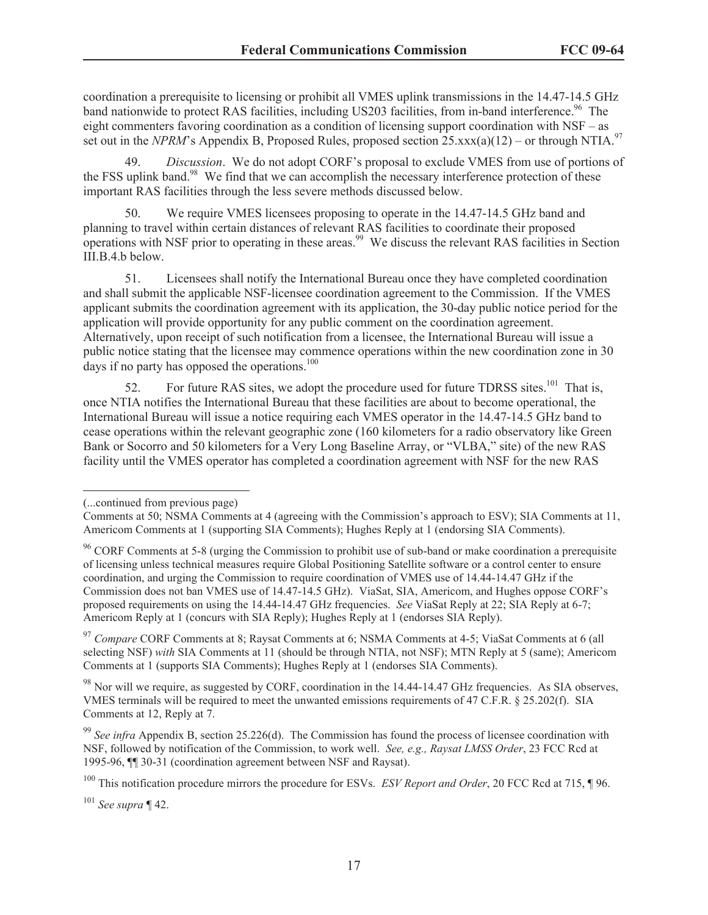coordination a prerequisite to licensing or prohibit all VMES uplink transmissions in the 14.47-14.5 GHz band nationwide to protect RAS facilities, including US203 facilities, from in-band interference.[96] The eight commenters favoring coordination as a condition of licensing support coordination with NSF – as set out in the *NPRM*'s Appendix B, Proposed Rules, proposed section 25.xxx(a)(12) – or through NTIA.[97]

49. *Discussion*. We do not adopt CORF's proposal to exclude VMES from use of portions of the FSS uplink band.[98] We find that we can accomplish the necessary interference protection of these important RAS facilities through the less severe methods discussed below.

50. We require VMES licensees proposing to operate in the 14.47-14.5 GHz band and planning to travel within certain distances of relevant RAS facilities to coordinate their proposed operations with NSF prior to operating in these areas.[99] We discuss the relevant RAS facilities in Section III.B.4.b below.

51. Licensees shall notify the International Bureau once they have completed coordination and shall submit the applicable NSF-licensee coordination agreement to the Commission. If the VMES applicant submits the coordination agreement with its application, the 30-day public notice period for the application will provide opportunity for any public comment on the coordination agreement. Alternatively, upon receipt of such notification from a licensee, the International Bureau will issue a public notice stating that the licensee may commence operations within the new coordination zone in 30 days if no party has opposed the operations.[100]

52. For future RAS sites, we adopt the procedure used for future TDRSS sites.[101] That is, once NTIA notifies the International Bureau that these facilities are about to become operational, the International Bureau will issue a notice requiring each VMES operator in the 14.47-14.5 GHz band to cease operations within the relevant geographic zone (160 kilometers for a radio observatory like Green Bank or Socorro and 50 kilometers for a Very Long Baseline Array, or "VLBA," site) of the new RAS facility until the VMES operator has completed a coordination agreement with NSF for the new RAS

---

(...continued from previous page)
Comments at 50; NSMA Comments at 4 (agreeing with the Commission's approach to ESV); SIA Comments at 11, Americom Comments at 1 (supporting SIA Comments); Hughes Reply at 1 (endorsing SIA Comments).

[96] CORF Comments at 5-8 (urging the Commission to prohibit use of sub-band or make coordination a prerequisite of licensing unless technical measures require Global Positioning Satellite software or a control center to ensure coordination, and urging the Commission to require coordination of VMES use of 14.44-14.47 GHz if the Commission does not ban VMES use of 14.47-14.5 GHz). ViaSat, SIA, Americom, and Hughes oppose CORF's proposed requirements on using the 14.44-14.47 GHz frequencies. *See* ViaSat Reply at 22; SIA Reply at 6-7; Americom Reply at 1 (concurs with SIA Reply); Hughes Reply at 1 (endorses SIA Reply).

[97] *Compare* CORF Comments at 8; Raysat Comments at 6; NSMA Comments at 4-5; ViaSat Comments at 6 (all selecting NSF) *with* SIA Comments at 11 (should be through NTIA, not NSF); MTN Reply at 5 (same); Americom Comments at 1 (supports SIA Comments); Hughes Reply at 1 (endorses SIA Comments).

[98] Nor will we require, as suggested by CORF, coordination in the 14.44-14.47 GHz frequencies. As SIA observes, VMES terminals will be required to meet the unwanted emissions requirements of 47 C.F.R. § 25.202(f). SIA Comments at 12, Reply at 7.

[99] *See infra* Appendix B, section 25.226(d). The Commission has found the process of licensee coordination with NSF, followed by notification of the Commission, to work well. *See, e.g., Raysat LMSS Order*, 23 FCC Rcd at 1995-96, ¶¶ 30-31 (coordination agreement between NSF and Raysat).

[100] This notification procedure mirrors the procedure for ESVs. *ESV Report and Order*, 20 FCC Rcd at 715, ¶ 96.

[101] *See supra* ¶ 42.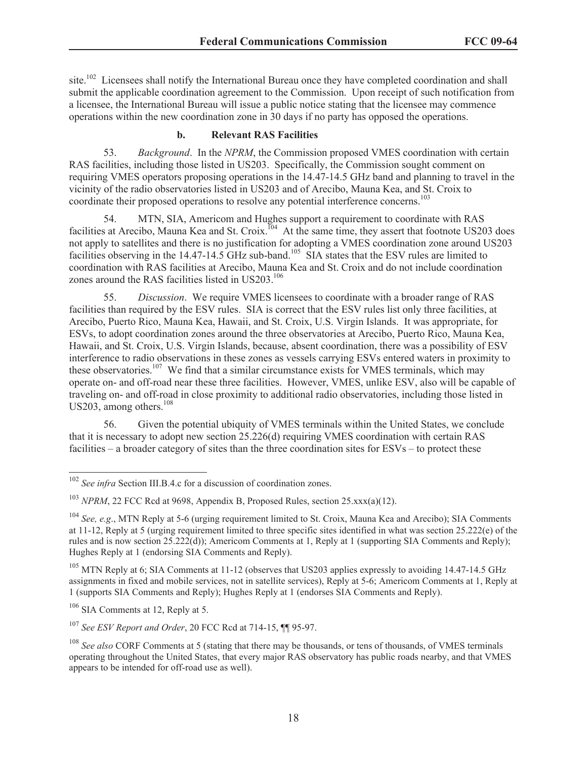site.[102] Licensees shall notify the International Bureau once they have completed coordination and shall submit the applicable coordination agreement to the Commission. Upon receipt of such notification from a licensee, the International Bureau will issue a public notice stating that the licensee may commence operations within the new coordination zone in 30 days if no party has opposed the operations.

### b. Relevant RAS Facilities

53. *Background*. In the *NPRM*, the Commission proposed VMES coordination with certain RAS facilities, including those listed in US203. Specifically, the Commission sought comment on requiring VMES operators proposing operations in the 14.47-14.5 GHz band and planning to travel in the vicinity of the radio observatories listed in US203 and of Arecibo, Mauna Kea, and St. Croix to coordinate their proposed operations to resolve any potential interference concerns.[103]

54. MTN, SIA, Americom and Hughes support a requirement to coordinate with RAS facilities at Arecibo, Mauna Kea and St. Croix.[104] At the same time, they assert that footnote US203 does not apply to satellites and there is no justification for adopting a VMES coordination zone around US203 facilities observing in the 14.47-14.5 GHz sub-band.[105] SIA states that the ESV rules are limited to coordination with RAS facilities at Arecibo, Mauna Kea and St. Croix and do not include coordination zones around the RAS facilities listed in US203.[106]

55. *Discussion*. We require VMES licensees to coordinate with a broader range of RAS facilities than required by the ESV rules. SIA is correct that the ESV rules list only three facilities, at Arecibo, Puerto Rico, Mauna Kea, Hawaii, and St. Croix, U.S. Virgin Islands. It was appropriate, for ESVs, to adopt coordination zones around the three observatories at Arecibo, Puerto Rico, Mauna Kea, Hawaii, and St. Croix, U.S. Virgin Islands, because, absent coordination, there was a possibility of ESV interference to radio observations in these zones as vessels carrying ESVs entered waters in proximity to these observatories.[107] We find that a similar circumstance exists for VMES terminals, which may operate on- and off-road near these three facilities. However, VMES, unlike ESV, also will be capable of traveling on- and off-road in close proximity to additional radio observatories, including those listed in US203, among others.[108]

56. Given the potential ubiquity of VMES terminals within the United States, we conclude that it is necessary to adopt new section 25.226(d) requiring VMES coordination with certain RAS facilities – a broader category of sites than the three coordination sites for ESVs – to protect these

---

[102] *See infra* Section III.B.4.c for a discussion of coordination zones.

[103] *NPRM*, 22 FCC Rcd at 9698, Appendix B, Proposed Rules, section 25.xxx(a)(12).

[104] *See, e.g*., MTN Reply at 5-6 (urging requirement limited to St. Croix, Mauna Kea and Arecibo); SIA Comments at 11-12, Reply at 5 (urging requirement limited to three specific sites identified in what was section 25.222(e) of the rules and is now section 25.222(d)); Americom Comments at 1, Reply at 1 (supporting SIA Comments and Reply); Hughes Reply at 1 (endorsing SIA Comments and Reply).

[105] MTN Reply at 6; SIA Comments at 11-12 (observes that US203 applies expressly to avoiding 14.47-14.5 GHz assignments in fixed and mobile services, not in satellite services), Reply at 5-6; Americom Comments at 1, Reply at 1 (supports SIA Comments and Reply); Hughes Reply at 1 (endorses SIA Comments and Reply).

[106] SIA Comments at 12, Reply at 5.

[107] *See ESV Report and Order*, 20 FCC Rcd at 714-15, ¶¶ 95-97.

[108] *See also* CORF Comments at 5 (stating that there may be thousands, or tens of thousands, of VMES terminals operating throughout the United States, that every major RAS observatory has public roads nearby, and that VMES appears to be intended for off-road use as well).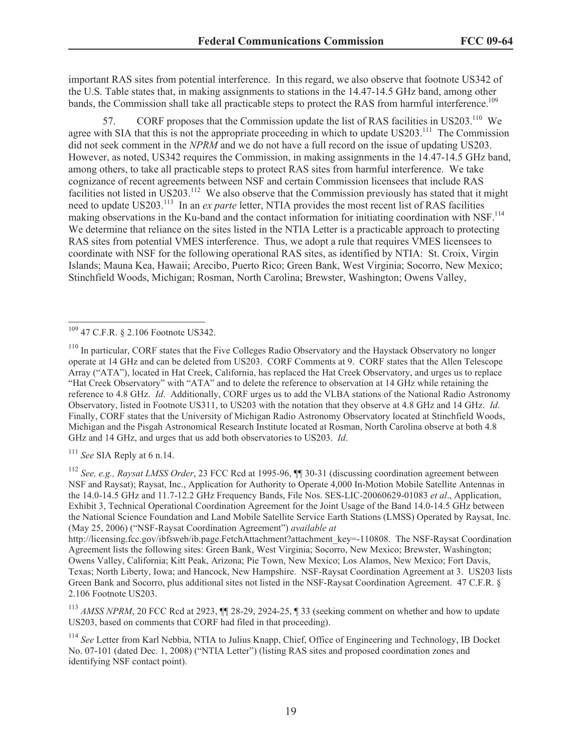important RAS sites from potential interference. In this regard, we also observe that footnote US342 of the U.S. Table states that, in making assignments to stations in the 14.47-14.5 GHz band, among other bands, the Commission shall take all practicable steps to protect the RAS from harmful interference.[109]

57. CORF proposes that the Commission update the list of RAS facilities in US203.[110] We agree with SIA that this is not the appropriate proceeding in which to update US203.[111] The Commission did not seek comment in the *NPRM* and we do not have a full record on the issue of updating US203. However, as noted, US342 requires the Commission, in making assignments in the 14.47-14.5 GHz band, among others, to take all practicable steps to protect RAS sites from harmful interference. We take cognizance of recent agreements between NSF and certain Commission licensees that include RAS facilities not listed in US203.[112] We also observe that the Commission previously has stated that it might need to update US203.[113] In an *ex parte* letter, NTIA provides the most recent list of RAS facilities making observations in the Ku-band and the contact information for initiating coordination with NSF.[114] We determine that reliance on the sites listed in the NTIA Letter is a practicable approach to protecting RAS sites from potential VMES interference. Thus, we adopt a rule that requires VMES licensees to coordinate with NSF for the following operational RAS sites, as identified by NTIA: St. Croix, Virgin Islands; Mauna Kea, Hawaii; Arecibo, Puerto Rico; Green Bank, West Virginia; Socorro, New Mexico; Stinchfield Woods, Michigan; Rosman, North Carolina; Brewster, Washington; Owens Valley,

---

[109] 47 C.F.R. § 2.106 Footnote US342.

[110] In particular, CORF states that the Five Colleges Radio Observatory and the Haystack Observatory no longer operate at 14 GHz and can be deleted from US203. CORF Comments at 9. CORF states that the Allen Telescope Array ("ATA"), located in Hat Creek, California, has replaced the Hat Creek Observatory, and urges us to replace "Hat Creek Observatory" with "ATA" and to delete the reference to observation at 14 GHz while retaining the reference to 4.8 GHz. *Id*. Additionally, CORF urges us to add the VLBA stations of the National Radio Astronomy Observatory, listed in Footnote US311, to US203 with the notation that they observe at 4.8 GHz and 14 GHz. *Id*. Finally, CORF states that the University of Michigan Radio Astronomy Observatory located at Stinchfield Woods, Michigan and the Pisgah Astronomical Research Institute located at Rosman, North Carolina observe at both 4.8 GHz and 14 GHz, and urges that us add both observatories to US203. *Id*.

[111] *See* SIA Reply at 6 n.14.

[112] *See, e.g., Raysat LMSS Order*, 23 FCC Rcd at 1995-96, ¶¶ 30-31 (discussing coordination agreement between NSF and Raysat); Raysat, Inc., Application for Authority to Operate 4,000 In-Motion Mobile Satellite Antennas in the 14.0-14.5 GHz and 11.7-12.2 GHz Frequency Bands, File Nos. SES-LIC-20060629-01083 *et al*., Application, Exhibit 3, Technical Operational Coordination Agreement for the Joint Usage of the Band 14.0-14.5 GHz between the National Science Foundation and Land Mobile Satellite Service Earth Stations (LMSS) Operated by Raysat, Inc. (May 25, 2006) ("NSF-Raysat Coordination Agreement") *available at* http://licensing.fcc.gov/ibfsweb/ib.page.FetchAttachment?attachment_key=-110808. The NSF-Raysat Coordination Agreement lists the following sites: Green Bank, West Virginia; Socorro, New Mexico; Brewster, Washington; Owens Valley, California; Kitt Peak, Arizona; Pie Town, New Mexico; Los Alamos, New Mexico; Fort Davis, Texas; North Liberty, Iowa; and Hancock, New Hampshire. NSF-Raysat Coordination Agreement at 3. US203 lists Green Bank and Socorro, plus additional sites not listed in the NSF-Raysat Coordination Agreement. 47 C.F.R. § 2.106 Footnote US203.

[113] *AMSS NPRM*, 20 FCC Rcd at 2923, ¶¶ 28-29, 2924-25, ¶ 33 (seeking comment on whether and how to update US203, based on comments that CORF had filed in that proceeding).

[114] *See* Letter from Karl Nebbia, NTIA to Julius Knapp, Chief, Office of Engineering and Technology, IB Docket No. 07-101 (dated Dec. 1, 2008) ("NTIA Letter") (listing RAS sites and proposed coordination zones and identifying NSF contact point).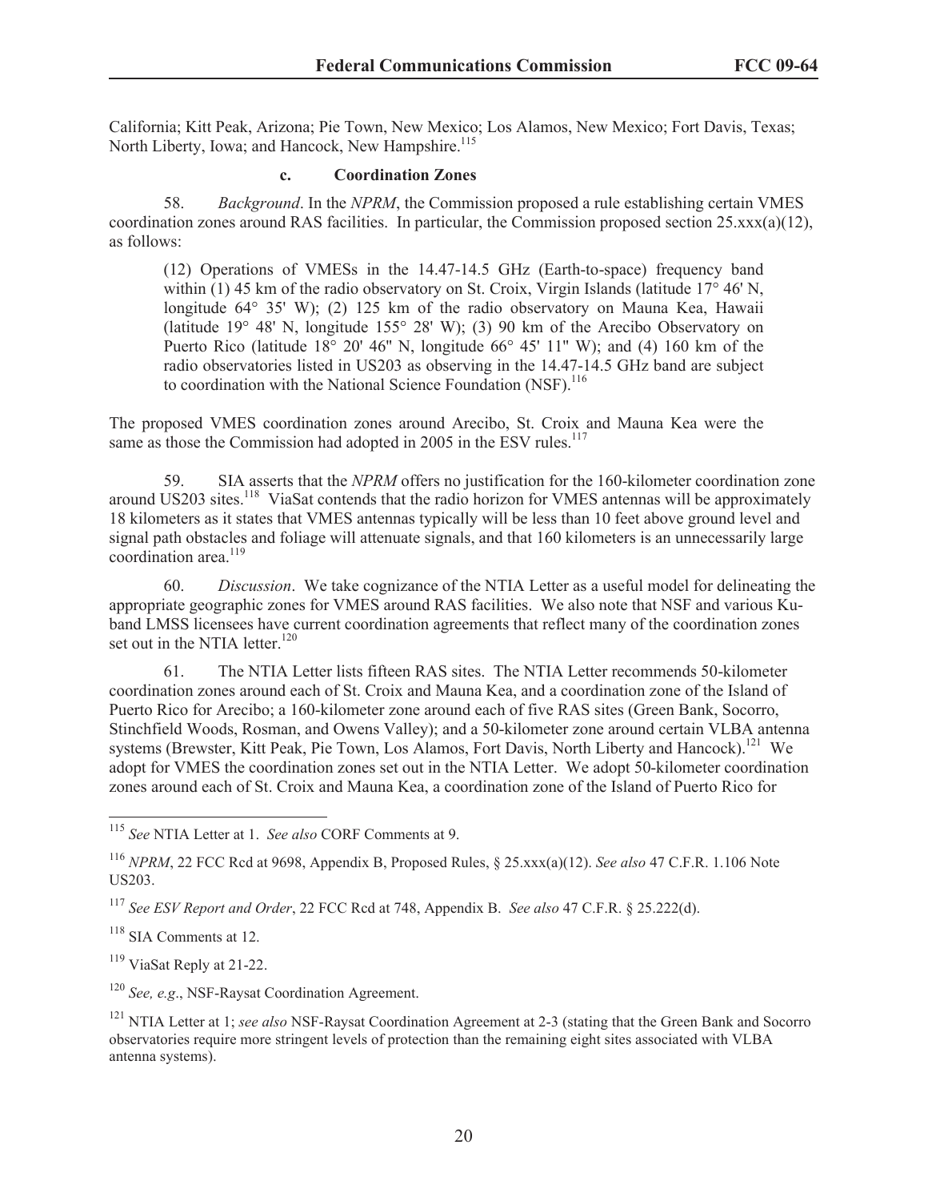California; Kitt Peak, Arizona; Pie Town, New Mexico; Los Alamos, New Mexico; Fort Davis, Texas; North Liberty, Iowa; and Hancock, New Hampshire.[115]

#### c. Coordination Zones

58. *Background*. In the *NPRM*, the Commission proposed a rule establishing certain VMES coordination zones around RAS facilities. In particular, the Commission proposed section 25.xxx(a)(12), as follows:

> (12) Operations of VMESs in the 14.47-14.5 GHz (Earth-to-space) frequency band within (1) 45 km of the radio observatory on St. Croix, Virgin Islands (latitude 17° 46' N, longitude 64° 35' W); (2) 125 km of the radio observatory on Mauna Kea, Hawaii (latitude 19° 48' N, longitude 155° 28' W); (3) 90 km of the Arecibo Observatory on Puerto Rico (latitude 18° 20' 46" N, longitude 66° 45' 11" W); and (4) 160 km of the radio observatories listed in US203 as observing in the 14.47-14.5 GHz band are subject to coordination with the National Science Foundation (NSF).[116]

The proposed VMES coordination zones around Arecibo, St. Croix and Mauna Kea were the same as those the Commission had adopted in 2005 in the ESV rules.[117]

59. SIA asserts that the *NPRM* offers no justification for the 160-kilometer coordination zone around US203 sites.[118] ViaSat contends that the radio horizon for VMES antennas will be approximately 18 kilometers as it states that VMES antennas typically will be less than 10 feet above ground level and signal path obstacles and foliage will attenuate signals, and that 160 kilometers is an unnecessarily large coordination area.[119]

60. *Discussion*. We take cognizance of the NTIA Letter as a useful model for delineating the appropriate geographic zones for VMES around RAS facilities. We also note that NSF and various Ku-band LMSS licensees have current coordination agreements that reflect many of the coordination zones set out in the NTIA letter.[120]

61. The NTIA Letter lists fifteen RAS sites. The NTIA Letter recommends 50-kilometer coordination zones around each of St. Croix and Mauna Kea, and a coordination zone of the Island of Puerto Rico for Arecibo; a 160-kilometer zone around each of five RAS sites (Green Bank, Socorro, Stinchfield Woods, Rosman, and Owens Valley); and a 50-kilometer zone around certain VLBA antenna systems (Brewster, Kitt Peak, Pie Town, Los Alamos, Fort Davis, North Liberty and Hancock).[121] We adopt for VMES the coordination zones set out in the NTIA Letter. We adopt 50-kilometer coordination zones around each of St. Croix and Mauna Kea, a coordination zone of the Island of Puerto Rico for

---

[115] *See* NTIA Letter at 1. *See also* CORF Comments at 9.

[116] *NPRM*, 22 FCC Rcd at 9698, Appendix B, Proposed Rules, § 25.xxx(a)(12). *See also* 47 C.F.R. 1.106 Note US203.

[117] *See ESV Report and Order*, 22 FCC Rcd at 748, Appendix B. *See also* 47 C.F.R. § 25.222(d).

[118] SIA Comments at 12.

[119] ViaSat Reply at 21-22.

[120] *See, e.g*., NSF-Raysat Coordination Agreement.

[121] NTIA Letter at 1; *see also* NSF-Raysat Coordination Agreement at 2-3 (stating that the Green Bank and Socorro observatories require more stringent levels of protection than the remaining eight sites associated with VLBA antenna systems).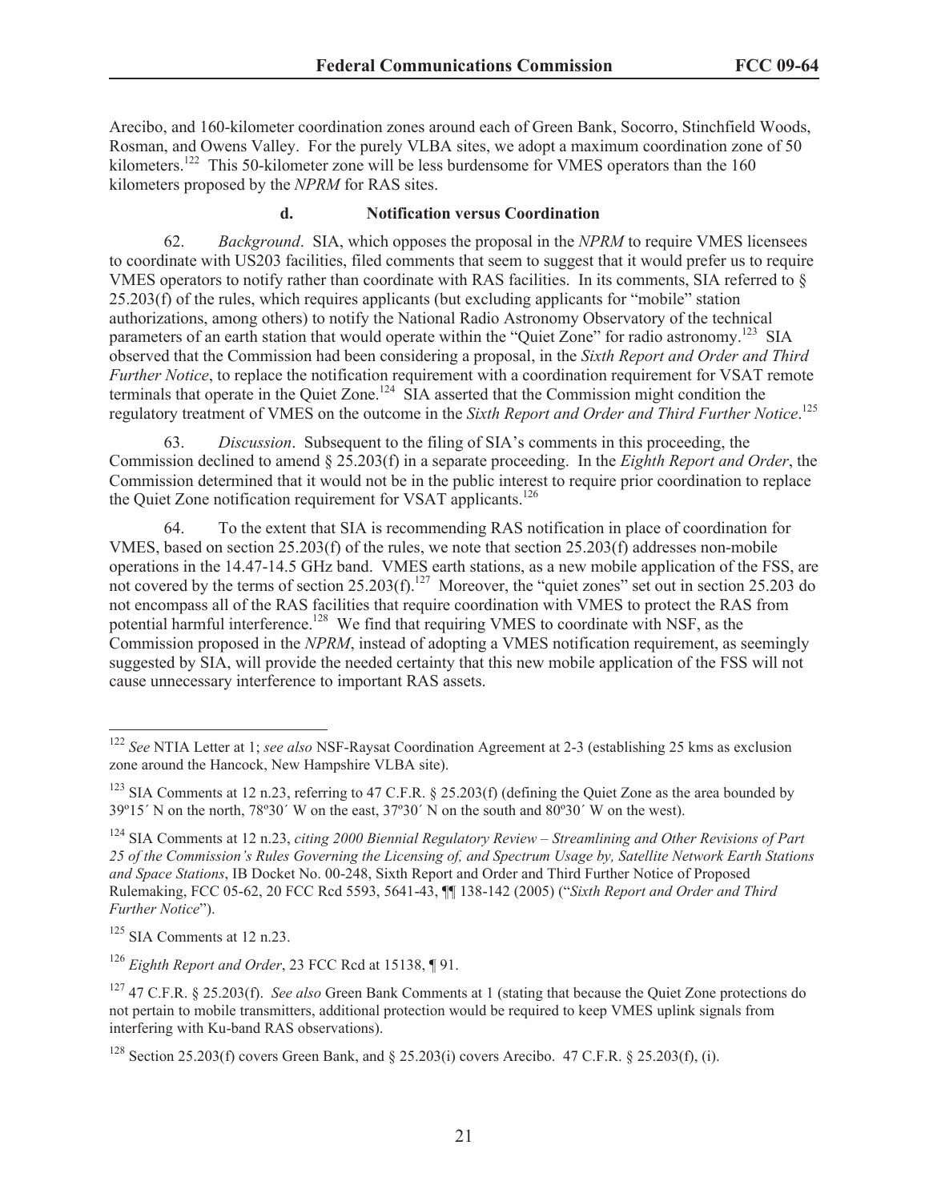Arecibo, and 160-kilometer coordination zones around each of Green Bank, Socorro, Stinchfield Woods, Rosman, and Owens Valley. For the purely VLBA sites, we adopt a maximum coordination zone of 50 kilometers.[122] This 50-kilometer zone will be less burdensome for VMES operators than the 160 kilometers proposed by the *NPRM* for RAS sites.

#### d. Notification versus Coordination

62. *Background*. SIA, which opposes the proposal in the *NPRM* to require VMES licensees to coordinate with US203 facilities, filed comments that seem to suggest that it would prefer us to require VMES operators to notify rather than coordinate with RAS facilities. In its comments, SIA referred to § 25.203(f) of the rules, which requires applicants (but excluding applicants for "mobile" station authorizations, among others) to notify the National Radio Astronomy Observatory of the technical parameters of an earth station that would operate within the "Quiet Zone" for radio astronomy.[123] SIA observed that the Commission had been considering a proposal, in the *Sixth Report and Order and Third Further Notice*, to replace the notification requirement with a coordination requirement for VSAT remote terminals that operate in the Quiet Zone.[124] SIA asserted that the Commission might condition the regulatory treatment of VMES on the outcome in the *Sixth Report and Order and Third Further Notice*.[125]

63. *Discussion*. Subsequent to the filing of SIA's comments in this proceeding, the Commission declined to amend § 25.203(f) in a separate proceeding. In the *Eighth Report and Order*, the Commission determined that it would not be in the public interest to require prior coordination to replace the Quiet Zone notification requirement for VSAT applicants.[126]

64. To the extent that SIA is recommending RAS notification in place of coordination for VMES, based on section 25.203(f) of the rules, we note that section 25.203(f) addresses non-mobile operations in the 14.47-14.5 GHz band. VMES earth stations, as a new mobile application of the FSS, are not covered by the terms of section 25.203(f).[127] Moreover, the "quiet zones" set out in section 25.203 do not encompass all of the RAS facilities that require coordination with VMES to protect the RAS from potential harmful interference.[128] We find that requiring VMES to coordinate with NSF, as the Commission proposed in the *NPRM*, instead of adopting a VMES notification requirement, as seemingly suggested by SIA, will provide the needed certainty that this new mobile application of the FSS will not cause unnecessary interference to important RAS assets.

---

[122] *See* NTIA Letter at 1; *see also* NSF-Raysat Coordination Agreement at 2-3 (establishing 25 kms as exclusion zone around the Hancock, New Hampshire VLBA site).

[123] SIA Comments at 12 n.23, referring to 47 C.F.R. § 25.203(f) (defining the Quiet Zone as the area bounded by 39º15´ N on the north, 78º30´ W on the east, 37º30´ N on the south and 80º30´ W on the west).

[124] SIA Comments at 12 n.23, *citing 2000 Biennial Regulatory Review – Streamlining and Other Revisions of Part 25 of the Commission's Rules Governing the Licensing of, and Spectrum Usage by, Satellite Network Earth Stations and Space Stations*, IB Docket No. 00-248, Sixth Report and Order and Third Further Notice of Proposed Rulemaking, FCC 05-62, 20 FCC Rcd 5593, 5641-43, ¶¶ 138-142 (2005) ("*Sixth Report and Order and Third Further Notice*").

[125] SIA Comments at 12 n.23.

[126] *Eighth Report and Order*, 23 FCC Rcd at 15138, ¶ 91.

[127] 47 C.F.R. § 25.203(f). *See also* Green Bank Comments at 1 (stating that because the Quiet Zone protections do not pertain to mobile transmitters, additional protection would be required to keep VMES uplink signals from interfering with Ku-band RAS observations).

[128] Section 25.203(f) covers Green Bank, and § 25.203(i) covers Arecibo. 47 C.F.R. § 25.203(f), (i).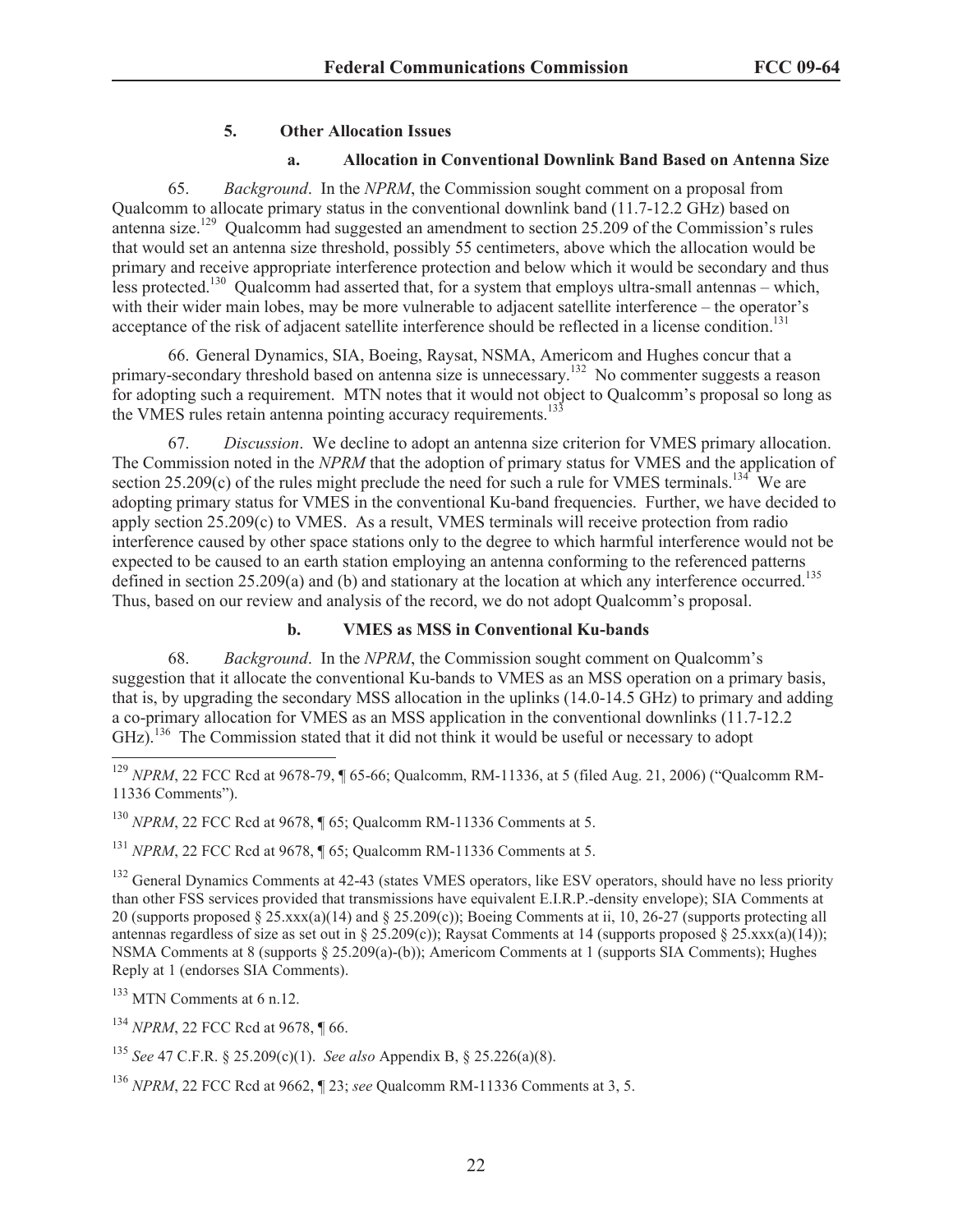### 5. Other Allocation Issues

#### a. Allocation in Conventional Downlink Band Based on Antenna Size

65. *Background*. In the *NPRM*, the Commission sought comment on a proposal from Qualcomm to allocate primary status in the conventional downlink band (11.7-12.2 GHz) based on antenna size.[129] Qualcomm had suggested an amendment to section 25.209 of the Commission's rules that would set an antenna size threshold, possibly 55 centimeters, above which the allocation would be primary and receive appropriate interference protection and below which it would be secondary and thus less protected.[130] Qualcomm had asserted that, for a system that employs ultra-small antennas – which, with their wider main lobes, may be more vulnerable to adjacent satellite interference – the operator's acceptance of the risk of adjacent satellite interference should be reflected in a license condition.[131]

66. General Dynamics, SIA, Boeing, Raysat, NSMA, Americom and Hughes concur that a primary-secondary threshold based on antenna size is unnecessary.[132] No commenter suggests a reason for adopting such a requirement. MTN notes that it would not object to Qualcomm's proposal so long as the VMES rules retain antenna pointing accuracy requirements.[133]

67. *Discussion*. We decline to adopt an antenna size criterion for VMES primary allocation. The Commission noted in the *NPRM* that the adoption of primary status for VMES and the application of section 25.209(c) of the rules might preclude the need for such a rule for VMES terminals.[134] We are adopting primary status for VMES in the conventional Ku-band frequencies. Further, we have decided to apply section 25.209(c) to VMES. As a result, VMES terminals will receive protection from radio interference caused by other space stations only to the degree to which harmful interference would not be expected to be caused to an earth station employing an antenna conforming to the referenced patterns defined in section 25.209(a) and (b) and stationary at the location at which any interference occurred.[135] Thus, based on our review and analysis of the record, we do not adopt Qualcomm's proposal.

#### b. VMES as MSS in Conventional Ku-bands

68. *Background*. In the *NPRM*, the Commission sought comment on Qualcomm's suggestion that it allocate the conventional Ku-bands to VMES as an MSS operation on a primary basis, that is, by upgrading the secondary MSS allocation in the uplinks (14.0-14.5 GHz) to primary and adding a co-primary allocation for VMES as an MSS application in the conventional downlinks (11.7-12.2 GHz).[136] The Commission stated that it did not think it would be useful or necessary to adopt

---

[129] *NPRM*, 22 FCC Rcd at 9678-79, ¶ 65-66; Qualcomm, RM-11336, at 5 (filed Aug. 21, 2006) ("Qualcomm RM-11336 Comments").

[130] *NPRM*, 22 FCC Rcd at 9678, ¶ 65; Qualcomm RM-11336 Comments at 5.

[131] *NPRM*, 22 FCC Rcd at 9678, ¶ 65; Qualcomm RM-11336 Comments at 5.

[132] General Dynamics Comments at 42-43 (states VMES operators, like ESV operators, should have no less priority than other FSS services provided that transmissions have equivalent E.I.R.P.-density envelope); SIA Comments at 20 (supports proposed § 25.xxx(a)(14) and § 25.209(c)); Boeing Comments at ii, 10, 26-27 (supports protecting all antennas regardless of size as set out in § 25.209(c)); Raysat Comments at 14 (supports proposed § 25.xxx(a)(14)); NSMA Comments at 8 (supports § 25.209(a)-(b)); Americom Comments at 1 (supports SIA Comments); Hughes Reply at 1 (endorses SIA Comments).

[133] MTN Comments at 6 n.12.

[134] *NPRM*, 22 FCC Rcd at 9678, ¶ 66.

[135] *See* 47 C.F.R. § 25.209(c)(1). *See also* Appendix B, § 25.226(a)(8).

[136] *NPRM*, 22 FCC Rcd at 9662, ¶ 23; *see* Qualcomm RM-11336 Comments at 3, 5.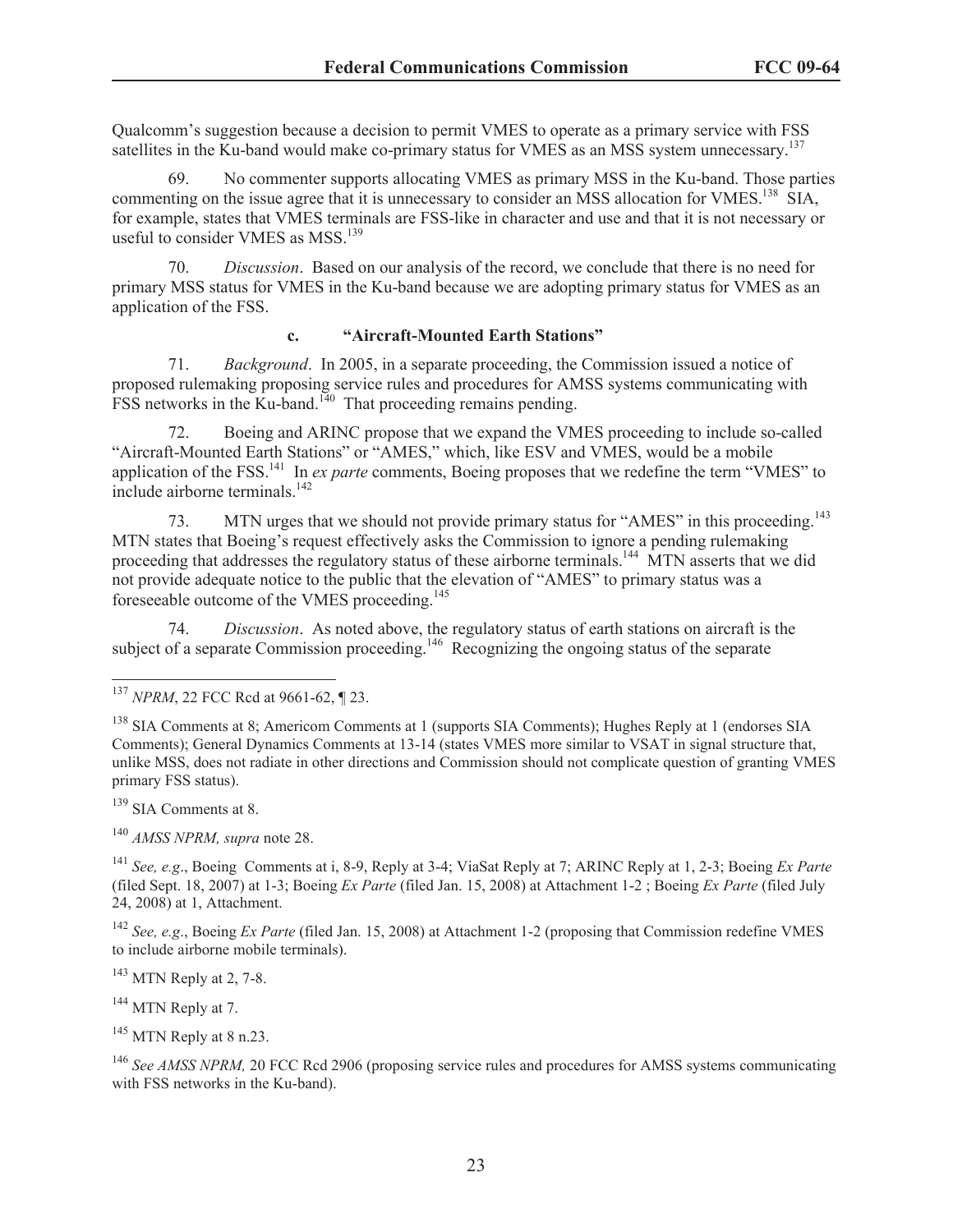Qualcomm's suggestion because a decision to permit VMES to operate as a primary service with FSS satellites in the Ku-band would make co-primary status for VMES as an MSS system unnecessary.[137]

69. No commenter supports allocating VMES as primary MSS in the Ku-band. Those parties commenting on the issue agree that it is unnecessary to consider an MSS allocation for VMES.[138] SIA, for example, states that VMES terminals are FSS-like in character and use and that it is not necessary or useful to consider VMES as MSS.[139]

70. *Discussion*. Based on our analysis of the record, we conclude that there is no need for primary MSS status for VMES in the Ku-band because we are adopting primary status for VMES as an application of the FSS.

#### c. "Aircraft-Mounted Earth Stations"

71. *Background*. In 2005, in a separate proceeding, the Commission issued a notice of proposed rulemaking proposing service rules and procedures for AMSS systems communicating with FSS networks in the Ku-band.[140] That proceeding remains pending.

72. Boeing and ARINC propose that we expand the VMES proceeding to include so-called "Aircraft-Mounted Earth Stations" or "AMES," which, like ESV and VMES, would be a mobile application of the FSS.[141] In *ex parte* comments, Boeing proposes that we redefine the term "VMES" to include airborne terminals.[142]

73. MTN urges that we should not provide primary status for "AMES" in this proceeding.[143] MTN states that Boeing's request effectively asks the Commission to ignore a pending rulemaking proceeding that addresses the regulatory status of these airborne terminals.[144] MTN asserts that we did not provide adequate notice to the public that the elevation of "AMES" to primary status was a foreseeable outcome of the VMES proceeding.[145]

74. *Discussion*. As noted above, the regulatory status of earth stations on aircraft is the subject of a separate Commission proceeding.[146] Recognizing the ongoing status of the separate

---

[137] *NPRM*, 22 FCC Rcd at 9661-62, ¶ 23.

[138] SIA Comments at 8; Americom Comments at 1 (supports SIA Comments); Hughes Reply at 1 (endorses SIA Comments); General Dynamics Comments at 13-14 (states VMES more similar to VSAT in signal structure that, unlike MSS, does not radiate in other directions and Commission should not complicate question of granting VMES primary FSS status).

[139] SIA Comments at 8.

[140] *AMSS NPRM, supra* note 28.

[141] *See, e.g*., Boeing Comments at i, 8-9, Reply at 3-4; ViaSat Reply at 7; ARINC Reply at 1, 2-3; Boeing *Ex Parte* (filed Sept. 18, 2007) at 1-3; Boeing *Ex Parte* (filed Jan. 15, 2008) at Attachment 1-2 ; Boeing *Ex Parte* (filed July 24, 2008) at 1, Attachment.

[142] *See, e.g*., Boeing *Ex Parte* (filed Jan. 15, 2008) at Attachment 1-2 (proposing that Commission redefine VMES to include airborne mobile terminals).

[143] MTN Reply at 2, 7-8.

[144] MTN Reply at 7.

[145] MTN Reply at 8 n.23.

[146] *See AMSS NPRM,* 20 FCC Rcd 2906 (proposing service rules and procedures for AMSS systems communicating with FSS networks in the Ku-band).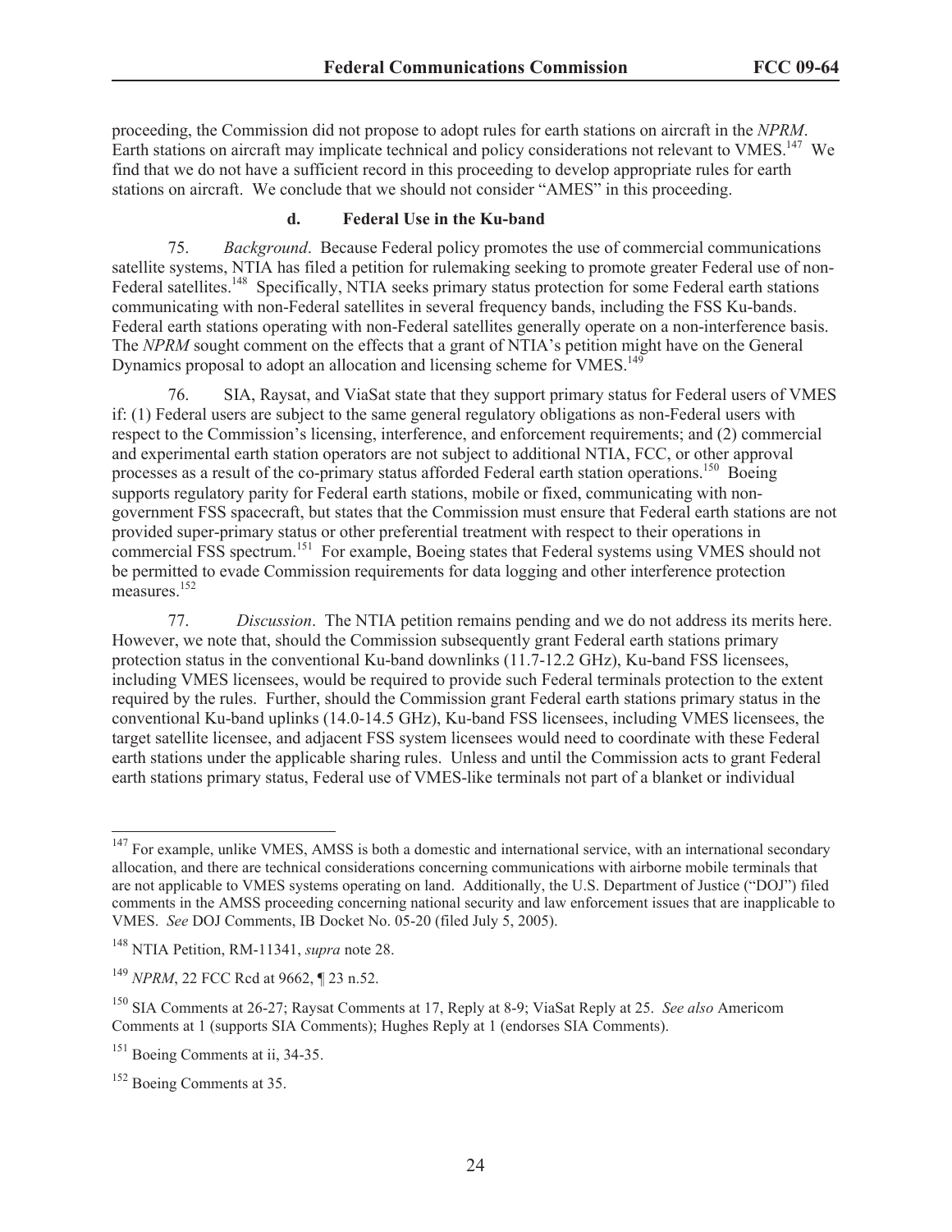proceeding, the Commission did not propose to adopt rules for earth stations on aircraft in the *NPRM*. Earth stations on aircraft may implicate technical and policy considerations not relevant to VMES.[147] We find that we do not have a sufficient record in this proceeding to develop appropriate rules for earth stations on aircraft. We conclude that we should not consider "AMES" in this proceeding.

#### d. Federal Use in the Ku-band

75. *Background*. Because Federal policy promotes the use of commercial communications satellite systems, NTIA has filed a petition for rulemaking seeking to promote greater Federal use of non-Federal satellites.[148] Specifically, NTIA seeks primary status protection for some Federal earth stations communicating with non-Federal satellites in several frequency bands, including the FSS Ku-bands. Federal earth stations operating with non-Federal satellites generally operate on a non-interference basis. The *NPRM* sought comment on the effects that a grant of NTIA's petition might have on the General Dynamics proposal to adopt an allocation and licensing scheme for VMES.[149]

76. SIA, Raysat, and ViaSat state that they support primary status for Federal users of VMES if: (1) Federal users are subject to the same general regulatory obligations as non-Federal users with respect to the Commission's licensing, interference, and enforcement requirements; and (2) commercial and experimental earth station operators are not subject to additional NTIA, FCC, or other approval processes as a result of the co-primary status afforded Federal earth station operations.[150] Boeing supports regulatory parity for Federal earth stations, mobile or fixed, communicating with non-government FSS spacecraft, but states that the Commission must ensure that Federal earth stations are not provided super-primary status or other preferential treatment with respect to their operations in commercial FSS spectrum.[151] For example, Boeing states that Federal systems using VMES should not be permitted to evade Commission requirements for data logging and other interference protection measures.[152]

77. *Discussion*. The NTIA petition remains pending and we do not address its merits here. However, we note that, should the Commission subsequently grant Federal earth stations primary protection status in the conventional Ku-band downlinks (11.7-12.2 GHz), Ku-band FSS licensees, including VMES licensees, would be required to provide such Federal terminals protection to the extent required by the rules. Further, should the Commission grant Federal earth stations primary status in the conventional Ku-band uplinks (14.0-14.5 GHz), Ku-band FSS licensees, including VMES licensees, the target satellite licensee, and adjacent FSS system licensees would need to coordinate with these Federal earth stations under the applicable sharing rules. Unless and until the Commission acts to grant Federal earth stations primary status, Federal use of VMES-like terminals not part of a blanket or individual

---

[147] For example, unlike VMES, AMSS is both a domestic and international service, with an international secondary allocation, and there are technical considerations concerning communications with airborne mobile terminals that are not applicable to VMES systems operating on land. Additionally, the U.S. Department of Justice ("DOJ") filed comments in the AMSS proceeding concerning national security and law enforcement issues that are inapplicable to VMES. *See* DOJ Comments, IB Docket No. 05-20 (filed July 5, 2005).

[148] NTIA Petition, RM-11341, *supra* note 28.

[149] *NPRM*, 22 FCC Rcd at 9662, ¶ 23 n.52.

[150] SIA Comments at 26-27; Raysat Comments at 17, Reply at 8-9; ViaSat Reply at 25. *See also* Americom Comments at 1 (supports SIA Comments); Hughes Reply at 1 (endorses SIA Comments).

[151] Boeing Comments at ii, 34-35.

[152] Boeing Comments at 35.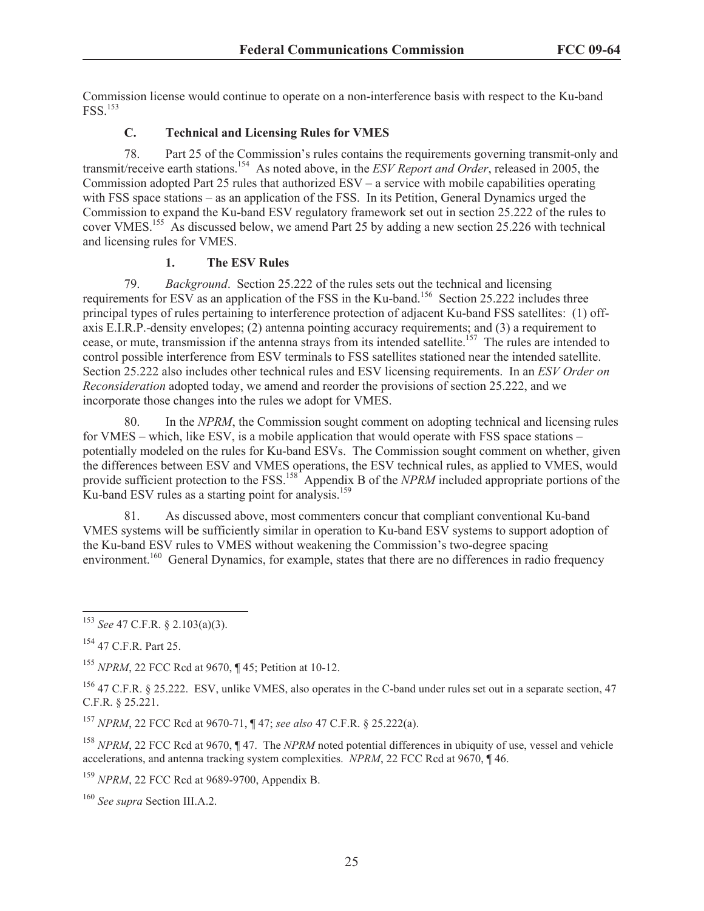Commission license would continue to operate on a non-interference basis with respect to the Ku-band FSS.[153]

### C. Technical and Licensing Rules for VMES

78. Part 25 of the Commission's rules contains the requirements governing transmit-only and transmit/receive earth stations.[154] As noted above, in the *ESV Report and Order*, released in 2005, the Commission adopted Part 25 rules that authorized ESV – a service with mobile capabilities operating with FSS space stations – as an application of the FSS. In its Petition, General Dynamics urged the Commission to expand the Ku-band ESV regulatory framework set out in section 25.222 of the rules to cover VMES.[155] As discussed below, we amend Part 25 by adding a new section 25.226 with technical and licensing rules for VMES.

#### 1. The ESV Rules

79. *Background*. Section 25.222 of the rules sets out the technical and licensing requirements for ESV as an application of the FSS in the Ku-band.[156] Section 25.222 includes three principal types of rules pertaining to interference protection of adjacent Ku-band FSS satellites: (1) off-axis E.I.R.P.-density envelopes; (2) antenna pointing accuracy requirements; and (3) a requirement to cease, or mute, transmission if the antenna strays from its intended satellite.[157] The rules are intended to control possible interference from ESV terminals to FSS satellites stationed near the intended satellite. Section 25.222 also includes other technical rules and ESV licensing requirements. In an *ESV Order on Reconsideration* adopted today, we amend and reorder the provisions of section 25.222, and we incorporate those changes into the rules we adopt for VMES.

80. In the *NPRM*, the Commission sought comment on adopting technical and licensing rules for VMES – which, like ESV, is a mobile application that would operate with FSS space stations – potentially modeled on the rules for Ku-band ESVs. The Commission sought comment on whether, given the differences between ESV and VMES operations, the ESV technical rules, as applied to VMES, would provide sufficient protection to the FSS.[158] Appendix B of the *NPRM* included appropriate portions of the Ku-band ESV rules as a starting point for analysis.[159]

81. As discussed above, most commenters concur that compliant conventional Ku-band VMES systems will be sufficiently similar in operation to Ku-band ESV systems to support adoption of the Ku-band ESV rules to VMES without weakening the Commission's two-degree spacing environment.[160] General Dynamics, for example, states that there are no differences in radio frequency

---

[153] *See* 47 C.F.R. § 2.103(a)(3).

[154] 47 C.F.R. Part 25.

[155] *NPRM*, 22 FCC Rcd at 9670, ¶ 45; Petition at 10-12.

[156] 47 C.F.R. § 25.222. ESV, unlike VMES, also operates in the C-band under rules set out in a separate section, 47 C.F.R. § 25.221.

[157] *NPRM*, 22 FCC Rcd at 9670-71, ¶ 47; *see also* 47 C.F.R. § 25.222(a).

[158] *NPRM*, 22 FCC Rcd at 9670, ¶ 47. The *NPRM* noted potential differences in ubiquity of use, vessel and vehicle accelerations, and antenna tracking system complexities. *NPRM*, 22 FCC Rcd at 9670, ¶ 46.

[159] *NPRM*, 22 FCC Rcd at 9689-9700, Appendix B.

[160] *See supra* Section III.A.2.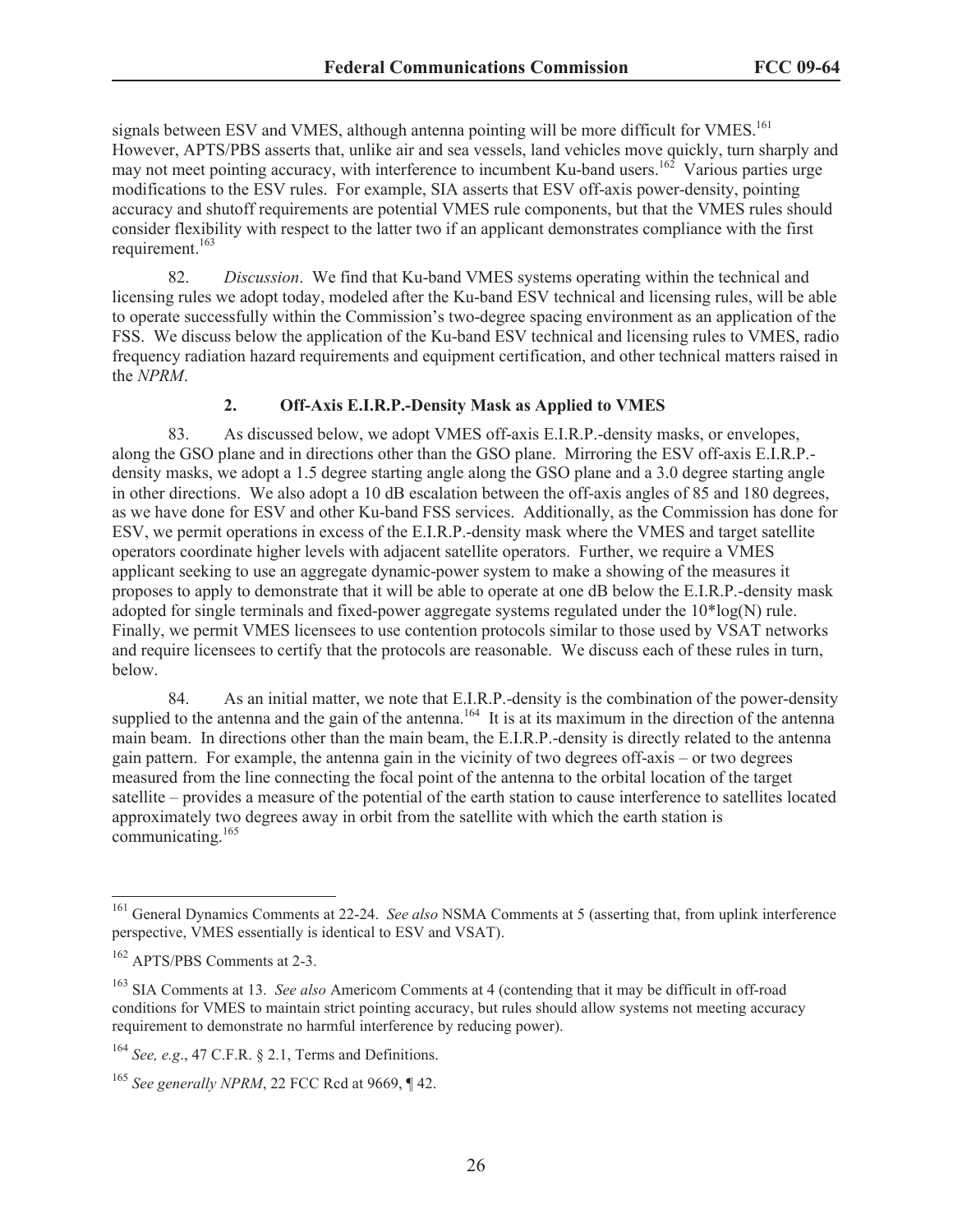signals between ESV and VMES, although antenna pointing will be more difficult for VMES.[161] However, APTS/PBS asserts that, unlike air and sea vessels, land vehicles move quickly, turn sharply and may not meet pointing accuracy, with interference to incumbent Ku-band users.[162] Various parties urge modifications to the ESV rules. For example, SIA asserts that ESV off-axis power-density, pointing accuracy and shutoff requirements are potential VMES rule components, but that the VMES rules should consider flexibility with respect to the latter two if an applicant demonstrates compliance with the first requirement.[163]

82. *Discussion*. We find that Ku-band VMES systems operating within the technical and licensing rules we adopt today, modeled after the Ku-band ESV technical and licensing rules, will be able to operate successfully within the Commission's two-degree spacing environment as an application of the FSS. We discuss below the application of the Ku-band ESV technical and licensing rules to VMES, radio frequency radiation hazard requirements and equipment certification, and other technical matters raised in the *NPRM*.

### 2. Off-Axis E.I.R.P.-Density Mask as Applied to VMES

83. As discussed below, we adopt VMES off-axis E.I.R.P.-density masks, or envelopes, along the GSO plane and in directions other than the GSO plane. Mirroring the ESV off-axis E.I.R.P.-density masks, we adopt a 1.5 degree starting angle along the GSO plane and a 3.0 degree starting angle in other directions. We also adopt a 10 dB escalation between the off-axis angles of 85 and 180 degrees, as we have done for ESV and other Ku-band FSS services. Additionally, as the Commission has done for ESV, we permit operations in excess of the E.I.R.P.-density mask where the VMES and target satellite operators coordinate higher levels with adjacent satellite operators. Further, we require a VMES applicant seeking to use an aggregate dynamic-power system to make a showing of the measures it proposes to apply to demonstrate that it will be able to operate at one dB below the E.I.R.P.-density mask adopted for single terminals and fixed-power aggregate systems regulated under the 10*log(N) rule. Finally, we permit VMES licensees to use contention protocols similar to those used by VSAT networks and require licensees to certify that the protocols are reasonable. We discuss each of these rules in turn, below.

84. As an initial matter, we note that E.I.R.P.-density is the combination of the power-density supplied to the antenna and the gain of the antenna.[164] It is at its maximum in the direction of the antenna main beam. In directions other than the main beam, the E.I.R.P.-density is directly related to the antenna gain pattern. For example, the antenna gain in the vicinity of two degrees off-axis – or two degrees measured from the line connecting the focal point of the antenna to the orbital location of the target satellite – provides a measure of the potential of the earth station to cause interference to satellites located approximately two degrees away in orbit from the satellite with which the earth station is communicating.[165]

---

[161] General Dynamics Comments at 22-24. *See also* NSMA Comments at 5 (asserting that, from uplink interference perspective, VMES essentially is identical to ESV and VSAT).

[162] APTS/PBS Comments at 2-3.

[163] SIA Comments at 13. *See also* Americom Comments at 4 (contending that it may be difficult in off-road conditions for VMES to maintain strict pointing accuracy, but rules should allow systems not meeting accuracy requirement to demonstrate no harmful interference by reducing power).

[164] *See, e.g*., 47 C.F.R. § 2.1, Terms and Definitions.

[165] *See generally NPRM*, 22 FCC Rcd at 9669, ¶ 42.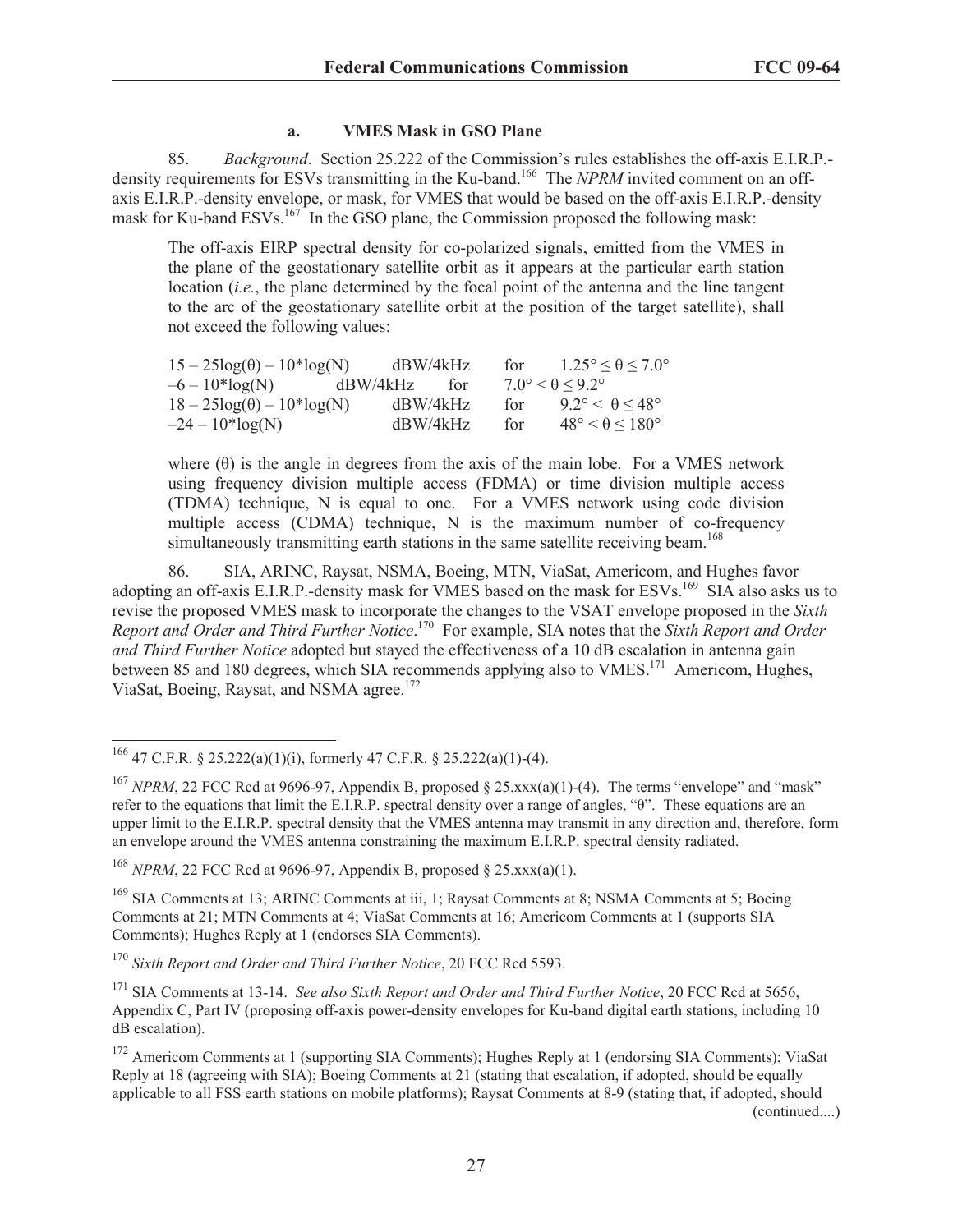#### a. VMES Mask in GSO Plane

85. *Background*. Section 25.222 of the Commission's rules establishes the off-axis E.I.R.P.-density requirements for ESVs transmitting in the Ku-band.[166] The *NPRM* invited comment on an off-axis E.I.R.P.-density envelope, or mask, for VMES that would be based on the off-axis E.I.R.P.-density mask for Ku-band ESVs.[167] In the GSO plane, the Commission proposed the following mask:

> The off-axis EIRP spectral density for co-polarized signals, emitted from the VMES in the plane of the geostationary satellite orbit as it appears at the particular earth station location (*i.e.*, the plane determined by the focal point of the antenna and the line tangent to the arc of the geostationary satellite orbit at the position of the target satellite), shall not exceed the following values:
>
> | | | | |
> |---|---|---|---|
> | $15 - 25\log(\theta) - 10*\log(N)$ | dBW/4kHz | for | $1.25° \leq \theta \leq 7.0°$ |
> | $-6 - 10*\log(N)$ | dBW/4kHz | for | $7.0° < \theta \leq 9.2°$ |
> | $18 - 25\log(\theta) - 10*\log(N)$ | dBW/4kHz | for | $9.2° < \theta \leq 48°$ |
> | $-24 - 10*\log(N)$ | dBW/4kHz | for | $48° < \theta \leq 180°$ |
>
> where ($\theta$) is the angle in degrees from the axis of the main lobe. For a VMES network using frequency division multiple access (FDMA) or time division multiple access (TDMA) technique, N is equal to one. For a VMES network using code division multiple access (CDMA) technique, N is the maximum number of co-frequency simultaneously transmitting earth stations in the same satellite receiving beam.[168]

86. SIA, ARINC, Raysat, NSMA, Boeing, MTN, ViaSat, Americom, and Hughes favor adopting an off-axis E.I.R.P.-density mask for VMES based on the mask for ESVs.[169] SIA also asks us to revise the proposed VMES mask to incorporate the changes to the VSAT envelope proposed in the *Sixth Report and Order and Third Further Notice*.[170] For example, SIA notes that the *Sixth Report and Order and Third Further Notice* adopted but stayed the effectiveness of a 10 dB escalation in antenna gain between 85 and 180 degrees, which SIA recommends applying also to VMES.[171] Americom, Hughes, ViaSat, Boeing, Raysat, and NSMA agree.[172]

---

[166] 47 C.F.R. § 25.222(a)(1)(i), formerly 47 C.F.R. § 25.222(a)(1)-(4).

[167] *NPRM*, 22 FCC Rcd at 9696-97, Appendix B, proposed § 25.xxx(a)(1)-(4). The terms "envelope" and "mask" refer to the equations that limit the E.I.R.P. spectral density over a range of angles, "θ". These equations are an upper limit to the E.I.R.P. spectral density that the VMES antenna may transmit in any direction and, therefore, form an envelope around the VMES antenna constraining the maximum E.I.R.P. spectral density radiated.

[168] *NPRM*, 22 FCC Rcd at 9696-97, Appendix B, proposed § 25.xxx(a)(1).

[169] SIA Comments at 13; ARINC Comments at iii, 1; Raysat Comments at 8; NSMA Comments at 5; Boeing Comments at 21; MTN Comments at 4; ViaSat Comments at 16; Americom Comments at 1 (supports SIA Comments); Hughes Reply at 1 (endorses SIA Comments).

[170] *Sixth Report and Order and Third Further Notice*, 20 FCC Rcd 5593.

[171] SIA Comments at 13-14. *See also Sixth Report and Order and Third Further Notice*, 20 FCC Rcd at 5656, Appendix C, Part IV (proposing off-axis power-density envelopes for Ku-band digital earth stations, including 10 dB escalation).

[172] Americom Comments at 1 (supporting SIA Comments); Hughes Reply at 1 (endorsing SIA Comments); ViaSat Reply at 18 (agreeing with SIA); Boeing Comments at 21 (stating that escalation, if adopted, should be equally applicable to all FSS earth stations on mobile platforms); Raysat Comments at 8-9 (stating that, if adopted, should (continued....)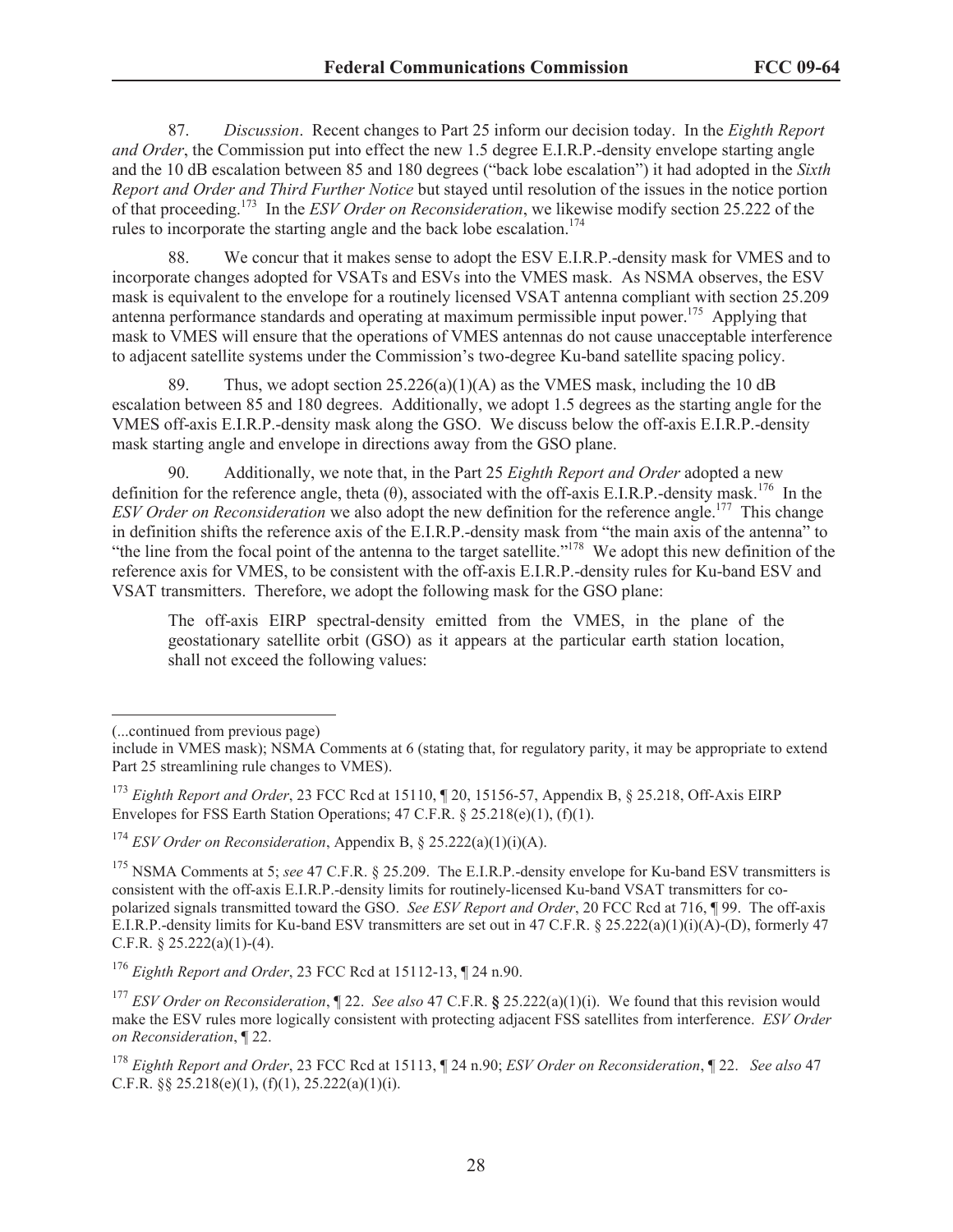87. *Discussion*. Recent changes to Part 25 inform our decision today. In the *Eighth Report and Order*, the Commission put into effect the new 1.5 degree E.I.R.P.-density envelope starting angle and the 10 dB escalation between 85 and 180 degrees ("back lobe escalation") it had adopted in the *Sixth Report and Order and Third Further Notice* but stayed until resolution of the issues in the notice portion of that proceeding.[173] In the *ESV Order on Reconsideration*, we likewise modify section 25.222 of the rules to incorporate the starting angle and the back lobe escalation.[174]

88. We concur that it makes sense to adopt the ESV E.I.R.P.-density mask for VMES and to incorporate changes adopted for VSATs and ESVs into the VMES mask. As NSMA observes, the ESV mask is equivalent to the envelope for a routinely licensed VSAT antenna compliant with section 25.209 antenna performance standards and operating at maximum permissible input power.[175] Applying that mask to VMES will ensure that the operations of VMES antennas do not cause unacceptable interference to adjacent satellite systems under the Commission's two-degree Ku-band satellite spacing policy.

89. Thus, we adopt section 25.226(a)(1)(A) as the VMES mask, including the 10 dB escalation between 85 and 180 degrees. Additionally, we adopt 1.5 degrees as the starting angle for the VMES off-axis E.I.R.P.-density mask along the GSO. We discuss below the off-axis E.I.R.P.-density mask starting angle and envelope in directions away from the GSO plane.

90. Additionally, we note that, in the Part 25 *Eighth Report and Order* adopted a new definition for the reference angle, theta (θ), associated with the off-axis E.I.R.P.-density mask.[176] In the *ESV Order on Reconsideration* we also adopt the new definition for the reference angle.[177] This change in definition shifts the reference axis of the E.I.R.P.-density mask from "the main axis of the antenna" to "the line from the focal point of the antenna to the target satellite."[178] We adopt this new definition of the reference axis for VMES, to be consistent with the off-axis E.I.R.P.-density rules for Ku-band ESV and VSAT transmitters. Therefore, we adopt the following mask for the GSO plane:

> The off-axis EIRP spectral-density emitted from the VMES, in the plane of the geostationary satellite orbit (GSO) as it appears at the particular earth station location, shall not exceed the following values:

---

(...continued from previous page)
include in VMES mask); NSMA Comments at 6 (stating that, for regulatory parity, it may be appropriate to extend Part 25 streamlining rule changes to VMES).

[173] *Eighth Report and Order*, 23 FCC Rcd at 15110, ¶ 20, 15156-57, Appendix B, § 25.218, Off-Axis EIRP Envelopes for FSS Earth Station Operations; 47 C.F.R. § 25.218(e)(1), (f)(1).

[174] *ESV Order on Reconsideration*, Appendix B, § 25.222(a)(1)(i)(A).

[175] NSMA Comments at 5; *see* 47 C.F.R. § 25.209. The E.I.R.P.-density envelope for Ku-band ESV transmitters is consistent with the off-axis E.I.R.P.-density limits for routinely-licensed Ku-band VSAT transmitters for co-polarized signals transmitted toward the GSO. *See ESV Report and Order*, 20 FCC Rcd at 716, ¶ 99. The off-axis E.I.R.P.-density limits for Ku-band ESV transmitters are set out in 47 C.F.R. § 25.222(a)(1)(i)(A)-(D), formerly 47 C.F.R. § 25.222(a)(1)-(4).

[176] *Eighth Report and Order*, 23 FCC Rcd at 15112-13, ¶ 24 n.90.

[177] *ESV Order on Reconsideration*, ¶ 22. *See also* 47 C.F.R. **§** 25.222(a)(1)(i). We found that this revision would make the ESV rules more logically consistent with protecting adjacent FSS satellites from interference. *ESV Order on Reconsideration*, ¶ 22.

[178] *Eighth Report and Order*, 23 FCC Rcd at 15113, ¶ 24 n.90; *ESV Order on Reconsideration*, ¶ 22. *See also* 47 C.F.R. §§ 25.218(e)(1), (f)(1), 25.222(a)(1)(i).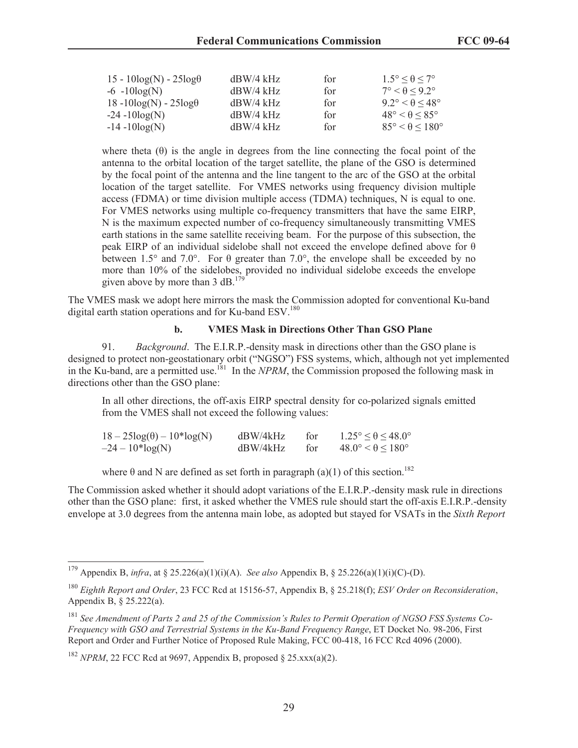| | | | |
|---|---|---|---|
| $15 - 10\log(N) - 25\log\theta$ | dBW/4 kHz | for | $1.5° \leq \theta \leq 7°$ |
| $-6 - 10\log(N)$ | dBW/4 kHz | for | $7° < \theta \leq 9.2°$ |
| $18 - 10\log(N) - 25\log\theta$ | dBW/4 kHz | for | $9.2° < \theta \leq 48°$ |
| $-24 - 10\log(N)$ | dBW/4 kHz | for | $48° < \theta \leq 85°$ |
| $-14 - 10\log(N)$ | dBW/4 kHz | for | $85° < \theta \leq 180°$ |

> where theta (θ) is the angle in degrees from the line connecting the focal point of the antenna to the orbital location of the target satellite, the plane of the GSO is determined by the focal point of the antenna and the line tangent to the arc of the GSO at the orbital location of the target satellite. For VMES networks using frequency division multiple access (FDMA) or time division multiple access (TDMA) techniques, N is equal to one. For VMES networks using multiple co-frequency transmitters that have the same EIRP, N is the maximum expected number of co-frequency simultaneously transmitting VMES earth stations in the same satellite receiving beam. For the purpose of this subsection, the peak EIRP of an individual sidelobe shall not exceed the envelope defined above for θ between 1.5° and 7.0°. For θ greater than 7.0°, the envelope shall be exceeded by no more than 10% of the sidelobes, provided no individual sidelobe exceeds the envelope given above by more than 3 dB.[179]

The VMES mask we adopt here mirrors the mask the Commission adopted for conventional Ku-band digital earth station operations and for Ku-band ESV.[180]

### b. VMES Mask in Directions Other Than GSO Plane

91. *Background*. The E.I.R.P.-density mask in directions other than the GSO plane is designed to protect non-geostationary orbit ("NGSO") FSS systems, which, although not yet implemented in the Ku-band, are a permitted use.[181] In the *NPRM*, the Commission proposed the following mask in directions other than the GSO plane:

> In all other directions, the off-axis EIRP spectral density for co-polarized signals emitted from the VMES shall not exceed the following values:

| | | | |
|---|---|---|---|
| $18 - 25\log(\theta) - 10*\log(N)$ | dBW/4kHz | for | $1.25° \leq \theta \leq 48.0°$ |
| $-24 - 10*\log(N)$ | dBW/4kHz | for | $48.0° < \theta \leq 180°$ |

> where θ and N are defined as set forth in paragraph (a)(1) of this section.[182]

The Commission asked whether it should adopt variations of the E.I.R.P.-density mask rule in directions other than the GSO plane: first, it asked whether the VMES rule should start the off-axis E.I.R.P.-density envelope at 3.0 degrees from the antenna main lobe, as adopted but stayed for VSATs in the *Sixth Report*

---

[179] Appendix B, *infra*, at § 25.226(a)(1)(i)(A). *See also* Appendix B, § 25.226(a)(1)(i)(C)-(D).

[180] *Eighth Report and Order*, 23 FCC Rcd at 15156-57, Appendix B, § 25.218(f); *ESV Order on Reconsideration*, Appendix B, § 25.222(a).

[181] *See Amendment of Parts 2 and 25 of the Commission's Rules to Permit Operation of NGSO FSS Systems Co-Frequency with GSO and Terrestrial Systems in the Ku-Band Frequency Range*, ET Docket No. 98-206, First Report and Order and Further Notice of Proposed Rule Making, FCC 00-418, 16 FCC Rcd 4096 (2000).

[182] *NPRM*, 22 FCC Rcd at 9697, Appendix B, proposed § 25.xxx(a)(2).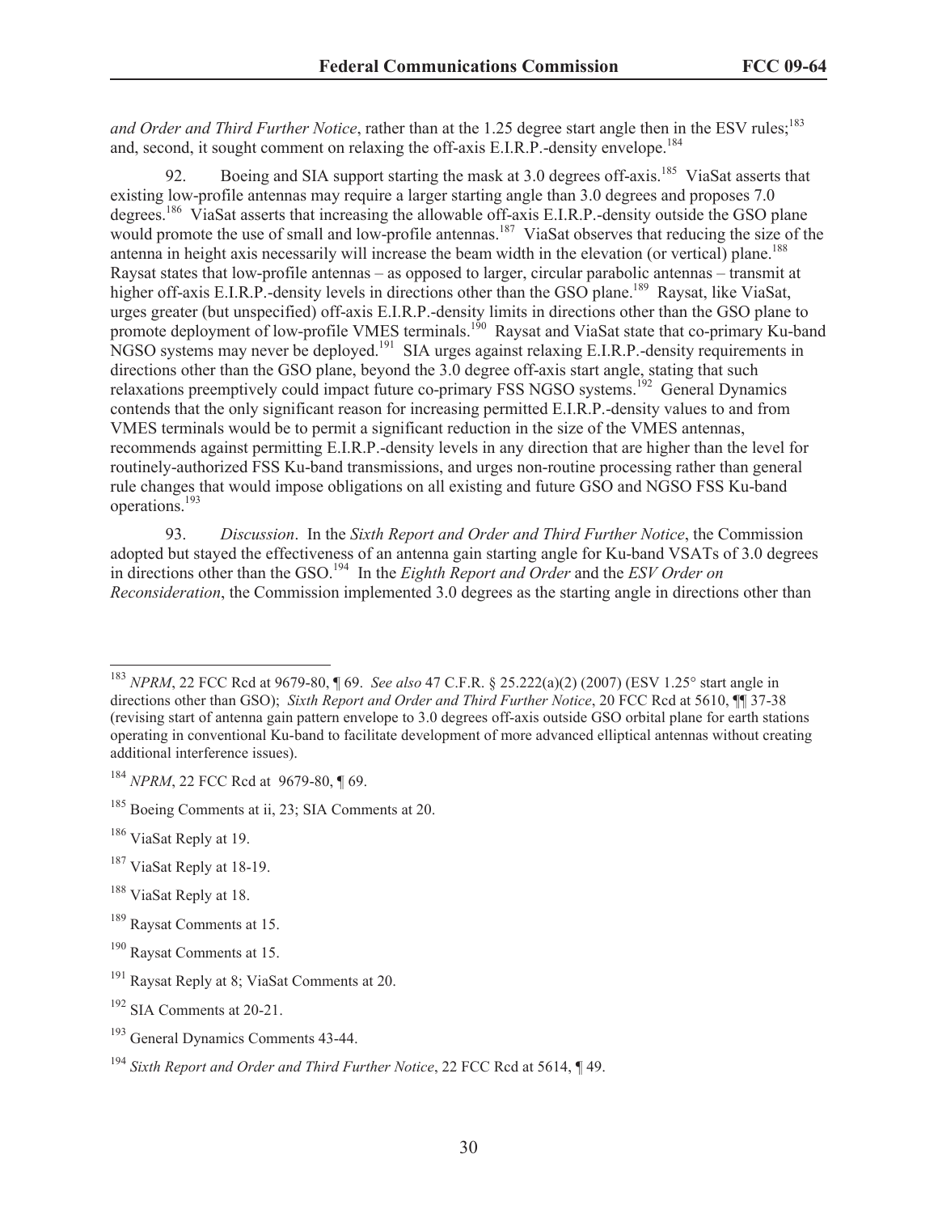*and Order and Third Further Notice*, rather than at the 1.25 degree start angle then in the ESV rules;[183] and, second, it sought comment on relaxing the off-axis E.I.R.P.-density envelope.[184]

92. Boeing and SIA support starting the mask at 3.0 degrees off-axis.[185] ViaSat asserts that existing low-profile antennas may require a larger starting angle than 3.0 degrees and proposes 7.0 degrees.[186] ViaSat asserts that increasing the allowable off-axis E.I.R.P.-density outside the GSO plane would promote the use of small and low-profile antennas.[187] ViaSat observes that reducing the size of the antenna in height axis necessarily will increase the beam width in the elevation (or vertical) plane.[188] Raysat states that low-profile antennas – as opposed to larger, circular parabolic antennas – transmit at higher off-axis E.I.R.P.-density levels in directions other than the GSO plane.[189] Raysat, like ViaSat, urges greater (but unspecified) off-axis E.I.R.P.-density limits in directions other than the GSO plane to promote deployment of low-profile VMES terminals.[190] Raysat and ViaSat state that co-primary Ku-band NGSO systems may never be deployed.[191] SIA urges against relaxing E.I.R.P.-density requirements in directions other than the GSO plane, beyond the 3.0 degree off-axis start angle, stating that such relaxations preemptively could impact future co-primary FSS NGSO systems.[192] General Dynamics contends that the only significant reason for increasing permitted E.I.R.P.-density values to and from VMES terminals would be to permit a significant reduction in the size of the VMES antennas, recommends against permitting E.I.R.P.-density levels in any direction that are higher than the level for routinely-authorized FSS Ku-band transmissions, and urges non-routine processing rather than general rule changes that would impose obligations on all existing and future GSO and NGSO FSS Ku-band operations.[193]

93. *Discussion*. In the *Sixth Report and Order and Third Further Notice*, the Commission adopted but stayed the effectiveness of an antenna gain starting angle for Ku-band VSATs of 3.0 degrees in directions other than the GSO.[194] In the *Eighth Report and Order* and the *ESV Order on Reconsideration*, the Commission implemented 3.0 degrees as the starting angle in directions other than

---

[183] *NPRM*, 22 FCC Rcd at 9679-80, ¶ 69. *See also* 47 C.F.R. § 25.222(a)(2) (2007) (ESV 1.25° start angle in directions other than GSO); *Sixth Report and Order and Third Further Notice*, 20 FCC Rcd at 5610, ¶¶ 37-38 (revising start of antenna gain pattern envelope to 3.0 degrees off-axis outside GSO orbital plane for earth stations operating in conventional Ku-band to facilitate development of more advanced elliptical antennas without creating additional interference issues).

[184] *NPRM*, 22 FCC Rcd at 9679-80, ¶ 69.

[185] Boeing Comments at ii, 23; SIA Comments at 20.

[186] ViaSat Reply at 19.

[187] ViaSat Reply at 18-19.

[188] ViaSat Reply at 18.

[189] Raysat Comments at 15.

[190] Raysat Comments at 15.

[191] Raysat Reply at 8; ViaSat Comments at 20.

[192] SIA Comments at 20-21.

[193] General Dynamics Comments 43-44.

[194] *Sixth Report and Order and Third Further Notice*, 22 FCC Rcd at 5614, ¶ 49.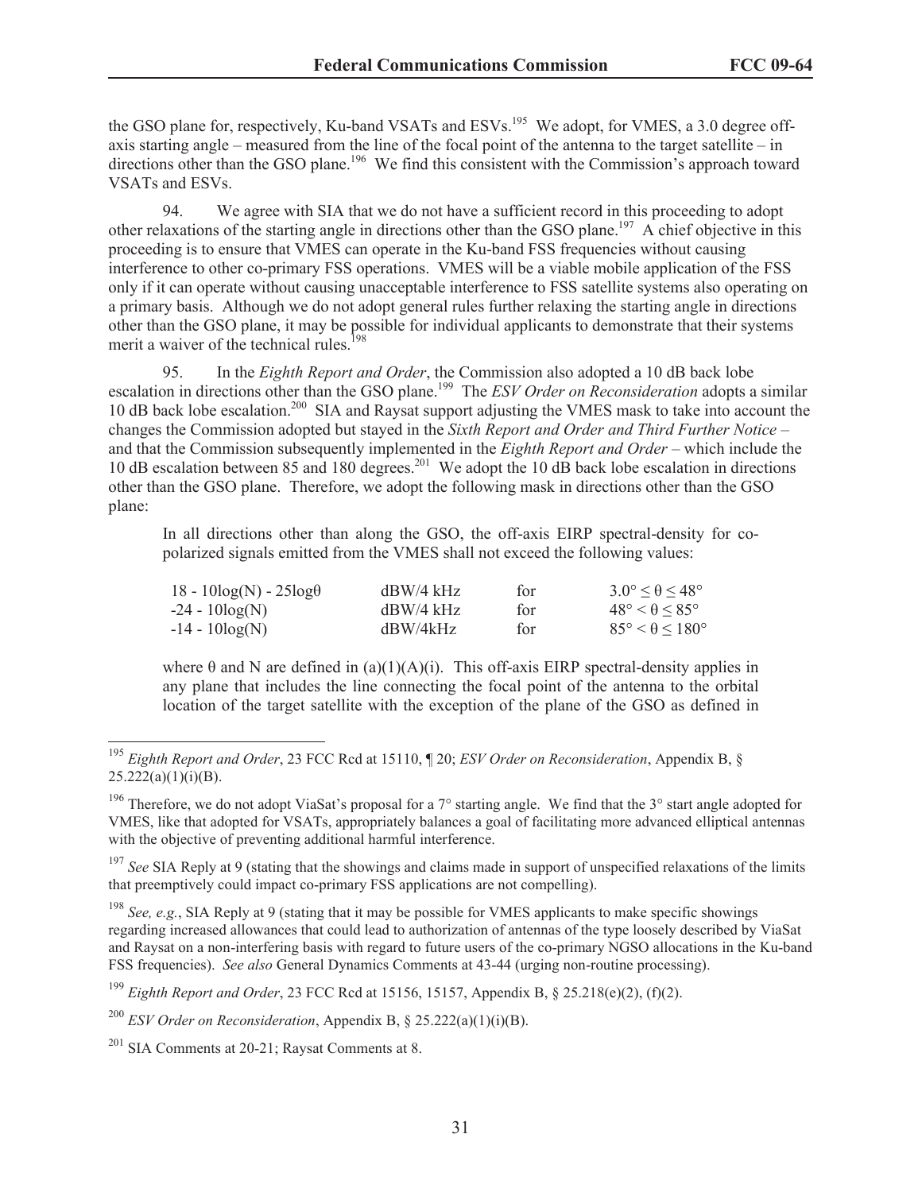the GSO plane for, respectively, Ku-band VSATs and ESVs.[195] We adopt, for VMES, a 3.0 degree off-axis starting angle – measured from the line of the focal point of the antenna to the target satellite – in directions other than the GSO plane.[196] We find this consistent with the Commission's approach toward VSATs and ESVs.

94. We agree with SIA that we do not have a sufficient record in this proceeding to adopt other relaxations of the starting angle in directions other than the GSO plane.[197] A chief objective in this proceeding is to ensure that VMES can operate in the Ku-band FSS frequencies without causing interference to other co-primary FSS operations. VMES will be a viable mobile application of the FSS only if it can operate without causing unacceptable interference to FSS satellite systems also operating on a primary basis. Although we do not adopt general rules further relaxing the starting angle in directions other than the GSO plane, it may be possible for individual applicants to demonstrate that their systems merit a waiver of the technical rules.[198]

95. In the *Eighth Report and Order*, the Commission also adopted a 10 dB back lobe escalation in directions other than the GSO plane.[199] The *ESV Order on Reconsideration* adopts a similar 10 dB back lobe escalation.[200] SIA and Raysat support adjusting the VMES mask to take into account the changes the Commission adopted but stayed in the *Sixth Report and Order and Third Further Notice* – and that the Commission subsequently implemented in the *Eighth Report and Order* – which include the 10 dB escalation between 85 and 180 degrees.[201] We adopt the 10 dB back lobe escalation in directions other than the GSO plane. Therefore, we adopt the following mask in directions other than the GSO plane:

> In all directions other than along the GSO, the off-axis EIRP spectral-density for co-polarized signals emitted from the VMES shall not exceed the following values:
>
> | | | | |
> |---|---|---|---|
> | $18 - 10\log(N) - 25\log\theta$ | dBW/4 kHz | for | $3.0° \leq \theta \leq 48°$ |
> | $-24 - 10\log(N)$ | dBW/4 kHz | for | $48° < \theta \leq 85°$ |
> | $-14 - 10\log(N)$ | dBW/4kHz | for | $85° < \theta \leq 180°$ |
>
> where θ and N are defined in (a)(1)(A)(i). This off-axis EIRP spectral-density applies in any plane that includes the line connecting the focal point of the antenna to the orbital location of the target satellite with the exception of the plane of the GSO as defined in

---

[195] *Eighth Report and Order*, 23 FCC Rcd at 15110, ¶ 20; *ESV Order on Reconsideration*, Appendix B, § 25.222(a)(1)(i)(B).

[196] Therefore, we do not adopt ViaSat's proposal for a 7° starting angle. We find that the 3° start angle adopted for VMES, like that adopted for VSATs, appropriately balances a goal of facilitating more advanced elliptical antennas with the objective of preventing additional harmful interference.

[197] *See* SIA Reply at 9 (stating that the showings and claims made in support of unspecified relaxations of the limits that preemptively could impact co-primary FSS applications are not compelling).

[198] *See, e.g.*, SIA Reply at 9 (stating that it may be possible for VMES applicants to make specific showings regarding increased allowances that could lead to authorization of antennas of the type loosely described by ViaSat and Raysat on a non-interfering basis with regard to future users of the co-primary NGSO allocations in the Ku-band FSS frequencies). *See also* General Dynamics Comments at 43-44 (urging non-routine processing).

[199] *Eighth Report and Order*, 23 FCC Rcd at 15156, 15157, Appendix B, § 25.218(e)(2), (f)(2).

[200] *ESV Order on Reconsideration*, Appendix B, § 25.222(a)(1)(i)(B).

[201] SIA Comments at 20-21; Raysat Comments at 8.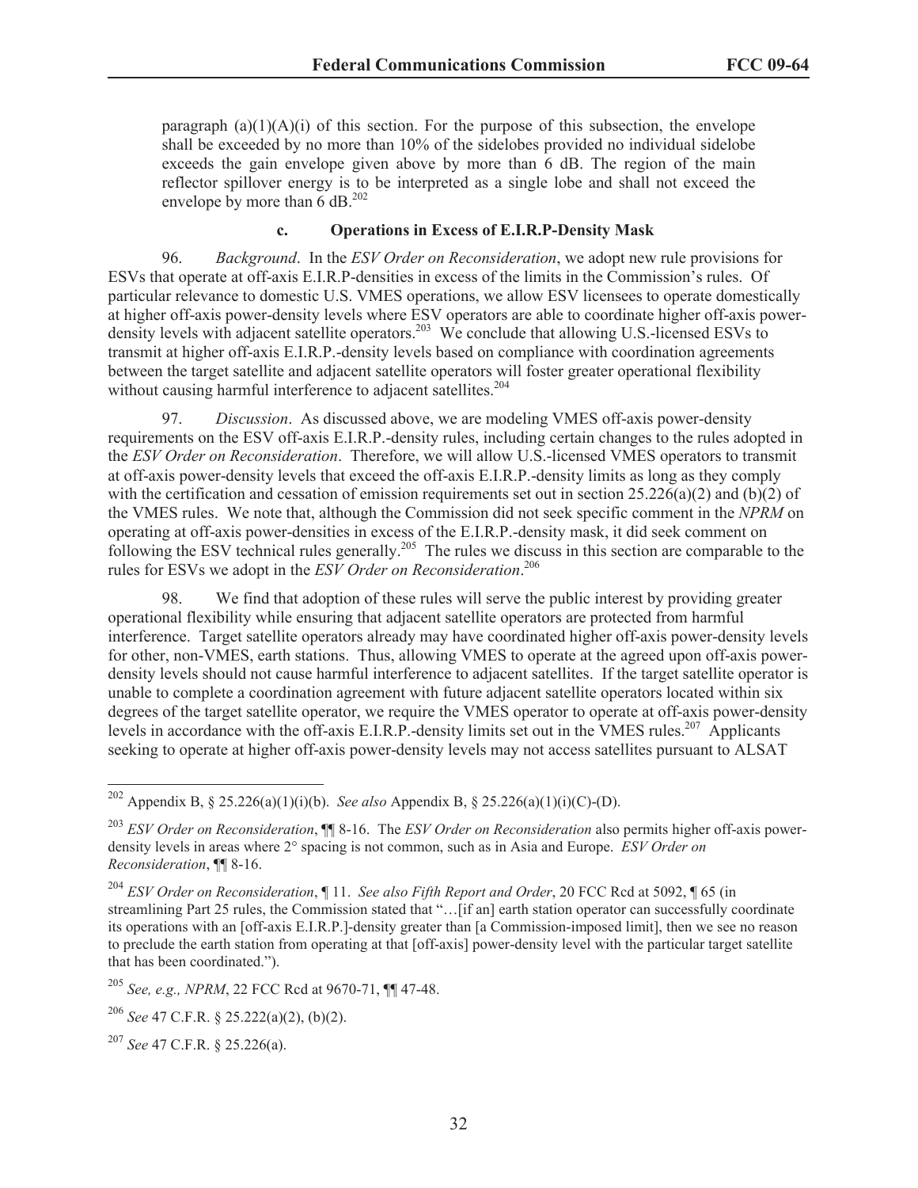paragraph (a)(1)(A)(i) of this section. For the purpose of this subsection, the envelope shall be exceeded by no more than 10% of the sidelobes provided no individual sidelobe exceeds the gain envelope given above by more than 6 dB. The region of the main reflector spillover energy is to be interpreted as a single lobe and shall not exceed the envelope by more than 6 dB.[202]

### c. Operations in Excess of E.I.R.P-Density Mask

96. *Background*. In the *ESV Order on Reconsideration*, we adopt new rule provisions for ESVs that operate at off-axis E.I.R.P.-densities in excess of the limits in the Commission's rules. Of particular relevance to domestic U.S. VMES operations, we allow ESV licensees to operate domestically at higher off-axis power-density levels where ESV operators are able to coordinate higher off-axis power-density levels with adjacent satellite operators.[203] We conclude that allowing U.S.-licensed ESVs to transmit at higher off-axis E.I.R.P.-density levels based on compliance with coordination agreements between the target satellite and adjacent satellite operators will foster greater operational flexibility without causing harmful interference to adjacent satellites.[204]

97. *Discussion*. As discussed above, we are modeling VMES off-axis power-density requirements on the ESV off-axis E.I.R.P.-density rules, including certain changes to the rules adopted in the *ESV Order on Reconsideration*. Therefore, we will allow U.S.-licensed VMES operators to transmit at off-axis power-density levels that exceed the off-axis E.I.R.P.-density limits as long as they comply with the certification and cessation of emission requirements set out in section 25.226(a)(2) and (b)(2) of the VMES rules. We note that, although the Commission did not seek specific comment in the *NPRM* on operating at off-axis power-densities in excess of the E.I.R.P.-density mask, it did seek comment on following the ESV technical rules generally.[205] The rules we discuss in this section are comparable to the rules for ESVs we adopt in the *ESV Order on Reconsideration*.[206]

98. We find that adoption of these rules will serve the public interest by providing greater operational flexibility while ensuring that adjacent satellite operators are protected from harmful interference. Target satellite operators already may have coordinated higher off-axis power-density levels for other, non-VMES, earth stations. Thus, allowing VMES to operate at the agreed upon off-axis power-density levels should not cause harmful interference to adjacent satellites. If the target satellite operator is unable to complete a coordination agreement with future adjacent satellite operators located within six degrees of the target satellite operator, we require the VMES operator to operate at off-axis power-density levels in accordance with the off-axis E.I.R.P.-density limits set out in the VMES rules.[207] Applicants seeking to operate at higher off-axis power-density levels may not access satellites pursuant to ALSAT

---

[202] Appendix B, § 25.226(a)(1)(i)(b). *See also* Appendix B, § 25.226(a)(1)(i)(C)-(D).

[203] *ESV Order on Reconsideration*, ¶¶ 8-16. The *ESV Order on Reconsideration* also permits higher off-axis power-density levels in areas where 2° spacing is not common, such as in Asia and Europe. *ESV Order on Reconsideration*, ¶¶ 8-16.

[204] *ESV Order on Reconsideration*, ¶ 11. *See also Fifth Report and Order*, 20 FCC Rcd at 5092, ¶ 65 (in streamlining Part 25 rules, the Commission stated that "…[if an] earth station operator can successfully coordinate its operations with an [off-axis E.I.R.P.]-density greater than [a Commission-imposed limit], then we see no reason to preclude the earth station from operating at that [off-axis] power-density level with the particular target satellite that has been coordinated.").

[205] *See, e.g., NPRM*, 22 FCC Rcd at 9670-71, ¶¶ 47-48.

[206] *See* 47 C.F.R. § 25.222(a)(2), (b)(2).

[207] *See* 47 C.F.R. § 25.226(a).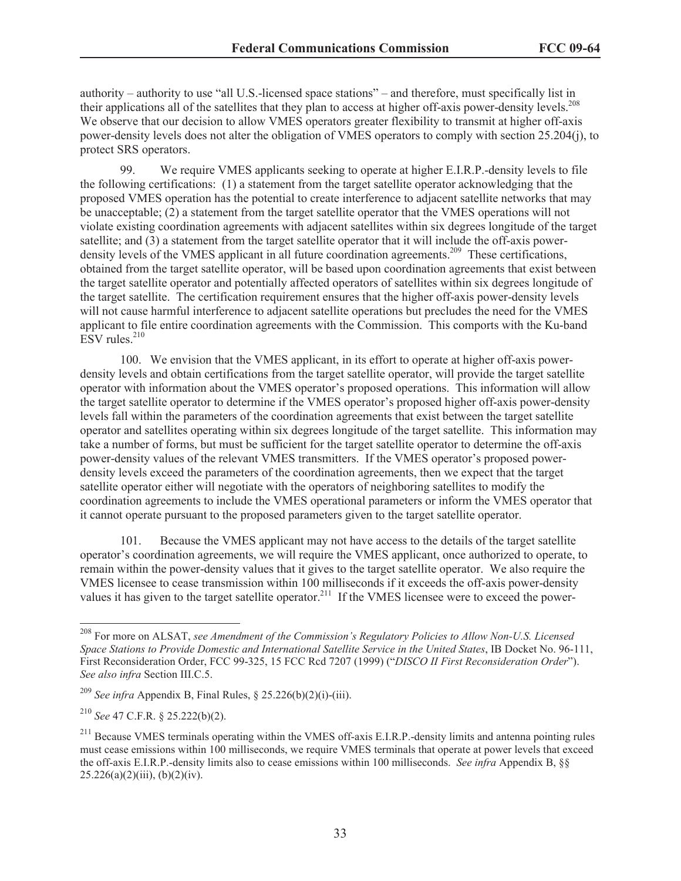authority – authority to use "all U.S.-licensed space stations" – and therefore, must specifically list in their applications all of the satellites that they plan to access at higher off-axis power-density levels.[208] We observe that our decision to allow VMES operators greater flexibility to transmit at higher off-axis power-density levels does not alter the obligation of VMES operators to comply with section 25.204(j), to protect SRS operators.

99. We require VMES applicants seeking to operate at higher E.I.R.P.-density levels to file the following certifications: (1) a statement from the target satellite operator acknowledging that the proposed VMES operation has the potential to create interference to adjacent satellite networks that may be unacceptable; (2) a statement from the target satellite operator that the VMES operations will not violate existing coordination agreements with adjacent satellites within six degrees longitude of the target satellite; and (3) a statement from the target satellite operator that it will include the off-axis power-density levels of the VMES applicant in all future coordination agreements.[209] These certifications, obtained from the target satellite operator, will be based upon coordination agreements that exist between the target satellite operator and potentially affected operators of satellites within six degrees longitude of the target satellite. The certification requirement ensures that the higher off-axis power-density levels will not cause harmful interference to adjacent satellite operations but precludes the need for the VMES applicant to file entire coordination agreements with the Commission. This comports with the Ku-band ESV rules.[210]

100. We envision that the VMES applicant, in its effort to operate at higher off-axis power-density levels and obtain certifications from the target satellite operator, will provide the target satellite operator with information about the VMES operator's proposed operations. This information will allow the target satellite operator to determine if the VMES operator's proposed higher off-axis power-density levels fall within the parameters of the coordination agreements that exist between the target satellite operator and satellites operating within six degrees longitude of the target satellite. This information may take a number of forms, but must be sufficient for the target satellite operator to determine the off-axis power-density values of the relevant VMES transmitters. If the VMES operator's proposed power-density levels exceed the parameters of the coordination agreements, then we expect that the target satellite operator either will negotiate with the operators of neighboring satellites to modify the coordination agreements to include the VMES operational parameters or inform the VMES operator that it cannot operate pursuant to the proposed parameters given to the target satellite operator.

101. Because the VMES applicant may not have access to the details of the target satellite operator's coordination agreements, we will require the VMES applicant, once authorized to operate, to remain within the power-density values that it gives to the target satellite operator. We also require the VMES licensee to cease transmission within 100 milliseconds if it exceeds the off-axis power-density values it has given to the target satellite operator.[211] If the VMES licensee were to exceed the power-

---

[208] For more on ALSAT, *see Amendment of the Commission's Regulatory Policies to Allow Non-U.S. Licensed Space Stations to Provide Domestic and International Satellite Service in the United States*, IB Docket No. 96-111, First Reconsideration Order, FCC 99-325, 15 FCC Rcd 7207 (1999) ("*DISCO II First Reconsideration Order*"). *See also infra* Section III.C.5.

[209] *See infra* Appendix B, Final Rules, § 25.226(b)(2)(i)-(iii).

[210] *See* 47 C.F.R. § 25.222(b)(2).

[211] Because VMES terminals operating within the VMES off-axis E.I.R.P.-density limits and antenna pointing rules must cease emissions within 100 milliseconds, we require VMES terminals that operate at power levels that exceed the off-axis E.I.R.P.-density limits also to cease emissions within 100 milliseconds. *See infra* Appendix B, §§ 25.226(a)(2)(iii), (b)(2)(iv).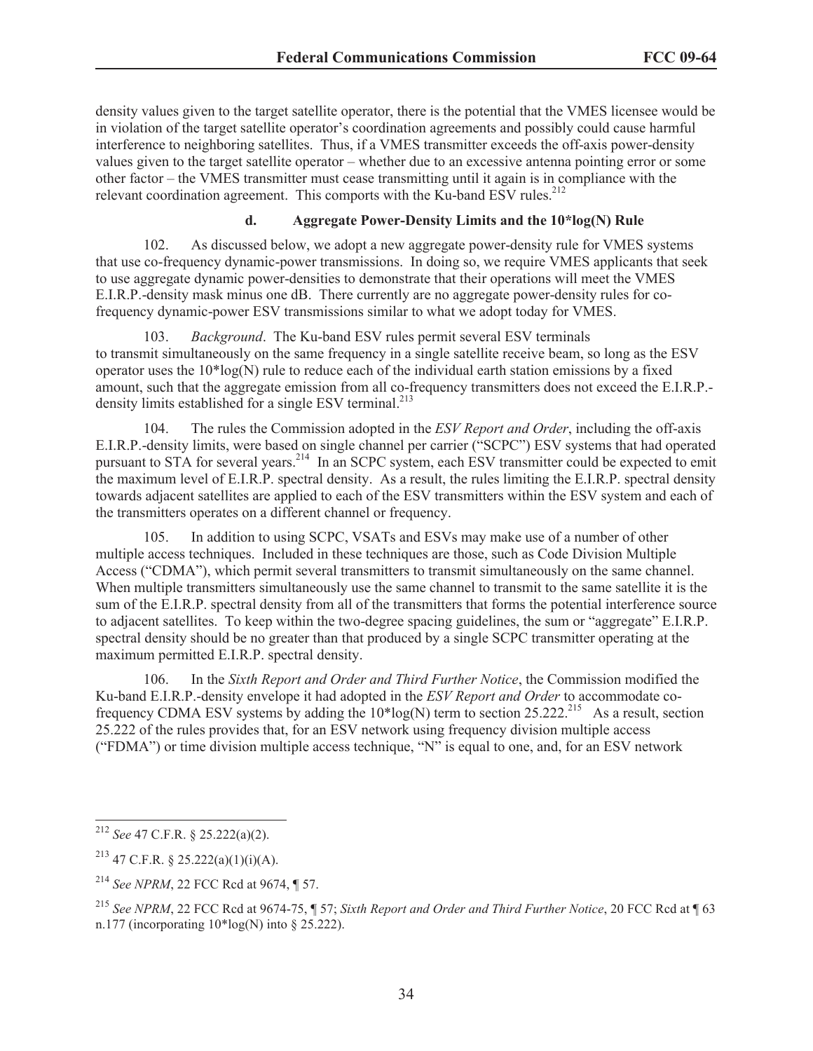density values given to the target satellite operator, there is the potential that the VMES licensee would be in violation of the target satellite operator's coordination agreements and possibly could cause harmful interference to neighboring satellites. Thus, if a VMES transmitter exceeds the off-axis power-density values given to the target satellite operator – whether due to an excessive antenna pointing error or some other factor – the VMES transmitter must cease transmitting until it again is in compliance with the relevant coordination agreement. This comports with the Ku-band ESV rules.[212]

#### d. Aggregate Power-Density Limits and the 10*log(N) Rule

102. As discussed below, we adopt a new aggregate power-density rule for VMES systems that use co-frequency dynamic-power transmissions. In doing so, we require VMES applicants that seek to use aggregate dynamic power-densities to demonstrate that their operations will meet the VMES E.I.R.P.-density mask minus one dB. There currently are no aggregate power-density rules for co-frequency dynamic-power ESV transmissions similar to what we adopt today for VMES.

103. *Background*. The Ku-band ESV rules permit several ESV terminals to transmit simultaneously on the same frequency in a single satellite receive beam, so long as the ESV operator uses the 10*log(N) rule to reduce each of the individual earth station emissions by a fixed amount, such that the aggregate emission from all co-frequency transmitters does not exceed the E.I.R.P.-density limits established for a single ESV terminal.[213]

104. The rules the Commission adopted in the *ESV Report and Order*, including the off-axis E.I.R.P.-density limits, were based on single channel per carrier ("SCPC") ESV systems that had operated pursuant to STA for several years.[214] In an SCPC system, each ESV transmitter could be expected to emit the maximum level of E.I.R.P. spectral density. As a result, the rules limiting the E.I.R.P. spectral density towards adjacent satellites are applied to each of the ESV transmitters within the ESV system and each of the transmitters operates on a different channel or frequency.

105. In addition to using SCPC, VSATs and ESVs may make use of a number of other multiple access techniques. Included in these techniques are those, such as Code Division Multiple Access ("CDMA"), which permit several transmitters to transmit simultaneously on the same channel. When multiple transmitters simultaneously use the same channel to transmit to the same satellite it is the sum of the E.I.R.P. spectral density from all of the transmitters that forms the potential interference source to adjacent satellites. To keep within the two-degree spacing guidelines, the sum or "aggregate" E.I.R.P. spectral density should be no greater than that produced by a single SCPC transmitter operating at the maximum permitted E.I.R.P. spectral density.

106. In the *Sixth Report and Order and Third Further Notice*, the Commission modified the Ku-band E.I.R.P.-density envelope it had adopted in the *ESV Report and Order* to accommodate co-frequency CDMA ESV systems by adding the 10*log(N) term to section 25.222.[215] As a result, section 25.222 of the rules provides that, for an ESV network using frequency division multiple access ("FDMA") or time division multiple access technique, "N" is equal to one, and, for an ESV network

---

[212] *See* 47 C.F.R. § 25.222(a)(2).

[213] 47 C.F.R. § 25.222(a)(1)(i)(A).

[214] *See NPRM*, 22 FCC Rcd at 9674, ¶ 57.

[215] *See NPRM*, 22 FCC Rcd at 9674-75, ¶ 57; *Sixth Report and Order and Third Further Notice*, 20 FCC Rcd at ¶ 63 n.177 (incorporating 10*log(N) into § 25.222).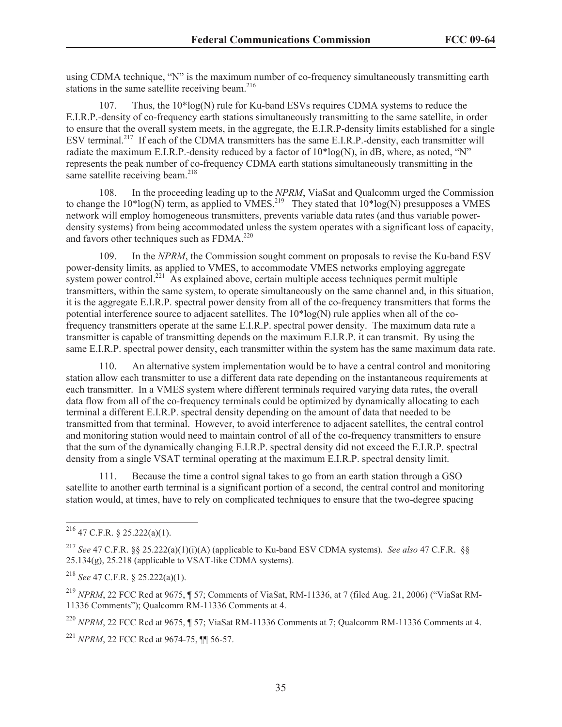using CDMA technique, "N" is the maximum number of co-frequency simultaneously transmitting earth stations in the same satellite receiving beam.[216]

107. Thus, the 10*log(N) rule for Ku-band ESVs requires CDMA systems to reduce the E.I.R.P.-density of co-frequency earth stations simultaneously transmitting to the same satellite, in order to ensure that the overall system meets, in the aggregate, the E.I.R.P-density limits established for a single ESV terminal.[217] If each of the CDMA transmitters has the same E.I.R.P.-density, each transmitter will radiate the maximum E.I.R.P.-density reduced by a factor of 10*log(N), in dB, where, as noted, "N" represents the peak number of co-frequency CDMA earth stations simultaneously transmitting in the same satellite receiving beam.[218]

108. In the proceeding leading up to the *NPRM*, ViaSat and Qualcomm urged the Commission to change the 10*log(N) term, as applied to VMES.[219] They stated that 10*log(N) presupposes a VMES network will employ homogeneous transmitters, prevents variable data rates (and thus variable power-density systems) from being accommodated unless the system operates with a significant loss of capacity, and favors other techniques such as FDMA.[220]

109. In the *NPRM*, the Commission sought comment on proposals to revise the Ku-band ESV power-density limits, as applied to VMES, to accommodate VMES networks employing aggregate system power control.[221] As explained above, certain multiple access techniques permit multiple transmitters, within the same system, to operate simultaneously on the same channel and, in this situation, it is the aggregate E.I.R.P. spectral power density from all of the co-frequency transmitters that forms the potential interference source to adjacent satellites. The 10*log(N) rule applies when all of the co-frequency transmitters operate at the same E.I.R.P. spectral power density. The maximum data rate a transmitter is capable of transmitting depends on the maximum E.I.R.P. it can transmit. By using the same E.I.R.P. spectral power density, each transmitter within the system has the same maximum data rate.

110. An alternative system implementation would be to have a central control and monitoring station allow each transmitter to use a different data rate depending on the instantaneous requirements at each transmitter. In a VMES system where different terminals required varying data rates, the overall data flow from all of the co-frequency terminals could be optimized by dynamically allocating to each terminal a different E.I.R.P. spectral density depending on the amount of data that needed to be transmitted from that terminal. However, to avoid interference to adjacent satellites, the central control and monitoring station would need to maintain control of all of the co-frequency transmitters to ensure that the sum of the dynamically changing E.I.R.P. spectral density did not exceed the E.I.R.P. spectral density from a single VSAT terminal operating at the maximum E.I.R.P. spectral density limit.

111. Because the time a control signal takes to go from an earth station through a GSO satellite to another earth terminal is a significant portion of a second, the central control and monitoring station would, at times, have to rely on complicated techniques to ensure that the two-degree spacing

---

[216] 47 C.F.R. § 25.222(a)(1).

[217] *See* 47 C.F.R. §§ 25.222(a)(1)(i)(A) (applicable to Ku-band ESV CDMA systems). *See also* 47 C.F.R. §§ 25.134(g), 25.218 (applicable to VSAT-like CDMA systems).

[218] *See* 47 C.F.R. § 25.222(a)(1).

[219] *NPRM*, 22 FCC Rcd at 9675, ¶ 57; Comments of ViaSat, RM-11336, at 7 (filed Aug. 21, 2006) ("ViaSat RM-11336 Comments"); Qualcomm RM-11336 Comments at 4.

[220] *NPRM*, 22 FCC Rcd at 9675, ¶ 57; ViaSat RM-11336 Comments at 7; Qualcomm RM-11336 Comments at 4.

[221] *NPRM*, 22 FCC Rcd at 9674-75, ¶¶ 56-57.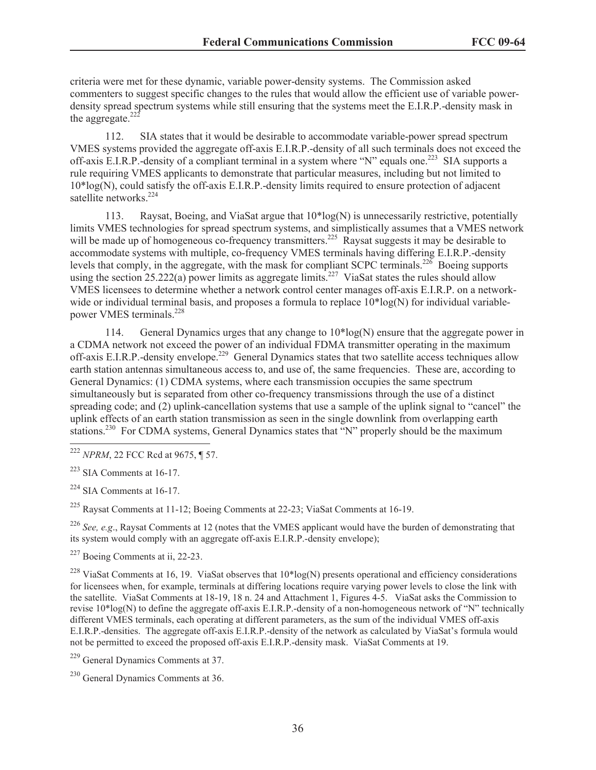criteria were met for these dynamic, variable power-density systems. The Commission asked commenters to suggest specific changes to the rules that would allow the efficient use of variable power-density spread spectrum systems while still ensuring that the systems meet the E.I.R.P.-density mask in the aggregate.[222]

112. SIA states that it would be desirable to accommodate variable-power spread spectrum VMES systems provided the aggregate off-axis E.I.R.P.-density of all such terminals does not exceed the off-axis E.I.R.P.-density of a compliant terminal in a system where "N" equals one.[223] SIA supports a rule requiring VMES applicants to demonstrate that particular measures, including but not limited to 10*log(N), could satisfy the off-axis E.I.R.P.-density limits required to ensure protection of adjacent satellite networks.[224]

113. Raysat, Boeing, and ViaSat argue that 10*log(N) is unnecessarily restrictive, potentially limits VMES technologies for spread spectrum systems, and simplistically assumes that a VMES network will be made up of homogeneous co-frequency transmitters.[225] Raysat suggests it may be desirable to accommodate systems with multiple, co-frequency VMES terminals having differing E.I.R.P.-density levels that comply, in the aggregate, with the mask for compliant SCPC terminals.[226] Boeing supports using the section 25.222(a) power limits as aggregate limits.[227] ViaSat states the rules should allow VMES licensees to determine whether a network control center manages off-axis E.I.R.P. on a network-wide or individual terminal basis, and proposes a formula to replace 10*log(N) for individual variable-power VMES terminals.[228]

114. General Dynamics urges that any change to 10*log(N) ensure that the aggregate power in a CDMA network not exceed the power of an individual FDMA transmitter operating in the maximum off-axis E.I.R.P.-density envelope.[229] General Dynamics states that two satellite access techniques allow earth station antennas simultaneous access to, and use of, the same frequencies. These are, according to General Dynamics: (1) CDMA systems, where each transmission occupies the same spectrum simultaneously but is separated from other co-frequency transmissions through the use of a distinct spreading code; and (2) uplink-cancellation systems that use a sample of the uplink signal to "cancel" the uplink effects of an earth station transmission as seen in the single downlink from overlapping earth stations.[230] For CDMA systems, General Dynamics states that "N" properly should be the maximum

---

[222] *NPRM*, 22 FCC Rcd at 9675, ¶ 57.

[223] SIA Comments at 16-17.

[224] SIA Comments at 16-17.

[225] Raysat Comments at 11-12; Boeing Comments at 22-23; ViaSat Comments at 16-19.

[226] *See, e.g*., Raysat Comments at 12 (notes that the VMES applicant would have the burden of demonstrating that its system would comply with an aggregate off-axis E.I.R.P.-density envelope);

[227] Boeing Comments at ii, 22-23.

[228] ViaSat Comments at 16, 19. ViaSat observes that 10*log(N) presents operational and efficiency considerations for licensees when, for example, terminals at differing locations require varying power levels to close the link with the satellite. ViaSat Comments at 18-19, 18 n. 24 and Attachment 1, Figures 4-5. ViaSat asks the Commission to revise 10*log(N) to define the aggregate off-axis E.I.R.P.-density of a non-homogeneous network of "N" technically different VMES terminals, each operating at different parameters, as the sum of the individual VMES off-axis E.I.R.P.-densities. The aggregate off-axis E.I.R.P.-density of the network as calculated by ViaSat's formula would not be permitted to exceed the proposed off-axis E.I.R.P.-density mask. ViaSat Comments at 19.

[229] General Dynamics Comments at 37.

[230] General Dynamics Comments at 36.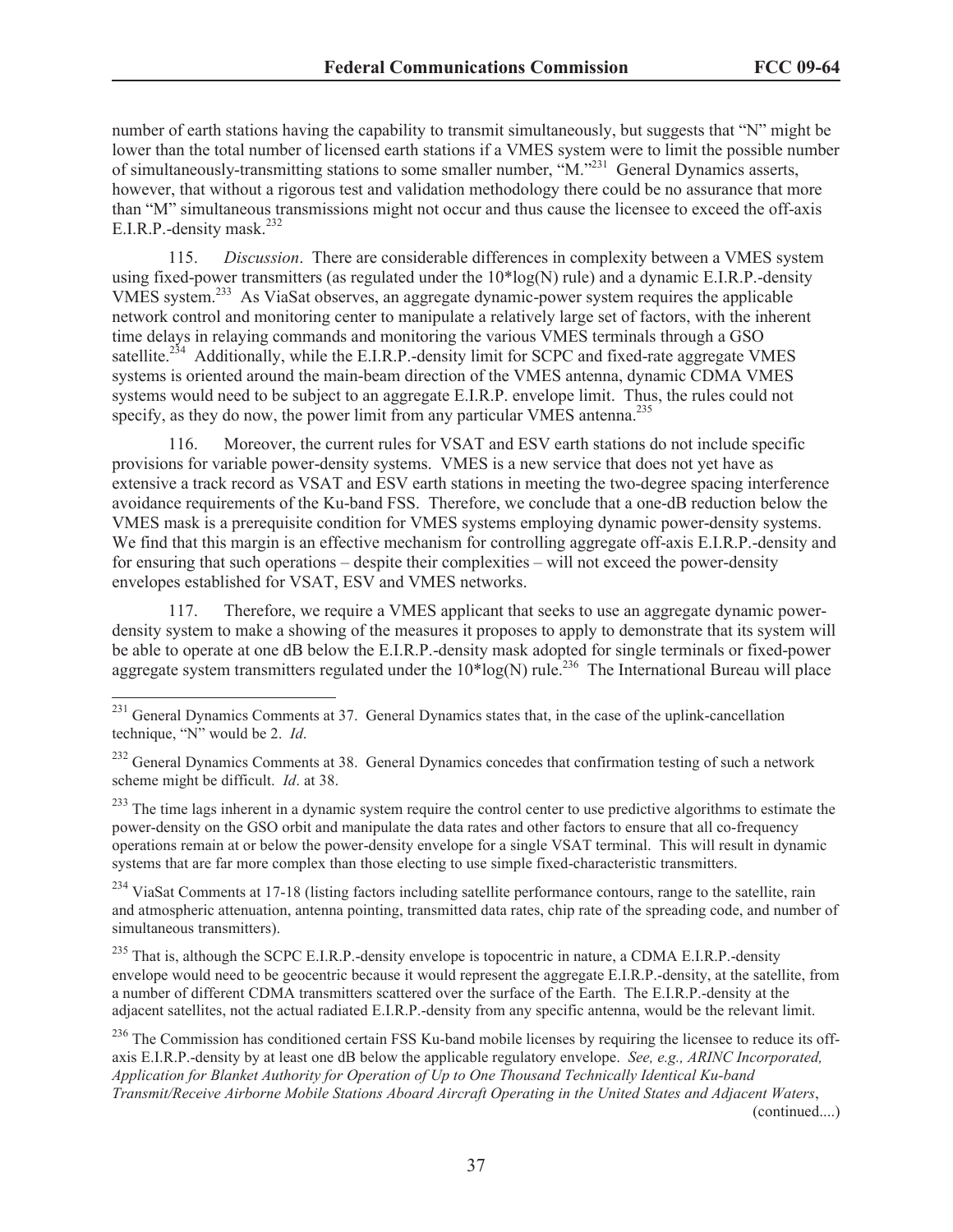number of earth stations having the capability to transmit simultaneously, but suggests that "N" might be lower than the total number of licensed earth stations if a VMES system were to limit the possible number of simultaneously-transmitting stations to some smaller number, "M."[231] General Dynamics asserts, however, that without a rigorous test and validation methodology there could be no assurance that more than "M" simultaneous transmissions might not occur and thus cause the licensee to exceed the off-axis E.I.R.P.-density mask.[232]

115. *Discussion*. There are considerable differences in complexity between a VMES system using fixed-power transmitters (as regulated under the 10*log(N) rule) and a dynamic E.I.R.P.-density VMES system.[233] As ViaSat observes, an aggregate dynamic-power system requires the applicable network control and monitoring center to manipulate a relatively large set of factors, with the inherent time delays in relaying commands and monitoring the various VMES terminals through a GSO satellite.[234] Additionally, while the E.I.R.P.-density limit for SCPC and fixed-rate aggregate VMES systems is oriented around the main-beam direction of the VMES antenna, dynamic CDMA VMES systems would need to be subject to an aggregate E.I.R.P. envelope limit. Thus, the rules could not specify, as they do now, the power limit from any particular VMES antenna.[235]

116. Moreover, the current rules for VSAT and ESV earth stations do not include specific provisions for variable power-density systems. VMES is a new service that does not yet have as extensive a track record as VSAT and ESV earth stations in meeting the two-degree spacing interference avoidance requirements of the Ku-band FSS. Therefore, we conclude that a one-dB reduction below the VMES mask is a prerequisite condition for VMES systems employing dynamic power-density systems. We find that this margin is an effective mechanism for controlling aggregate off-axis E.I.R.P.-density and for ensuring that such operations – despite their complexities – will not exceed the power-density envelopes established for VSAT, ESV and VMES networks.

117. Therefore, we require a VMES applicant that seeks to use an aggregate dynamic power-density system to make a showing of the measures it proposes to apply to demonstrate that its system will be able to operate at one dB below the E.I.R.P.-density mask adopted for single terminals or fixed-power aggregate system transmitters regulated under the 10*log(N) rule.[236] The International Bureau will place

---

[231] General Dynamics Comments at 37. General Dynamics states that, in the case of the uplink-cancellation technique, "N" would be 2. *Id*.

[232] General Dynamics Comments at 38. General Dynamics concedes that confirmation testing of such a network scheme might be difficult. *Id*. at 38.

[233] The time lags inherent in a dynamic system require the control center to use predictive algorithms to estimate the power-density on the GSO orbit and manipulate the data rates and other factors to ensure that all co-frequency operations remain at or below the power-density envelope for a single VSAT terminal. This will result in dynamic systems that are far more complex than those electing to use simple fixed-characteristic transmitters.

[234] ViaSat Comments at 17-18 (listing factors including satellite performance contours, range to the satellite, rain and atmospheric attenuation, antenna pointing, transmitted data rates, chip rate of the spreading code, and number of simultaneous transmitters).

[235] That is, although the SCPC E.I.R.P.-density envelope is topocentric in nature, a CDMA E.I.R.P.-density envelope would need to be geocentric because it would represent the aggregate E.I.R.P.-density, at the satellite, from a number of different CDMA transmitters scattered over the surface of the Earth. The E.I.R.P.-density at the adjacent satellites, not the actual radiated E.I.R.P.-density from any specific antenna, would be the relevant limit.

[236] The Commission has conditioned certain FSS Ku-band mobile licenses by requiring the licensee to reduce its off-axis E.I.R.P.-density by at least one dB below the applicable regulatory envelope. *See, e.g., ARINC Incorporated, Application for Blanket Authority for Operation of Up to One Thousand Technically Identical Ku-band Transmit/Receive Airborne Mobile Stations Aboard Aircraft Operating in the United States and Adjacent Waters*,

(continued....)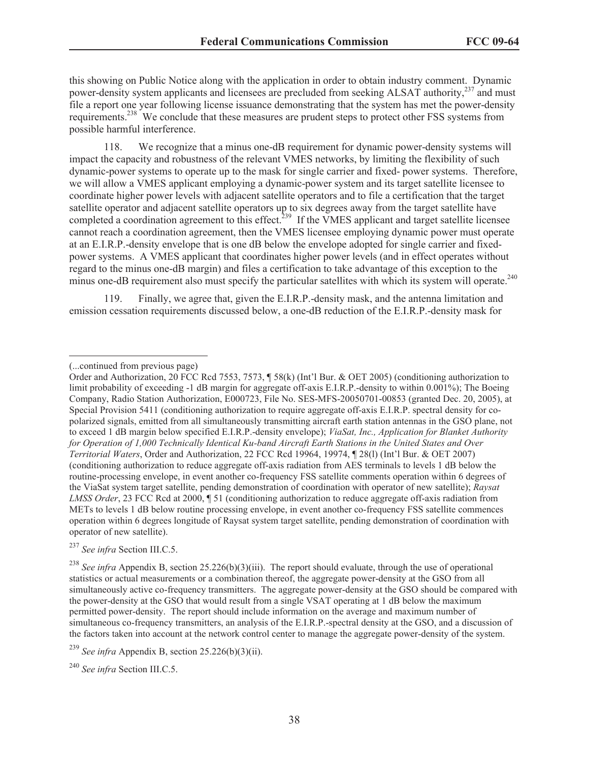this showing on Public Notice along with the application in order to obtain industry comment. Dynamic power-density system applicants and licensees are precluded from seeking ALSAT authority,[237] and must file a report one year following license issuance demonstrating that the system has met the power-density requirements.[238] We conclude that these measures are prudent steps to protect other FSS systems from possible harmful interference.

118. We recognize that a minus one-dB requirement for dynamic power-density systems will impact the capacity and robustness of the relevant VMES networks, by limiting the flexibility of such dynamic-power systems to operate up to the mask for single carrier and fixed- power systems. Therefore, we will allow a VMES applicant employing a dynamic-power system and its target satellite licensee to coordinate higher power levels with adjacent satellite operators and to file a certification that the target satellite operator and adjacent satellite operators up to six degrees away from the target satellite have completed a coordination agreement to this effect.[239] If the VMES applicant and target satellite licensee cannot reach a coordination agreement, then the VMES licensee employing dynamic power must operate at an E.I.R.P.-density envelope that is one dB below the envelope adopted for single carrier and fixed-power systems. A VMES applicant that coordinates higher power levels (and in effect operates without regard to the minus one-dB margin) and files a certification to take advantage of this exception to the minus one-dB requirement also must specify the particular satellites with which its system will operate.[240]

119. Finally, we agree that, given the E.I.R.P.-density mask, and the antenna limitation and emission cessation requirements discussed below, a one-dB reduction of the E.I.R.P.-density mask for

---

(...continued from previous page)

Order and Authorization, 20 FCC Rcd 7553, 7573, ¶ 58(k) (Int'l Bur. & OET 2005) (conditioning authorization to limit probability of exceeding -1 dB margin for aggregate off-axis E.I.R.P.-density to within 0.001%); The Boeing Company, Radio Station Authorization, E000723, File No. SES-MFS-20050701-00853 (granted Dec. 20, 2005), at Special Provision 5411 (conditioning authorization to require aggregate off-axis E.I.R.P. spectral density for co-polarized signals, emitted from all simultaneously transmitting aircraft earth station antennas in the GSO plane, not to exceed 1 dB margin below specified E.I.R.P.-density envelope); *ViaSat, Inc., Application for Blanket Authority for Operation of 1,000 Technically Identical Ku-band Aircraft Earth Stations in the United States and Over Territorial Waters*, Order and Authorization, 22 FCC Rcd 19964, 19974, ¶ 28(l) (Int'l Bur. & OET 2007) (conditioning authorization to reduce aggregate off-axis radiation from AES terminals to levels 1 dB below the routine-processing envelope, in event another co-frequency FSS satellite comments operation within 6 degrees of the ViaSat system target satellite, pending demonstration of coordination with operator of new satellite); *Raysat LMSS Order*, 23 FCC Rcd at 2000, ¶ 51 (conditioning authorization to reduce aggregate off-axis radiation from METs to levels 1 dB below routine processing envelope, in event another co-frequency FSS satellite commences operation within 6 degrees longitude of Raysat system target satellite, pending demonstration of coordination with operator of new satellite).

[237] *See infra* Section III.C.5.

[238] *See infra* Appendix B, section 25.226(b)(3)(iii). The report should evaluate, through the use of operational statistics or actual measurements or a combination thereof, the aggregate power-density at the GSO from all simultaneously active co-frequency transmitters. The aggregate power-density at the GSO should be compared with the power-density at the GSO that would result from a single VSAT operating at 1 dB below the maximum permitted power-density. The report should include information on the average and maximum number of simultaneous co-frequency transmitters, an analysis of the E.I.R.P.-spectral density at the GSO, and a discussion of the factors taken into account at the network control center to manage the aggregate power-density of the system.

[239] *See infra* Appendix B, section 25.226(b)(3)(ii).

[240] *See infra* Section III.C.5.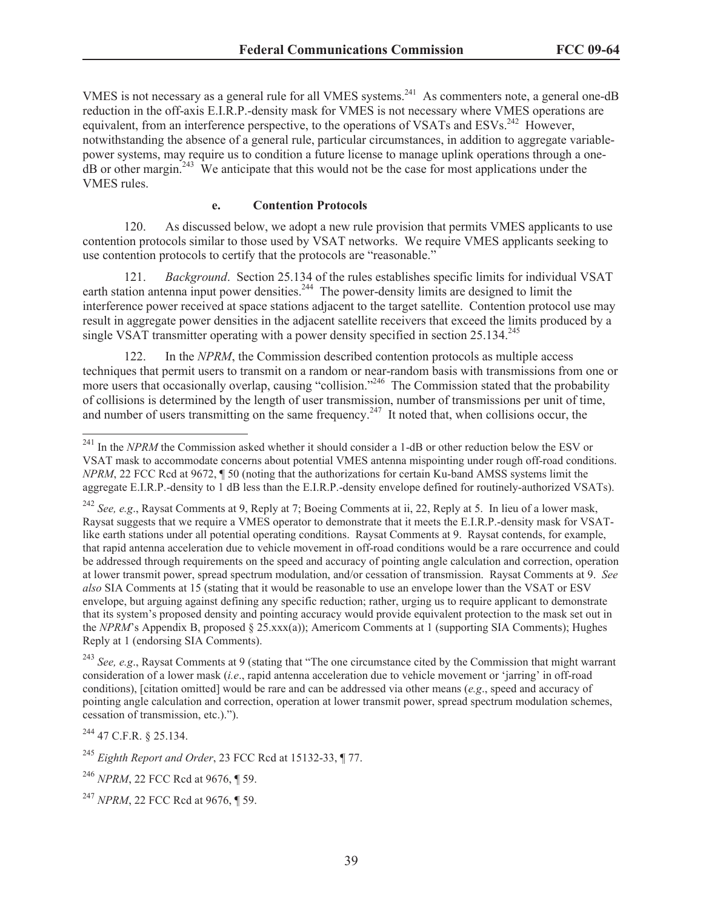VMES is not necessary as a general rule for all VMES systems.[241] As commenters note, a general one-dB reduction in the off-axis E.I.R.P.-density mask for VMES is not necessary where VMES operations are equivalent, from an interference perspective, to the operations of VSATs and ESVs.[242] However, notwithstanding the absence of a general rule, particular circumstances, in addition to aggregate variable-power systems, may require us to condition a future license to manage uplink operations through a one-dB or other margin.[243] We anticipate that this would not be the case for most applications under the VMES rules.

#### e. Contention Protocols

120. As discussed below, we adopt a new rule provision that permits VMES applicants to use contention protocols similar to those used by VSAT networks. We require VMES applicants seeking to use contention protocols to certify that the protocols are "reasonable."

121. *Background*. Section 25.134 of the rules establishes specific limits for individual VSAT earth station antenna input power densities.[244] The power-density limits are designed to limit the interference power received at space stations adjacent to the target satellite. Contention protocol use may result in aggregate power densities in the adjacent satellite receivers that exceed the limits produced by a single VSAT transmitter operating with a power density specified in section 25.134.[245]

122. In the *NPRM*, the Commission described contention protocols as multiple access techniques that permit users to transmit on a random or near-random basis with transmissions from one or more users that occasionally overlap, causing "collision."[246] The Commission stated that the probability of collisions is determined by the length of user transmission, number of transmissions per unit of time, and number of users transmitting on the same frequency.[247] It noted that, when collisions occur, the

---

[241] In the *NPRM* the Commission asked whether it should consider a 1-dB or other reduction below the ESV or VSAT mask to accommodate concerns about potential VMES antenna mispointing under rough off-road conditions. *NPRM*, 22 FCC Rcd at 9672, ¶ 50 (noting that the authorizations for certain Ku-band AMSS systems limit the aggregate E.I.R.P.-density to 1 dB less than the E.I.R.P.-density envelope defined for routinely-authorized VSATs).

[242] *See, e.g*., Raysat Comments at 9, Reply at 7; Boeing Comments at ii, 22, Reply at 5. In lieu of a lower mask, Raysat suggests that we require a VMES operator to demonstrate that it meets the E.I.R.P.-density mask for VSAT-like earth stations under all potential operating conditions. Raysat Comments at 9. Raysat contends, for example, that rapid antenna acceleration due to vehicle movement in off-road conditions would be a rare occurrence and could be addressed through requirements on the speed and accuracy of pointing angle calculation and correction, operation at lower transmit power, spread spectrum modulation, and/or cessation of transmission. Raysat Comments at 9. *See also* SIA Comments at 15 (stating that it would be reasonable to use an envelope lower than the VSAT or ESV envelope, but arguing against defining any specific reduction; rather, urging us to require applicant to demonstrate that its system's proposed density and pointing accuracy would provide equivalent protection to the mask set out in the *NPRM*'s Appendix B, proposed § 25.xxx(a)); Americom Comments at 1 (supporting SIA Comments); Hughes Reply at 1 (endorsing SIA Comments).

[243] *See, e.g*., Raysat Comments at 9 (stating that "The one circumstance cited by the Commission that might warrant consideration of a lower mask (*i.e*., rapid antenna acceleration due to vehicle movement or 'jarring' in off-road conditions), [citation omitted] would be rare and can be addressed via other means (*e.g*., speed and accuracy of pointing angle calculation and correction, operation at lower transmit power, spread spectrum modulation schemes, cessation of transmission, etc.).").

[244] 47 C.F.R. § 25.134.

[245] *Eighth Report and Order*, 23 FCC Rcd at 15132-33, ¶ 77.

[246] *NPRM*, 22 FCC Rcd at 9676, ¶ 59.

[247] *NPRM*, 22 FCC Rcd at 9676, ¶ 59.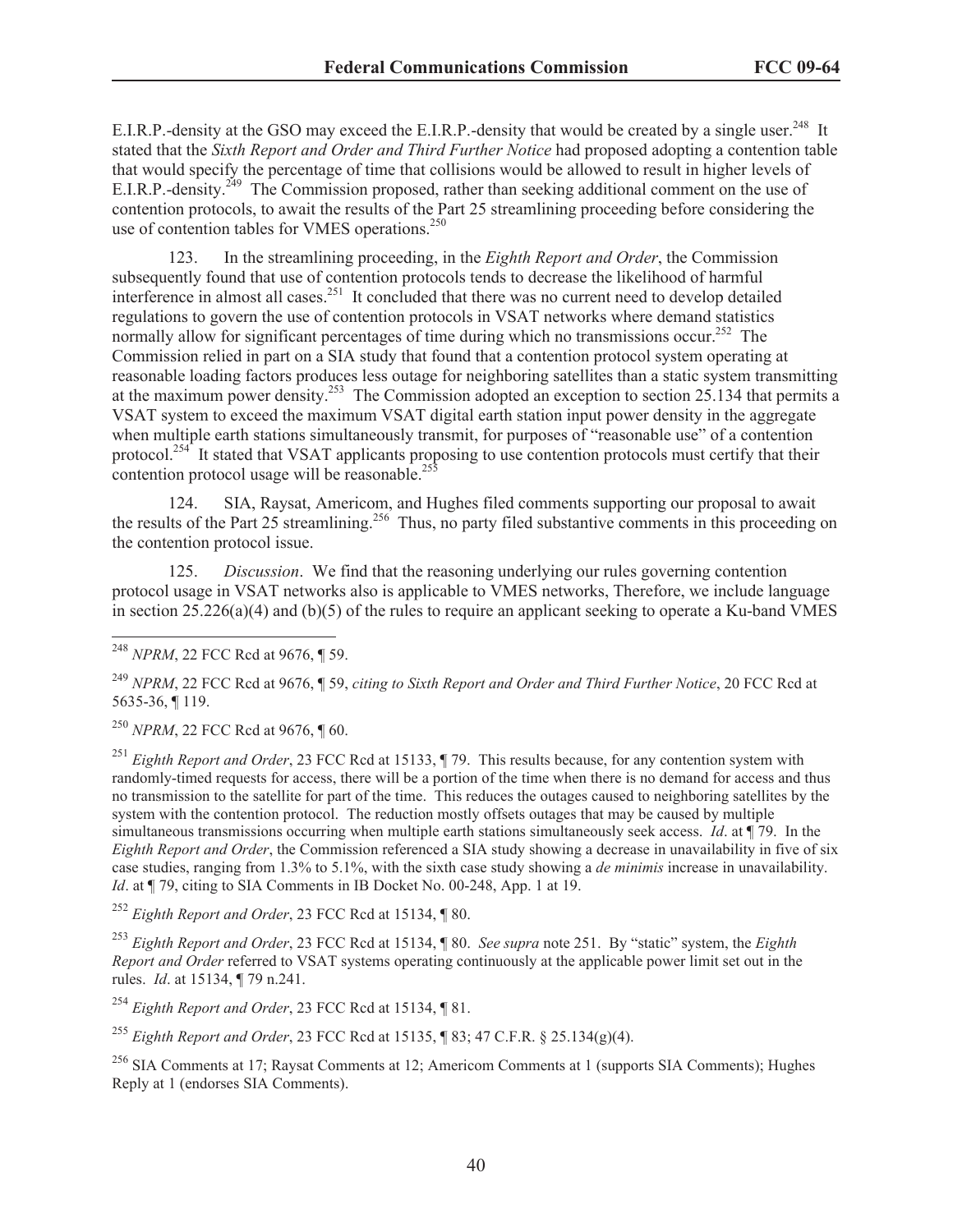E.I.R.P.-density at the GSO may exceed the E.I.R.P.-density that would be created by a single user.[248] It stated that the *Sixth Report and Order and Third Further Notice* had proposed adopting a contention table that would specify the percentage of time that collisions would be allowed to result in higher levels of E.I.R.P.-density.[249] The Commission proposed, rather than seeking additional comment on the use of contention protocols, to await the results of the Part 25 streamlining proceeding before considering the use of contention tables for VMES operations.[250]

123. In the streamlining proceeding, in the *Eighth Report and Order*, the Commission subsequently found that use of contention protocols tends to decrease the likelihood of harmful interference in almost all cases.[251] It concluded that there was no current need to develop detailed regulations to govern the use of contention protocols in VSAT networks where demand statistics normally allow for significant percentages of time during which no transmissions occur.[252] The Commission relied in part on a SIA study that found that a contention protocol system operating at reasonable loading factors produces less outage for neighboring satellites than a static system transmitting at the maximum power density.[253] The Commission adopted an exception to section 25.134 that permits a VSAT system to exceed the maximum VSAT digital earth station input power density in the aggregate when multiple earth stations simultaneously transmit, for purposes of "reasonable use" of a contention protocol.[254] It stated that VSAT applicants proposing to use contention protocols must certify that their contention protocol usage will be reasonable.[255]

124. SIA, Raysat, Americom, and Hughes filed comments supporting our proposal to await the results of the Part 25 streamlining.[256] Thus, no party filed substantive comments in this proceeding on the contention protocol issue.

125. *Discussion*. We find that the reasoning underlying our rules governing contention protocol usage in VSAT networks also is applicable to VMES networks, Therefore, we include language in section 25.226(a)(4) and (b)(5) of the rules to require an applicant seeking to operate a Ku-band VMES

---

[248] *NPRM*, 22 FCC Rcd at 9676, ¶ 59.

[249] *NPRM*, 22 FCC Rcd at 9676, ¶ 59, *citing to Sixth Report and Order and Third Further Notice*, 20 FCC Rcd at 5635-36, ¶ 119.

[250] *NPRM*, 22 FCC Rcd at 9676, ¶ 60.

[251] *Eighth Report and Order*, 23 FCC Rcd at 15133, ¶ 79. This results because, for any contention system with randomly-timed requests for access, there will be a portion of the time when there is no demand for access and thus no transmission to the satellite for part of the time. This reduces the outages caused to neighboring satellites by the system with the contention protocol. The reduction mostly offsets outages that may be caused by multiple simultaneous transmissions occurring when multiple earth stations simultaneously seek access. *Id*. at ¶ 79. In the *Eighth Report and Order*, the Commission referenced a SIA study showing a decrease in unavailability in five of six case studies, ranging from 1.3% to 5.1%, with the sixth case study showing a *de minimis* increase in unavailability. *Id*. at ¶ 79, citing to SIA Comments in IB Docket No. 00-248, App. 1 at 19.

[252] *Eighth Report and Order*, 23 FCC Rcd at 15134, ¶ 80.

[253] *Eighth Report and Order*, 23 FCC Rcd at 15134, ¶ 80. *See supra* note 251. By "static" system, the *Eighth Report and Order* referred to VSAT systems operating continuously at the applicable power limit set out in the rules. *Id*. at 15134, ¶ 79 n.241.

[254] *Eighth Report and Order*, 23 FCC Rcd at 15134, ¶ 81.

[255] *Eighth Report and Order*, 23 FCC Rcd at 15135, ¶ 83; 47 C.F.R. § 25.134(g)(4).

[256] SIA Comments at 17; Raysat Comments at 12; Americom Comments at 1 (supports SIA Comments); Hughes Reply at 1 (endorses SIA Comments).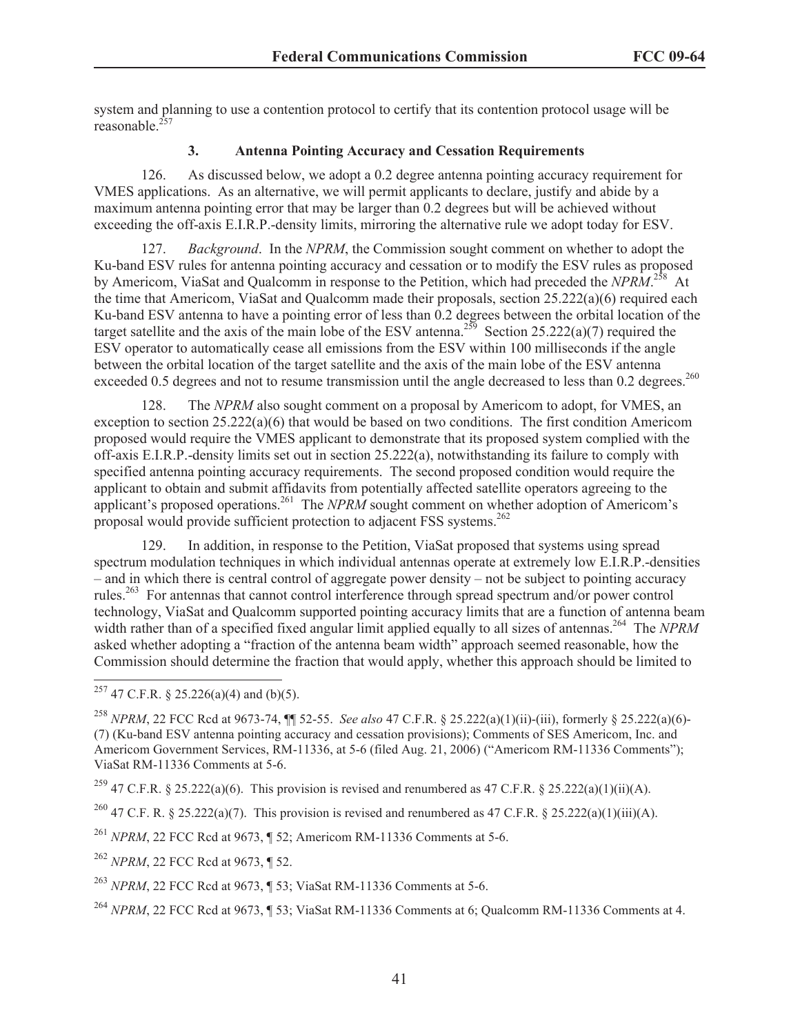system and planning to use a contention protocol to certify that its contention protocol usage will be reasonable.[257]

### 3. Antenna Pointing Accuracy and Cessation Requirements

126. As discussed below, we adopt a 0.2 degree antenna pointing accuracy requirement for VMES applications. As an alternative, we will permit applicants to declare, justify and abide by a maximum antenna pointing error that may be larger than 0.2 degrees but will be achieved without exceeding the off-axis E.I.R.P.-density limits, mirroring the alternative rule we adopt today for ESV.

127. *Background*. In the *NPRM*, the Commission sought comment on whether to adopt the Ku-band ESV rules for antenna pointing accuracy and cessation or to modify the ESV rules as proposed by Americom, ViaSat and Qualcomm in response to the Petition, which had preceded the *NPRM*.[258] At the time that Americom, ViaSat and Qualcomm made their proposals, section 25.222(a)(6) required each Ku-band ESV antenna to have a pointing error of less than 0.2 degrees between the orbital location of the target satellite and the axis of the main lobe of the ESV antenna.[259] Section 25.222(a)(7) required the ESV operator to automatically cease all emissions from the ESV within 100 milliseconds if the angle between the orbital location of the target satellite and the axis of the main lobe of the ESV antenna exceeded 0.5 degrees and not to resume transmission until the angle decreased to less than 0.2 degrees.[260]

128. The *NPRM* also sought comment on a proposal by Americom to adopt, for VMES, an exception to section 25.222(a)(6) that would be based on two conditions. The first condition Americom proposed would require the VMES applicant to demonstrate that its proposed system complied with the off-axis E.I.R.P.-density limits set out in section 25.222(a), notwithstanding its failure to comply with specified antenna pointing accuracy requirements. The second proposed condition would require the applicant to obtain and submit affidavits from potentially affected satellite operators agreeing to the applicant's proposed operations.[261] The *NPRM* sought comment on whether adoption of Americom's proposal would provide sufficient protection to adjacent FSS systems.[262]

129. In addition, in response to the Petition, ViaSat proposed that systems using spread spectrum modulation techniques in which individual antennas operate at extremely low E.I.R.P.-densities – and in which there is central control of aggregate power density – not be subject to pointing accuracy rules.[263] For antennas that cannot control interference through spread spectrum and/or power control technology, ViaSat and Qualcomm supported pointing accuracy limits that are a function of antenna beam width rather than of a specified fixed angular limit applied equally to all sizes of antennas.[264] The *NPRM* asked whether adopting a "fraction of the antenna beam width" approach seemed reasonable, how the Commission should determine the fraction that would apply, whether this approach should be limited to

---

[257] 47 C.F.R. § 25.226(a)(4) and (b)(5).

[258] *NPRM*, 22 FCC Rcd at 9673-74, ¶¶ 52-55. *See also* 47 C.F.R. § 25.222(a)(1)(ii)-(iii), formerly § 25.222(a)(6)-(7) (Ku-band ESV antenna pointing accuracy and cessation provisions); Comments of SES Americom, Inc. and Americom Government Services, RM-11336, at 5-6 (filed Aug. 21, 2006) ("Americom RM-11336 Comments"); ViaSat RM-11336 Comments at 5-6.

[259] 47 C.F.R. § 25.222(a)(6). This provision is revised and renumbered as 47 C.F.R. § 25.222(a)(1)(ii)(A).

[260] 47 C.F. R. § 25.222(a)(7). This provision is revised and renumbered as 47 C.F.R. § 25.222(a)(1)(iii)(A).

[261] *NPRM*, 22 FCC Rcd at 9673, ¶ 52; Americom RM-11336 Comments at 5-6.

[262] *NPRM*, 22 FCC Rcd at 9673, ¶ 52.

[263] *NPRM*, 22 FCC Rcd at 9673, ¶ 53; ViaSat RM-11336 Comments at 5-6.

[264] *NPRM*, 22 FCC Rcd at 9673, ¶ 53; ViaSat RM-11336 Comments at 6; Qualcomm RM-11336 Comments at 4.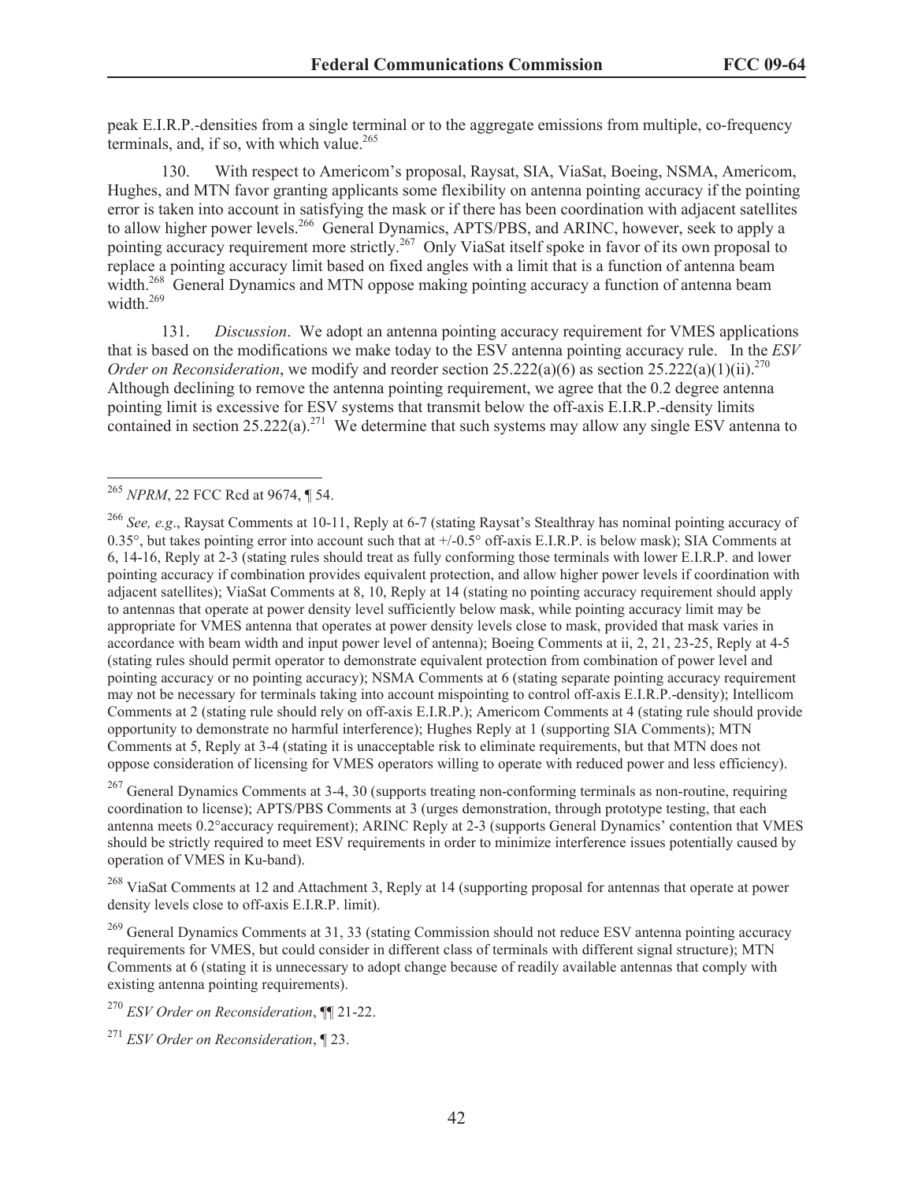peak E.I.R.P.-densities from a single terminal or to the aggregate emissions from multiple, co-frequency terminals, and, if so, with which value.[265]

130. With respect to Americom's proposal, Raysat, SIA, ViaSat, Boeing, NSMA, Americom, Hughes, and MTN favor granting applicants some flexibility on antenna pointing accuracy if the pointing error is taken into account in satisfying the mask or if there has been coordination with adjacent satellites to allow higher power levels.[266] General Dynamics, APTS/PBS, and ARINC, however, seek to apply a pointing accuracy requirement more strictly.[267] Only ViaSat itself spoke in favor of its own proposal to replace a pointing accuracy limit based on fixed angles with a limit that is a function of antenna beam width.[268] General Dynamics and MTN oppose making pointing accuracy a function of antenna beam width.[269]

131. *Discussion*. We adopt an antenna pointing accuracy requirement for VMES applications that is based on the modifications we make today to the ESV antenna pointing accuracy rule. In the *ESV Order on Reconsideration*, we modify and reorder section 25.222(a)(6) as section 25.222(a)(1)(ii).[270] Although declining to remove the antenna pointing requirement, we agree that the 0.2 degree antenna pointing limit is excessive for ESV systems that transmit below the off-axis E.I.R.P.-density limits contained in section 25.222(a).[271] We determine that such systems may allow any single ESV antenna to

---

[265] *NPRM*, 22 FCC Rcd at 9674, ¶ 54.

[266] *See, e.g*., Raysat Comments at 10-11, Reply at 6-7 (stating Raysat's Stealthray has nominal pointing accuracy of 0.35°, but takes pointing error into account such that at +/-0.5° off-axis E.I.R.P. is below mask); SIA Comments at 6, 14-16, Reply at 2-3 (stating rules should treat as fully conforming those terminals with lower E.I.R.P. and lower pointing accuracy if combination provides equivalent protection, and allow higher power levels if coordination with adjacent satellites); ViaSat Comments at 8, 10, Reply at 14 (stating no pointing accuracy requirement should apply to antennas that operate at power density level sufficiently below mask, while pointing accuracy limit may be appropriate for VMES antenna that operates at power density levels close to mask, provided that mask varies in accordance with beam width and input power level of antenna); Boeing Comments at ii, 2, 21, 23-25, Reply at 4-5 (stating rules should permit operator to demonstrate equivalent protection from combination of power level and pointing accuracy or no pointing accuracy); NSMA Comments at 6 (stating separate pointing accuracy requirement may not be necessary for terminals taking into account mispointing to control off-axis E.I.R.P.-density); Intellicom Comments at 2 (stating rule should rely on off-axis E.I.R.P.); Americom Comments at 4 (stating rule should provide opportunity to demonstrate no harmful interference); Hughes Reply at 1 (supporting SIA Comments); MTN Comments at 5, Reply at 3-4 (stating it is unacceptable risk to eliminate requirements, but that MTN does not oppose consideration of licensing for VMES operators willing to operate with reduced power and less efficiency).

[267] General Dynamics Comments at 3-4, 30 (supports treating non-conforming terminals as non-routine, requiring coordination to license); APTS/PBS Comments at 3 (urges demonstration, through prototype testing, that each antenna meets 0.2°accuracy requirement); ARINC Reply at 2-3 (supports General Dynamics' contention that VMES should be strictly required to meet ESV requirements in order to minimize interference issues potentially caused by operation of VMES in Ku-band).

[268] ViaSat Comments at 12 and Attachment 3, Reply at 14 (supporting proposal for antennas that operate at power density levels close to off-axis E.I.R.P. limit).

[269] General Dynamics Comments at 31, 33 (stating Commission should not reduce ESV antenna pointing accuracy requirements for VMES, but could consider in different class of terminals with different signal structure); MTN Comments at 6 (stating it is unnecessary to adopt change because of readily available antennas that comply with existing antenna pointing requirements).

[270] *ESV Order on Reconsideration*, ¶¶ 21-22.

[271] *ESV Order on Reconsideration*, ¶ 23.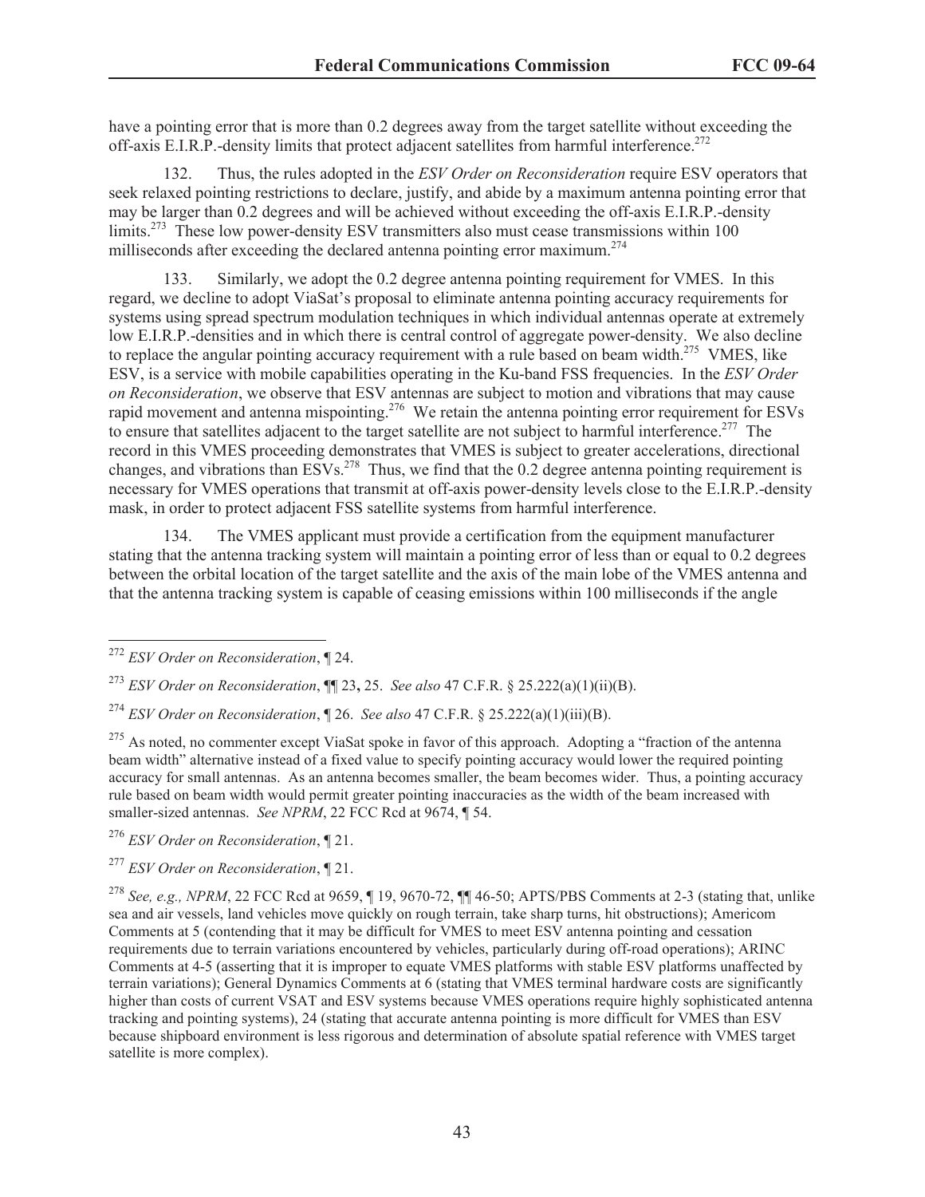have a pointing error that is more than 0.2 degrees away from the target satellite without exceeding the off-axis E.I.R.P.-density limits that protect adjacent satellites from harmful interference.[272]

132. Thus, the rules adopted in the *ESV Order on Reconsideration* require ESV operators that seek relaxed pointing restrictions to declare, justify, and abide by a maximum antenna pointing error that may be larger than 0.2 degrees and will be achieved without exceeding the off-axis E.I.R.P.-density limits.[273] These low power-density ESV transmitters also must cease transmissions within 100 milliseconds after exceeding the declared antenna pointing error maximum.[274]

133. Similarly, we adopt the 0.2 degree antenna pointing requirement for VMES. In this regard, we decline to adopt ViaSat's proposal to eliminate antenna pointing accuracy requirements for systems using spread spectrum modulation techniques in which individual antennas operate at extremely low E.I.R.P.-densities and in which there is central control of aggregate power-density. We also decline to replace the angular pointing accuracy requirement with a rule based on beam width.[275] VMES, like ESV, is a service with mobile capabilities operating in the Ku-band FSS frequencies. In the *ESV Order on Reconsideration*, we observe that ESV antennas are subject to motion and vibrations that may cause rapid movement and antenna mispointing.[276] We retain the antenna pointing error requirement for ESVs to ensure that satellites adjacent to the target satellite are not subject to harmful interference.[277] The record in this VMES proceeding demonstrates that VMES is subject to greater accelerations, directional changes, and vibrations than ESVs.[278] Thus, we find that the 0.2 degree antenna pointing requirement is necessary for VMES operations that transmit at off-axis power-density levels close to the E.I.R.P.-density mask, in order to protect adjacent FSS satellite systems from harmful interference.

134. The VMES applicant must provide a certification from the equipment manufacturer stating that the antenna tracking system will maintain a pointing error of less than or equal to 0.2 degrees between the orbital location of the target satellite and the axis of the main lobe of the VMES antenna and that the antenna tracking system is capable of ceasing emissions within 100 milliseconds if the angle

---

[272] *ESV Order on Reconsideration*, ¶ 24.

[273] *ESV Order on Reconsideration*, ¶¶ 23**,** 25. *See also* 47 C.F.R. § 25.222(a)(1)(ii)(B).

[274] *ESV Order on Reconsideration*, ¶ 26. *See also* 47 C.F.R. § 25.222(a)(1)(iii)(B).

[275] As noted, no commenter except ViaSat spoke in favor of this approach. Adopting a "fraction of the antenna beam width" alternative instead of a fixed value to specify pointing accuracy would lower the required pointing accuracy for small antennas. As an antenna becomes smaller, the beam becomes wider. Thus, a pointing accuracy rule based on beam width would permit greater pointing inaccuracies as the width of the beam increased with smaller-sized antennas. *See NPRM*, 22 FCC Rcd at 9674, ¶ 54.

[276] *ESV Order on Reconsideration*, ¶ 21.

[277] *ESV Order on Reconsideration*, ¶ 21.

[278] *See, e.g., NPRM*, 22 FCC Rcd at 9659, ¶ 19, 9670-72, ¶¶ 46-50; APTS/PBS Comments at 2-3 (stating that, unlike sea and air vessels, land vehicles move quickly on rough terrain, take sharp turns, hit obstructions); Americom Comments at 5 (contending that it may be difficult for VMES to meet ESV antenna pointing and cessation requirements due to terrain variations encountered by vehicles, particularly during off-road operations); ARINC Comments at 4-5 (asserting that it is improper to equate VMES platforms with stable ESV platforms unaffected by terrain variations); General Dynamics Comments at 6 (stating that VMES terminal hardware costs are significantly higher than costs of current VSAT and ESV systems because VMES operations require highly sophisticated antenna tracking and pointing systems), 24 (stating that accurate antenna pointing is more difficult for VMES than ESV because shipboard environment is less rigorous and determination of absolute spatial reference with VMES target satellite is more complex).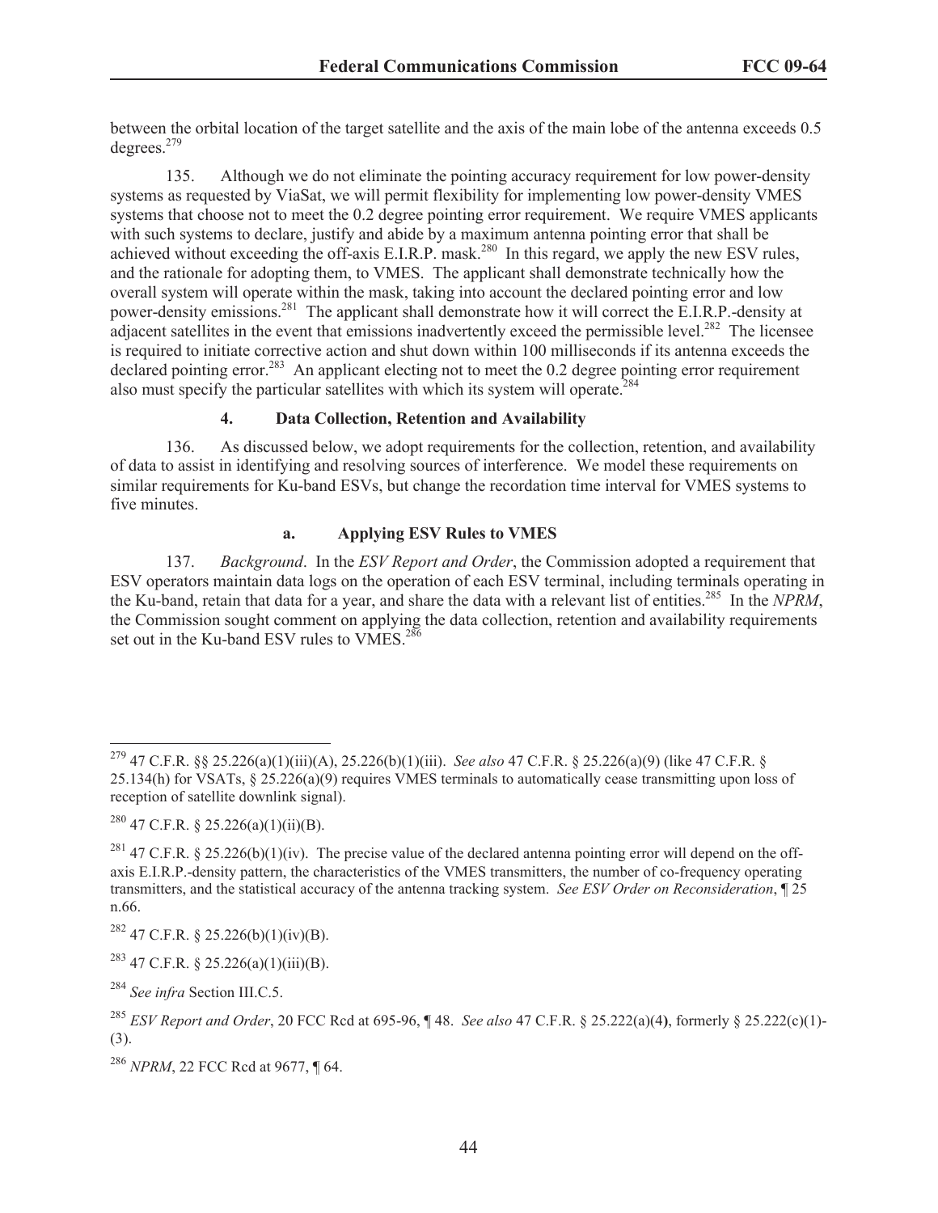between the orbital location of the target satellite and the axis of the main lobe of the antenna exceeds 0.5 degrees.[279]

135. Although we do not eliminate the pointing accuracy requirement for low power-density systems as requested by ViaSat, we will permit flexibility for implementing low power-density VMES systems that choose not to meet the 0.2 degree pointing error requirement. We require VMES applicants with such systems to declare, justify and abide by a maximum antenna pointing error that shall be achieved without exceeding the off-axis E.I.R.P. mask.[280] In this regard, we apply the new ESV rules, and the rationale for adopting them, to VMES. The applicant shall demonstrate technically how the overall system will operate within the mask, taking into account the declared pointing error and low power-density emissions.[281] The applicant shall demonstrate how it will correct the E.I.R.P.-density at adjacent satellites in the event that emissions inadvertently exceed the permissible level.[282] The licensee is required to initiate corrective action and shut down within 100 milliseconds if its antenna exceeds the declared pointing error.[283] An applicant electing not to meet the 0.2 degree pointing error requirement also must specify the particular satellites with which its system will operate.[284]

#### 4. Data Collection, Retention and Availability

136. As discussed below, we adopt requirements for the collection, retention, and availability of data to assist in identifying and resolving sources of interference. We model these requirements on similar requirements for Ku-band ESVs, but change the recordation time interval for VMES systems to five minutes.

##### a. Applying ESV Rules to VMES

137. *Background*. In the *ESV Report and Order*, the Commission adopted a requirement that ESV operators maintain data logs on the operation of each ESV terminal, including terminals operating in the Ku-band, retain that data for a year, and share the data with a relevant list of entities.[285] In the *NPRM*, the Commission sought comment on applying the data collection, retention and availability requirements set out in the Ku-band ESV rules to VMES.[286]

---

[279] 47 C.F.R. §§ 25.226(a)(1)(iii)(A), 25.226(b)(1)(iii). *See also* 47 C.F.R. § 25.226(a)(9) (like 47 C.F.R. § 25.134(h) for VSATs, § 25.226(a)(9) requires VMES terminals to automatically cease transmitting upon loss of reception of satellite downlink signal).

[280] 47 C.F.R. § 25.226(a)(1)(ii)(B).

[281] 47 C.F.R. § 25.226(b)(1)(iv). The precise value of the declared antenna pointing error will depend on the off-axis E.I.R.P.-density pattern, the characteristics of the VMES transmitters, the number of co-frequency operating transmitters, and the statistical accuracy of the antenna tracking system. *See ESV Order on Reconsideration*, ¶ 25 n.66.

[282] 47 C.F.R. § 25.226(b)(1)(iv)(B).

[283] 47 C.F.R. § 25.226(a)(1)(iii)(B).

[284] *See infra* Section III.C.5.

[285] *ESV Report and Order*, 20 FCC Rcd at 695-96, ¶ 48. *See also* 47 C.F.R. § 25.222(a)(4), formerly § 25.222(c)(1)-(3).

[286] *NPRM*, 22 FCC Rcd at 9677, ¶ 64.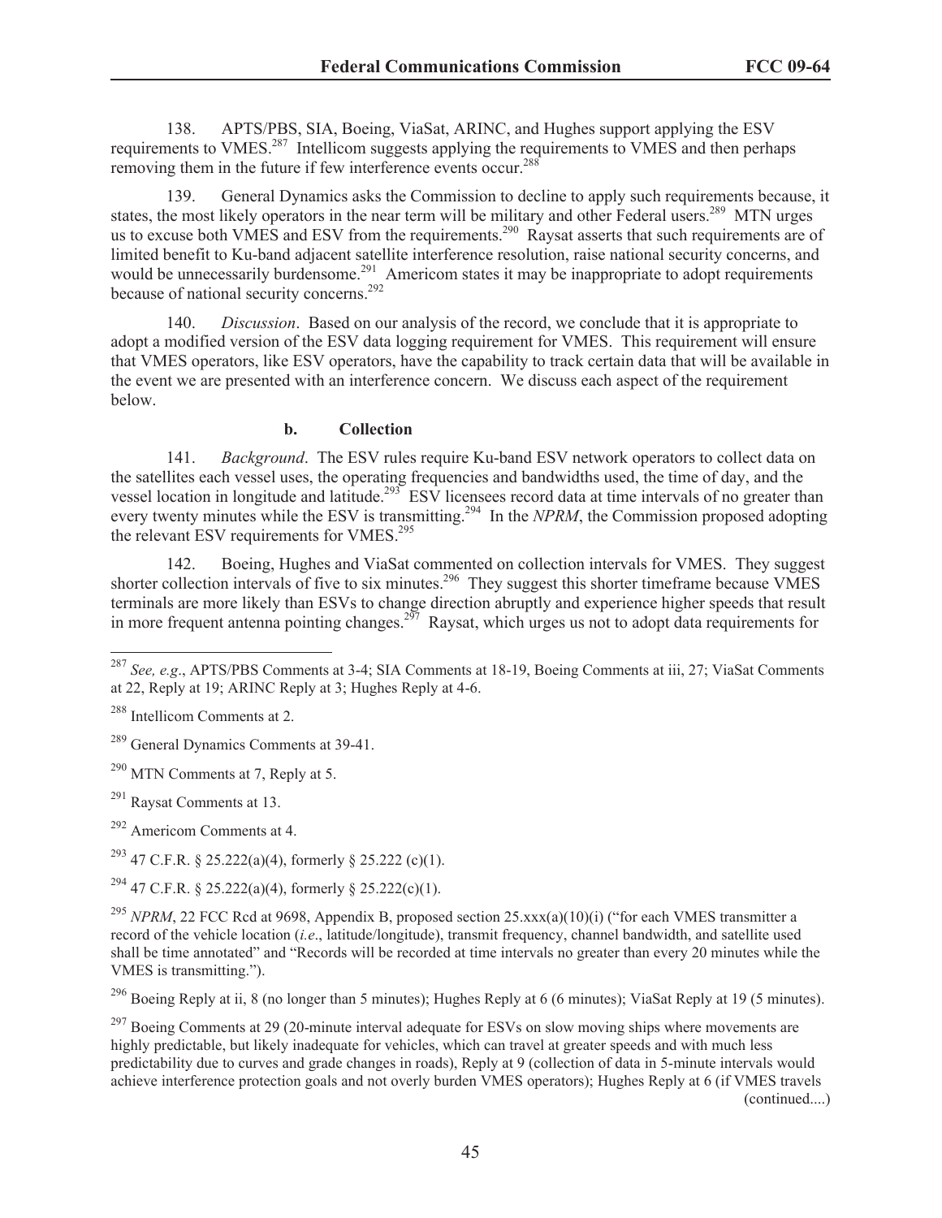138. APTS/PBS, SIA, Boeing, ViaSat, ARINC, and Hughes support applying the ESV requirements to VMES.[287] Intellicom suggests applying the requirements to VMES and then perhaps removing them in the future if few interference events occur.[288]

139. General Dynamics asks the Commission to decline to apply such requirements because, it states, the most likely operators in the near term will be military and other Federal users.[289] MTN urges us to excuse both VMES and ESV from the requirements.[290] Raysat asserts that such requirements are of limited benefit to Ku-band adjacent satellite interference resolution, raise national security concerns, and would be unnecessarily burdensome.[291] Americom states it may be inappropriate to adopt requirements because of national security concerns.[292]

140. *Discussion*. Based on our analysis of the record, we conclude that it is appropriate to adopt a modified version of the ESV data logging requirement for VMES. This requirement will ensure that VMES operators, like ESV operators, have the capability to track certain data that will be available in the event we are presented with an interference concern. We discuss each aspect of the requirement below.

#### b. Collection

141. *Background*. The ESV rules require Ku-band ESV network operators to collect data on the satellites each vessel uses, the operating frequencies and bandwidths used, the time of day, and the vessel location in longitude and latitude.[293] ESV licensees record data at time intervals of no greater than every twenty minutes while the ESV is transmitting.[294] In the *NPRM*, the Commission proposed adopting the relevant ESV requirements for VMES.[295]

142. Boeing, Hughes and ViaSat commented on collection intervals for VMES. They suggest shorter collection intervals of five to six minutes.[296] They suggest this shorter timeframe because VMES terminals are more likely than ESVs to change direction abruptly and experience higher speeds that result in more frequent antenna pointing changes.[297] Raysat, which urges us not to adopt data requirements for

---

[287] *See, e.g.*, APTS/PBS Comments at 3-4; SIA Comments at 18-19, Boeing Comments at iii, 27; ViaSat Comments at 22, Reply at 19; ARINC Reply at 3; Hughes Reply at 4-6.

[288] Intellicom Comments at 2.

[289] General Dynamics Comments at 39-41.

[290] MTN Comments at 7, Reply at 5.

[291] Raysat Comments at 13.

[292] Americom Comments at 4.

[293] 47 C.F.R. § 25.222(a)(4), formerly § 25.222 (c)(1).

[294] 47 C.F.R. § 25.222(a)(4), formerly § 25.222(c)(1).

[295] *NPRM*, 22 FCC Rcd at 9698, Appendix B, proposed section 25.xxx(a)(10)(i) ("for each VMES transmitter a record of the vehicle location (*i.e*., latitude/longitude), transmit frequency, channel bandwidth, and satellite used shall be time annotated" and "Records will be recorded at time intervals no greater than every 20 minutes while the VMES is transmitting.").

[296] Boeing Reply at ii, 8 (no longer than 5 minutes); Hughes Reply at 6 (6 minutes); ViaSat Reply at 19 (5 minutes).

[297] Boeing Comments at 29 (20-minute interval adequate for ESVs on slow moving ships where movements are highly predictable, but likely inadequate for vehicles, which can travel at greater speeds and with much less predictability due to curves and grade changes in roads), Reply at 9 (collection of data in 5-minute intervals would achieve interference protection goals and not overly burden VMES operators); Hughes Reply at 6 (if VMES travels (continued....)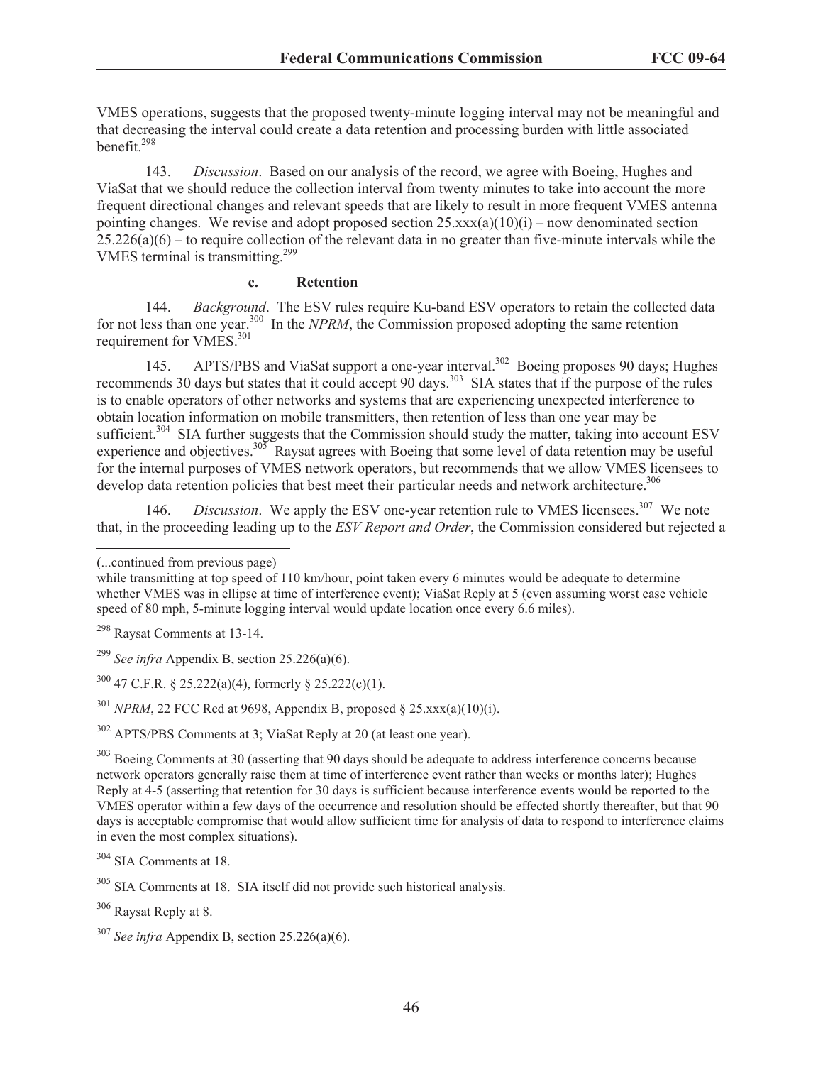VMES operations, suggests that the proposed twenty-minute logging interval may not be meaningful and that decreasing the interval could create a data retention and processing burden with little associated benefit.[298]

143. *Discussion*. Based on our analysis of the record, we agree with Boeing, Hughes and ViaSat that we should reduce the collection interval from twenty minutes to take into account the more frequent directional changes and relevant speeds that are likely to result in more frequent VMES antenna pointing changes. We revise and adopt proposed section 25.xxx(a)(10)(i) – now denominated section 25.226(a)(6) – to require collection of the relevant data in no greater than five-minute intervals while the VMES terminal is transmitting.[299]

### c. Retention

144. *Background*. The ESV rules require Ku-band ESV operators to retain the collected data for not less than one year.[300] In the *NPRM*, the Commission proposed adopting the same retention requirement for VMES.[301]

145. APTS/PBS and ViaSat support a one-year interval.[302] Boeing proposes 90 days; Hughes recommends 30 days but states that it could accept 90 days.[303] SIA states that if the purpose of the rules is to enable operators of other networks and systems that are experiencing unexpected interference to obtain location information on mobile transmitters, then retention of less than one year may be sufficient.[304] SIA further suggests that the Commission should study the matter, taking into account ESV experience and objectives.[305] Raysat agrees with Boeing that some level of data retention may be useful for the internal purposes of VMES network operators, but recommends that we allow VMES licensees to develop data retention policies that best meet their particular needs and network architecture.[306]

146. *Discussion*. We apply the ESV one-year retention rule to VMES licensees.[307] We note that, in the proceeding leading up to the *ESV Report and Order*, the Commission considered but rejected a

---

(...continued from previous page)
while transmitting at top speed of 110 km/hour, point taken every 6 minutes would be adequate to determine whether VMES was in ellipse at time of interference event); ViaSat Reply at 5 (even assuming worst case vehicle speed of 80 mph, 5-minute logging interval would update location once every 6.6 miles).

[298] Raysat Comments at 13-14.

[299] *See infra* Appendix B, section 25.226(a)(6).

[300] 47 C.F.R. § 25.222(a)(4), formerly § 25.222(c)(1).

[301] *NPRM*, 22 FCC Rcd at 9698, Appendix B, proposed § 25.xxx(a)(10)(i).

[302] APTS/PBS Comments at 3; ViaSat Reply at 20 (at least one year).

[303] Boeing Comments at 30 (asserting that 90 days should be adequate to address interference concerns because network operators generally raise them at time of interference event rather than weeks or months later); Hughes Reply at 4-5 (asserting that retention for 30 days is sufficient because interference events would be reported to the VMES operator within a few days of the occurrence and resolution should be effected shortly thereafter, but that 90 days is acceptable compromise that would allow sufficient time for analysis of data to respond to interference claims in even the most complex situations).

[304] SIA Comments at 18.

[305] SIA Comments at 18. SIA itself did not provide such historical analysis.

[306] Raysat Reply at 8.

[307] *See infra* Appendix B, section 25.226(a)(6).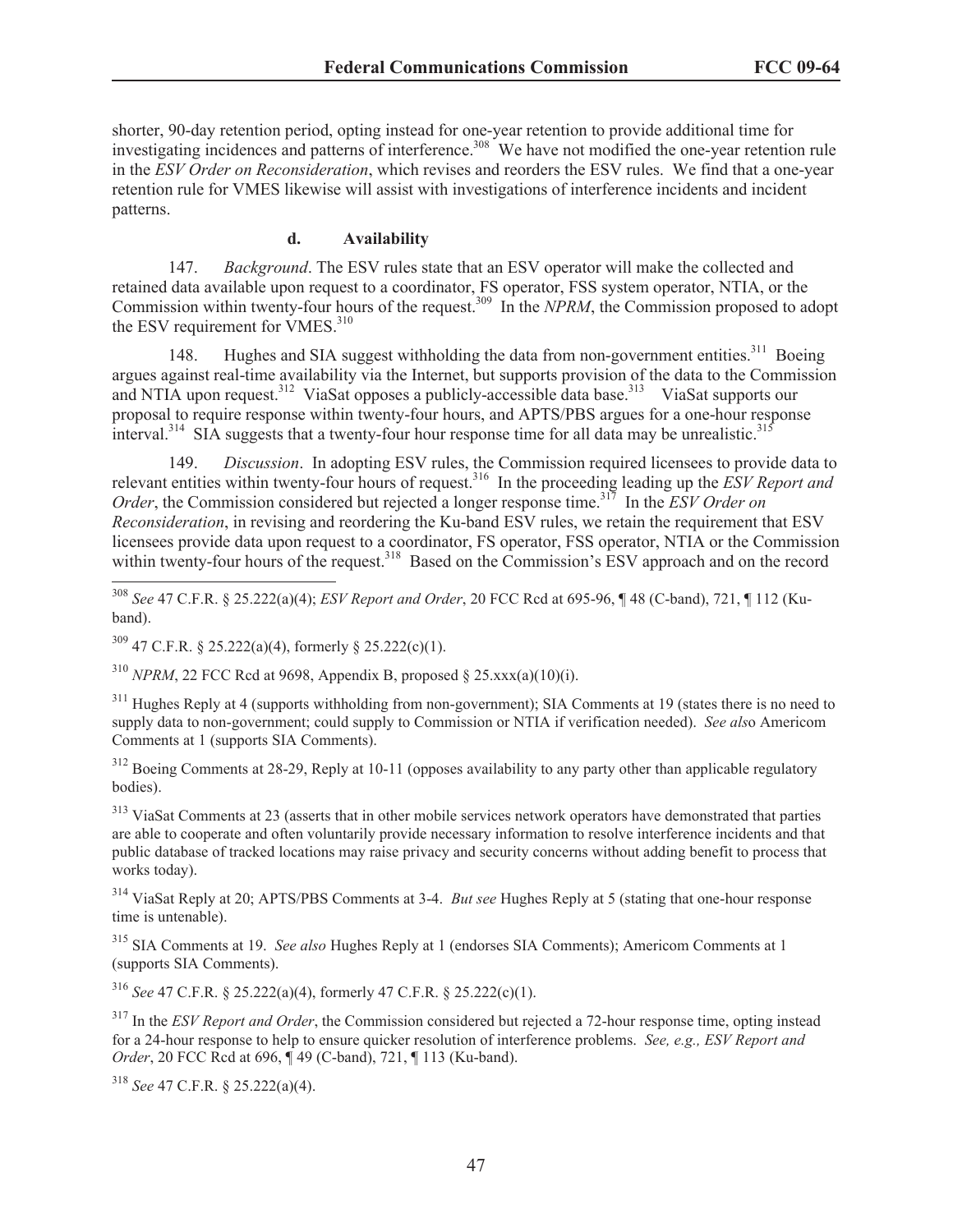shorter, 90-day retention period, opting instead for one-year retention to provide additional time for investigating incidences and patterns of interference.[308] We have not modified the one-year retention rule in the *ESV Order on Reconsideration*, which revises and reorders the ESV rules. We find that a one-year retention rule for VMES likewise will assist with investigations of interference incidents and incident patterns.

#### d. Availability

147. *Background*. The ESV rules state that an ESV operator will make the collected and retained data available upon request to a coordinator, FS operator, FSS system operator, NTIA, or the Commission within twenty-four hours of the request.[309] In the *NPRM*, the Commission proposed to adopt the ESV requirement for VMES.[310]

148. Hughes and SIA suggest withholding the data from non-government entities.[311] Boeing argues against real-time availability via the Internet, but supports provision of the data to the Commission and NTIA upon request.[312] ViaSat opposes a publicly-accessible data base.[313] ViaSat supports our proposal to require response within twenty-four hours, and APTS/PBS argues for a one-hour response interval.[314] SIA suggests that a twenty-four hour response time for all data may be unrealistic.[315]

149. *Discussion*. In adopting ESV rules, the Commission required licensees to provide data to relevant entities within twenty-four hours of request.[316] In the proceeding leading up the *ESV Report and Order*, the Commission considered but rejected a longer response time.[317] In the *ESV Order on Reconsideration*, in revising and reordering the Ku-band ESV rules, we retain the requirement that ESV licensees provide data upon request to a coordinator, FS operator, FSS operator, NTIA or the Commission within twenty-four hours of the request.[318] Based on the Commission's ESV approach and on the record

---

[308] *See* 47 C.F.R. § 25.222(a)(4); *ESV Report and Order*, 20 FCC Rcd at 695-96, ¶ 48 (C-band), 721, ¶ 112 (Ku-band).

[309] 47 C.F.R. § 25.222(a)(4), formerly § 25.222(c)(1).

[310] *NPRM*, 22 FCC Rcd at 9698, Appendix B, proposed § 25.xxx(a)(10)(i).

[311] Hughes Reply at 4 (supports withholding from non-government); SIA Comments at 19 (states there is no need to supply data to non-government; could supply to Commission or NTIA if verification needed). *See also* Americom Comments at 1 (supports SIA Comments).

[312] Boeing Comments at 28-29, Reply at 10-11 (opposes availability to any party other than applicable regulatory bodies).

[313] ViaSat Comments at 23 (asserts that in other mobile services network operators have demonstrated that parties are able to cooperate and often voluntarily provide necessary information to resolve interference incidents and that public database of tracked locations may raise privacy and security concerns without adding benefit to process that works today).

[314] ViaSat Reply at 20; APTS/PBS Comments at 3-4. *But see* Hughes Reply at 5 (stating that one-hour response time is untenable).

[315] SIA Comments at 19. *See also* Hughes Reply at 1 (endorses SIA Comments); Americom Comments at 1 (supports SIA Comments).

[316] *See* 47 C.F.R. § 25.222(a)(4), formerly 47 C.F.R. § 25.222(c)(1).

[317] In the *ESV Report and Order*, the Commission considered but rejected a 72-hour response time, opting instead for a 24-hour response to help to ensure quicker resolution of interference problems. *See, e.g., ESV Report and Order*, 20 FCC Rcd at 696, ¶ 49 (C-band), 721, ¶ 113 (Ku-band).

[318] *See* 47 C.F.R. § 25.222(a)(4).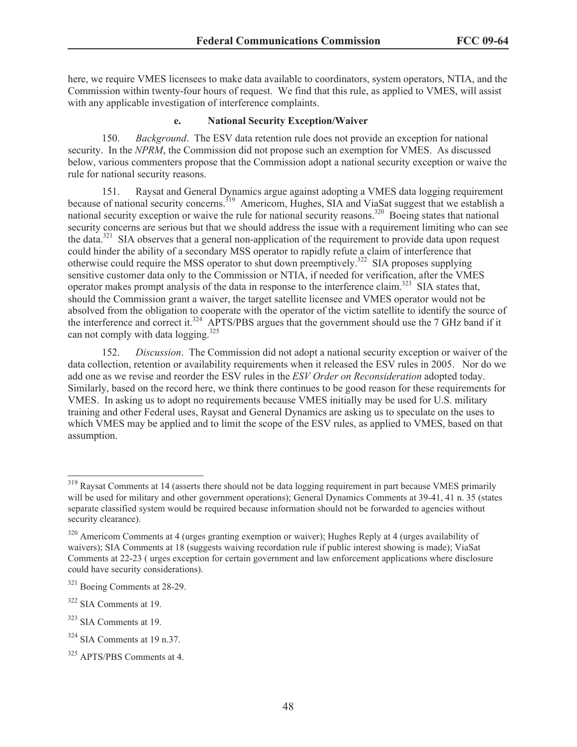here, we require VMES licensees to make data available to coordinators, system operators, NTIA, and the Commission within twenty-four hours of request. We find that this rule, as applied to VMES, will assist with any applicable investigation of interference complaints.

### e. National Security Exception/Waiver

150. *Background*. The ESV data retention rule does not provide an exception for national security. In the *NPRM*, the Commission did not propose such an exemption for VMES. As discussed below, various commenters propose that the Commission adopt a national security exception or waive the rule for national security reasons.

151. Raysat and General Dynamics argue against adopting a VMES data logging requirement because of national security concerns.[319] Americom, Hughes, SIA and ViaSat suggest that we establish a national security exception or waive the rule for national security reasons.[320] Boeing states that national security concerns are serious but that we should address the issue with a requirement limiting who can see the data.[321] SIA observes that a general non-application of the requirement to provide data upon request could hinder the ability of a secondary MSS operator to rapidly refute a claim of interference that otherwise could require the MSS operator to shut down preemptively.[322] SIA proposes supplying sensitive customer data only to the Commission or NTIA, if needed for verification, after the VMES operator makes prompt analysis of the data in response to the interference claim.[323] SIA states that, should the Commission grant a waiver, the target satellite licensee and VMES operator would not be absolved from the obligation to cooperate with the operator of the victim satellite to identify the source of the interference and correct it.[324] APTS/PBS argues that the government should use the 7 GHz band if it can not comply with data logging.[325]

152. *Discussion*. The Commission did not adopt a national security exception or waiver of the data collection, retention or availability requirements when it released the ESV rules in 2005. Nor do we add one as we revise and reorder the ESV rules in the *ESV Order on Reconsideration* adopted today. Similarly, based on the record here, we think there continues to be good reason for these requirements for VMES. In asking us to adopt no requirements because VMES initially may be used for U.S. military training and other Federal uses, Raysat and General Dynamics are asking us to speculate on the uses to which VMES may be applied and to limit the scope of the ESV rules, as applied to VMES, based on that assumption.

---

[319] Raysat Comments at 14 (asserts there should not be data logging requirement in part because VMES primarily will be used for military and other government operations); General Dynamics Comments at 39-41, 41 n. 35 (states separate classified system would be required because information should not be forwarded to agencies without security clearance).

[320] Americom Comments at 4 (urges granting exemption or waiver); Hughes Reply at 4 (urges availability of waivers); SIA Comments at 18 (suggests waiving recordation rule if public interest showing is made); ViaSat Comments at 22-23 ( urges exception for certain government and law enforcement applications where disclosure could have security considerations).

[321] Boeing Comments at 28-29.

[322] SIA Comments at 19.

[323] SIA Comments at 19.

[324] SIA Comments at 19 n.37.

[325] APTS/PBS Comments at 4.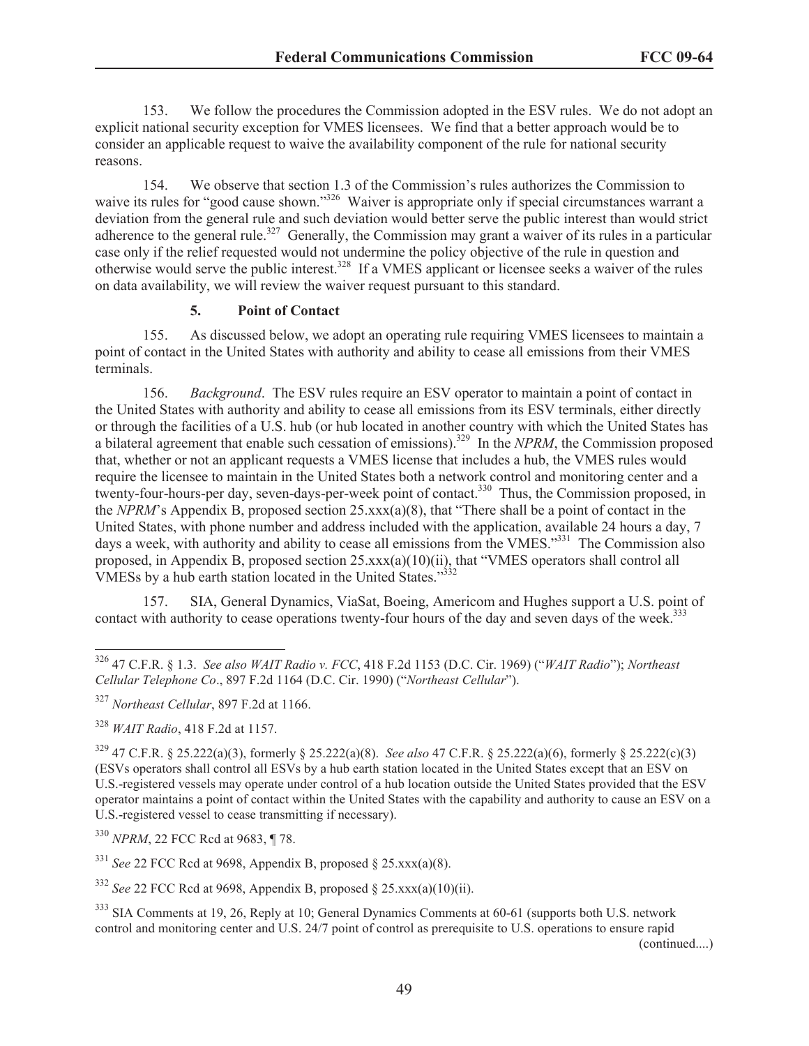153. We follow the procedures the Commission adopted in the ESV rules. We do not adopt an explicit national security exception for VMES licensees. We find that a better approach would be to consider an applicable request to waive the availability component of the rule for national security reasons.

154. We observe that section 1.3 of the Commission's rules authorizes the Commission to waive its rules for "good cause shown."[326] Waiver is appropriate only if special circumstances warrant a deviation from the general rule and such deviation would better serve the public interest than would strict adherence to the general rule.[327] Generally, the Commission may grant a waiver of its rules in a particular case only if the relief requested would not undermine the policy objective of the rule in question and otherwise would serve the public interest.[328] If a VMES applicant or licensee seeks a waiver of the rules on data availability, we will review the waiver request pursuant to this standard.

### 5. Point of Contact

155. As discussed below, we adopt an operating rule requiring VMES licensees to maintain a point of contact in the United States with authority and ability to cease all emissions from their VMES terminals.

156. *Background*. The ESV rules require an ESV operator to maintain a point of contact in the United States with authority and ability to cease all emissions from its ESV terminals, either directly or through the facilities of a U.S. hub (or hub located in another country with which the United States has a bilateral agreement that enable such cessation of emissions).[329] In the *NPRM*, the Commission proposed that, whether or not an applicant requests a VMES license that includes a hub, the VMES rules would require the licensee to maintain in the United States both a network control and monitoring center and a twenty-four-hours-per day, seven-days-per-week point of contact.[330] Thus, the Commission proposed, in the *NPRM*'s Appendix B, proposed section 25.xxx(a)(8), that "There shall be a point of contact in the United States, with phone number and address included with the application, available 24 hours a day, 7 days a week, with authority and ability to cease all emissions from the VMES."[331] The Commission also proposed, in Appendix B, proposed section 25.xxx(a)(10)(ii), that "VMES operators shall control all VMESs by a hub earth station located in the United States."[332]

157. SIA, General Dynamics, ViaSat, Boeing, Americom and Hughes support a U.S. point of contact with authority to cease operations twenty-four hours of the day and seven days of the week.[333]

---

[326] 47 C.F.R. § 1.3. *See also WAIT Radio v. FCC*, 418 F.2d 1153 (D.C. Cir. 1969) ("*WAIT Radio*"); *Northeast Cellular Telephone Co*., 897 F.2d 1164 (D.C. Cir. 1990) ("*Northeast Cellular*").

[327] *Northeast Cellular*, 897 F.2d at 1166.

[328] *WAIT Radio*, 418 F.2d at 1157.

[329] 47 C.F.R. § 25.222(a)(3), formerly § 25.222(a)(8). *See also* 47 C.F.R. § 25.222(a)(6), formerly § 25.222(c)(3) (ESVs operators shall control all ESVs by a hub earth station located in the United States except that an ESV on U.S.-registered vessels may operate under control of a hub location outside the United States provided that the ESV operator maintains a point of contact within the United States with the capability and authority to cause an ESV on a U.S.-registered vessel to cease transmitting if necessary).

[330] *NPRM*, 22 FCC Rcd at 9683, ¶ 78.

[331] *See* 22 FCC Rcd at 9698, Appendix B, proposed § 25.xxx(a)(8).

[332] *See* 22 FCC Rcd at 9698, Appendix B, proposed § 25.xxx(a)(10)(ii).

[333] SIA Comments at 19, 26, Reply at 10; General Dynamics Comments at 60-61 (supports both U.S. network control and monitoring center and U.S. 24/7 point of control as prerequisite to U.S. operations to ensure rapid

(continued....)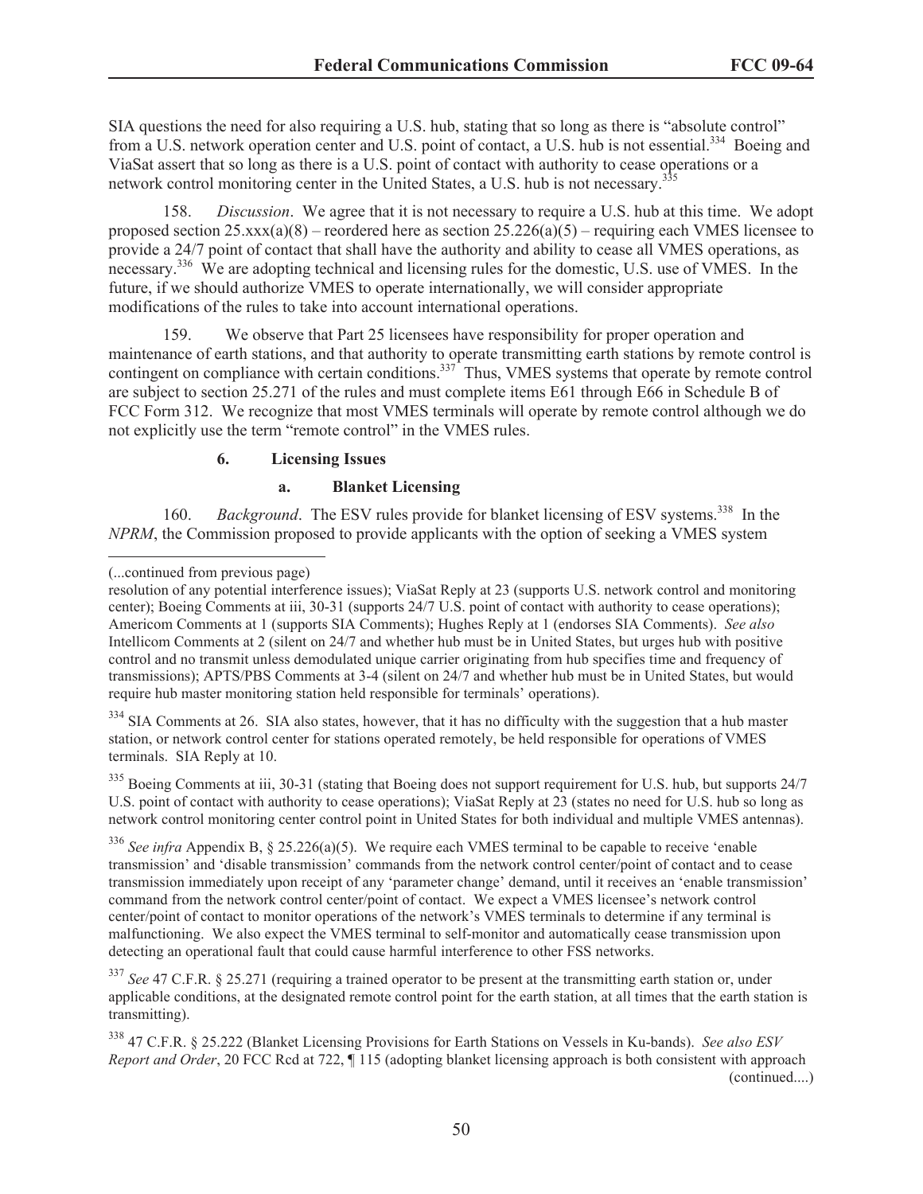SIA questions the need for also requiring a U.S. hub, stating that so long as there is "absolute control" from a U.S. network operation center and U.S. point of contact, a U.S. hub is not essential.[334] Boeing and ViaSat assert that so long as there is a U.S. point of contact with authority to cease operations or a network control monitoring center in the United States, a U.S. hub is not necessary.[335]

158. *Discussion*. We agree that it is not necessary to require a U.S. hub at this time. We adopt proposed section 25.xxx(a)(8) – reordered here as section 25.226(a)(5) – requiring each VMES licensee to provide a 24/7 point of contact that shall have the authority and ability to cease all VMES operations, as necessary.[336] We are adopting technical and licensing rules for the domestic, U.S. use of VMES. In the future, if we should authorize VMES to operate internationally, we will consider appropriate modifications of the rules to take into account international operations.

159. We observe that Part 25 licensees have responsibility for proper operation and maintenance of earth stations, and that authority to operate transmitting earth stations by remote control is contingent on compliance with certain conditions.[337] Thus, VMES systems that operate by remote control are subject to section 25.271 of the rules and must complete items E61 through E66 in Schedule B of FCC Form 312. We recognize that most VMES terminals will operate by remote control although we do not explicitly use the term "remote control" in the VMES rules.

### 6. Licensing Issues

#### a. Blanket Licensing

160. *Background*. The ESV rules provide for blanket licensing of ESV systems.[338] In the *NPRM*, the Commission proposed to provide applicants with the option of seeking a VMES system

---

(...continued from previous page)

resolution of any potential interference issues); ViaSat Reply at 23 (supports U.S. network control and monitoring center); Boeing Comments at iii, 30-31 (supports 24/7 U.S. point of contact with authority to cease operations); Americom Comments at 1 (supports SIA Comments); Hughes Reply at 1 (endorses SIA Comments). *See also* Intellicom Comments at 2 (silent on 24/7 and whether hub must be in United States, but urges hub with positive control and no transmit unless demodulated unique carrier originating from hub specifies time and frequency of transmissions); APTS/PBS Comments at 3-4 (silent on 24/7 and whether hub must be in United States, but would require hub master monitoring station held responsible for terminals' operations).

[334] SIA Comments at 26. SIA also states, however, that it has no difficulty with the suggestion that a hub master station, or network control center for stations operated remotely, be held responsible for operations of VMES terminals. SIA Reply at 10.

[335] Boeing Comments at iii, 30-31 (stating that Boeing does not support requirement for U.S. hub, but supports 24/7 U.S. point of contact with authority to cease operations); ViaSat Reply at 23 (states no need for U.S. hub so long as network control monitoring center control point in United States for both individual and multiple VMES antennas).

[336] *See infra* Appendix B, § 25.226(a)(5). We require each VMES terminal to be capable to receive 'enable transmission' and 'disable transmission' commands from the network control center/point of contact and to cease transmission immediately upon receipt of any 'parameter change' demand, until it receives an 'enable transmission' command from the network control center/point of contact. We expect a VMES licensee's network control center/point of contact to monitor operations of the network's VMES terminals to determine if any terminal is malfunctioning. We also expect the VMES terminal to self-monitor and automatically cease transmission upon detecting an operational fault that could cause harmful interference to other FSS networks.

[337] *See* 47 C.F.R. § 25.271 (requiring a trained operator to be present at the transmitting earth station or, under applicable conditions, at the designated remote control point for the earth station, at all times that the earth station is transmitting).

[338] 47 C.F.R. § 25.222 (Blanket Licensing Provisions for Earth Stations on Vessels in Ku-bands). *See also ESV Report and Order*, 20 FCC Rcd at 722, ¶ 115 (adopting blanket licensing approach is both consistent with approach (continued....)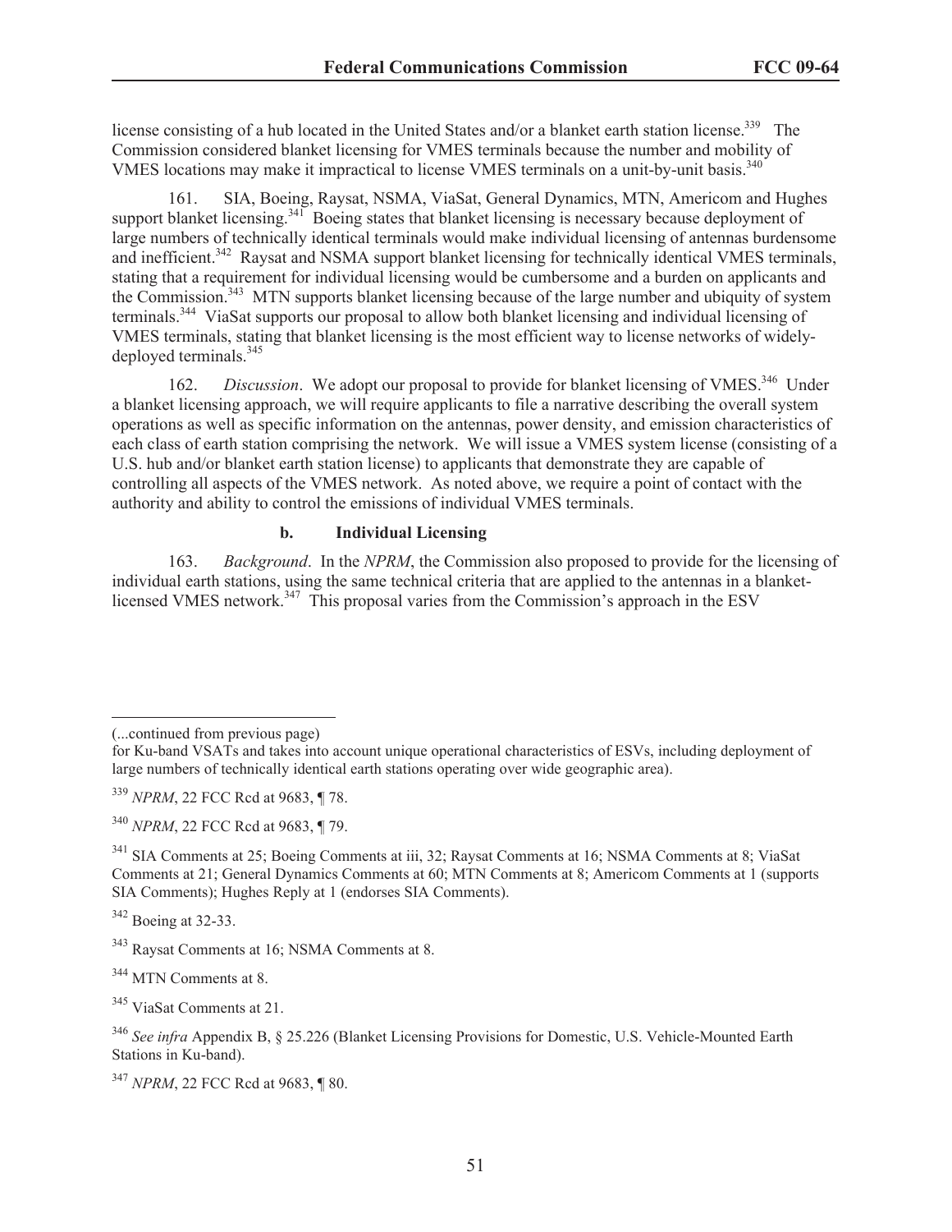license consisting of a hub located in the United States and/or a blanket earth station license.[339] The Commission considered blanket licensing for VMES terminals because the number and mobility of VMES locations may make it impractical to license VMES terminals on a unit-by-unit basis.[340]

161. SIA, Boeing, Raysat, NSMA, ViaSat, General Dynamics, MTN, Americom and Hughes support blanket licensing.[341] Boeing states that blanket licensing is necessary because deployment of large numbers of technically identical terminals would make individual licensing of antennas burdensome and inefficient.[342] Raysat and NSMA support blanket licensing for technically identical VMES terminals, stating that a requirement for individual licensing would be cumbersome and a burden on applicants and the Commission.[343] MTN supports blanket licensing because of the large number and ubiquity of system terminals.[344] ViaSat supports our proposal to allow both blanket licensing and individual licensing of VMES terminals, stating that blanket licensing is the most efficient way to license networks of widely-deployed terminals.[345]

162. *Discussion*. We adopt our proposal to provide for blanket licensing of VMES.[346] Under a blanket licensing approach, we will require applicants to file a narrative describing the overall system operations as well as specific information on the antennas, power density, and emission characteristics of each class of earth station comprising the network. We will issue a VMES system license (consisting of a U.S. hub and/or blanket earth station license) to applicants that demonstrate they are capable of controlling all aspects of the VMES network. As noted above, we require a point of contact with the authority and ability to control the emissions of individual VMES terminals.

### b. Individual Licensing

163. *Background*. In the *NPRM*, the Commission also proposed to provide for the licensing of individual earth stations, using the same technical criteria that are applied to the antennas in a blanket-licensed VMES network.[347] This proposal varies from the Commission's approach in the ESV

---

(...continued from previous page)
for Ku-band VSATs and takes into account unique operational characteristics of ESVs, including deployment of large numbers of technically identical earth stations operating over wide geographic area).

[339] *NPRM*, 22 FCC Rcd at 9683, ¶ 78.

[340] *NPRM*, 22 FCC Rcd at 9683, ¶ 79.

[341] SIA Comments at 25; Boeing Comments at iii, 32; Raysat Comments at 16; NSMA Comments at 8; ViaSat Comments at 21; General Dynamics Comments at 60; MTN Comments at 8; Americom Comments at 1 (supports SIA Comments); Hughes Reply at 1 (endorses SIA Comments).

[342] Boeing at 32-33.

[343] Raysat Comments at 16; NSMA Comments at 8.

[344] MTN Comments at 8.

[345] ViaSat Comments at 21.

[346] *See infra* Appendix B, § 25.226 (Blanket Licensing Provisions for Domestic, U.S. Vehicle-Mounted Earth Stations in Ku-band).

[347] *NPRM*, 22 FCC Rcd at 9683, ¶ 80.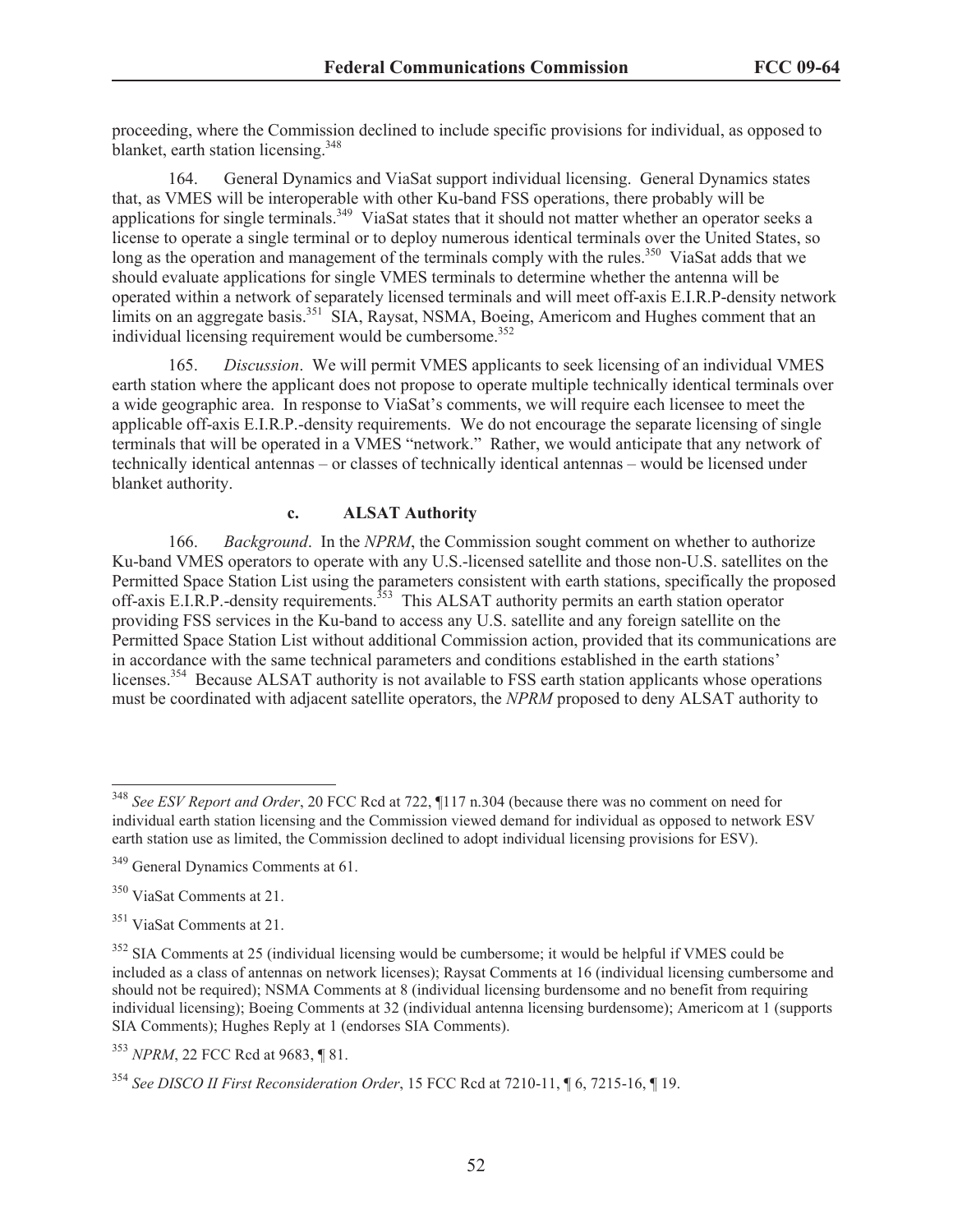proceeding, where the Commission declined to include specific provisions for individual, as opposed to blanket, earth station licensing.[348]

164. General Dynamics and ViaSat support individual licensing. General Dynamics states that, as VMES will be interoperable with other Ku-band FSS operations, there probably will be applications for single terminals.[349] ViaSat states that it should not matter whether an operator seeks a license to operate a single terminal or to deploy numerous identical terminals over the United States, so long as the operation and management of the terminals comply with the rules.[350] ViaSat adds that we should evaluate applications for single VMES terminals to determine whether the antenna will be operated within a network of separately licensed terminals and will meet off-axis E.I.R.P-density network limits on an aggregate basis.[351] SIA, Raysat, NSMA, Boeing, Americom and Hughes comment that an individual licensing requirement would be cumbersome.[352]

165. *Discussion*. We will permit VMES applicants to seek licensing of an individual VMES earth station where the applicant does not propose to operate multiple technically identical terminals over a wide geographic area. In response to ViaSat's comments, we will require each licensee to meet the applicable off-axis E.I.R.P.-density requirements. We do not encourage the separate licensing of single terminals that will be operated in a VMES "network." Rather, we would anticipate that any network of technically identical antennas – or classes of technically identical antennas – would be licensed under blanket authority.

### c. ALSAT Authority

166. *Background*. In the *NPRM*, the Commission sought comment on whether to authorize Ku-band VMES operators to operate with any U.S.-licensed satellite and those non-U.S. satellites on the Permitted Space Station List using the parameters consistent with earth stations, specifically the proposed off-axis E.I.R.P.-density requirements.[353] This ALSAT authority permits an earth station operator providing FSS services in the Ku-band to access any U.S. satellite and any foreign satellite on the Permitted Space Station List without additional Commission action, provided that its communications are in accordance with the same technical parameters and conditions established in the earth stations' licenses.[354] Because ALSAT authority is not available to FSS earth station applicants whose operations must be coordinated with adjacent satellite operators, the *NPRM* proposed to deny ALSAT authority to

---

[348] *See ESV Report and Order*, 20 FCC Rcd at 722, ¶117 n.304 (because there was no comment on need for individual earth station licensing and the Commission viewed demand for individual as opposed to network ESV earth station use as limited, the Commission declined to adopt individual licensing provisions for ESV).

[349] General Dynamics Comments at 61.

[350] ViaSat Comments at 21.

[351] ViaSat Comments at 21.

[352] SIA Comments at 25 (individual licensing would be cumbersome; it would be helpful if VMES could be included as a class of antennas on network licenses); Raysat Comments at 16 (individual licensing cumbersome and should not be required); NSMA Comments at 8 (individual licensing burdensome and no benefit from requiring individual licensing); Boeing Comments at 32 (individual antenna licensing burdensome); Americom at 1 (supports SIA Comments); Hughes Reply at 1 (endorses SIA Comments).

[353] *NPRM*, 22 FCC Rcd at 9683, ¶ 81.

[354] *See DISCO II First Reconsideration Order*, 15 FCC Rcd at 7210-11, ¶ 6, 7215-16, ¶ 19.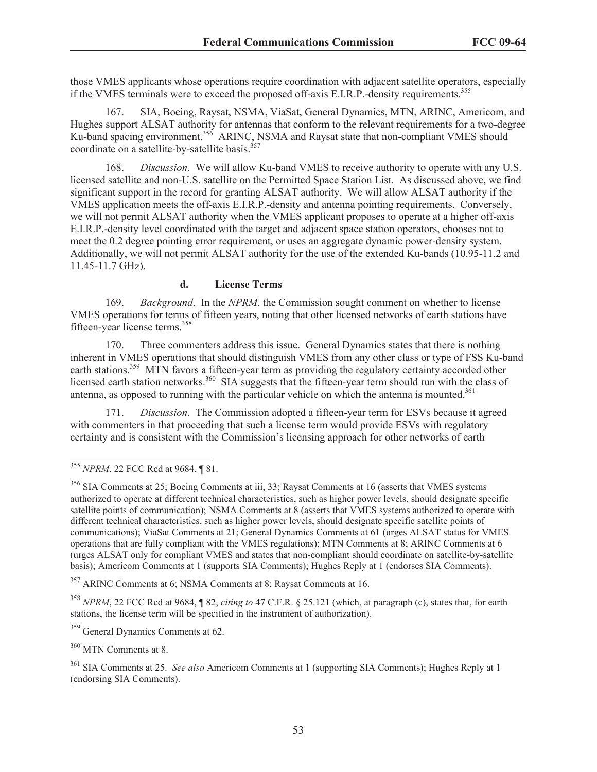those VMES applicants whose operations require coordination with adjacent satellite operators, especially if the VMES terminals were to exceed the proposed off-axis E.I.R.P.-density requirements.[355]

167. SIA, Boeing, Raysat, NSMA, ViaSat, General Dynamics, MTN, ARINC, Americom, and Hughes support ALSAT authority for antennas that conform to the relevant requirements for a two-degree Ku-band spacing environment.[356] ARINC, NSMA and Raysat state that non-compliant VMES should coordinate on a satellite-by-satellite basis.[357]

168. *Discussion*. We will allow Ku-band VMES to receive authority to operate with any U.S. licensed satellite and non-U.S. satellite on the Permitted Space Station List. As discussed above, we find significant support in the record for granting ALSAT authority. We will allow ALSAT authority if the VMES application meets the off-axis E.I.R.P.-density and antenna pointing requirements. Conversely, we will not permit ALSAT authority when the VMES applicant proposes to operate at a higher off-axis E.I.R.P.-density level coordinated with the target and adjacent space station operators, chooses not to meet the 0.2 degree pointing error requirement, or uses an aggregate dynamic power-density system. Additionally, we will not permit ALSAT authority for the use of the extended Ku-bands (10.95-11.2 and 11.45-11.7 GHz).

#### d. License Terms

169. *Background*. In the *NPRM*, the Commission sought comment on whether to license VMES operations for terms of fifteen years, noting that other licensed networks of earth stations have fifteen-year license terms.[358]

170. Three commenters address this issue. General Dynamics states that there is nothing inherent in VMES operations that should distinguish VMES from any other class or type of FSS Ku-band earth stations.[359] MTN favors a fifteen-year term as providing the regulatory certainty accorded other licensed earth station networks.[360] SIA suggests that the fifteen-year term should run with the class of antenna, as opposed to running with the particular vehicle on which the antenna is mounted.[361]

171. *Discussion*. The Commission adopted a fifteen-year term for ESVs because it agreed with commenters in that proceeding that such a license term would provide ESVs with regulatory certainty and is consistent with the Commission's licensing approach for other networks of earth

---

[355] *NPRM*, 22 FCC Rcd at 9684, ¶ 81.

[356] SIA Comments at 25; Boeing Comments at iii, 33; Raysat Comments at 16 (asserts that VMES systems authorized to operate at different technical characteristics, such as higher power levels, should designate specific satellite points of communication); NSMA Comments at 8 (asserts that VMES systems authorized to operate with different technical characteristics, such as higher power levels, should designate specific satellite points of communications); ViaSat Comments at 21; General Dynamics Comments at 61 (urges ALSAT status for VMES operations that are fully compliant with the VMES regulations); MTN Comments at 8; ARINC Comments at 6 (urges ALSAT only for compliant VMES and states that non-compliant should coordinate on satellite-by-satellite basis); Americom Comments at 1 (supports SIA Comments); Hughes Reply at 1 (endorses SIA Comments).

[357] ARINC Comments at 6; NSMA Comments at 8; Raysat Comments at 16.

[358] *NPRM*, 22 FCC Rcd at 9684, ¶ 82, *citing to* 47 C.F.R. § 25.121 (which, at paragraph (c), states that, for earth stations, the license term will be specified in the instrument of authorization).

[359] General Dynamics Comments at 62.

[360] MTN Comments at 8.

[361] SIA Comments at 25. *See also* Americom Comments at 1 (supporting SIA Comments); Hughes Reply at 1 (endorsing SIA Comments).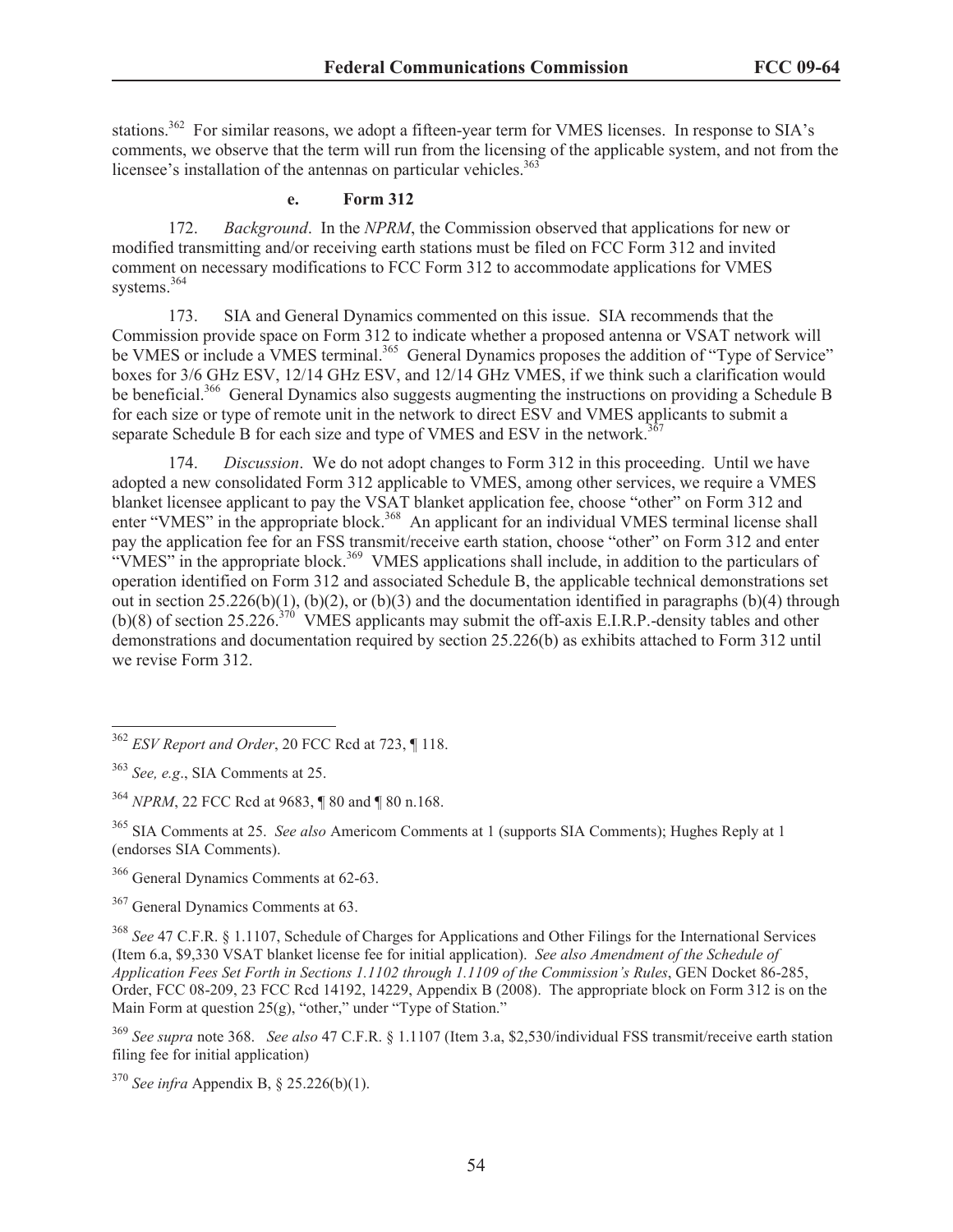stations.[362] For similar reasons, we adopt a fifteen-year term for VMES licenses. In response to SIA's comments, we observe that the term will run from the licensing of the applicable system, and not from the licensee's installation of the antennas on particular vehicles.[363]

#### e. Form 312

172. *Background*. In the *NPRM*, the Commission observed that applications for new or modified transmitting and/or receiving earth stations must be filed on FCC Form 312 and invited comment on necessary modifications to FCC Form 312 to accommodate applications for VMES systems.[364]

173. SIA and General Dynamics commented on this issue. SIA recommends that the Commission provide space on Form 312 to indicate whether a proposed antenna or VSAT network will be VMES or include a VMES terminal.[365] General Dynamics proposes the addition of "Type of Service" boxes for 3/6 GHz ESV, 12/14 GHz ESV, and 12/14 GHz VMES, if we think such a clarification would be beneficial.[366] General Dynamics also suggests augmenting the instructions on providing a Schedule B for each size or type of remote unit in the network to direct ESV and VMES applicants to submit a separate Schedule B for each size and type of VMES and ESV in the network.[367]

174. *Discussion*. We do not adopt changes to Form 312 in this proceeding. Until we have adopted a new consolidated Form 312 applicable to VMES, among other services, we require a VMES blanket licensee applicant to pay the VSAT blanket application fee, choose "other" on Form 312 and enter "VMES" in the appropriate block.[368] An applicant for an individual VMES terminal license shall pay the application fee for an FSS transmit/receive earth station, choose "other" on Form 312 and enter "VMES" in the appropriate block.[369] VMES applications shall include, in addition to the particulars of operation identified on Form 312 and associated Schedule B, the applicable technical demonstrations set out in section 25.226(b)(1), (b)(2), or (b)(3) and the documentation identified in paragraphs (b)(4) through (b)(8) of section 25.226.[370] VMES applicants may submit the off-axis E.I.R.P.-density tables and other demonstrations and documentation required by section 25.226(b) as exhibits attached to Form 312 until we revise Form 312.

---

[362] *ESV Report and Order*, 20 FCC Rcd at 723, ¶ 118.

[363] *See, e.g*., SIA Comments at 25.

[364] *NPRM*, 22 FCC Rcd at 9683, ¶ 80 and ¶ 80 n.168.

[365] SIA Comments at 25. *See also* Americom Comments at 1 (supports SIA Comments); Hughes Reply at 1 (endorses SIA Comments).

[366] General Dynamics Comments at 62-63.

[367] General Dynamics Comments at 63.

[368] *See* 47 C.F.R. § 1.1107, Schedule of Charges for Applications and Other Filings for the International Services (Item 6.a, $9,330 VSAT blanket license fee for initial application). *See also Amendment of the Schedule of Application Fees Set Forth in Sections 1.1102 through 1.1109 of the Commission's Rules*, GEN Docket 86-285, Order, FCC 08-209, 23 FCC Rcd 14192, 14229, Appendix B (2008). The appropriate block on Form 312 is on the Main Form at question 25(g), "other," under "Type of Station."

[369] *See supra* note 368. *See also* 47 C.F.R. § 1.1107 (Item 3.a, $2,530/individual FSS transmit/receive earth station filing fee for initial application)

[370] *See infra* Appendix B, § 25.226(b)(1).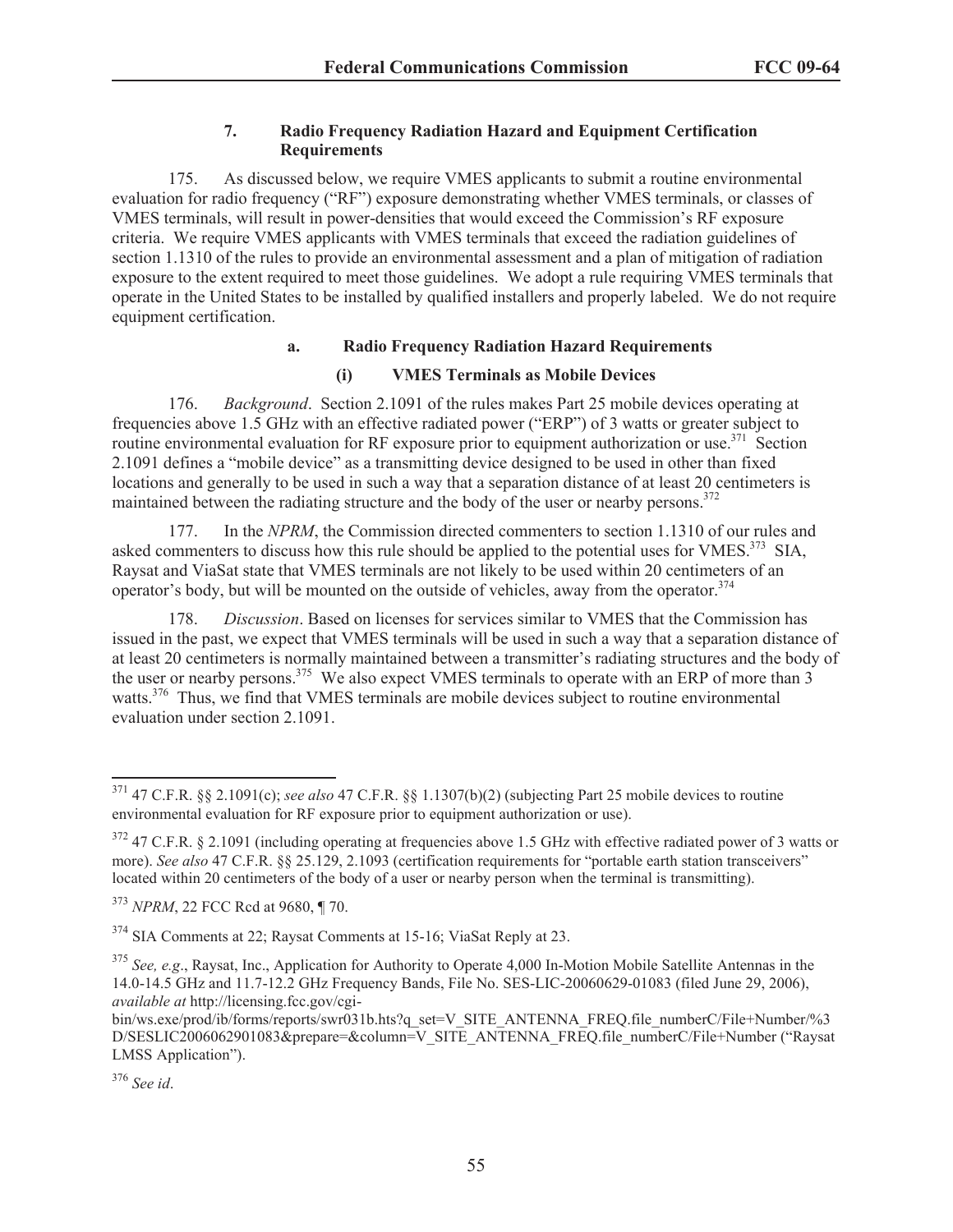### 7. Radio Frequency Radiation Hazard and Equipment Certification Requirements

175. As discussed below, we require VMES applicants to submit a routine environmental evaluation for radio frequency ("RF") exposure demonstrating whether VMES terminals, or classes of VMES terminals, will result in power-densities that would exceed the Commission's RF exposure criteria. We require VMES applicants with VMES terminals that exceed the radiation guidelines of section 1.1310 of the rules to provide an environmental assessment and a plan of mitigation of radiation exposure to the extent required to meet those guidelines. We adopt a rule requiring VMES terminals that operate in the United States to be installed by qualified installers and properly labeled. We do not require equipment certification.

#### a. Radio Frequency Radiation Hazard Requirements

##### (i) VMES Terminals as Mobile Devices

176. *Background*. Section 2.1091 of the rules makes Part 25 mobile devices operating at frequencies above 1.5 GHz with an effective radiated power ("ERP") of 3 watts or greater subject to routine environmental evaluation for RF exposure prior to equipment authorization or use.[371] Section 2.1091 defines a "mobile device" as a transmitting device designed to be used in other than fixed locations and generally to be used in such a way that a separation distance of at least 20 centimeters is maintained between the radiating structure and the body of the user or nearby persons.[372]

177. In the *NPRM*, the Commission directed commenters to section 1.1310 of our rules and asked commenters to discuss how this rule should be applied to the potential uses for VMES.[373] SIA, Raysat and ViaSat state that VMES terminals are not likely to be used within 20 centimeters of an operator's body, but will be mounted on the outside of vehicles, away from the operator.[374]

178. *Discussion*. Based on licenses for services similar to VMES that the Commission has issued in the past, we expect that VMES terminals will be used in such a way that a separation distance of at least 20 centimeters is normally maintained between a transmitter's radiating structures and the body of the user or nearby persons.[375] We also expect VMES terminals to operate with an ERP of more than 3 watts.[376] Thus, we find that VMES terminals are mobile devices subject to routine environmental evaluation under section 2.1091.

---

[371] 47 C.F.R. §§ 2.1091(c); *see also* 47 C.F.R. §§ 1.1307(b)(2) (subjecting Part 25 mobile devices to routine environmental evaluation for RF exposure prior to equipment authorization or use).

[372] 47 C.F.R. § 2.1091 (including operating at frequencies above 1.5 GHz with effective radiated power of 3 watts or more). *See also* 47 C.F.R. §§ 25.129, 2.1093 (certification requirements for "portable earth station transceivers" located within 20 centimeters of the body of a user or nearby person when the terminal is transmitting).

[373] *NPRM*, 22 FCC Rcd at 9680, ¶ 70.

[374] SIA Comments at 22; Raysat Comments at 15-16; ViaSat Reply at 23.

[375] *See, e.g*., Raysat, Inc., Application for Authority to Operate 4,000 In-Motion Mobile Satellite Antennas in the 14.0-14.5 GHz and 11.7-12.2 GHz Frequency Bands, File No. SES-LIC-20060629-01083 (filed June 29, 2006), *available at* http://licensing.fcc.gov/cgi-bin/ws.exe/prod/ib/forms/reports/swr031b.hts?q_set=V_SITE_ANTENNA_FREQ.file_numberC/File+Number/%3D/SESLIC2006062901083&prepare=&column=V_SITE_ANTENNA_FREQ.file_numberC/File+Number ("Raysat LMSS Application").

[376] *See id*.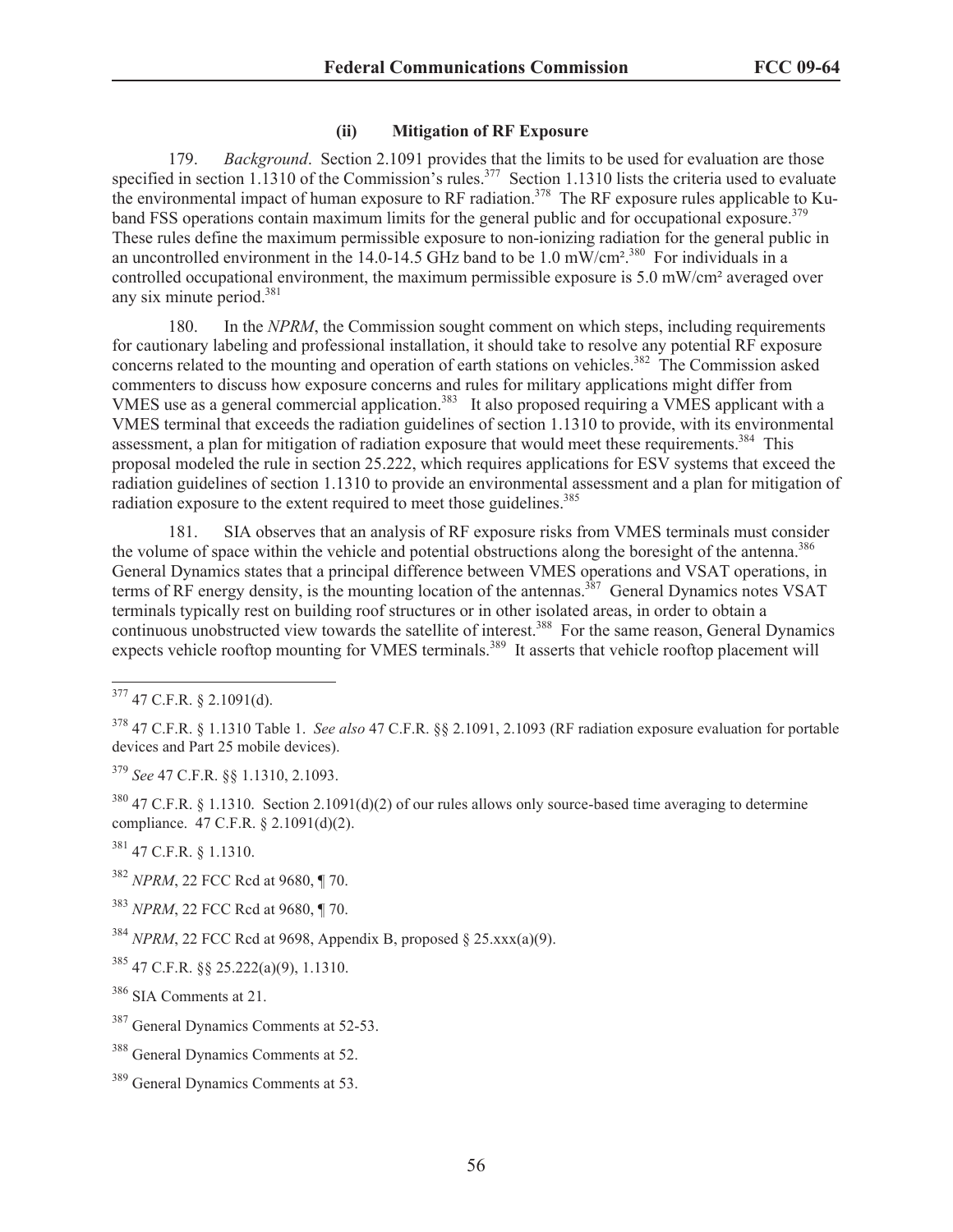### (ii) Mitigation of RF Exposure

179. *Background*. Section 2.1091 provides that the limits to be used for evaluation are those specified in section 1.1310 of the Commission's rules.[377] Section 1.1310 lists the criteria used to evaluate the environmental impact of human exposure to RF radiation.[378] The RF exposure rules applicable to Ku-band FSS operations contain maximum limits for the general public and for occupational exposure.[379] These rules define the maximum permissible exposure to non-ionizing radiation for the general public in an uncontrolled environment in the 14.0-14.5 GHz band to be 1.0 mW/cm².[380] For individuals in a controlled occupational environment, the maximum permissible exposure is 5.0 mW/cm² averaged over any six minute period.[381]

180. In the *NPRM*, the Commission sought comment on which steps, including requirements for cautionary labeling and professional installation, it should take to resolve any potential RF exposure concerns related to the mounting and operation of earth stations on vehicles.[382] The Commission asked commenters to discuss how exposure concerns and rules for military applications might differ from VMES use as a general commercial application.[383] It also proposed requiring a VMES applicant with a VMES terminal that exceeds the radiation guidelines of section 1.1310 to provide, with its environmental assessment, a plan for mitigation of radiation exposure that would meet these requirements.[384] This proposal modeled the rule in section 25.222, which requires applications for ESV systems that exceed the radiation guidelines of section 1.1310 to provide an environmental assessment and a plan for mitigation of radiation exposure to the extent required to meet those guidelines.[385]

181. SIA observes that an analysis of RF exposure risks from VMES terminals must consider the volume of space within the vehicle and potential obstructions along the boresight of the antenna.[386] General Dynamics states that a principal difference between VMES operations and VSAT operations, in terms of RF energy density, is the mounting location of the antennas.[387] General Dynamics notes VSAT terminals typically rest on building roof structures or in other isolated areas, in order to obtain a continuous unobstructed view towards the satellite of interest.[388] For the same reason, General Dynamics expects vehicle rooftop mounting for VMES terminals.[389] It asserts that vehicle rooftop placement will

---

[377] 47 C.F.R. § 2.1091(d).

[378] 47 C.F.R. § 1.1310 Table 1. *See also* 47 C.F.R. §§ 2.1091, 2.1093 (RF radiation exposure evaluation for portable devices and Part 25 mobile devices).

[379] *See* 47 C.F.R. §§ 1.1310, 2.1093.

[380] 47 C.F.R. § 1.1310. Section 2.1091(d)(2) of our rules allows only source-based time averaging to determine compliance. 47 C.F.R. § 2.1091(d)(2).

[381] 47 C.F.R. § 1.1310.

[382] *NPRM*, 22 FCC Rcd at 9680, ¶ 70.

[383] *NPRM*, 22 FCC Rcd at 9680, ¶ 70.

[384] *NPRM*, 22 FCC Rcd at 9698, Appendix B, proposed § 25.xxx(a)(9).

[385] 47 C.F.R. §§ 25.222(a)(9), 1.1310.

[386] SIA Comments at 21.

[387] General Dynamics Comments at 52-53.

[388] General Dynamics Comments at 52.

[389] General Dynamics Comments at 53.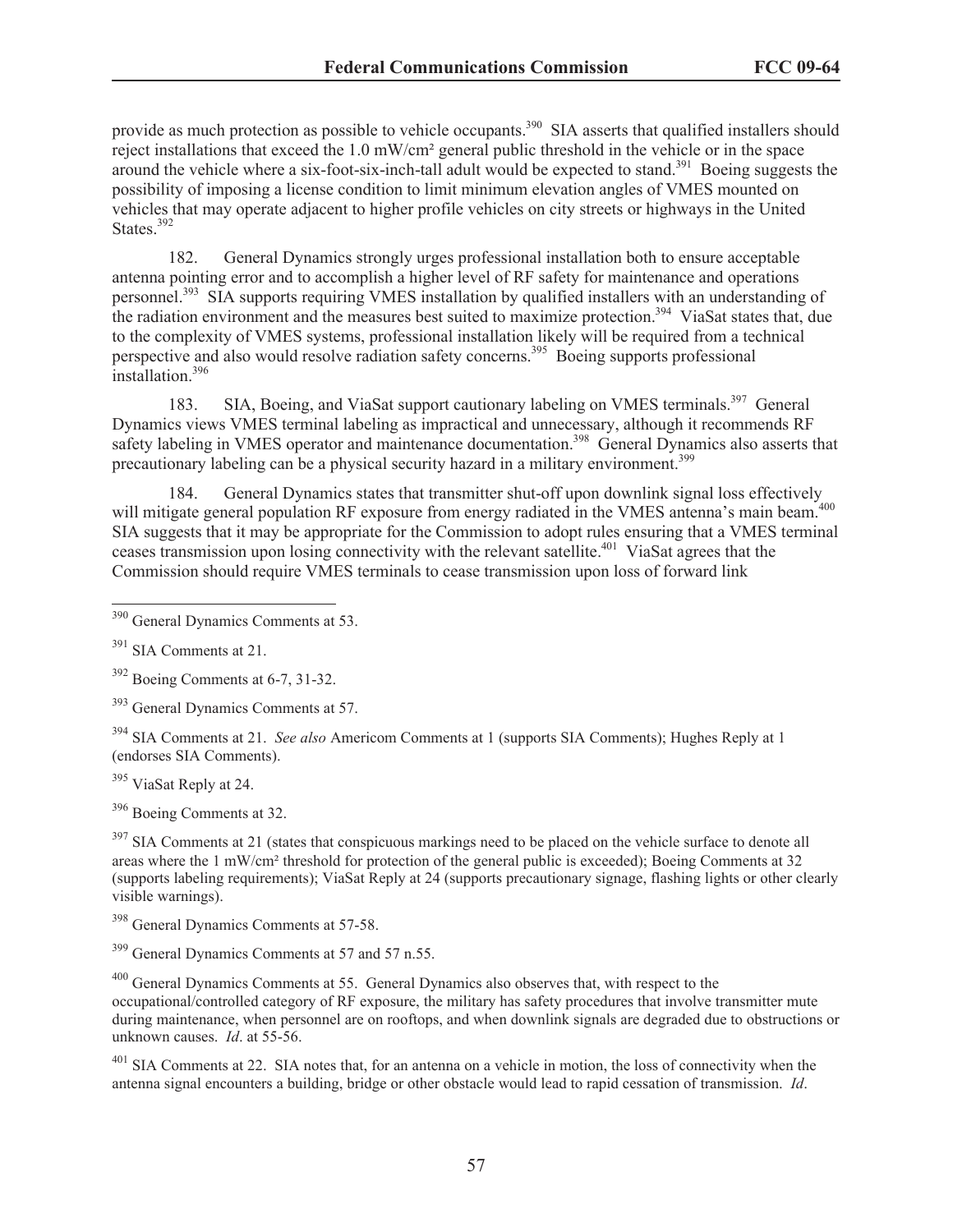provide as much protection as possible to vehicle occupants.[390] SIA asserts that qualified installers should reject installations that exceed the 1.0 mW/cm² general public threshold in the vehicle or in the space around the vehicle where a six-foot-six-inch-tall adult would be expected to stand.[391] Boeing suggests the possibility of imposing a license condition to limit minimum elevation angles of VMES mounted on vehicles that may operate adjacent to higher profile vehicles on city streets or highways in the United States.[392]

182. General Dynamics strongly urges professional installation both to ensure acceptable antenna pointing error and to accomplish a higher level of RF safety for maintenance and operations personnel.[393] SIA supports requiring VMES installation by qualified installers with an understanding of the radiation environment and the measures best suited to maximize protection.[394] ViaSat states that, due to the complexity of VMES systems, professional installation likely will be required from a technical perspective and also would resolve radiation safety concerns.[395] Boeing supports professional installation.[396]

183. SIA, Boeing, and ViaSat support cautionary labeling on VMES terminals.[397] General Dynamics views VMES terminal labeling as impractical and unnecessary, although it recommends RF safety labeling in VMES operator and maintenance documentation.[398] General Dynamics also asserts that precautionary labeling can be a physical security hazard in a military environment.[399]

184. General Dynamics states that transmitter shut-off upon downlink signal loss effectively will mitigate general population RF exposure from energy radiated in the VMES antenna's main beam.[400] SIA suggests that it may be appropriate for the Commission to adopt rules ensuring that a VMES terminal ceases transmission upon losing connectivity with the relevant satellite.[401] ViaSat agrees that the Commission should require VMES terminals to cease transmission upon loss of forward link

---

[390] General Dynamics Comments at 53.

[391] SIA Comments at 21.

[392] Boeing Comments at 6-7, 31-32.

[393] General Dynamics Comments at 57.

[394] SIA Comments at 21. *See also* Americom Comments at 1 (supports SIA Comments); Hughes Reply at 1 (endorses SIA Comments).

[395] ViaSat Reply at 24.

[396] Boeing Comments at 32.

[397] SIA Comments at 21 (states that conspicuous markings need to be placed on the vehicle surface to denote all areas where the 1 mW/cm² threshold for protection of the general public is exceeded); Boeing Comments at 32 (supports labeling requirements); ViaSat Reply at 24 (supports precautionary signage, flashing lights or other clearly visible warnings).

[398] General Dynamics Comments at 57-58.

[399] General Dynamics Comments at 57 and 57 n.55.

[400] General Dynamics Comments at 55. General Dynamics also observes that, with respect to the occupational/controlled category of RF exposure, the military has safety procedures that involve transmitter mute during maintenance, when personnel are on rooftops, and when downlink signals are degraded due to obstructions or unknown causes. *Id*. at 55-56.

[401] SIA Comments at 22. SIA notes that, for an antenna on a vehicle in motion, the loss of connectivity when the antenna signal encounters a building, bridge or other obstacle would lead to rapid cessation of transmission. *Id*.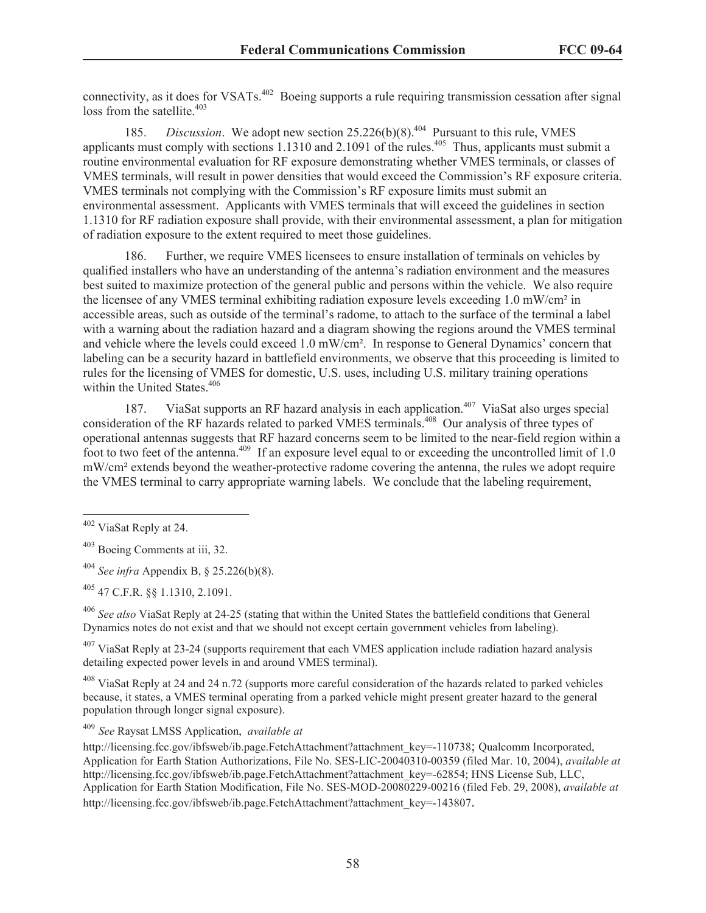connectivity, as it does for VSATs.[402] Boeing supports a rule requiring transmission cessation after signal loss from the satellite.[403]

185. *Discussion*. We adopt new section 25.226(b)(8).[404] Pursuant to this rule, VMES applicants must comply with sections 1.1310 and 2.1091 of the rules.[405] Thus, applicants must submit a routine environmental evaluation for RF exposure demonstrating whether VMES terminals, or classes of VMES terminals, will result in power densities that would exceed the Commission's RF exposure criteria. VMES terminals not complying with the Commission's RF exposure limits must submit an environmental assessment. Applicants with VMES terminals that will exceed the guidelines in section 1.1310 for RF radiation exposure shall provide, with their environmental assessment, a plan for mitigation of radiation exposure to the extent required to meet those guidelines.

186. Further, we require VMES licensees to ensure installation of terminals on vehicles by qualified installers who have an understanding of the antenna's radiation environment and the measures best suited to maximize protection of the general public and persons within the vehicle. We also require the licensee of any VMES terminal exhibiting radiation exposure levels exceeding 1.0 mW/cm² in accessible areas, such as outside of the terminal's radome, to attach to the surface of the terminal a label with a warning about the radiation hazard and a diagram showing the regions around the VMES terminal and vehicle where the levels could exceed 1.0 mW/cm². In response to General Dynamics' concern that labeling can be a security hazard in battlefield environments, we observe that this proceeding is limited to rules for the licensing of VMES for domestic, U.S. uses, including U.S. military training operations within the United States.[406]

187. ViaSat supports an RF hazard analysis in each application.[407] ViaSat also urges special consideration of the RF hazards related to parked VMES terminals.[408] Our analysis of three types of operational antennas suggests that RF hazard concerns seem to be limited to the near-field region within a foot to two feet of the antenna.[409] If an exposure level equal to or exceeding the uncontrolled limit of 1.0 mW/cm² extends beyond the weather-protective radome covering the antenna, the rules we adopt require the VMES terminal to carry appropriate warning labels. We conclude that the labeling requirement,

---

[402] ViaSat Reply at 24.

[403] Boeing Comments at iii, 32.

[404] *See infra* Appendix B, § 25.226(b)(8).

[405] 47 C.F.R. §§ 1.1310, 2.1091.

[406] *See also* ViaSat Reply at 24-25 (stating that within the United States the battlefield conditions that General Dynamics notes do not exist and that we should not except certain government vehicles from labeling).

[407] ViaSat Reply at 23-24 (supports requirement that each VMES application include radiation hazard analysis detailing expected power levels in and around VMES terminal).

[408] ViaSat Reply at 24 and 24 n.72 (supports more careful consideration of the hazards related to parked vehicles because, it states, a VMES terminal operating from a parked vehicle might present greater hazard to the general population through longer signal exposure).

[409] *See* Raysat LMSS Application, *available at* http://licensing.fcc.gov/ibfsweb/ib.page.FetchAttachment?attachment_key=-110738; Qualcomm Incorporated, Application for Earth Station Authorizations, File No. SES-LIC-20040310-00359 (filed Mar. 10, 2004), *available at* http://licensing.fcc.gov/ibfsweb/ib.page.FetchAttachment?attachment_key=-62854; HNS License Sub, LLC, Application for Earth Station Modification, File No. SES-MOD-20080229-00216 (filed Feb. 29, 2008), *available at* http://licensing.fcc.gov/ibfsweb/ib.page.FetchAttachment?attachment_key=-143807.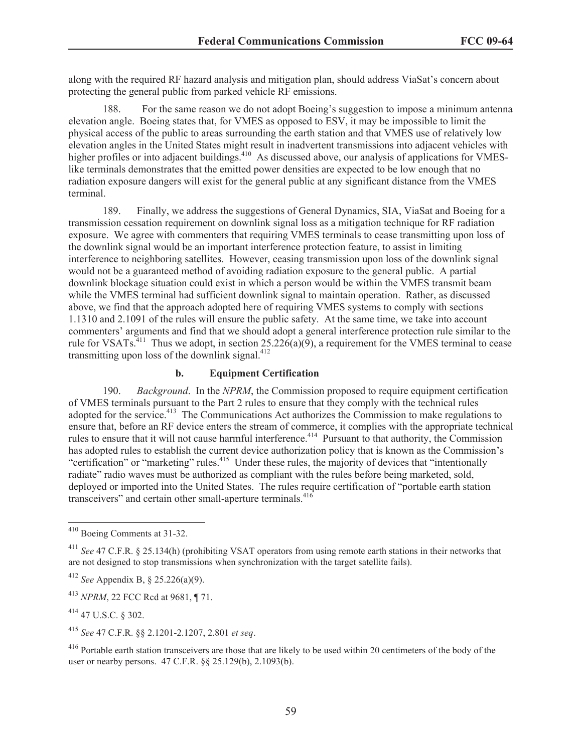along with the required RF hazard analysis and mitigation plan, should address ViaSat's concern about protecting the general public from parked vehicle RF emissions.

188. For the same reason we do not adopt Boeing's suggestion to impose a minimum antenna elevation angle. Boeing states that, for VMES as opposed to ESV, it may be impossible to limit the physical access of the public to areas surrounding the earth station and that VMES use of relatively low elevation angles in the United States might result in inadvertent transmissions into adjacent vehicles with higher profiles or into adjacent buildings.[410] As discussed above, our analysis of applications for VMES-like terminals demonstrates that the emitted power densities are expected to be low enough that no radiation exposure dangers will exist for the general public at any significant distance from the VMES terminal.

189. Finally, we address the suggestions of General Dynamics, SIA, ViaSat and Boeing for a transmission cessation requirement on downlink signal loss as a mitigation technique for RF radiation exposure. We agree with commenters that requiring VMES terminals to cease transmitting upon loss of the downlink signal would be an important interference protection feature, to assist in limiting interference to neighboring satellites. However, ceasing transmission upon loss of the downlink signal would not be a guaranteed method of avoiding radiation exposure to the general public. A partial downlink blockage situation could exist in which a person would be within the VMES transmit beam while the VMES terminal had sufficient downlink signal to maintain operation. Rather, as discussed above, we find that the approach adopted here of requiring VMES systems to comply with sections 1.1310 and 2.1091 of the rules will ensure the public safety. At the same time, we take into account commenters' arguments and find that we should adopt a general interference protection rule similar to the rule for VSATs.[411] Thus we adopt, in section 25.226(a)(9), a requirement for the VMES terminal to cease transmitting upon loss of the downlink signal.[412]

### b. Equipment Certification

190. *Background*. In the *NPRM*, the Commission proposed to require equipment certification of VMES terminals pursuant to the Part 2 rules to ensure that they comply with the technical rules adopted for the service.[413] The Communications Act authorizes the Commission to make regulations to ensure that, before an RF device enters the stream of commerce, it complies with the appropriate technical rules to ensure that it will not cause harmful interference.[414] Pursuant to that authority, the Commission has adopted rules to establish the current device authorization policy that is known as the Commission's "certification" or "marketing" rules.[415] Under these rules, the majority of devices that "intentionally radiate" radio waves must be authorized as compliant with the rules before being marketed, sold, deployed or imported into the United States. The rules require certification of "portable earth station transceivers" and certain other small-aperture terminals.[416]

---

[410] Boeing Comments at 31-32.

[411] *See* 47 C.F.R. § 25.134(h) (prohibiting VSAT operators from using remote earth stations in their networks that are not designed to stop transmissions when synchronization with the target satellite fails).

[412] *See* Appendix B, § 25.226(a)(9).

[413] *NPRM*, 22 FCC Rcd at 9681, ¶ 71.

[414] 47 U.S.C. § 302.

[415] *See* 47 C.F.R. §§ 2.1201-2.1207, 2.801 *et seq*.

[416] Portable earth station transceivers are those that are likely to be used within 20 centimeters of the body of the user or nearby persons. 47 C.F.R. §§ 25.129(b), 2.1093(b).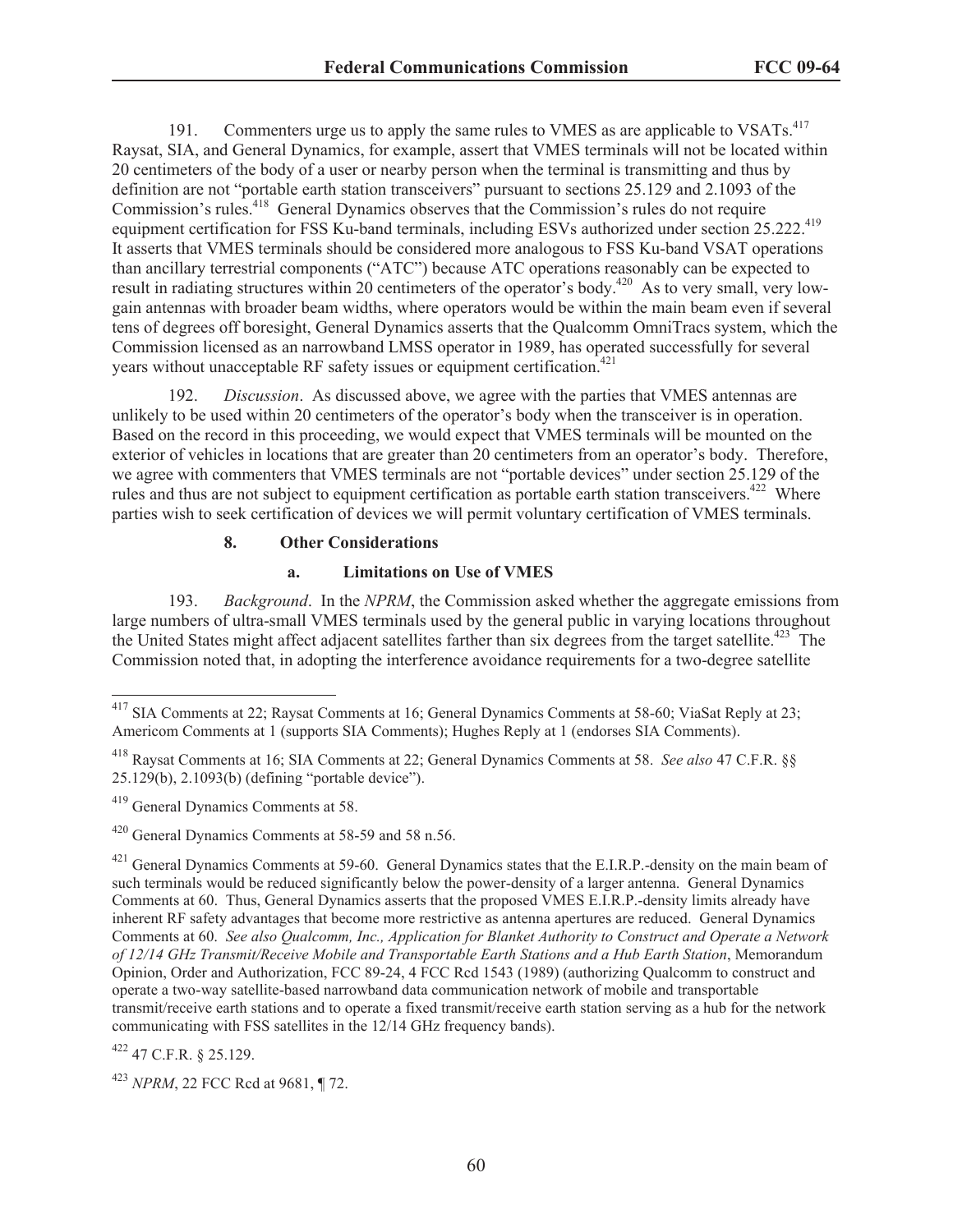191. Commenters urge us to apply the same rules to VMES as are applicable to VSATs.[417] Raysat, SIA, and General Dynamics, for example, assert that VMES terminals will not be located within 20 centimeters of the body of a user or nearby person when the terminal is transmitting and thus by definition are not "portable earth station transceivers" pursuant to sections 25.129 and 2.1093 of the Commission's rules.[418] General Dynamics observes that the Commission's rules do not require equipment certification for FSS Ku-band terminals, including ESVs authorized under section 25.222.[419] It asserts that VMES terminals should be considered more analogous to FSS Ku-band VSAT operations than ancillary terrestrial components ("ATC") because ATC operations reasonably can be expected to result in radiating structures within 20 centimeters of the operator's body.[420] As to very small, very low-gain antennas with broader beam widths, where operators would be within the main beam even if several tens of degrees off boresight, General Dynamics asserts that the Qualcomm OmniTracs system, which the Commission licensed as an narrowband LMSS operator in 1989, has operated successfully for several years without unacceptable RF safety issues or equipment certification.[421]

192. *Discussion*. As discussed above, we agree with the parties that VMES antennas are unlikely to be used within 20 centimeters of the operator's body when the transceiver is in operation. Based on the record in this proceeding, we would expect that VMES terminals will be mounted on the exterior of vehicles in locations that are greater than 20 centimeters from an operator's body. Therefore, we agree with commenters that VMES terminals are not "portable devices" under section 25.129 of the rules and thus are not subject to equipment certification as portable earth station transceivers.[422] Where parties wish to seek certification of devices we will permit voluntary certification of VMES terminals.

#### 8. Other Considerations

##### a. Limitations on Use of VMES

193. *Background*. In the *NPRM*, the Commission asked whether the aggregate emissions from large numbers of ultra-small VMES terminals used by the general public in varying locations throughout the United States might affect adjacent satellites farther than six degrees from the target satellite.[423] The Commission noted that, in adopting the interference avoidance requirements for a two-degree satellite

---

[417] SIA Comments at 22; Raysat Comments at 16; General Dynamics Comments at 58-60; ViaSat Reply at 23; Americom Comments at 1 (supports SIA Comments); Hughes Reply at 1 (endorses SIA Comments).

[418] Raysat Comments at 16; SIA Comments at 22; General Dynamics Comments at 58. *See also* 47 C.F.R. §§ 25.129(b), 2.1093(b) (defining "portable device").

[419] General Dynamics Comments at 58.

[420] General Dynamics Comments at 58-59 and 58 n.56.

[421] General Dynamics Comments at 59-60. General Dynamics states that the E.I.R.P.-density on the main beam of such terminals would be reduced significantly below the power-density of a larger antenna. General Dynamics Comments at 60. Thus, General Dynamics asserts that the proposed VMES E.I.R.P.-density limits already have inherent RF safety advantages that become more restrictive as antenna apertures are reduced. General Dynamics Comments at 60. *See also Qualcomm, Inc., Application for Blanket Authority to Construct and Operate a Network of 12/14 GHz Transmit/Receive Mobile and Transportable Earth Stations and a Hub Earth Station*, Memorandum Opinion, Order and Authorization, FCC 89-24, 4 FCC Rcd 1543 (1989) (authorizing Qualcomm to construct and operate a two-way satellite-based narrowband data communication network of mobile and transportable transmit/receive earth stations and to operate a fixed transmit/receive earth station serving as a hub for the network communicating with FSS satellites in the 12/14 GHz frequency bands).

[422] 47 C.F.R. § 25.129.

[423] *NPRM*, 22 FCC Rcd at 9681, ¶ 72.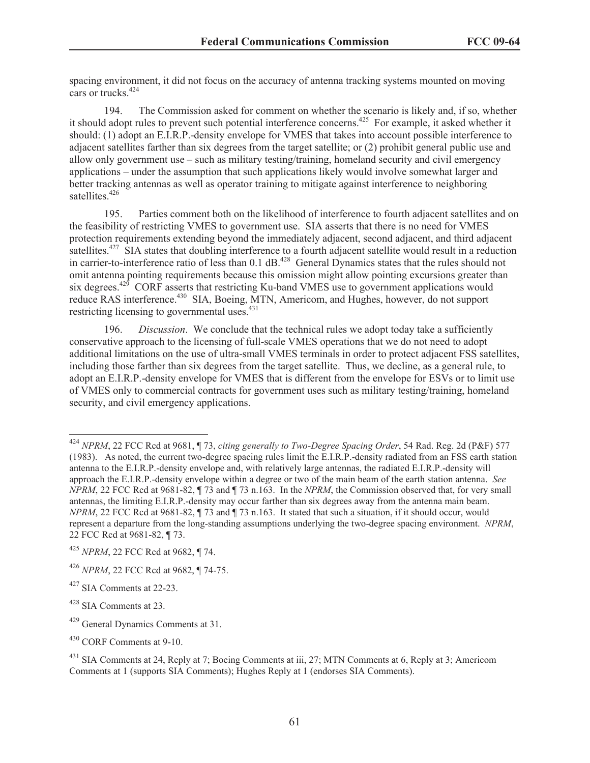spacing environment, it did not focus on the accuracy of antenna tracking systems mounted on moving cars or trucks.[424]

194. The Commission asked for comment on whether the scenario is likely and, if so, whether it should adopt rules to prevent such potential interference concerns.[425] For example, it asked whether it should: (1) adopt an E.I.R.P.-density envelope for VMES that takes into account possible interference to adjacent satellites farther than six degrees from the target satellite; or (2) prohibit general public use and allow only government use – such as military testing/training, homeland security and civil emergency applications – under the assumption that such applications likely would involve somewhat larger and better tracking antennas as well as operator training to mitigate against interference to neighboring satellites.[426]

195. Parties comment both on the likelihood of interference to fourth adjacent satellites and on the feasibility of restricting VMES to government use. SIA asserts that there is no need for VMES protection requirements extending beyond the immediately adjacent, second adjacent, and third adjacent satellites.[427] SIA states that doubling interference to a fourth adjacent satellite would result in a reduction in carrier-to-interference ratio of less than 0.1 dB.[428] General Dynamics states that the rules should not omit antenna pointing requirements because this omission might allow pointing excursions greater than six degrees.[429] CORF asserts that restricting Ku-band VMES use to government applications would reduce RAS interference.[430] SIA, Boeing, MTN, Americom, and Hughes, however, do not support restricting licensing to governmental uses.[431]

196. *Discussion*. We conclude that the technical rules we adopt today take a sufficiently conservative approach to the licensing of full-scale VMES operations that we do not need to adopt additional limitations on the use of ultra-small VMES terminals in order to protect adjacent FSS satellites, including those farther than six degrees from the target satellite. Thus, we decline, as a general rule, to adopt an E.I.R.P.-density envelope for VMES that is different from the envelope for ESVs or to limit use of VMES only to commercial contracts for government uses such as military testing/training, homeland security, and civil emergency applications.

---

[424] *NPRM*, 22 FCC Rcd at 9681, ¶ 73, *citing generally to Two-Degree Spacing Order*, 54 Rad. Reg. 2d (P&F) 577 (1983). As noted, the current two-degree spacing rules limit the E.I.R.P.-density radiated from an FSS earth station antenna to the E.I.R.P.-density envelope and, with relatively large antennas, the radiated E.I.R.P.-density will approach the E.I.R.P.-density envelope within a degree or two of the main beam of the earth station antenna. *See NPRM*, 22 FCC Rcd at 9681-82, ¶ 73 and ¶ 73 n.163. In the *NPRM*, the Commission observed that, for very small antennas, the limiting E.I.R.P.-density may occur farther than six degrees away from the antenna main beam. *NPRM*, 22 FCC Rcd at 9681-82, ¶ 73 and ¶ 73 n.163. It stated that such a situation, if it should occur, would represent a departure from the long-standing assumptions underlying the two-degree spacing environment. *NPRM*, 22 FCC Rcd at 9681-82, ¶ 73.

[425] *NPRM*, 22 FCC Rcd at 9682, ¶ 74.

[426] *NPRM*, 22 FCC Rcd at 9682, ¶ 74-75.

[427] SIA Comments at 22-23.

[428] SIA Comments at 23.

[429] General Dynamics Comments at 31.

[430] CORF Comments at 9-10.

[431] SIA Comments at 24, Reply at 7; Boeing Comments at iii, 27; MTN Comments at 6, Reply at 3; Americom Comments at 1 (supports SIA Comments); Hughes Reply at 1 (endorses SIA Comments).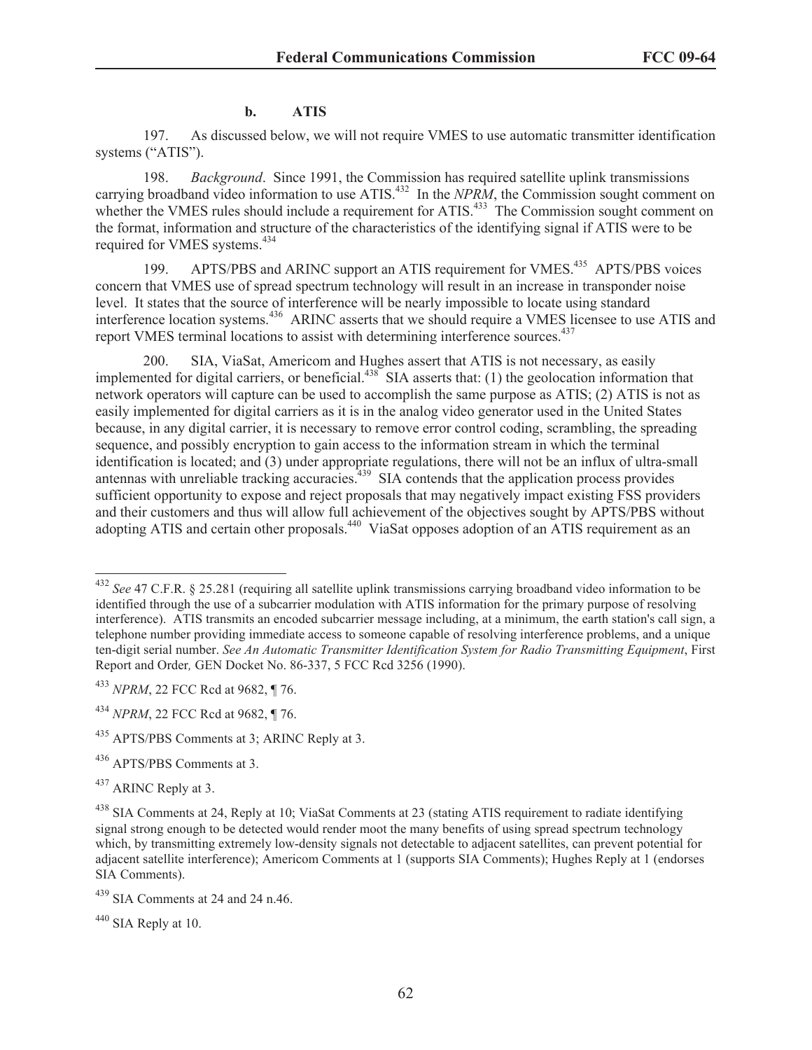### b. ATIS

197. As discussed below, we will not require VMES to use automatic transmitter identification systems ("ATIS").

198. *Background*. Since 1991, the Commission has required satellite uplink transmissions carrying broadband video information to use ATIS.[432] In the *NPRM*, the Commission sought comment on whether the VMES rules should include a requirement for ATIS.[433] The Commission sought comment on the format, information and structure of the characteristics of the identifying signal if ATIS were to be required for VMES systems.[434]

199. APTS/PBS and ARINC support an ATIS requirement for VMES.[435] APTS/PBS voices concern that VMES use of spread spectrum technology will result in an increase in transponder noise level. It states that the source of interference will be nearly impossible to locate using standard interference location systems.[436] ARINC asserts that we should require a VMES licensee to use ATIS and report VMES terminal locations to assist with determining interference sources.[437]

200. SIA, ViaSat, Americom and Hughes assert that ATIS is not necessary, as easily implemented for digital carriers, or beneficial.[438] SIA asserts that: (1) the geolocation information that network operators will capture can be used to accomplish the same purpose as ATIS; (2) ATIS is not as easily implemented for digital carriers as it is in the analog video generator used in the United States because, in any digital carrier, it is necessary to remove error control coding, scrambling, the spreading sequence, and possibly encryption to gain access to the information stream in which the terminal identification is located; and (3) under appropriate regulations, there will not be an influx of ultra-small antennas with unreliable tracking accuracies.[439] SIA contends that the application process provides sufficient opportunity to expose and reject proposals that may negatively impact existing FSS providers and their customers and thus will allow full achievement of the objectives sought by APTS/PBS without adopting ATIS and certain other proposals.[440] ViaSat opposes adoption of an ATIS requirement as an

---

[432] *See* 47 C.F.R. § 25.281 (requiring all satellite uplink transmissions carrying broadband video information to be identified through the use of a subcarrier modulation with ATIS information for the primary purpose of resolving interference). ATIS transmits an encoded subcarrier message including, at a minimum, the earth station's call sign, a telephone number providing immediate access to someone capable of resolving interference problems, and a unique ten-digit serial number. *See An Automatic Transmitter Identification System for Radio Transmitting Equipment*, First Report and Order*,* GEN Docket No. 86-337, 5 FCC Rcd 3256 (1990).

[433] *NPRM*, 22 FCC Rcd at 9682, ¶ 76.

[434] *NPRM*, 22 FCC Rcd at 9682, ¶ 76.

[435] APTS/PBS Comments at 3; ARINC Reply at 3.

[436] APTS/PBS Comments at 3.

[437] ARINC Reply at 3.

[438] SIA Comments at 24, Reply at 10; ViaSat Comments at 23 (stating ATIS requirement to radiate identifying signal strong enough to be detected would render moot the many benefits of using spread spectrum technology which, by transmitting extremely low-density signals not detectable to adjacent satellites, can prevent potential for adjacent satellite interference); Americom Comments at 1 (supports SIA Comments); Hughes Reply at 1 (endorses SIA Comments).

[439] SIA Comments at 24 and 24 n.46.

[440] SIA Reply at 10.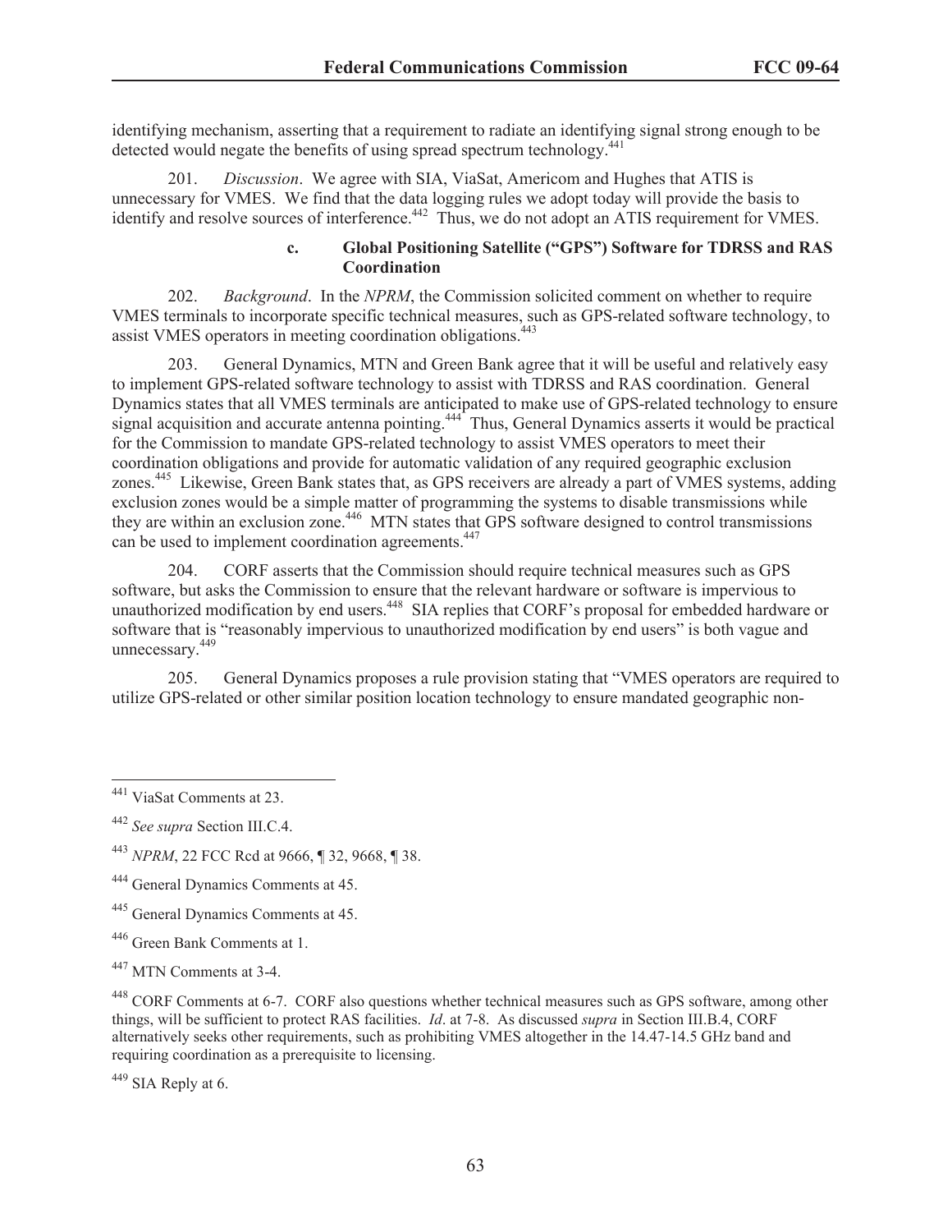identifying mechanism, asserting that a requirement to radiate an identifying signal strong enough to be detected would negate the benefits of using spread spectrum technology.[441]

201. *Discussion*. We agree with SIA, ViaSat, Americom and Hughes that ATIS is unnecessary for VMES. We find that the data logging rules we adopt today will provide the basis to identify and resolve sources of interference.[442] Thus, we do not adopt an ATIS requirement for VMES.

#### c. Global Positioning Satellite ("GPS") Software for TDRSS and RAS Coordination

202. *Background*. In the *NPRM*, the Commission solicited comment on whether to require VMES terminals to incorporate specific technical measures, such as GPS-related software technology, to assist VMES operators in meeting coordination obligations.[443]

203. General Dynamics, MTN and Green Bank agree that it will be useful and relatively easy to implement GPS-related software technology to assist with TDRSS and RAS coordination. General Dynamics states that all VMES terminals are anticipated to make use of GPS-related technology to ensure signal acquisition and accurate antenna pointing.[444] Thus, General Dynamics asserts it would be practical for the Commission to mandate GPS-related technology to assist VMES operators to meet their coordination obligations and provide for automatic validation of any required geographic exclusion zones.[445] Likewise, Green Bank states that, as GPS receivers are already a part of VMES systems, adding exclusion zones would be a simple matter of programming the systems to disable transmissions while they are within an exclusion zone.[446] MTN states that GPS software designed to control transmissions can be used to implement coordination agreements.[447]

204. CORF asserts that the Commission should require technical measures such as GPS software, but asks the Commission to ensure that the relevant hardware or software is impervious to unauthorized modification by end users.[448] SIA replies that CORF's proposal for embedded hardware or software that is "reasonably impervious to unauthorized modification by end users" is both vague and unnecessary.[449]

205. General Dynamics proposes a rule provision stating that "VMES operators are required to utilize GPS-related or other similar position location technology to ensure mandated geographic non-

---

[441] ViaSat Comments at 23.

[442] *See supra* Section III.C.4.

[443] *NPRM*, 22 FCC Rcd at 9666, ¶ 32, 9668, ¶ 38.

[444] General Dynamics Comments at 45.

[445] General Dynamics Comments at 45.

[446] Green Bank Comments at 1.

[447] MTN Comments at 3-4.

[448] CORF Comments at 6-7. CORF also questions whether technical measures such as GPS software, among other things, will be sufficient to protect RAS facilities. *Id*. at 7-8. As discussed *supra* in Section III.B.4, CORF alternatively seeks other requirements, such as prohibiting VMES altogether in the 14.47-14.5 GHz band and requiring coordination as a prerequisite to licensing.

[449] SIA Reply at 6.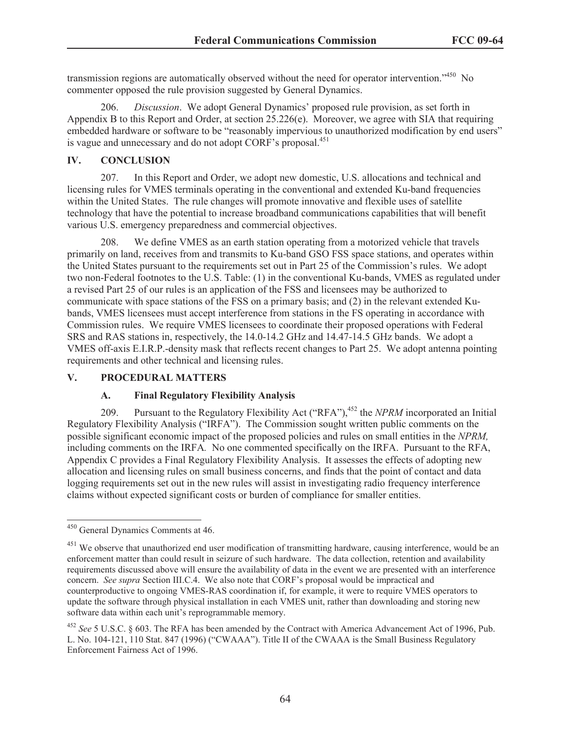transmission regions are automatically observed without the need for operator intervention."[450] No commenter opposed the rule provision suggested by General Dynamics.

206. *Discussion*. We adopt General Dynamics' proposed rule provision, as set forth in Appendix B to this Report and Order, at section 25.226(e). Moreover, we agree with SIA that requiring embedded hardware or software to be "reasonably impervious to unauthorized modification by end users" is vague and unnecessary and do not adopt CORF's proposal.[451]

## IV. CONCLUSION

207. In this Report and Order, we adopt new domestic, U.S. allocations and technical and licensing rules for VMES terminals operating in the conventional and extended Ku-band frequencies within the United States. The rule changes will promote innovative and flexible uses of satellite technology that have the potential to increase broadband communications capabilities that will benefit various U.S. emergency preparedness and commercial objectives.

208. We define VMES as an earth station operating from a motorized vehicle that travels primarily on land, receives from and transmits to Ku-band GSO FSS space stations, and operates within the United States pursuant to the requirements set out in Part 25 of the Commission's rules. We adopt two non-Federal footnotes to the U.S. Table: (1) in the conventional Ku-bands, VMES as regulated under a revised Part 25 of our rules is an application of the FSS and licensees may be authorized to communicate with space stations of the FSS on a primary basis; and (2) in the relevant extended Ku-bands, VMES licensees must accept interference from stations in the FS operating in accordance with Commission rules. We require VMES licensees to coordinate their proposed operations with Federal SRS and RAS stations in, respectively, the 14.0-14.2 GHz and 14.47-14.5 GHz bands. We adopt a VMES off-axis E.I.R.P.-density mask that reflects recent changes to Part 25. We adopt antenna pointing requirements and other technical and licensing rules.

## V. PROCEDURAL MATTERS

### A. Final Regulatory Flexibility Analysis

209. Pursuant to the Regulatory Flexibility Act ("RFA"),[452] the *NPRM* incorporated an Initial Regulatory Flexibility Analysis ("IRFA"). The Commission sought written public comments on the possible significant economic impact of the proposed policies and rules on small entities in the *NPRM,* including comments on the IRFA. No one commented specifically on the IRFA. Pursuant to the RFA, Appendix C provides a Final Regulatory Flexibility Analysis. It assesses the effects of adopting new allocation and licensing rules on small business concerns, and finds that the point of contact and data logging requirements set out in the new rules will assist in investigating radio frequency interference claims without expected significant costs or burden of compliance for smaller entities.

---

[450] General Dynamics Comments at 46.

[451] We observe that unauthorized end user modification of transmitting hardware, causing interference, would be an enforcement matter than could result in seizure of such hardware. The data collection, retention and availability requirements discussed above will ensure the availability of data in the event we are presented with an interference concern. *See supra* Section III.C.4. We also note that CORF's proposal would be impractical and counterproductive to ongoing VMES-RAS coordination if, for example, it were to require VMES operators to update the software through physical installation in each VMES unit, rather than downloading and storing new software data within each unit's reprogrammable memory.

[452] *See* 5 U.S.C. § 603. The RFA has been amended by the Contract with America Advancement Act of 1996, Pub. L. No. 104-121, 110 Stat. 847 (1996) ("CWAAA"). Title II of the CWAAA is the Small Business Regulatory Enforcement Fairness Act of 1996.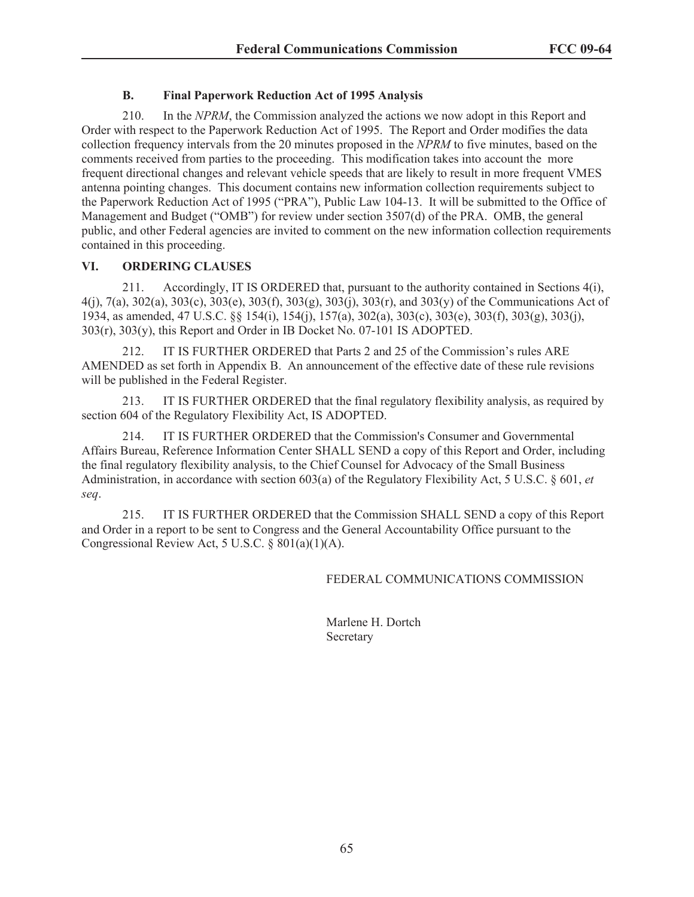### B. Final Paperwork Reduction Act of 1995 Analysis

210. In the *NPRM*, the Commission analyzed the actions we now adopt in this Report and Order with respect to the Paperwork Reduction Act of 1995. The Report and Order modifies the data collection frequency intervals from the 20 minutes proposed in the *NPRM* to five minutes, based on the comments received from parties to the proceeding. This modification takes into account the more frequent directional changes and relevant vehicle speeds that are likely to result in more frequent VMES antenna pointing changes. This document contains new information collection requirements subject to the Paperwork Reduction Act of 1995 ("PRA"), Public Law 104-13. It will be submitted to the Office of Management and Budget ("OMB") for review under section 3507(d) of the PRA. OMB, the general public, and other Federal agencies are invited to comment on the new information collection requirements contained in this proceeding.

## VI. ORDERING CLAUSES

211. Accordingly, IT IS ORDERED that, pursuant to the authority contained in Sections 4(i), 4(j), 7(a), 302(a), 303(c), 303(e), 303(f), 303(g), 303(j), 303(r), and 303(y) of the Communications Act of 1934, as amended, 47 U.S.C. §§ 154(i), 154(j), 157(a), 302(a), 303(c), 303(e), 303(f), 303(g), 303(j), 303(r), 303(y), this Report and Order in IB Docket No. 07-101 IS ADOPTED.

212. IT IS FURTHER ORDERED that Parts 2 and 25 of the Commission's rules ARE AMENDED as set forth in Appendix B. An announcement of the effective date of these rule revisions will be published in the Federal Register.

213. IT IS FURTHER ORDERED that the final regulatory flexibility analysis, as required by section 604 of the Regulatory Flexibility Act, IS ADOPTED.

214. IT IS FURTHER ORDERED that the Commission's Consumer and Governmental Affairs Bureau, Reference Information Center SHALL SEND a copy of this Report and Order, including the final regulatory flexibility analysis, to the Chief Counsel for Advocacy of the Small Business Administration, in accordance with section 603(a) of the Regulatory Flexibility Act, 5 U.S.C. § 601, *et seq*.

215. IT IS FURTHER ORDERED that the Commission SHALL SEND a copy of this Report and Order in a report to be sent to Congress and the General Accountability Office pursuant to the Congressional Review Act, 5 U.S.C. § 801(a)(1)(A).

FEDERAL COMMUNICATIONS COMMISSION

Marlene H. Dortch
Secretary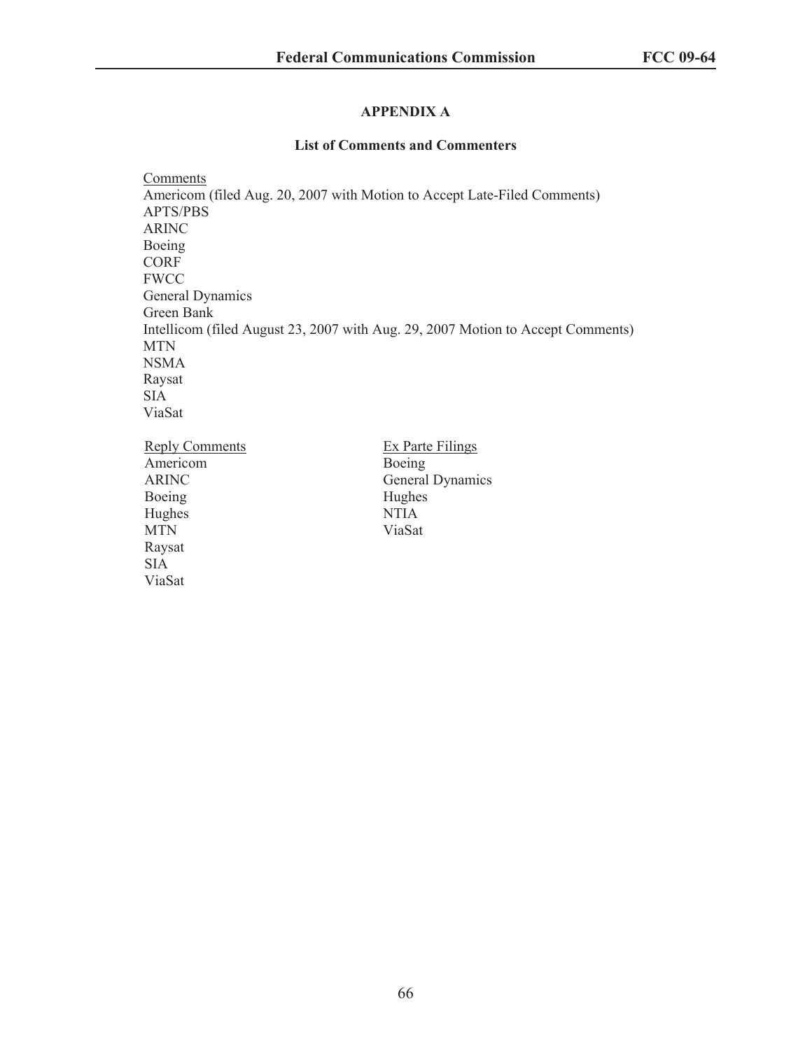# APPENDIX A

## List of Comments and Commenters

Comments

Americom (filed Aug. 20, 2007 with Motion to Accept Late-Filed Comments)
APTS/PBS
ARINC
Boeing
CORF
FWCC
General Dynamics
Green Bank
Intellicom (filed August 23, 2007 with Aug. 29, 2007 Motion to Accept Comments)
MTN
NSMA
Raysat
SIA
ViaSat

Reply Comments

Americom
ARINC
Boeing
Hughes
MTN
Raysat
SIA
ViaSat

Ex Parte Filings

Boeing
General Dynamics
Hughes
NTIA
ViaSat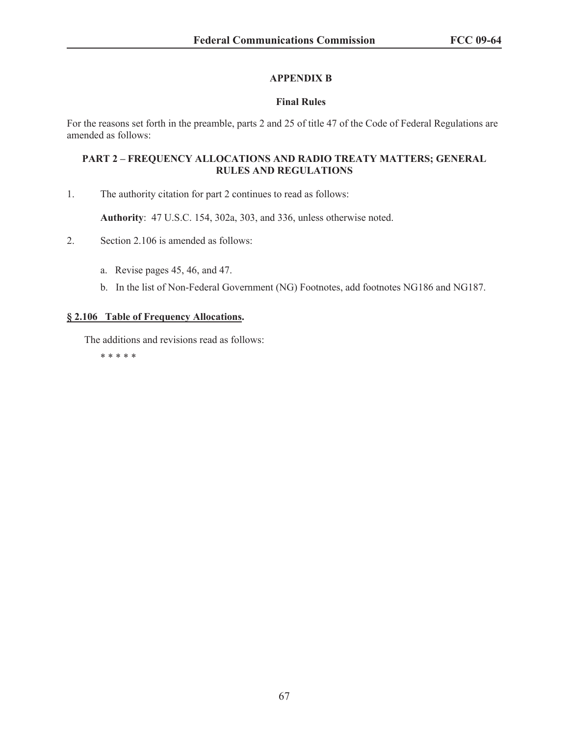## APPENDIX B

### Final Rules

For the reasons set forth in the preamble, parts 2 and 25 of title 47 of the Code of Federal Regulations are amended as follows:

### PART 2 – FREQUENCY ALLOCATIONS AND RADIO TREATY MATTERS; GENERAL RULES AND REGULATIONS

1. The authority citation for part 2 continues to read as follows:

   **Authority**: 47 U.S.C. 154, 302a, 303, and 336, unless otherwise noted.

2. Section 2.106 is amended as follows:

   a. Revise pages 45, 46, and 47.

   b. In the list of Non-Federal Government (NG) Footnotes, add footnotes NG186 and NG187.

**§ 2.106 Table of Frequency Allocations.**

The additions and revisions read as follows:

\* \* \* \* \*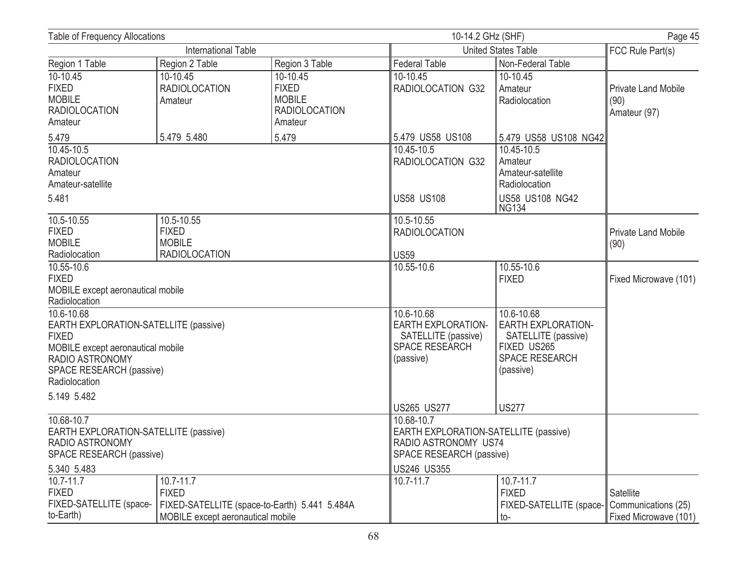| International Table | | | United States Table | | FCC Rule Part(s) |
|---|---|---|---|---|---|
| Region 1 Table | Region 2 Table | Region 3 Table | Federal Table | Non-Federal Table | |
| 10-10.45<br>FIXED<br>MOBILE<br>RADIOLOCATION<br>Amateur<br><br>5.479 | 10-10.45<br>RADIOLOCATION<br>Amateur<br><br>5.479 5.480 | 10-10.45<br>FIXED<br>MOBILE<br>RADIOLOCATION<br>Amateur<br><br>5.479 | 10-10.45<br>RADIOLOCATION G32<br><br>5.479 US58 US108 | 10-10.45<br>Amateur<br>Radiolocation<br><br>5.479 US58 US108 NG42 | Private Land Mobile (90)<br>Amateur (97) |
| 10.45-10.5<br>RADIOLOCATION<br>Amateur<br>Amateur-satellite<br><br>5.481 | | | 10.45-10.5<br>RADIOLOCATION G32<br><br>US58 US108 | 10.45-10.5<br>Amateur<br>Amateur-satellite<br>Radiolocation<br><br>US58 US108 NG42 NG134 | |
| 10.5-10.55<br>FIXED<br>MOBILE<br>Radiolocation | 10.5-10.55<br>FIXED<br>MOBILE<br>RADIOLOCATION | | 10.5-10.55<br>RADIOLOCATION<br><br>US59 | | Private Land Mobile (90) |
| 10.55-10.6<br>FIXED<br>MOBILE except aeronautical mobile<br>Radiolocation | | | 10.55-10.6 | 10.55-10.6<br>FIXED | Fixed Microwave (101) |
| 10.6-10.68<br>EARTH EXPLORATION-SATELLITE (passive)<br>FIXED<br>MOBILE except aeronautical mobile<br>RADIO ASTRONOMY<br>SPACE RESEARCH (passive)<br>Radiolocation<br><br>5.149 5.482 | | | 10.6-10.68<br>EARTH EXPLORATION-SATELLITE (passive)<br>SPACE RESEARCH (passive)<br><br>US265 US277 | 10.6-10.68<br>EARTH EXPLORATION-SATELLITE (passive)<br>FIXED US265<br>SPACE RESEARCH (passive)<br><br>US277 | |
| 10.68-10.7<br>EARTH EXPLORATION-SATELLITE (passive)<br>RADIO ASTRONOMY<br>SPACE RESEARCH (passive)<br><br>5.340 5.483 | | | 10.68-10.7<br>EARTH EXPLORATION-SATELLITE (passive)<br>RADIO ASTRONOMY US74<br>SPACE RESEARCH (passive)<br><br>US246 US355 | | |
| 10.7-11.7<br>FIXED<br>FIXED-SATELLITE (space-to-Earth) | 10.7-11.7<br>FIXED<br>FIXED-SATELLITE (space-to-Earth) 5.441 5.484A<br>MOBILE except aeronautical mobile | | 10.7-11.7 | 10.7-11.7<br>FIXED<br>FIXED-SATELLITE (space-to- | Satellite Communications (25)<br>Fixed Microwave (101) |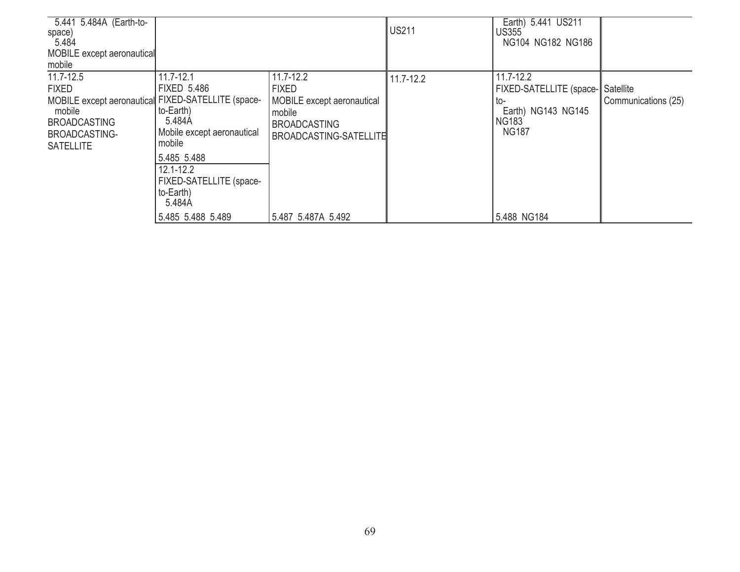| | | | | | |
|---|---|---|---|---|---|
| 5.441 5.484A (Earth-to-space) 5.484 MOBILE except aeronautical mobile | | | US211 | Earth) 5.441 US211 US355 NG104 NG182 NG186 | |
| 11.7-12.5 FIXED MOBILE except aeronautical mobile BROADCASTING BROADCASTING-SATELLITE | 11.7-12.1 FIXED 5.486 FIXED-SATELLITE (space-to-Earth) 5.484A Mobile except aeronautical mobile 5.485 5.488 | 11.7-12.2 FIXED MOBILE except aeronautical mobile BROADCASTING BROADCASTING-SATELLITE | 11.7-12.2 | 11.7-12.2 FIXED-SATELLITE (space-to-Earth) NG143 NG145 NG183 NG187 | Satellite Communications (25) |
| | 12.1-12.2 FIXED-SATELLITE (space-to-Earth) 5.484A 5.485 5.488 5.489 | 5.487 5.487A 5.492 | | 5.488 NG184 | |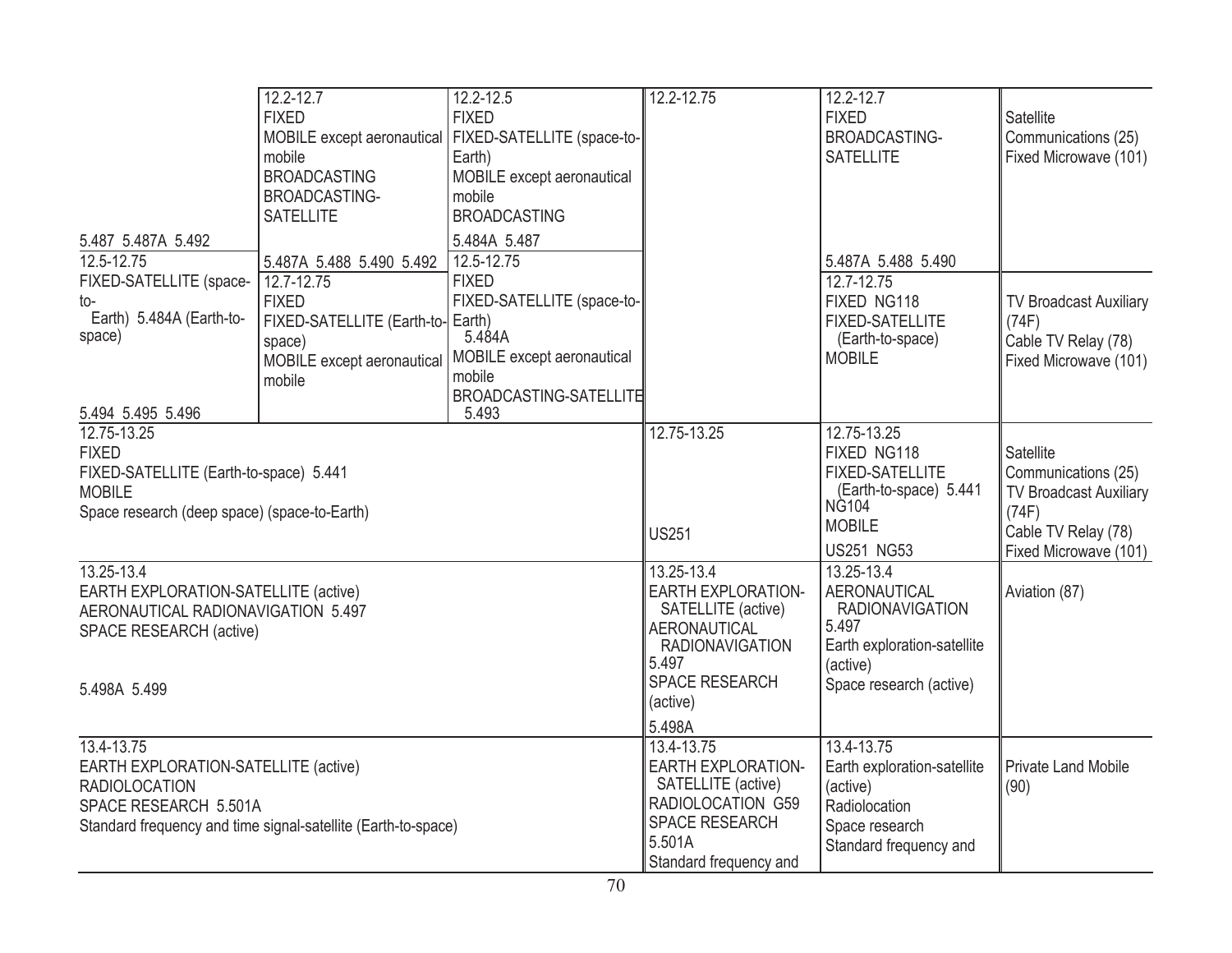| Region 1 Table | Region 2 Table | Region 3 Table | Federal Table | Non-Federal Table | FCC Rule Part(s) |
|---|---|---|---|---|---|
| 12.2-12.5<br>FIXED<br>MOBILE except aeronautical mobile<br>BROADCASTING<br>5.487 5.487A 5.492 | 12.2-12.7<br>FIXED<br>MOBILE except aeronautical mobile<br>BROADCASTING<br>BROADCASTING-SATELLITE<br>5.487A 5.488 5.490 5.492 | 12.2-12.5<br>FIXED<br>FIXED-SATELLITE (space-to-Earth)<br>MOBILE except aeronautical mobile<br>BROADCASTING<br>5.484A 5.487 | 12.2-12.75 | 12.2-12.7<br>FIXED<br>BROADCASTING-SATELLITE<br>5.487A 5.488 5.490 | Satellite Communications (25)<br>Fixed Microwave (101) |
| 12.5-12.75<br>FIXED-SATELLITE (space-to-Earth) 5.484A (Earth-to-space)<br>5.494 5.495 5.496 | 12.7-12.75<br>FIXED<br>FIXED-SATELLITE (Earth-to-space)<br>MOBILE except aeronautical mobile | 12.5-12.75<br>FIXED<br>FIXED-SATELLITE (space-to-Earth) 5.484A<br>MOBILE except aeronautical mobile<br>BROADCASTING-SATELLITE 5.493 | | 12.7-12.75<br>FIXED NG118<br>FIXED-SATELLITE (Earth-to-space)<br>MOBILE | TV Broadcast Auxiliary (74F)<br>Cable TV Relay (78)<br>Fixed Microwave (101) |
| 12.75-13.25<br>FIXED<br>FIXED-SATELLITE (Earth-to-space) 5.441<br>MOBILE<br>Space research (deep space) (space-to-Earth) | | | 12.75-13.25<br>US251 | 12.75-13.25<br>FIXED NG118<br>FIXED-SATELLITE (Earth-to-space) 5.441 NG104<br>MOBILE<br>US251 NG53 | Satellite Communications (25)<br>TV Broadcast Auxiliary (74F)<br>Cable TV Relay (78)<br>Fixed Microwave (101) |
| 13.25-13.4<br>EARTH EXPLORATION-SATELLITE (active)<br>AERONAUTICAL RADIONAVIGATION 5.497<br>SPACE RESEARCH (active)<br>5.498A 5.499 | | | 13.25-13.4<br>EARTH EXPLORATION-SATELLITE (active)<br>AERONAUTICAL RADIONAVIGATION 5.497<br>SPACE RESEARCH (active)<br>5.498A | 13.25-13.4<br>AERONAUTICAL RADIONAVIGATION 5.497<br>Earth exploration-satellite (active)<br>Space research (active) | Aviation (87) |
| 13.4-13.75<br>EARTH EXPLORATION-SATELLITE (active)<br>RADIOLOCATION<br>SPACE RESEARCH 5.501A<br>Standard frequency and time signal-satellite (Earth-to-space) | | | 13.4-13.75<br>EARTH EXPLORATION-SATELLITE (active)<br>RADIOLOCATION G59<br>SPACE RESEARCH 5.501A<br>Standard frequency and | 13.4-13.75<br>Earth exploration-satellite (active)<br>Radiolocation<br>Space research<br>Standard frequency and | Private Land Mobile (90) |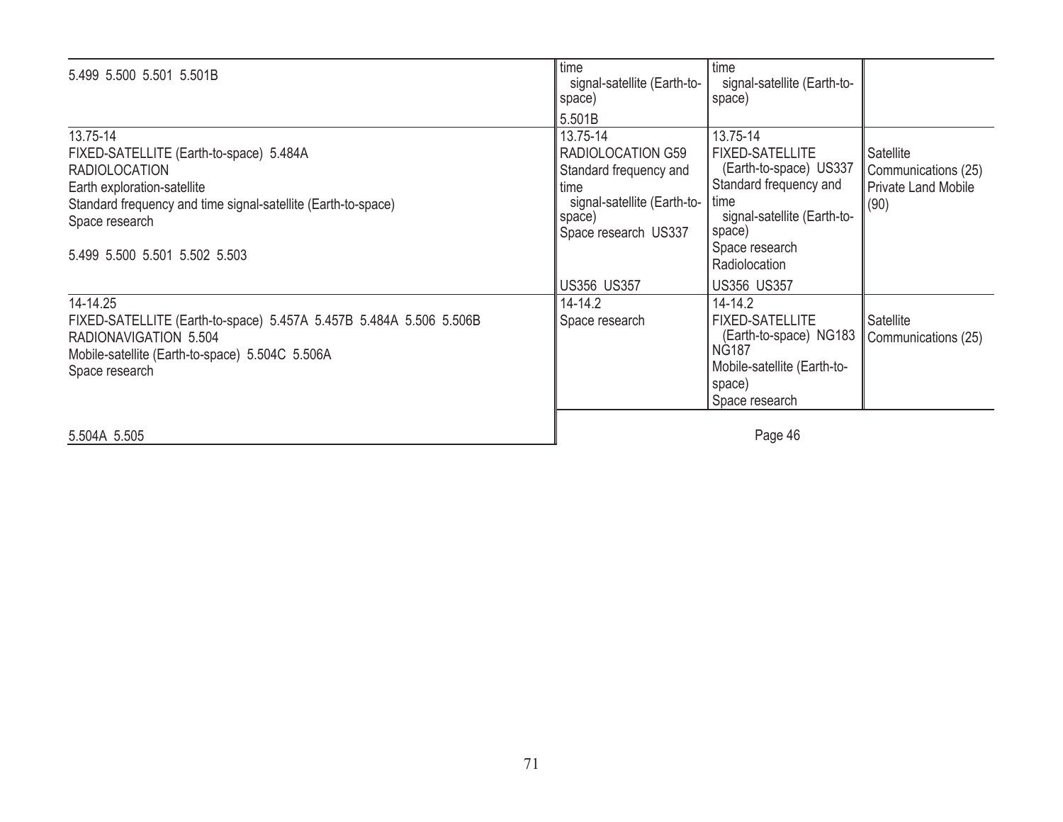| International | Federal | Non-Federal | FCC Rule Part(s) |
|---|---|---|---|
| 5.499 5.500 5.501 5.501B | time signal-satellite (Earth-to-space)<br><br>5.501B | time signal-satellite (Earth-to-space) | |
| 13.75-14<br>FIXED-SATELLITE (Earth-to-space) 5.484A<br>RADIOLOCATION<br>Earth exploration-satellite<br>Standard frequency and time signal-satellite (Earth-to-space)<br>Space research<br><br>5.499 5.500 5.501 5.502 5.503 | 13.75-14<br>RADIOLOCATION G59<br>Standard frequency and time signal-satellite (Earth-to-space)<br>Space research US337<br><br>US356 US357 | 13.75-14<br>FIXED-SATELLITE (Earth-to-space) US337<br>Standard frequency and time signal-satellite (Earth-to-space)<br>Space research<br>Radiolocation<br><br>US356 US357 | Satellite Communications (25)<br>Private Land Mobile (90) |
| 14-14.25<br>FIXED-SATELLITE (Earth-to-space) 5.457A 5.457B 5.484A 5.506 5.506B<br>RADIONAVIGATION 5.504<br>Mobile-satellite (Earth-to-space) 5.504C 5.506A<br>Space research<br><br>5.504A 5.505 | 14-14.2<br>Space research | 14-14.2<br>FIXED-SATELLITE (Earth-to-space) NG183 NG187<br>Mobile-satellite (Earth-to-space)<br>Space research | Satellite Communications (25) |

Page 46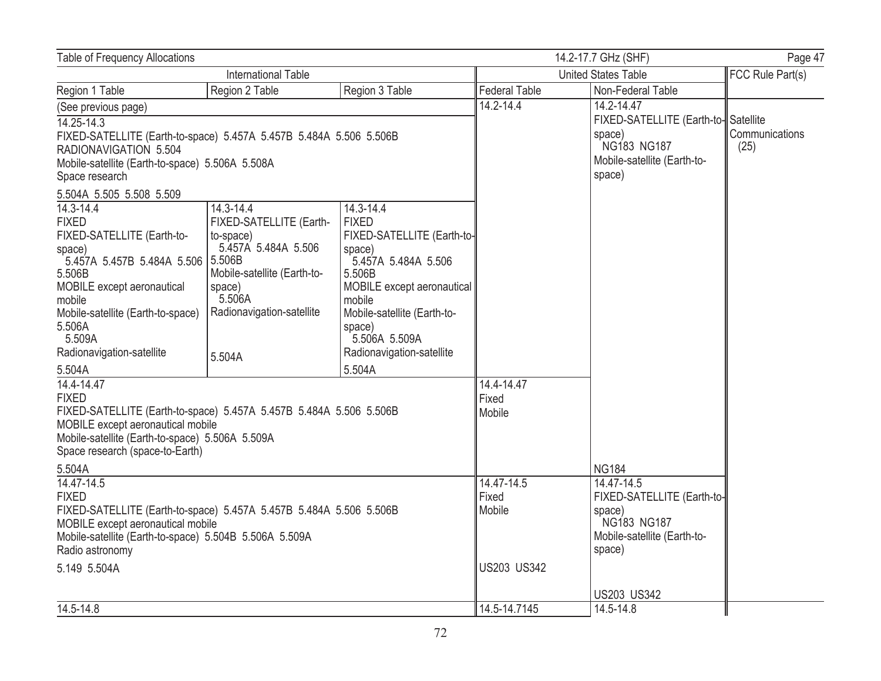| Table of Frequency Allocations | | | 14.2-17.7 GHz (SHF) | | |
|---|---|---|---|---|---|
| **International Table** | | | **United States Table** | | **FCC Rule Part(s)** |
| Region 1 Table | Region 2 Table | Region 3 Table | Federal Table | Non-Federal Table | |
| (See previous page) | | | 14.2-14.4 | 14.2-14.47<br>FIXED-SATELLITE (Earth-to-space) NG183 NG187<br>Mobile-satellite (Earth-to-space) | Satellite Communications (25) |
| 14.25-14.3<br>FIXED-SATELLITE (Earth-to-space) 5.457A 5.457B 5.484A 5.506 5.506B<br>RADIONAVIGATION 5.504<br>Mobile-satellite (Earth-to-space) 5.506A 5.508A<br>Space research<br><br>5.504A 5.505 5.508 5.509 | | | | | |
| 14.3-14.4<br>FIXED<br>FIXED-SATELLITE (Earth-to-space) 5.457A 5.457B 5.484A 5.506 5.506B<br>MOBILE except aeronautical mobile<br>Mobile-satellite (Earth-to-space) 5.506A 5.509A<br>Radionavigation-satellite<br><br>5.504A | 14.3-14.4<br>FIXED-SATELLITE (Earth-to-space) 5.457A 5.484A 5.506 5.506B<br>Mobile-satellite (Earth-to-space) 5.506A<br>Radionavigation-satellite<br><br>5.504A | 14.3-14.4<br>FIXED<br>FIXED-SATELLITE (Earth-to-space) 5.457A 5.484A 5.506 5.506B<br>MOBILE except aeronautical mobile<br>Mobile-satellite (Earth-to-space) 5.506A 5.509A<br>Radionavigation-satellite<br><br>5.504A | | | |
| 14.4-14.47<br>FIXED<br>FIXED-SATELLITE (Earth-to-space) 5.457A 5.457B 5.484A 5.506 5.506B<br>MOBILE except aeronautical mobile<br>Mobile-satellite (Earth-to-space) 5.506A 5.509A<br>Space research (space-to-Earth)<br><br>5.504A | | | 14.4-14.47<br>Fixed<br>Mobile | NG184 | |
| 14.47-14.5<br>FIXED<br>FIXED-SATELLITE (Earth-to-space) 5.457A 5.457B 5.484A 5.506 5.506B<br>MOBILE except aeronautical mobile<br>Mobile-satellite (Earth-to-space) 5.504B 5.506A 5.509A<br>Radio astronomy<br><br>5.149 5.504A | | | 14.47-14.5<br>Fixed<br>Mobile<br><br>US203 US342 | 14.47-14.5<br>FIXED-SATELLITE (Earth-to-space) NG183 NG187<br>Mobile-satellite (Earth-to-space)<br><br>US203 US342 | |
| 14.5-14.8 | | | 14.5-14.7145 | 14.5-14.8 | |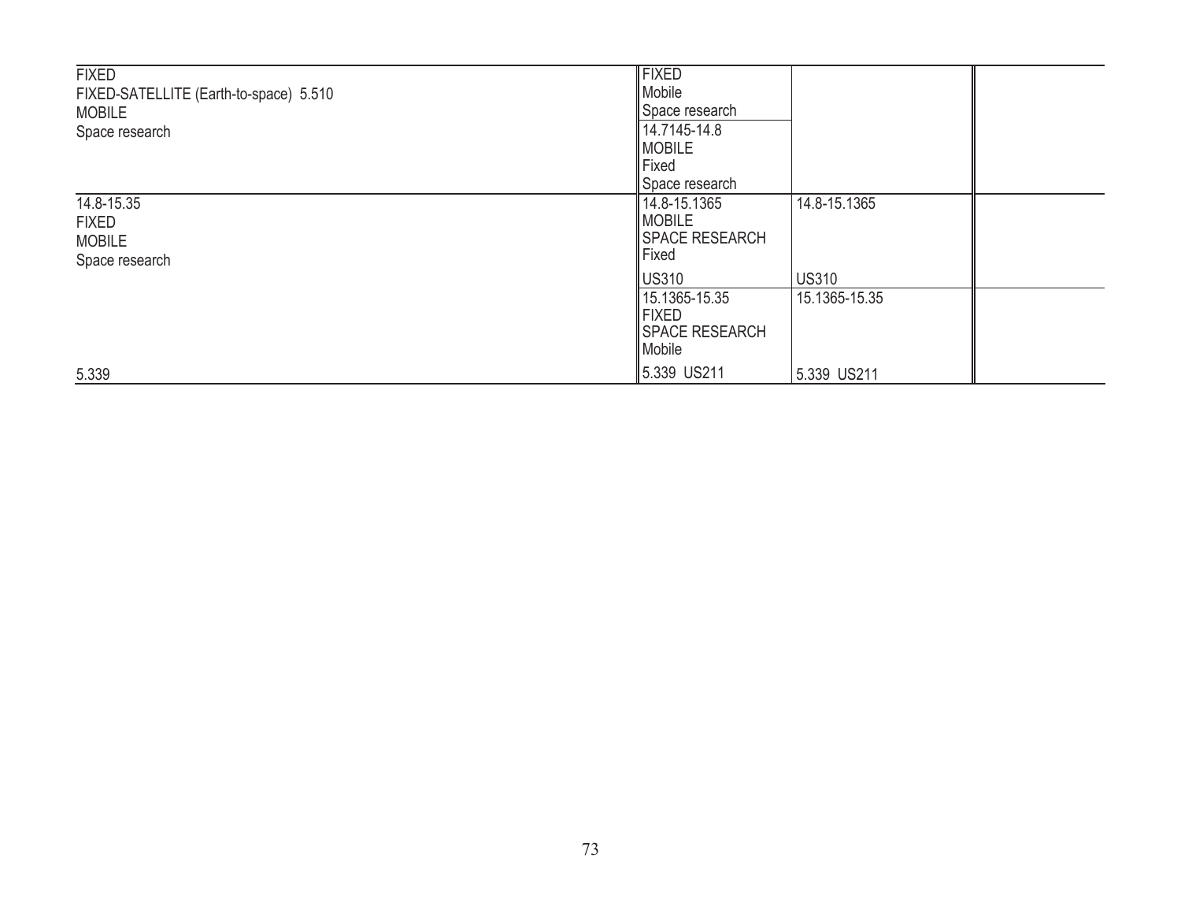| | | | |
|---|---|---|---|
| FIXED<br>FIXED-SATELLITE (Earth-to-space) 5.510<br>MOBILE<br>Space research | FIXED<br>Mobile<br>Space research | | |
| | 14.7145-14.8<br>MOBILE<br>Fixed<br>Space research | | |
| 14.8-15.35<br>FIXED<br>MOBILE<br>Space research | 14.8-15.1365<br>MOBILE<br>SPACE RESEARCH<br>Fixed<br><br>US310 | 14.8-15.1365<br><br><br><br><br>US310 | |
| <br><br><br><br>5.339 | 15.1365-15.35<br>FIXED<br>SPACE RESEARCH<br>Mobile<br><br>5.339 US211 | 15.1365-15.35<br><br><br><br><br>5.339 US211 | |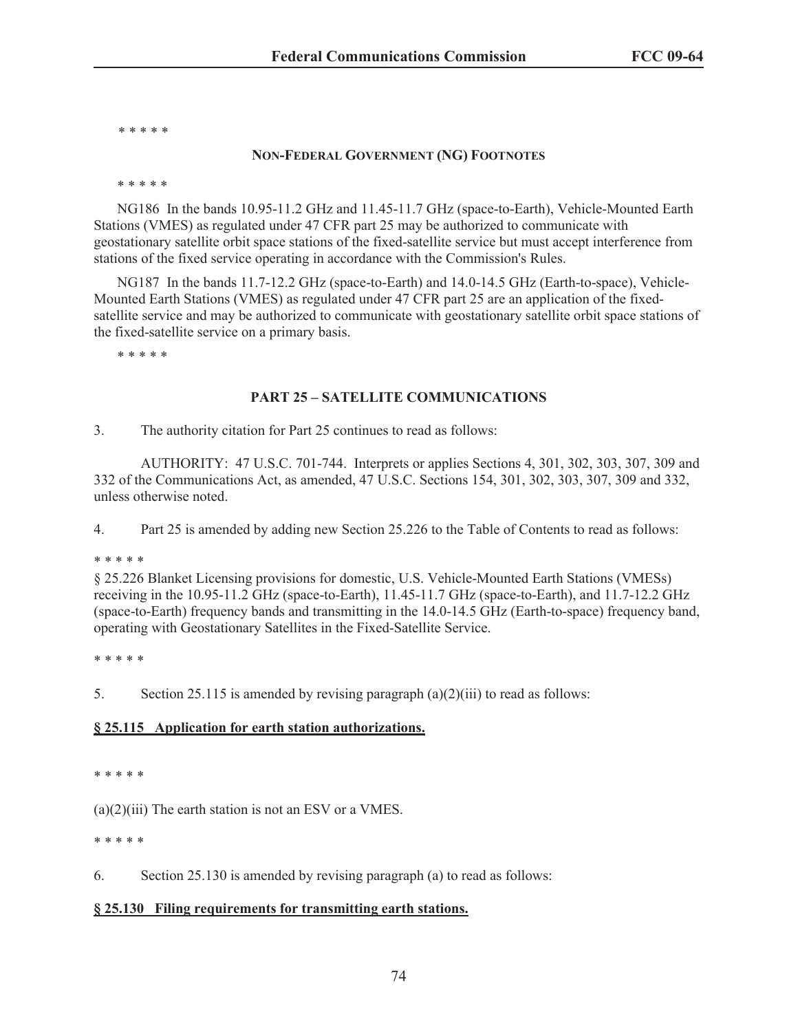\* \* \* \* \*

**NON-FEDERAL GOVERNMENT (NG) FOOTNOTES**

\* \* \* \* \*

NG186 In the bands 10.95-11.2 GHz and 11.45-11.7 GHz (space-to-Earth), Vehicle-Mounted Earth Stations (VMES) as regulated under 47 CFR part 25 may be authorized to communicate with geostationary satellite orbit space stations of the fixed-satellite service but must accept interference from stations of the fixed service operating in accordance with the Commission's Rules.

NG187 In the bands 11.7-12.2 GHz (space-to-Earth) and 14.0-14.5 GHz (Earth-to-space), Vehicle-Mounted Earth Stations (VMES) as regulated under 47 CFR part 25 are an application of the fixed-satellite service and may be authorized to communicate with geostationary satellite orbit space stations of the fixed-satellite service on a primary basis.

\* \* \* \* \*

**PART 25 – SATELLITE COMMUNICATIONS**

3. The authority citation for Part 25 continues to read as follows:

AUTHORITY: 47 U.S.C. 701-744. Interprets or applies Sections 4, 301, 302, 303, 307, 309 and 332 of the Communications Act, as amended, 47 U.S.C. Sections 154, 301, 302, 303, 307, 309 and 332, unless otherwise noted.

4. Part 25 is amended by adding new Section 25.226 to the Table of Contents to read as follows:

\* \* \* \* \*

§ 25.226 Blanket Licensing provisions for domestic, U.S. Vehicle-Mounted Earth Stations (VMESs) receiving in the 10.95-11.2 GHz (space-to-Earth), 11.45-11.7 GHz (space-to-Earth), and 11.7-12.2 GHz (space-to-Earth) frequency bands and transmitting in the 14.0-14.5 GHz (Earth-to-space) frequency band, operating with Geostationary Satellites in the Fixed-Satellite Service.

\* \* \* \* \*

5. Section 25.115 is amended by revising paragraph (a)(2)(iii) to read as follows:

**§ 25.115 Application for earth station authorizations.**

\* \* \* \* \*

(a)(2)(iii) The earth station is not an ESV or a VMES.

\* \* \* \* \*

6. Section 25.130 is amended by revising paragraph (a) to read as follows:

**§ 25.130 Filing requirements for transmitting earth stations.**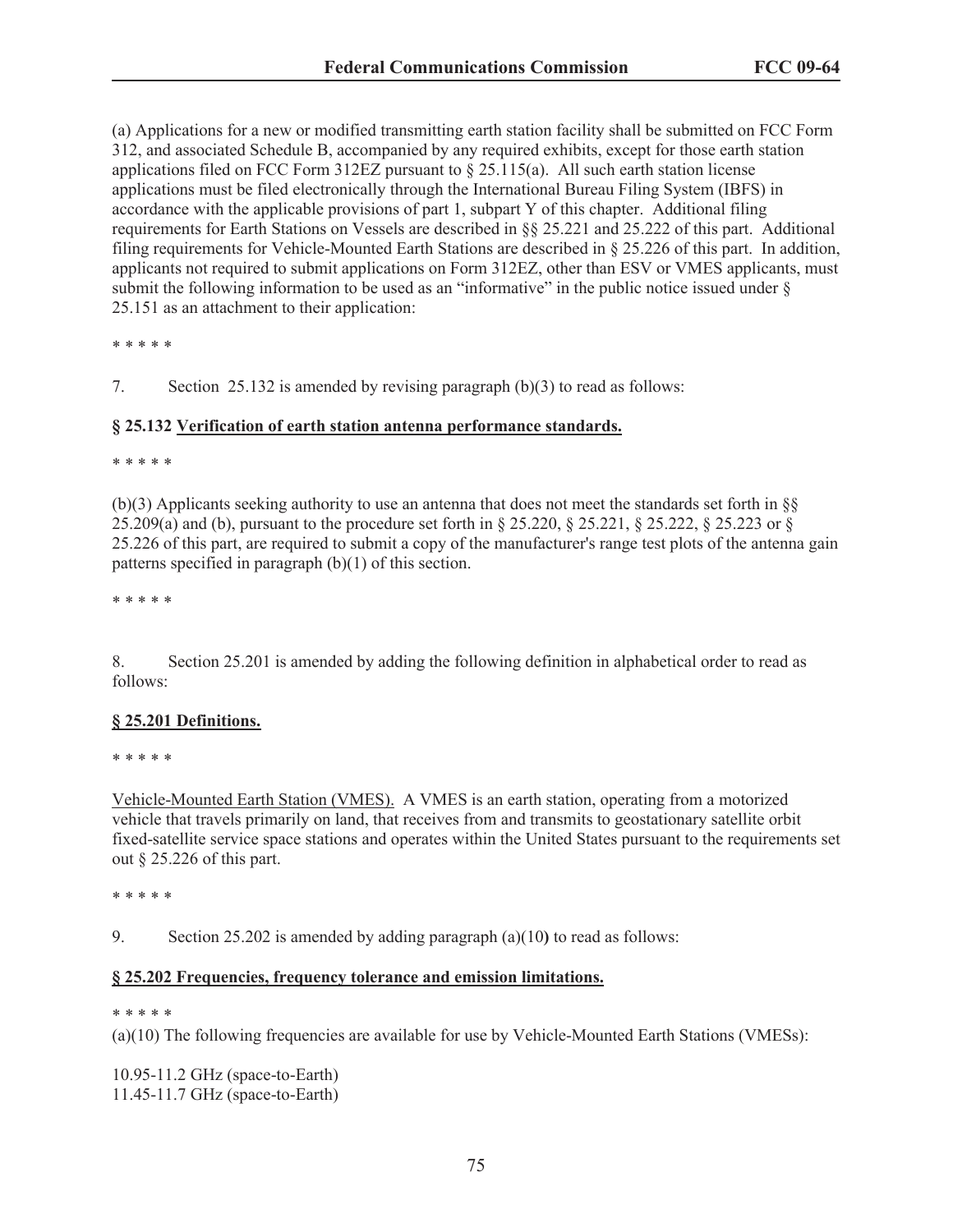(a) Applications for a new or modified transmitting earth station facility shall be submitted on FCC Form 312, and associated Schedule B, accompanied by any required exhibits, except for those earth station applications filed on FCC Form 312EZ pursuant to § 25.115(a). All such earth station license applications must be filed electronically through the International Bureau Filing System (IBFS) in accordance with the applicable provisions of part 1, subpart Y of this chapter. Additional filing requirements for Earth Stations on Vessels are described in §§ 25.221 and 25.222 of this part. Additional filing requirements for Vehicle-Mounted Earth Stations are described in § 25.226 of this part. In addition, applicants not required to submit applications on Form 312EZ, other than ESV or VMES applicants, must submit the following information to be used as an "informative" in the public notice issued under § 25.151 as an attachment to their application:

* * * * *

7. Section 25.132 is amended by revising paragraph (b)(3) to read as follows:

**§ 25.132 Verification of earth station antenna performance standards.**

* * * * *

(b)(3) Applicants seeking authority to use an antenna that does not meet the standards set forth in §§ 25.209(a) and (b), pursuant to the procedure set forth in § 25.220, § 25.221, § 25.222, § 25.223 or § 25.226 of this part, are required to submit a copy of the manufacturer's range test plots of the antenna gain patterns specified in paragraph (b)(1) of this section.

* * * * *

8. Section 25.201 is amended by adding the following definition in alphabetical order to read as follows:

**§ 25.201 Definitions.**

* * * * *

Vehicle-Mounted Earth Station (VMES). A VMES is an earth station, operating from a motorized vehicle that travels primarily on land, that receives from and transmits to geostationary satellite orbit fixed-satellite service space stations and operates within the United States pursuant to the requirements set out § 25.226 of this part.

* * * * *

9. Section 25.202 is amended by adding paragraph (a)(10) to read as follows:

**§ 25.202 Frequencies, frequency tolerance and emission limitations.**

* * * * *

(a)(10) The following frequencies are available for use by Vehicle-Mounted Earth Stations (VMESs):

10.95-11.2 GHz (space-to-Earth)
11.45-11.7 GHz (space-to-Earth)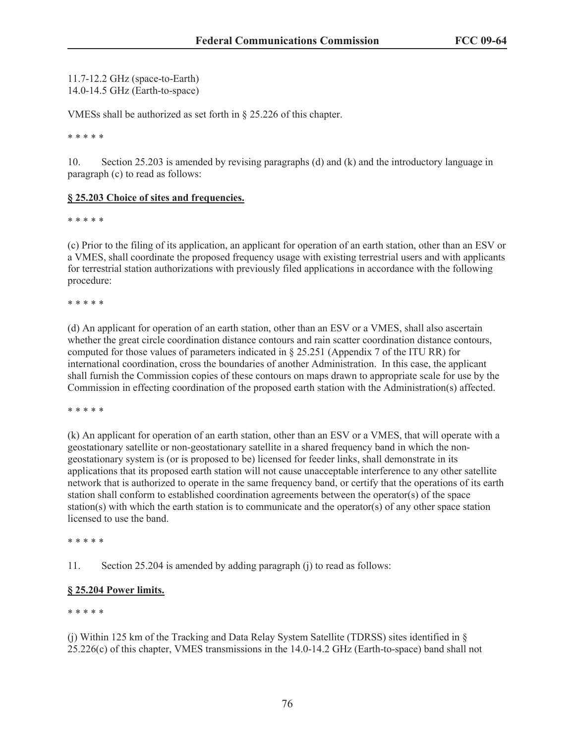11.7-12.2 GHz (space-to-Earth)
14.0-14.5 GHz (Earth-to-space)

VMESs shall be authorized as set forth in § 25.226 of this chapter.

* * * * *

10. Section 25.203 is amended by revising paragraphs (d) and (k) and the introductory language in paragraph (c) to read as follows:

**§ 25.203 Choice of sites and frequencies.**

* * * * *

(c) Prior to the filing of its application, an applicant for operation of an earth station, other than an ESV or a VMES, shall coordinate the proposed frequency usage with existing terrestrial users and with applicants for terrestrial station authorizations with previously filed applications in accordance with the following procedure:

* * * * *

(d) An applicant for operation of an earth station, other than an ESV or a VMES, shall also ascertain whether the great circle coordination distance contours and rain scatter coordination distance contours, computed for those values of parameters indicated in § 25.251 (Appendix 7 of the ITU RR) for international coordination, cross the boundaries of another Administration. In this case, the applicant shall furnish the Commission copies of these contours on maps drawn to appropriate scale for use by the Commission in effecting coordination of the proposed earth station with the Administration(s) affected.

* * * * *

(k) An applicant for operation of an earth station, other than an ESV or a VMES, that will operate with a geostationary satellite or non-geostationary satellite in a shared frequency band in which the non-geostationary system is (or is proposed to be) licensed for feeder links, shall demonstrate in its applications that its proposed earth station will not cause unacceptable interference to any other satellite network that is authorized to operate in the same frequency band, or certify that the operations of its earth station shall conform to established coordination agreements between the operator(s) of the space station(s) with which the earth station is to communicate and the operator(s) of any other space station licensed to use the band.

* * * * *

11. Section 25.204 is amended by adding paragraph (j) to read as follows:

**§ 25.204 Power limits.**

* * * * *

(j) Within 125 km of the Tracking and Data Relay System Satellite (TDRSS) sites identified in § 25.226(c) of this chapter, VMES transmissions in the 14.0-14.2 GHz (Earth-to-space) band shall not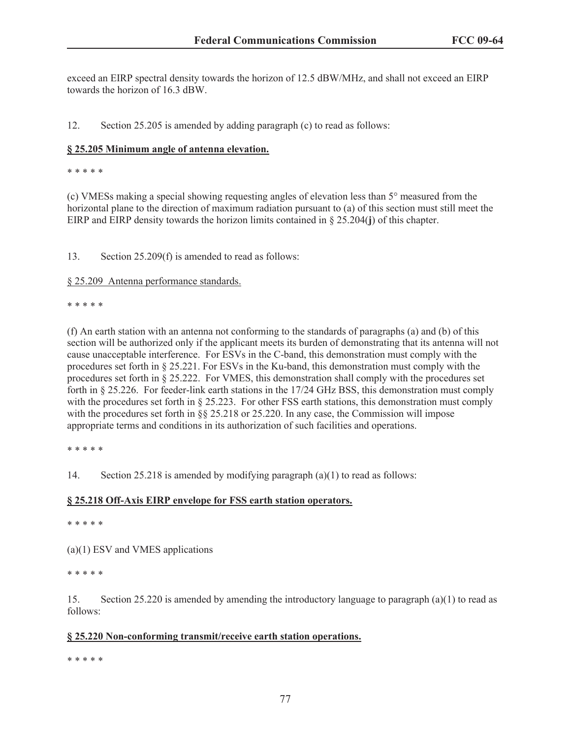exceed an EIRP spectral density towards the horizon of 12.5 dBW/MHz, and shall not exceed an EIRP towards the horizon of 16.3 dBW.

12. Section 25.205 is amended by adding paragraph (c) to read as follows:

**§ 25.205 Minimum angle of antenna elevation.**

* * * * *

(c) VMESs making a special showing requesting angles of elevation less than 5° measured from the horizontal plane to the direction of maximum radiation pursuant to (a) of this section must still meet the EIRP and EIRP density towards the horizon limits contained in § 25.204(**j**) of this chapter.

13. Section 25.209(f) is amended to read as follows:

§ 25.209 Antenna performance standards.

* * * * *

(f) An earth station with an antenna not conforming to the standards of paragraphs (a) and (b) of this section will be authorized only if the applicant meets its burden of demonstrating that its antenna will not cause unacceptable interference. For ESVs in the C-band, this demonstration must comply with the procedures set forth in § 25.221. For ESVs in the Ku-band, this demonstration must comply with the procedures set forth in § 25.222. For VMES, this demonstration shall comply with the procedures set forth in § 25.226. For feeder-link earth stations in the 17/24 GHz BSS, this demonstration must comply with the procedures set forth in § 25.223. For other FSS earth stations, this demonstration must comply with the procedures set forth in §§ 25.218 or 25.220. In any case, the Commission will impose appropriate terms and conditions in its authorization of such facilities and operations.

* * * * *

14. Section 25.218 is amended by modifying paragraph (a)(1) to read as follows:

**§ 25.218 Off-Axis EIRP envelope for FSS earth station operators.**

* * * * *

(a)(1) ESV and VMES applications

* * * * *

15. Section 25.220 is amended by amending the introductory language to paragraph (a)(1) to read as follows:

**§ 25.220 Non-conforming transmit/receive earth station operations.**

* * * * *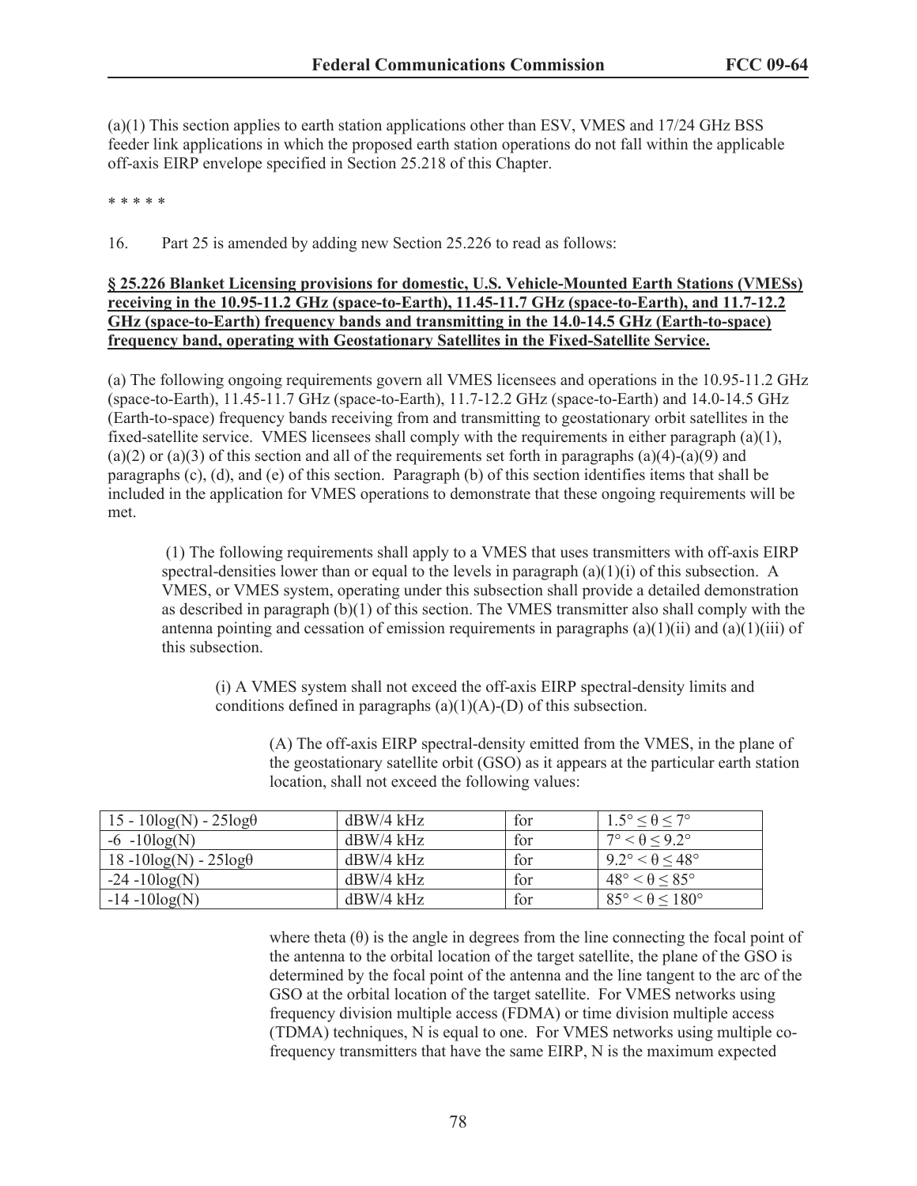(a)(1) This section applies to earth station applications other than ESV, VMES and 17/24 GHz BSS feeder link applications in which the proposed earth station operations do not fall within the applicable off-axis EIRP envelope specified in Section 25.218 of this Chapter.

* * * * *

16. Part 25 is amended by adding new Section 25.226 to read as follows:

**§ 25.226 Blanket Licensing provisions for domestic, U.S. Vehicle-Mounted Earth Stations (VMESs) receiving in the 10.95-11.2 GHz (space-to-Earth), 11.45-11.7 GHz (space-to-Earth), and 11.7-12.2 GHz (space-to-Earth) frequency bands and transmitting in the 14.0-14.5 GHz (Earth-to-space) frequency band, operating with Geostationary Satellites in the Fixed-Satellite Service.**

(a) The following ongoing requirements govern all VMES licensees and operations in the 10.95-11.2 GHz (space-to-Earth), 11.45-11.7 GHz (space-to-Earth), 11.7-12.2 GHz (space-to-Earth) and 14.0-14.5 GHz (Earth-to-space) frequency bands receiving from and transmitting to geostationary orbit satellites in the fixed-satellite service. VMES licensees shall comply with the requirements in either paragraph (a)(1), (a)(2) or (a)(3) of this section and all of the requirements set forth in paragraphs (a)(4)-(a)(9) and paragraphs (c), (d), and (e) of this section. Paragraph (b) of this section identifies items that shall be included in the application for VMES operations to demonstrate that these ongoing requirements will be met.

(1) The following requirements shall apply to a VMES that uses transmitters with off-axis EIRP spectral-densities lower than or equal to the levels in paragraph (a)(1)(i) of this subsection. A VMES, or VMES system, operating under this subsection shall provide a detailed demonstration as described in paragraph (b)(1) of this section. The VMES transmitter also shall comply with the antenna pointing and cessation of emission requirements in paragraphs (a)(1)(ii) and (a)(1)(iii) of this subsection.

(i) A VMES system shall not exceed the off-axis EIRP spectral-density limits and conditions defined in paragraphs (a)(1)(A)-(D) of this subsection.

(A) The off-axis EIRP spectral-density emitted from the VMES, in the plane of the geostationary satellite orbit (GSO) as it appears at the particular earth station location, shall not exceed the following values:

| | | | |
|---|---|---|---|
| $15 - 10\log(N) - 25\log\theta$ | dBW/4 kHz | for | $1.5° \leq \theta \leq 7°$ |
| $-6 - 10\log(N)$ | dBW/4 kHz | for | $7° < \theta \leq 9.2°$ |
| $18 - 10\log(N) - 25\log\theta$ | dBW/4 kHz | for | $9.2° < \theta \leq 48°$ |
| $-24 - 10\log(N)$ | dBW/4 kHz | for | $48° < \theta \leq 85°$ |
| $-14 - 10\log(N)$ | dBW/4 kHz | for | $85° < \theta \leq 180°$ |

where theta ($\theta$) is the angle in degrees from the line connecting the focal point of the antenna to the orbital location of the target satellite, the plane of the GSO is determined by the focal point of the antenna and the line tangent to the arc of the GSO at the orbital location of the target satellite. For VMES networks using frequency division multiple access (FDMA) or time division multiple access (TDMA) techniques, N is equal to one. For VMES networks using multiple co-frequency transmitters that have the same EIRP, N is the maximum expected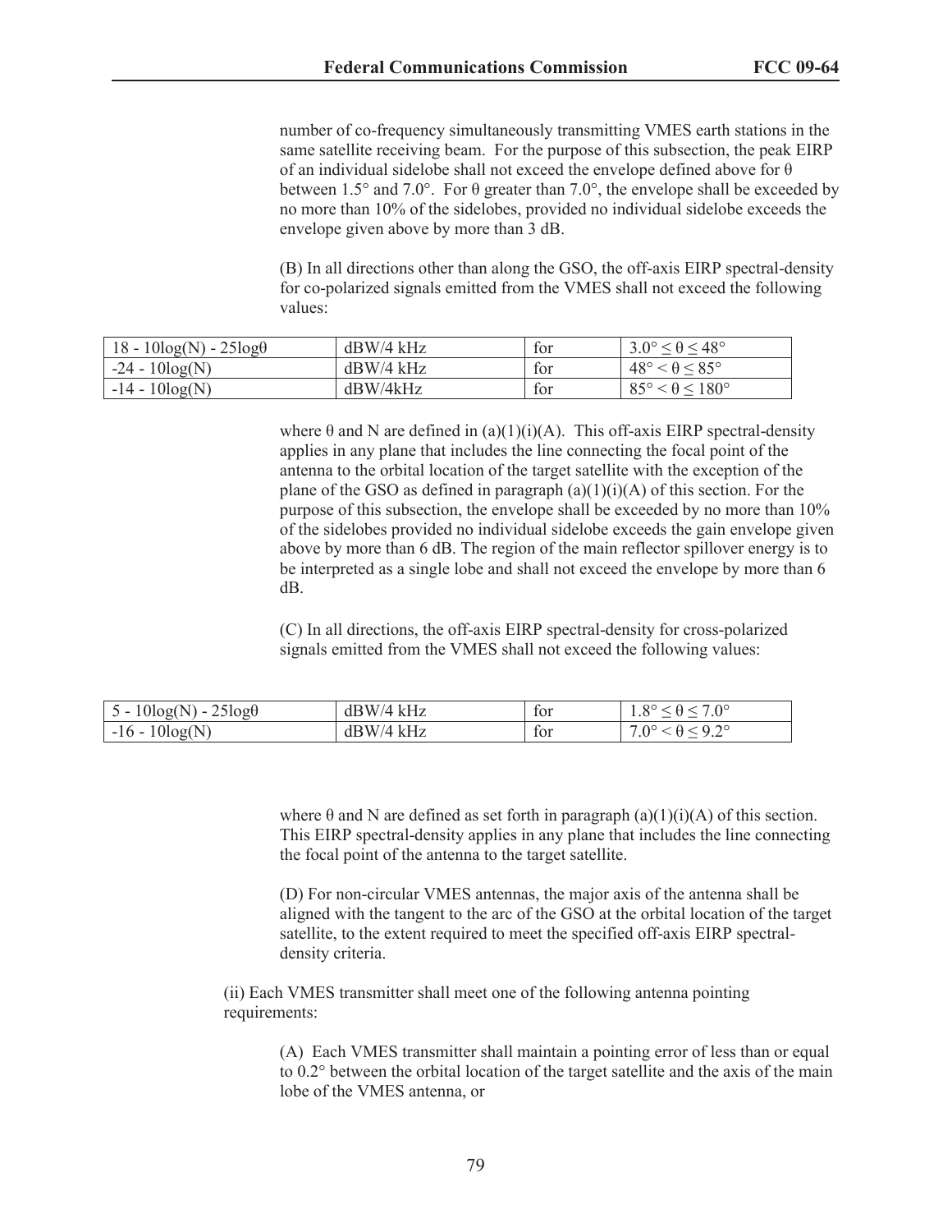number of co-frequency simultaneously transmitting VMES earth stations in the same satellite receiving beam. For the purpose of this subsection, the peak EIRP of an individual sidelobe shall not exceed the envelope defined above for θ between 1.5° and 7.0°. For θ greater than 7.0°, the envelope shall be exceeded by no more than 10% of the sidelobes, provided no individual sidelobe exceeds the envelope given above by more than 3 dB.

(B) In all directions other than along the GSO, the off-axis EIRP spectral-density for co-polarized signals emitted from the VMES shall not exceed the following values:

| | | | |
|---|---|---|---|
| $18 - 10\log(N) - 25\log\theta$ | dBW/4 kHz | for | $3.0° \leq \theta \leq 48°$ |
| $-24 - 10\log(N)$ | dBW/4 kHz | for | $48° < \theta \leq 85°$ |
| $-14 - 10\log(N)$ | dBW/4kHz | for | $85° < \theta \leq 180°$ |

where θ and N are defined in (a)(1)(i)(A). This off-axis EIRP spectral-density applies in any plane that includes the line connecting the focal point of the antenna to the orbital location of the target satellite with the exception of the plane of the GSO as defined in paragraph (a)(1)(i)(A) of this section. For the purpose of this subsection, the envelope shall be exceeded by no more than 10% of the sidelobes provided no individual sidelobe exceeds the gain envelope given above by more than 6 dB. The region of the main reflector spillover energy is to be interpreted as a single lobe and shall not exceed the envelope by more than 6 dB.

(C) In all directions, the off-axis EIRP spectral-density for cross-polarized signals emitted from the VMES shall not exceed the following values:

| | | | |
|---|---|---|---|
| $5 - 10\log(N) - 25\log\theta$ | dBW/4 kHz | for | $1.8° \leq \theta \leq 7.0°$ |
| $-16 - 10\log(N)$ | dBW/4 kHz | for | $7.0° < \theta \leq 9.2°$ |

where θ and N are defined as set forth in paragraph (a)(1)(i)(A) of this section. This EIRP spectral-density applies in any plane that includes the line connecting the focal point of the antenna to the target satellite.

(D) For non-circular VMES antennas, the major axis of the antenna shall be aligned with the tangent to the arc of the GSO at the orbital location of the target satellite, to the extent required to meet the specified off-axis EIRP spectral-density criteria.

(ii) Each VMES transmitter shall meet one of the following antenna pointing requirements:

(A) Each VMES transmitter shall maintain a pointing error of less than or equal to 0.2° between the orbital location of the target satellite and the axis of the main lobe of the VMES antenna, or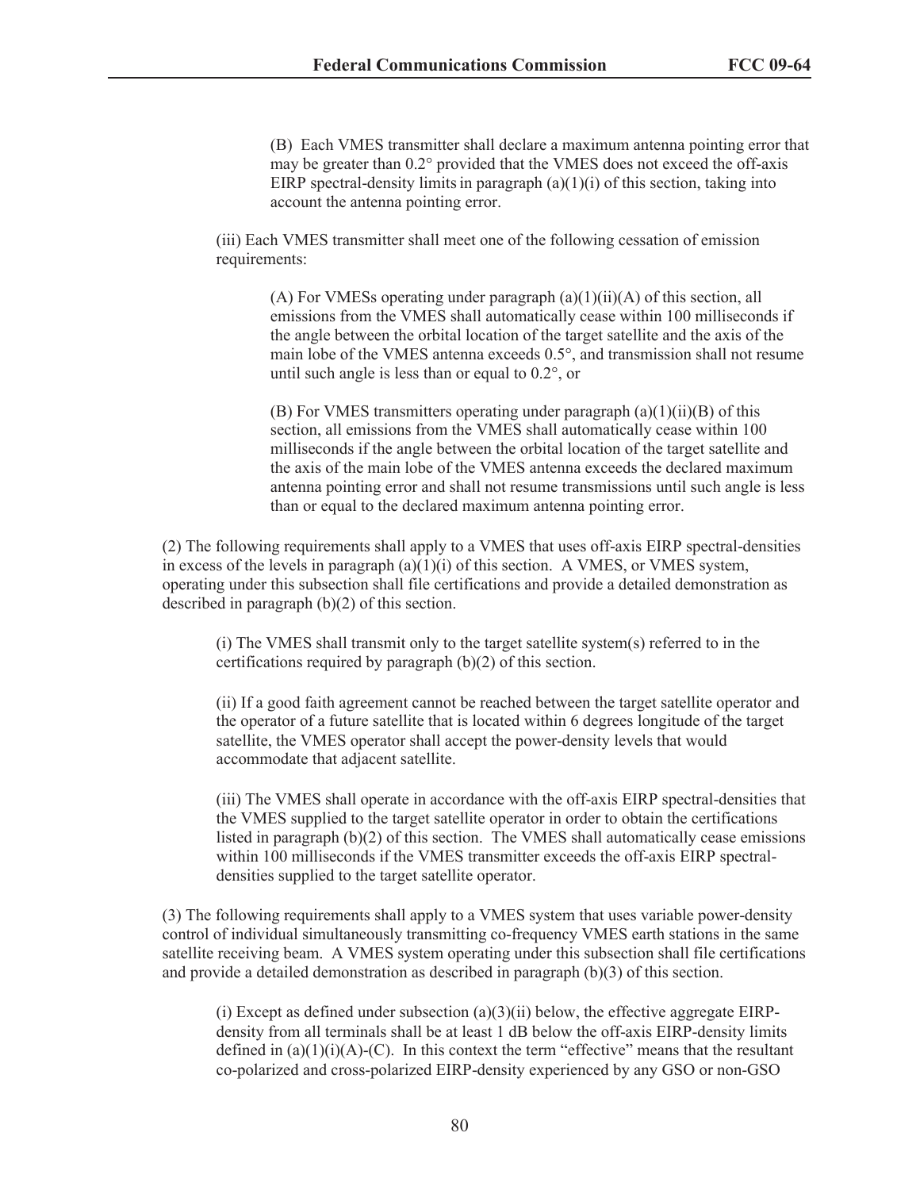(B) Each VMES transmitter shall declare a maximum antenna pointing error that may be greater than 0.2° provided that the VMES does not exceed the off-axis EIRP spectral-density limits in paragraph (a)(1)(i) of this section, taking into account the antenna pointing error.

(iii) Each VMES transmitter shall meet one of the following cessation of emission requirements:

(A) For VMESs operating under paragraph (a)(1)(ii)(A) of this section, all emissions from the VMES shall automatically cease within 100 milliseconds if the angle between the orbital location of the target satellite and the axis of the main lobe of the VMES antenna exceeds 0.5°, and transmission shall not resume until such angle is less than or equal to 0.2°, or

(B) For VMES transmitters operating under paragraph (a)(1)(ii)(B) of this section, all emissions from the VMES shall automatically cease within 100 milliseconds if the angle between the orbital location of the target satellite and the axis of the main lobe of the VMES antenna exceeds the declared maximum antenna pointing error and shall not resume transmissions until such angle is less than or equal to the declared maximum antenna pointing error.

(2) The following requirements shall apply to a VMES that uses off-axis EIRP spectral-densities in excess of the levels in paragraph (a)(1)(i) of this section. A VMES, or VMES system, operating under this subsection shall file certifications and provide a detailed demonstration as described in paragraph (b)(2) of this section.

(i) The VMES shall transmit only to the target satellite system(s) referred to in the certifications required by paragraph (b)(2) of this section.

(ii) If a good faith agreement cannot be reached between the target satellite operator and the operator of a future satellite that is located within 6 degrees longitude of the target satellite, the VMES operator shall accept the power-density levels that would accommodate that adjacent satellite.

(iii) The VMES shall operate in accordance with the off-axis EIRP spectral-densities that the VMES supplied to the target satellite operator in order to obtain the certifications listed in paragraph (b)(2) of this section. The VMES shall automatically cease emissions within 100 milliseconds if the VMES transmitter exceeds the off-axis EIRP spectral-densities supplied to the target satellite operator.

(3) The following requirements shall apply to a VMES system that uses variable power-density control of individual simultaneously transmitting co-frequency VMES earth stations in the same satellite receiving beam. A VMES system operating under this subsection shall file certifications and provide a detailed demonstration as described in paragraph (b)(3) of this section.

(i) Except as defined under subsection (a)(3)(ii) below, the effective aggregate EIRP-density from all terminals shall be at least 1 dB below the off-axis EIRP-density limits defined in (a)(1)(i)(A)-(C). In this context the term "effective" means that the resultant co-polarized and cross-polarized EIRP-density experienced by any GSO or non-GSO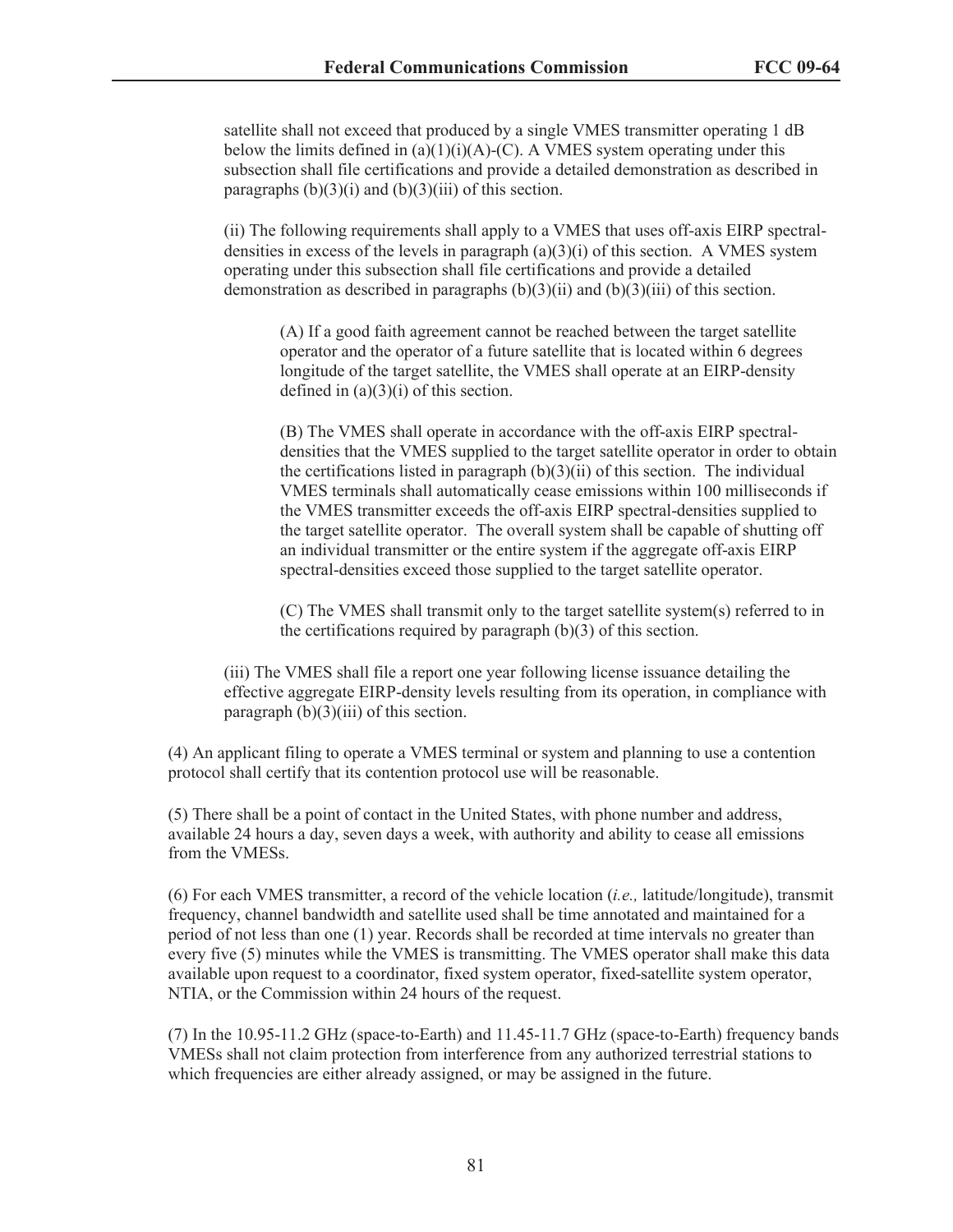satellite shall not exceed that produced by a single VMES transmitter operating 1 dB below the limits defined in (a)(1)(i)(A)-(C). A VMES system operating under this subsection shall file certifications and provide a detailed demonstration as described in paragraphs (b)(3)(i) and (b)(3)(iii) of this section.

(ii) The following requirements shall apply to a VMES that uses off-axis EIRP spectral-densities in excess of the levels in paragraph (a)(3)(i) of this section. A VMES system operating under this subsection shall file certifications and provide a detailed demonstration as described in paragraphs (b)(3)(ii) and (b)(3)(iii) of this section.

(A) If a good faith agreement cannot be reached between the target satellite operator and the operator of a future satellite that is located within 6 degrees longitude of the target satellite, the VMES shall operate at an EIRP-density defined in (a)(3)(i) of this section.

(B) The VMES shall operate in accordance with the off-axis EIRP spectral-densities that the VMES supplied to the target satellite operator in order to obtain the certifications listed in paragraph (b)(3)(ii) of this section. The individual VMES terminals shall automatically cease emissions within 100 milliseconds if the VMES transmitter exceeds the off-axis EIRP spectral-densities supplied to the target satellite operator. The overall system shall be capable of shutting off an individual transmitter or the entire system if the aggregate off-axis EIRP spectral-densities exceed those supplied to the target satellite operator.

(C) The VMES shall transmit only to the target satellite system(s) referred to in the certifications required by paragraph (b)(3) of this section.

(iii) The VMES shall file a report one year following license issuance detailing the effective aggregate EIRP-density levels resulting from its operation, in compliance with paragraph (b)(3)(iii) of this section.

(4) An applicant filing to operate a VMES terminal or system and planning to use a contention protocol shall certify that its contention protocol use will be reasonable.

(5) There shall be a point of contact in the United States, with phone number and address, available 24 hours a day, seven days a week, with authority and ability to cease all emissions from the VMESs.

(6) For each VMES transmitter, a record of the vehicle location (*i.e.,* latitude/longitude), transmit frequency, channel bandwidth and satellite used shall be time annotated and maintained for a period of not less than one (1) year. Records shall be recorded at time intervals no greater than every five (5) minutes while the VMES is transmitting. The VMES operator shall make this data available upon request to a coordinator, fixed system operator, fixed-satellite system operator, NTIA, or the Commission within 24 hours of the request.

(7) In the 10.95-11.2 GHz (space-to-Earth) and 11.45-11.7 GHz (space-to-Earth) frequency bands VMESs shall not claim protection from interference from any authorized terrestrial stations to which frequencies are either already assigned, or may be assigned in the future.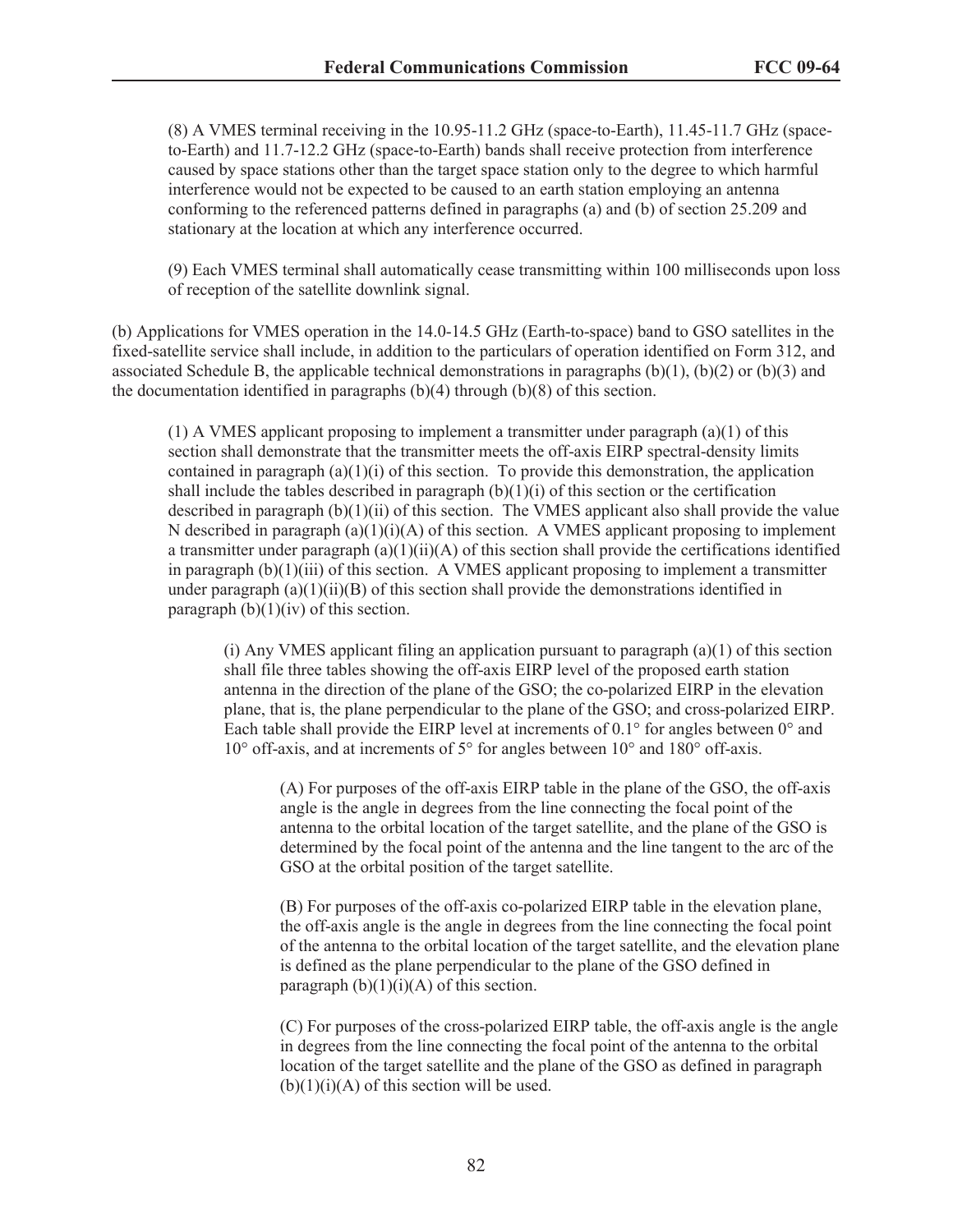(8) A VMES terminal receiving in the 10.95-11.2 GHz (space-to-Earth), 11.45-11.7 GHz (space-to-Earth) and 11.7-12.2 GHz (space-to-Earth) bands shall receive protection from interference caused by space stations other than the target space station only to the degree to which harmful interference would not be expected to be caused to an earth station employing an antenna conforming to the referenced patterns defined in paragraphs (a) and (b) of section 25.209 and stationary at the location at which any interference occurred.

(9) Each VMES terminal shall automatically cease transmitting within 100 milliseconds upon loss of reception of the satellite downlink signal.

(b) Applications for VMES operation in the 14.0-14.5 GHz (Earth-to-space) band to GSO satellites in the fixed-satellite service shall include, in addition to the particulars of operation identified on Form 312, and associated Schedule B, the applicable technical demonstrations in paragraphs (b)(1), (b)(2) or (b)(3) and the documentation identified in paragraphs (b)(4) through (b)(8) of this section.

(1) A VMES applicant proposing to implement a transmitter under paragraph (a)(1) of this section shall demonstrate that the transmitter meets the off-axis EIRP spectral-density limits contained in paragraph (a)(1)(i) of this section. To provide this demonstration, the application shall include the tables described in paragraph (b)(1)(i) of this section or the certification described in paragraph (b)(1)(ii) of this section. The VMES applicant also shall provide the value N described in paragraph (a)(1)(i)(A) of this section. A VMES applicant proposing to implement a transmitter under paragraph (a)(1)(ii)(A) of this section shall provide the certifications identified in paragraph (b)(1)(iii) of this section. A VMES applicant proposing to implement a transmitter under paragraph (a)(1)(ii)(B) of this section shall provide the demonstrations identified in paragraph (b)(1)(iv) of this section.

(i) Any VMES applicant filing an application pursuant to paragraph (a)(1) of this section shall file three tables showing the off-axis EIRP level of the proposed earth station antenna in the direction of the plane of the GSO; the co-polarized EIRP in the elevation plane, that is, the plane perpendicular to the plane of the GSO; and cross-polarized EIRP. Each table shall provide the EIRP level at increments of 0.1° for angles between 0° and 10° off-axis, and at increments of 5° for angles between 10° and 180° off-axis.

(A) For purposes of the off-axis EIRP table in the plane of the GSO, the off-axis angle is the angle in degrees from the line connecting the focal point of the antenna to the orbital location of the target satellite, and the plane of the GSO is determined by the focal point of the antenna and the line tangent to the arc of the GSO at the orbital position of the target satellite.

(B) For purposes of the off-axis co-polarized EIRP table in the elevation plane, the off-axis angle is the angle in degrees from the line connecting the focal point of the antenna to the orbital location of the target satellite, and the elevation plane is defined as the plane perpendicular to the plane of the GSO defined in paragraph (b)(1)(i)(A) of this section.

(C) For purposes of the cross-polarized EIRP table, the off-axis angle is the angle in degrees from the line connecting the focal point of the antenna to the orbital location of the target satellite and the plane of the GSO as defined in paragraph (b)(1)(i)(A) of this section will be used.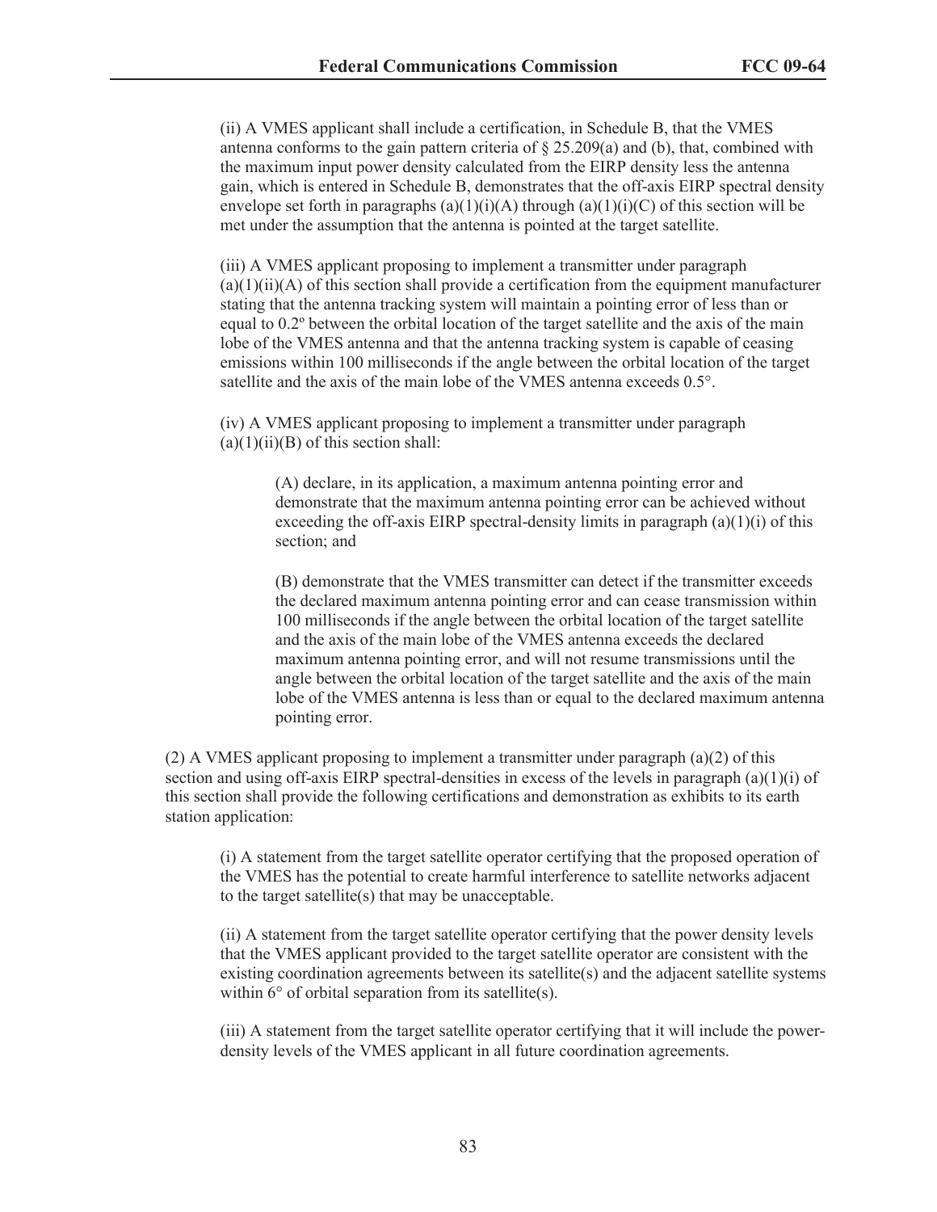(ii) A VMES applicant shall include a certification, in Schedule B, that the VMES antenna conforms to the gain pattern criteria of § 25.209(a) and (b), that, combined with the maximum input power density calculated from the EIRP density less the antenna gain, which is entered in Schedule B, demonstrates that the off-axis EIRP spectral density envelope set forth in paragraphs (a)(1)(i)(A) through (a)(1)(i)(C) of this section will be met under the assumption that the antenna is pointed at the target satellite.

(iii) A VMES applicant proposing to implement a transmitter under paragraph (a)(1)(ii)(A) of this section shall provide a certification from the equipment manufacturer stating that the antenna tracking system will maintain a pointing error of less than or equal to 0.2º between the orbital location of the target satellite and the axis of the main lobe of the VMES antenna and that the antenna tracking system is capable of ceasing emissions within 100 milliseconds if the angle between the orbital location of the target satellite and the axis of the main lobe of the VMES antenna exceeds 0.5°.

(iv) A VMES applicant proposing to implement a transmitter under paragraph (a)(1)(ii)(B) of this section shall:

> (A) declare, in its application, a maximum antenna pointing error and demonstrate that the maximum antenna pointing error can be achieved without exceeding the off-axis EIRP spectral-density limits in paragraph (a)(1)(i) of this section; and
>
> (B) demonstrate that the VMES transmitter can detect if the transmitter exceeds the declared maximum antenna pointing error and can cease transmission within 100 milliseconds if the angle between the orbital location of the target satellite and the axis of the main lobe of the VMES antenna exceeds the declared maximum antenna pointing error, and will not resume transmissions until the angle between the orbital location of the target satellite and the axis of the main lobe of the VMES antenna is less than or equal to the declared maximum antenna pointing error.

(2) A VMES applicant proposing to implement a transmitter under paragraph (a)(2) of this section and using off-axis EIRP spectral-densities in excess of the levels in paragraph (a)(1)(i) of this section shall provide the following certifications and demonstration as exhibits to its earth station application:

(i) A statement from the target satellite operator certifying that the proposed operation of the VMES has the potential to create harmful interference to satellite networks adjacent to the target satellite(s) that may be unacceptable.

(ii) A statement from the target satellite operator certifying that the power density levels that the VMES applicant provided to the target satellite operator are consistent with the existing coordination agreements between its satellite(s) and the adjacent satellite systems within 6° of orbital separation from its satellite(s).

(iii) A statement from the target satellite operator certifying that it will include the power-density levels of the VMES applicant in all future coordination agreements.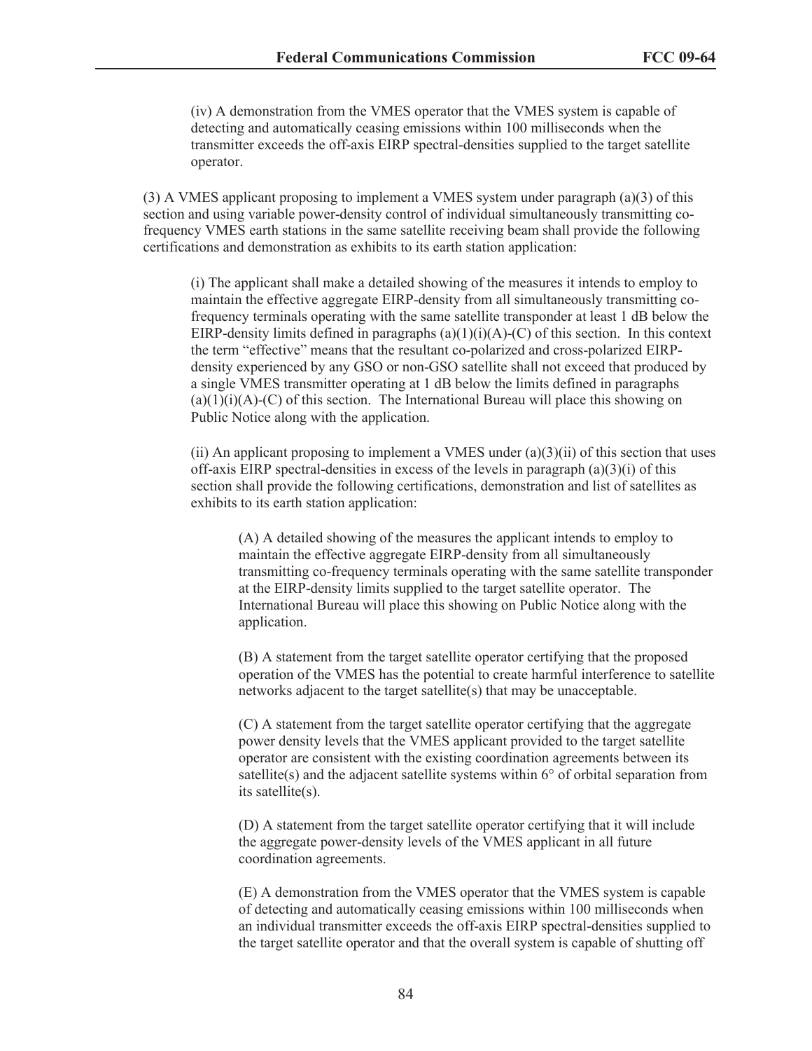(iv) A demonstration from the VMES operator that the VMES system is capable of detecting and automatically ceasing emissions within 100 milliseconds when the transmitter exceeds the off-axis EIRP spectral-densities supplied to the target satellite operator.

(3) A VMES applicant proposing to implement a VMES system under paragraph (a)(3) of this section and using variable power-density control of individual simultaneously transmitting co-frequency VMES earth stations in the same satellite receiving beam shall provide the following certifications and demonstration as exhibits to its earth station application:

(i) The applicant shall make a detailed showing of the measures it intends to employ to maintain the effective aggregate EIRP-density from all simultaneously transmitting co-frequency terminals operating with the same satellite transponder at least 1 dB below the EIRP-density limits defined in paragraphs (a)(1)(i)(A)-(C) of this section. In this context the term "effective" means that the resultant co-polarized and cross-polarized EIRP-density experienced by any GSO or non-GSO satellite shall not exceed that produced by a single VMES transmitter operating at 1 dB below the limits defined in paragraphs (a)(1)(i)(A)-(C) of this section. The International Bureau will place this showing on Public Notice along with the application.

(ii) An applicant proposing to implement a VMES under (a)(3)(ii) of this section that uses off-axis EIRP spectral-densities in excess of the levels in paragraph (a)(3)(i) of this section shall provide the following certifications, demonstration and list of satellites as exhibits to its earth station application:

(A) A detailed showing of the measures the applicant intends to employ to maintain the effective aggregate EIRP-density from all simultaneously transmitting co-frequency terminals operating with the same satellite transponder at the EIRP-density limits supplied to the target satellite operator. The International Bureau will place this showing on Public Notice along with the application.

(B) A statement from the target satellite operator certifying that the proposed operation of the VMES has the potential to create harmful interference to satellite networks adjacent to the target satellite(s) that may be unacceptable.

(C) A statement from the target satellite operator certifying that the aggregate power density levels that the VMES applicant provided to the target satellite operator are consistent with the existing coordination agreements between its satellite(s) and the adjacent satellite systems within 6° of orbital separation from its satellite(s).

(D) A statement from the target satellite operator certifying that it will include the aggregate power-density levels of the VMES applicant in all future coordination agreements.

(E) A demonstration from the VMES operator that the VMES system is capable of detecting and automatically ceasing emissions within 100 milliseconds when an individual transmitter exceeds the off-axis EIRP spectral-densities supplied to the target satellite operator and that the overall system is capable of shutting off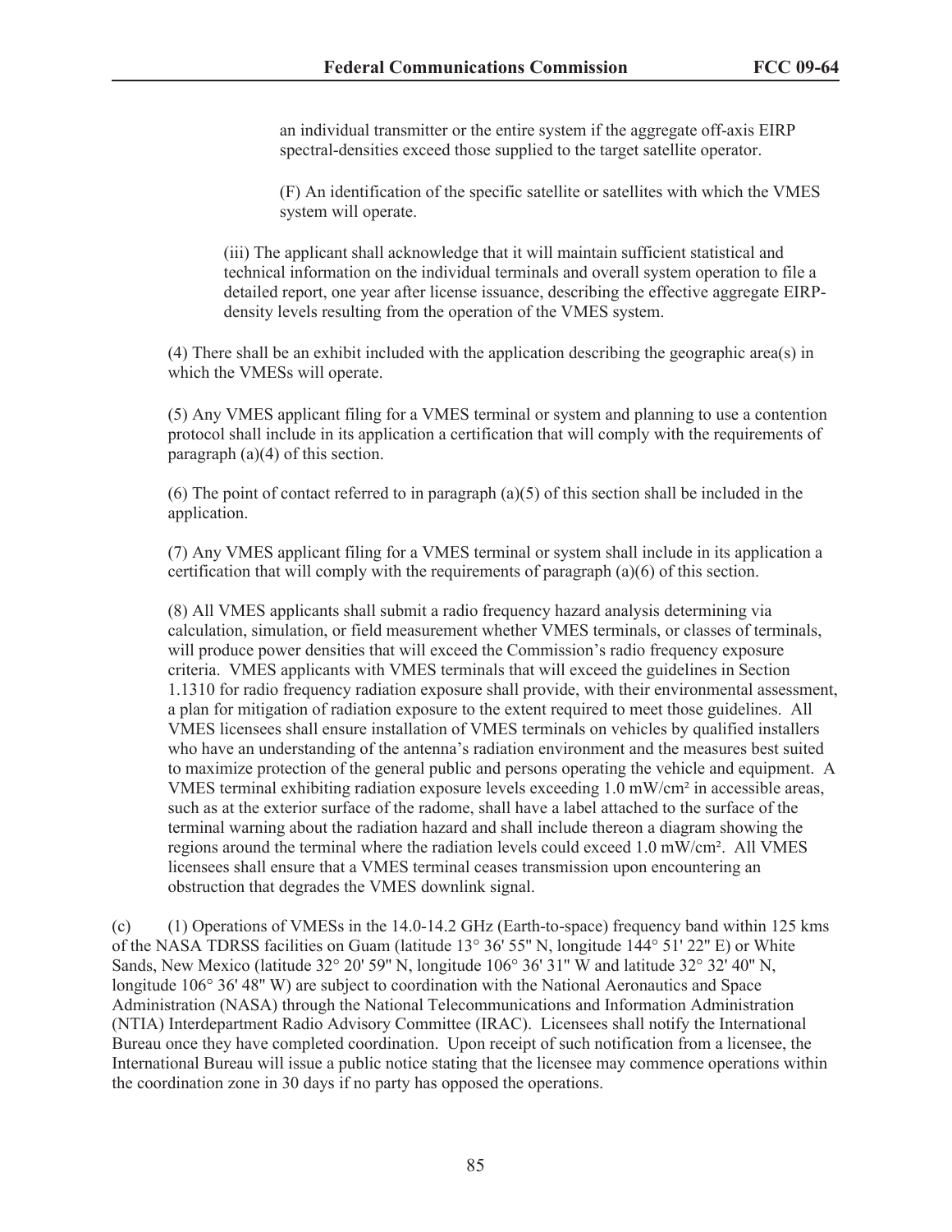an individual transmitter or the entire system if the aggregate off-axis EIRP spectral-densities exceed those supplied to the target satellite operator.

(F) An identification of the specific satellite or satellites with which the VMES system will operate.

(iii) The applicant shall acknowledge that it will maintain sufficient statistical and technical information on the individual terminals and overall system operation to file a detailed report, one year after license issuance, describing the effective aggregate EIRP-density levels resulting from the operation of the VMES system.

(4) There shall be an exhibit included with the application describing the geographic area(s) in which the VMESs will operate.

(5) Any VMES applicant filing for a VMES terminal or system and planning to use a contention protocol shall include in its application a certification that will comply with the requirements of paragraph (a)(4) of this section.

(6) The point of contact referred to in paragraph (a)(5) of this section shall be included in the application.

(7) Any VMES applicant filing for a VMES terminal or system shall include in its application a certification that will comply with the requirements of paragraph (a)(6) of this section.

(8) All VMES applicants shall submit a radio frequency hazard analysis determining via calculation, simulation, or field measurement whether VMES terminals, or classes of terminals, will produce power densities that will exceed the Commission's radio frequency exposure criteria. VMES applicants with VMES terminals that will exceed the guidelines in Section 1.1310 for radio frequency radiation exposure shall provide, with their environmental assessment, a plan for mitigation of radiation exposure to the extent required to meet those guidelines. All VMES licensees shall ensure installation of VMES terminals on vehicles by qualified installers who have an understanding of the antenna's radiation environment and the measures best suited to maximize protection of the general public and persons operating the vehicle and equipment. A VMES terminal exhibiting radiation exposure levels exceeding 1.0 mW/cm² in accessible areas, such as at the exterior surface of the radome, shall have a label attached to the surface of the terminal warning about the radiation hazard and shall include thereon a diagram showing the regions around the terminal where the radiation levels could exceed 1.0 mW/cm². All VMES licensees shall ensure that a VMES terminal ceases transmission upon encountering an obstruction that degrades the VMES downlink signal.

(c) (1) Operations of VMESs in the 14.0-14.2 GHz (Earth-to-space) frequency band within 125 kms of the NASA TDRSS facilities on Guam (latitude 13° 36' 55" N, longitude 144° 51' 22" E) or White Sands, New Mexico (latitude 32° 20' 59" N, longitude 106° 36' 31" W and latitude 32° 32' 40" N, longitude 106° 36' 48" W) are subject to coordination with the National Aeronautics and Space Administration (NASA) through the National Telecommunications and Information Administration (NTIA) Interdepartment Radio Advisory Committee (IRAC). Licensees shall notify the International Bureau once they have completed coordination. Upon receipt of such notification from a licensee, the International Bureau will issue a public notice stating that the licensee may commence operations within the coordination zone in 30 days if no party has opposed the operations.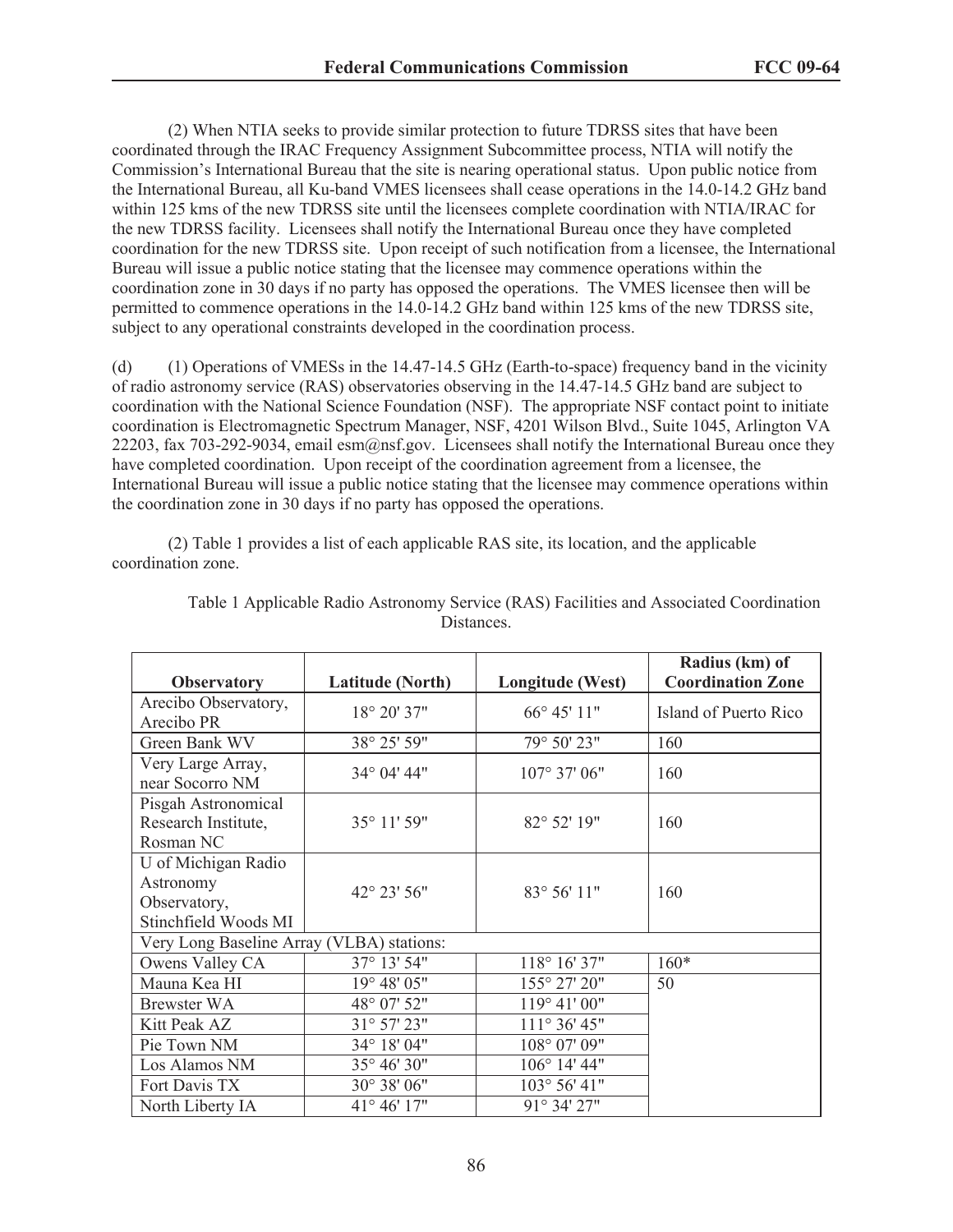(2) When NTIA seeks to provide similar protection to future TDRSS sites that have been coordinated through the IRAC Frequency Assignment Subcommittee process, NTIA will notify the Commission's International Bureau that the site is nearing operational status. Upon public notice from the International Bureau, all Ku-band VMES licensees shall cease operations in the 14.0-14.2 GHz band within 125 kms of the new TDRSS site until the licensees complete coordination with NTIA/IRAC for the new TDRSS facility. Licensees shall notify the International Bureau once they have completed coordination for the new TDRSS site. Upon receipt of such notification from a licensee, the International Bureau will issue a public notice stating that the licensee may commence operations within the coordination zone in 30 days if no party has opposed the operations. The VMES licensee then will be permitted to commence operations in the 14.0-14.2 GHz band within 125 kms of the new TDRSS site, subject to any operational constraints developed in the coordination process.

(d) (1) Operations of VMESs in the 14.47-14.5 GHz (Earth-to-space) frequency band in the vicinity of radio astronomy service (RAS) observatories observing in the 14.47-14.5 GHz band are subject to coordination with the National Science Foundation (NSF). The appropriate NSF contact point to initiate coordination is Electromagnetic Spectrum Manager, NSF, 4201 Wilson Blvd., Suite 1045, Arlington VA 22203, fax 703-292-9034, email esm@nsf.gov. Licensees shall notify the International Bureau once they have completed coordination. Upon receipt of the coordination agreement from a licensee, the International Bureau will issue a public notice stating that the licensee may commence operations within the coordination zone in 30 days if no party has opposed the operations.

(2) Table 1 provides a list of each applicable RAS site, its location, and the applicable coordination zone.

Table 1 Applicable Radio Astronomy Service (RAS) Facilities and Associated Coordination Distances.

| Observatory | Latitude (North) | Longitude (West) | Radius (km) of Coordination Zone |
|---|---|---|---|
| Arecibo Observatory, Arecibo PR | 18° 20' 37" | 66° 45' 11" | Island of Puerto Rico |
| Green Bank WV | 38° 25' 59" | 79° 50' 23" | 160 |
| Very Large Array, near Socorro NM | 34° 04' 44" | 107° 37' 06" | 160 |
| Pisgah Astronomical Research Institute, Rosman NC | 35° 11' 59" | 82° 52' 19" | 160 |
| U of Michigan Radio Astronomy Observatory, Stinchfield Woods MI | 42° 23' 56" | 83° 56' 11" | 160 |
| Very Long Baseline Array (VLBA) stations: | | | |
| Owens Valley CA | 37° 13' 54" | 118° 16' 37" | 160* |
| Mauna Kea HI | 19° 48' 05" | 155° 27' 20" | 50 |
| Brewster WA | 48° 07' 52" | 119° 41' 00" | |
| Kitt Peak AZ | 31° 57' 23" | 111° 36' 45" | |
| Pie Town NM | 34° 18' 04" | 108° 07' 09" | |
| Los Alamos NM | 35° 46' 30" | 106° 14' 44" | |
| Fort Davis TX | 30° 38' 06" | 103° 56' 41" | |
| North Liberty IA | 41° 46' 17" | 91° 34' 27" | |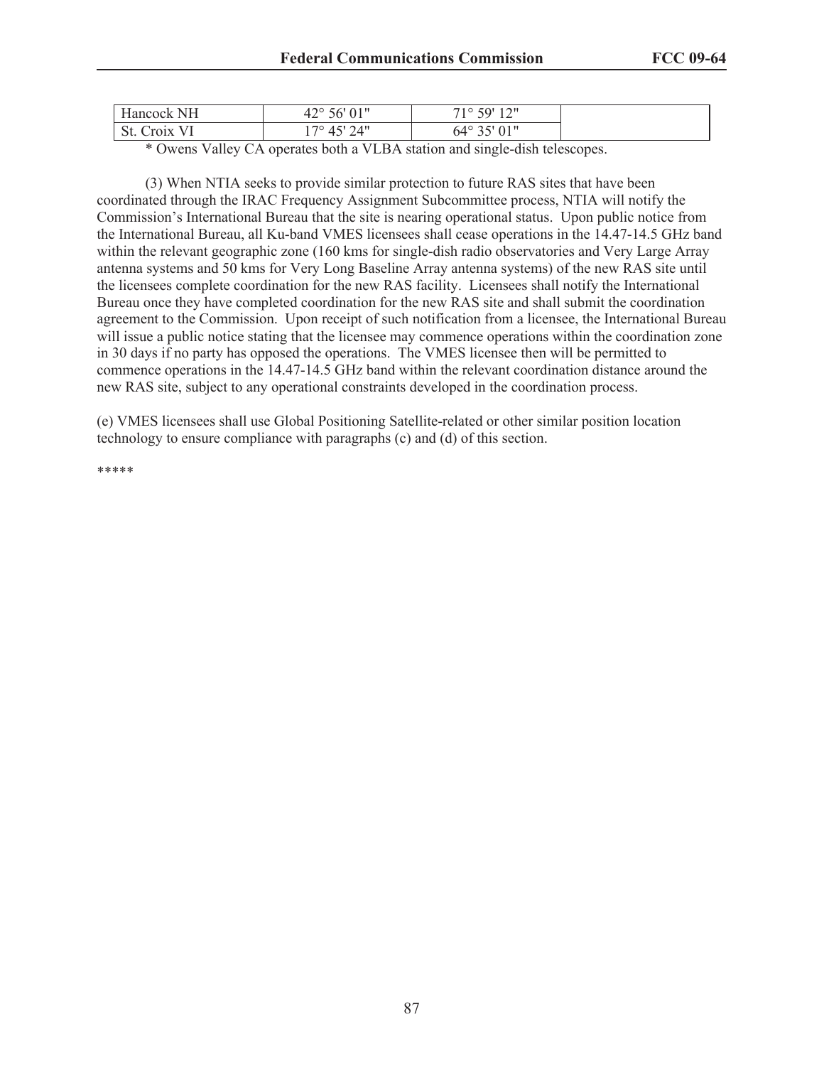| | | | |
|---|---|---|---|
| Hancock NH | 42° 56' 01" | 71° 59' 12" | |
| St. Croix VI | 17° 45' 24" | 64° 35' 01" | |

\* Owens Valley CA operates both a VLBA station and single-dish telescopes.

(3) When NTIA seeks to provide similar protection to future RAS sites that have been coordinated through the IRAC Frequency Assignment Subcommittee process, NTIA will notify the Commission's International Bureau that the site is nearing operational status. Upon public notice from the International Bureau, all Ku-band VMES licensees shall cease operations in the 14.47-14.5 GHz band within the relevant geographic zone (160 kms for single-dish radio observatories and Very Large Array antenna systems and 50 kms for Very Long Baseline Array antenna systems) of the new RAS site until the licensees complete coordination for the new RAS facility. Licensees shall notify the International Bureau once they have completed coordination for the new RAS site and shall submit the coordination agreement to the Commission. Upon receipt of such notification from a licensee, the International Bureau will issue a public notice stating that the licensee may commence operations within the coordination zone in 30 days if no party has opposed the operations. The VMES licensee then will be permitted to commence operations in the 14.47-14.5 GHz band within the relevant coordination distance around the new RAS site, subject to any operational constraints developed in the coordination process.

(e) VMES licensees shall use Global Positioning Satellite-related or other similar position location technology to ensure compliance with paragraphs (c) and (d) of this section.

\*\*\*\*\*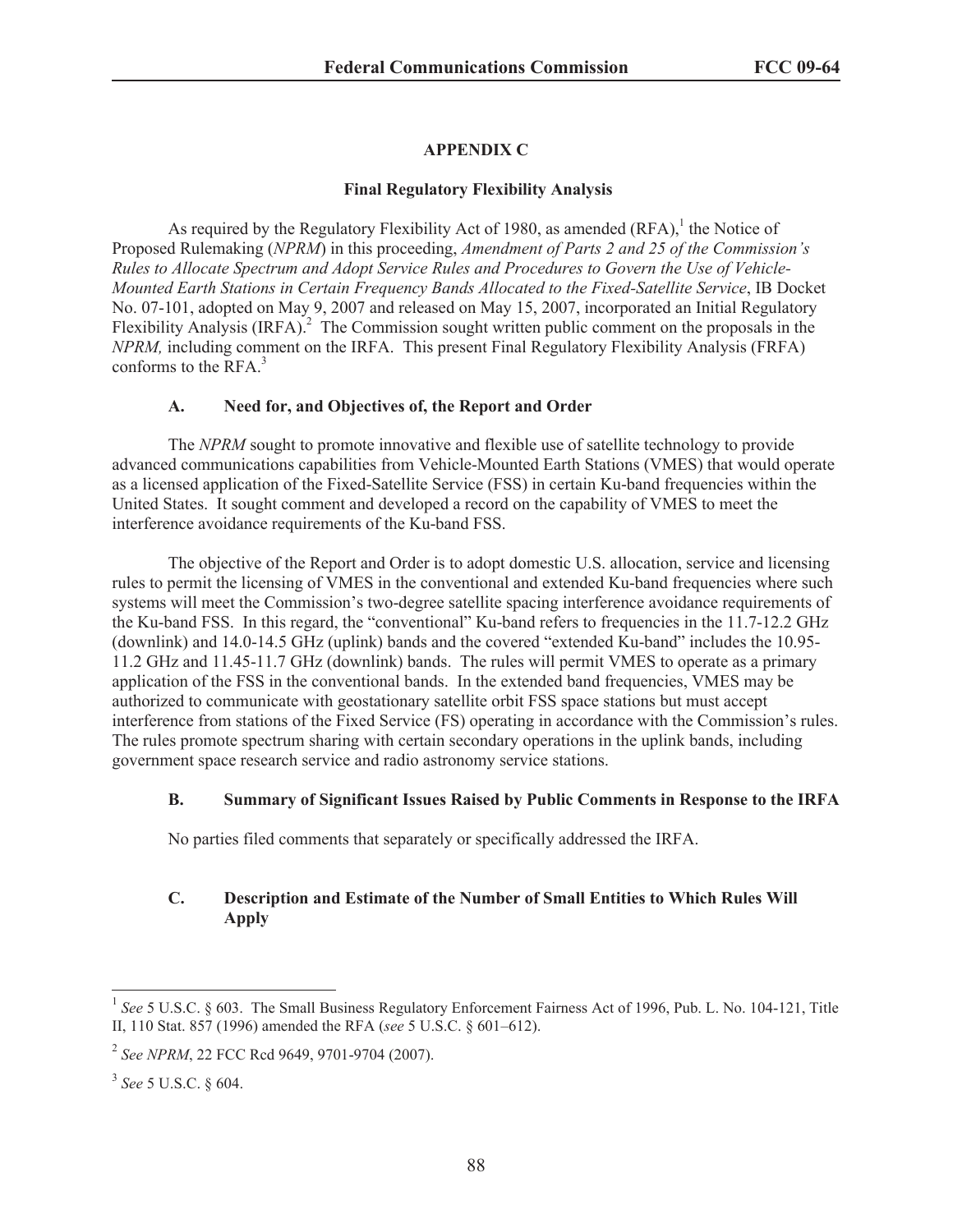## APPENDIX C

### Final Regulatory Flexibility Analysis

As required by the Regulatory Flexibility Act of 1980, as amended (RFA),[1] the Notice of Proposed Rulemaking (*NPRM*) in this proceeding, *Amendment of Parts 2 and 25 of the Commission's Rules to Allocate Spectrum and Adopt Service Rules and Procedures to Govern the Use of Vehicle-Mounted Earth Stations in Certain Frequency Bands Allocated to the Fixed-Satellite Service*, IB Docket No. 07-101, adopted on May 9, 2007 and released on May 15, 2007, incorporated an Initial Regulatory Flexibility Analysis (IRFA).[2] The Commission sought written public comment on the proposals in the *NPRM,* including comment on the IRFA. This present Final Regulatory Flexibility Analysis (FRFA) conforms to the RFA.[3]

#### A. Need for, and Objectives of, the Report and Order

The *NPRM* sought to promote innovative and flexible use of satellite technology to provide advanced communications capabilities from Vehicle-Mounted Earth Stations (VMES) that would operate as a licensed application of the Fixed-Satellite Service (FSS) in certain Ku-band frequencies within the United States. It sought comment and developed a record on the capability of VMES to meet the interference avoidance requirements of the Ku-band FSS.

The objective of the Report and Order is to adopt domestic U.S. allocation, service and licensing rules to permit the licensing of VMES in the conventional and extended Ku-band frequencies where such systems will meet the Commission's two-degree satellite spacing interference avoidance requirements of the Ku-band FSS. In this regard, the "conventional" Ku-band refers to frequencies in the 11.7-12.2 GHz (downlink) and 14.0-14.5 GHz (uplink) bands and the covered "extended Ku-band" includes the 10.95-11.2 GHz and 11.45-11.7 GHz (downlink) bands. The rules will permit VMES to operate as a primary application of the FSS in the conventional bands. In the extended band frequencies, VMES may be authorized to communicate with geostationary satellite orbit FSS space stations but must accept interference from stations of the Fixed Service (FS) operating in accordance with the Commission's rules. The rules promote spectrum sharing with certain secondary operations in the uplink bands, including government space research service and radio astronomy service stations.

#### B. Summary of Significant Issues Raised by Public Comments in Response to the IRFA

No parties filed comments that separately or specifically addressed the IRFA.

#### C. Description and Estimate of the Number of Small Entities to Which Rules Will Apply

---

[1] *See* 5 U.S.C. § 603. The Small Business Regulatory Enforcement Fairness Act of 1996, Pub. L. No. 104-121, Title II, 110 Stat. 857 (1996) amended the RFA (*see* 5 U.S.C. § 601–612).

[2] *See NPRM*, 22 FCC Rcd 9649, 9701-9704 (2007).

[3] *See* 5 U.S.C. § 604.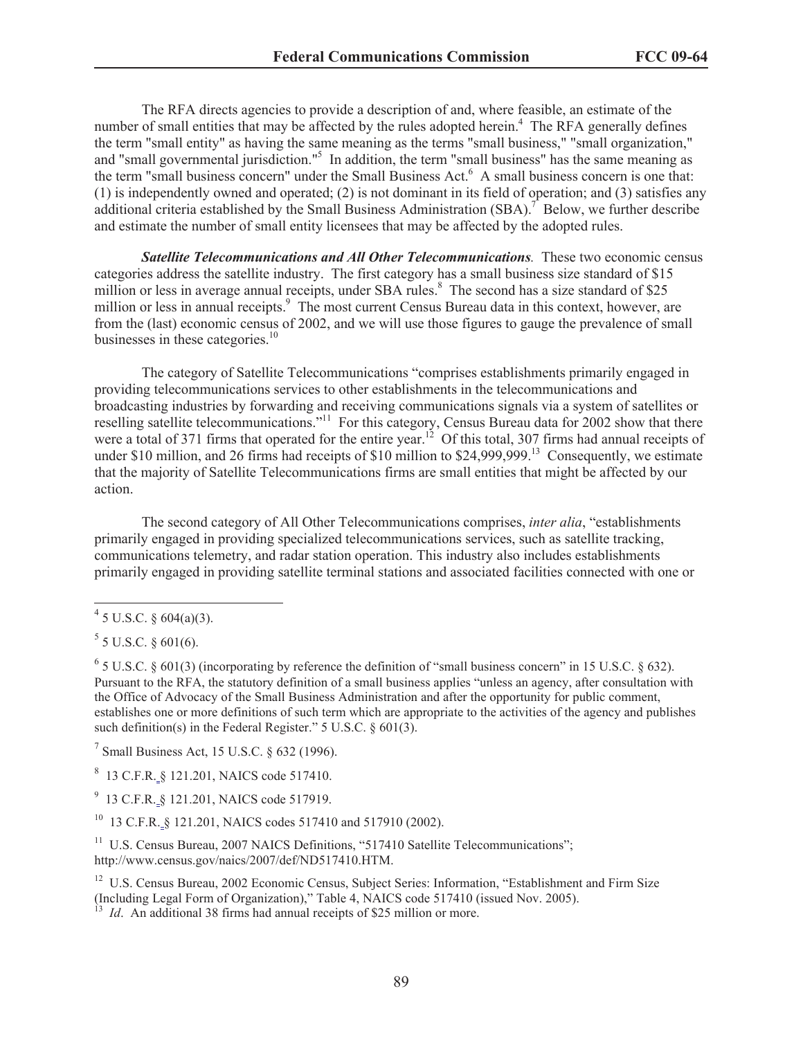The RFA directs agencies to provide a description of and, where feasible, an estimate of the number of small entities that may be affected by the rules adopted herein.[4] The RFA generally defines the term "small entity" as having the same meaning as the terms "small business," "small organization," and "small governmental jurisdiction."[5] In addition, the term "small business" has the same meaning as the term "small business concern" under the Small Business Act.[6] A small business concern is one that: (1) is independently owned and operated; (2) is not dominant in its field of operation; and (3) satisfies any additional criteria established by the Small Business Administration (SBA).[7] Below, we further describe and estimate the number of small entity licensees that may be affected by the adopted rules.

***Satellite Telecommunications and All Other Telecommunications****.* These two economic census categories address the satellite industry. The first category has a small business size standard of $15 million or less in average annual receipts, under SBA rules.[8] The second has a size standard of $25 million or less in annual receipts.[9] The most current Census Bureau data in this context, however, are from the (last) economic census of 2002, and we will use those figures to gauge the prevalence of small businesses in these categories.[10]

The category of Satellite Telecommunications "comprises establishments primarily engaged in providing telecommunications services to other establishments in the telecommunications and broadcasting industries by forwarding and receiving communications signals via a system of satellites or reselling satellite telecommunications."[11] For this category, Census Bureau data for 2002 show that there were a total of 371 firms that operated for the entire year.[12] Of this total, 307 firms had annual receipts of under $10 million, and 26 firms had receipts of $10 million to $24,999,999.[13] Consequently, we estimate that the majority of Satellite Telecommunications firms are small entities that might be affected by our action.

The second category of All Other Telecommunications comprises, *inter alia*, "establishments primarily engaged in providing specialized telecommunications services, such as satellite tracking, communications telemetry, and radar station operation. This industry also includes establishments primarily engaged in providing satellite terminal stations and associated facilities connected with one or

---

[4] 5 U.S.C. § 604(a)(3).

[5] 5 U.S.C. § 601(6).

[6] 5 U.S.C. § 601(3) (incorporating by reference the definition of "small business concern" in 15 U.S.C. § 632). Pursuant to the RFA, the statutory definition of a small business applies "unless an agency, after consultation with the Office of Advocacy of the Small Business Administration and after the opportunity for public comment, establishes one or more definitions of such term which are appropriate to the activities of the agency and publishes such definition(s) in the Federal Register." 5 U.S.C. § 601(3).

[7] Small Business Act, 15 U.S.C. § 632 (1996).

[8] 13 C.F.R. § 121.201, NAICS code 517410.

[9] 13 C.F.R. § 121.201, NAICS code 517919.

[10] 13 C.F.R. § 121.201, NAICS codes 517410 and 517910 (2002).

[11] U.S. Census Bureau, 2007 NAICS Definitions, "517410 Satellite Telecommunications"; http://www.census.gov/naics/2007/def/ND517410.HTM.

[12] U.S. Census Bureau, 2002 Economic Census, Subject Series: Information, "Establishment and Firm Size (Including Legal Form of Organization)," Table 4, NAICS code 517410 (issued Nov. 2005).

[13] *Id*. An additional 38 firms had annual receipts of $25 million or more.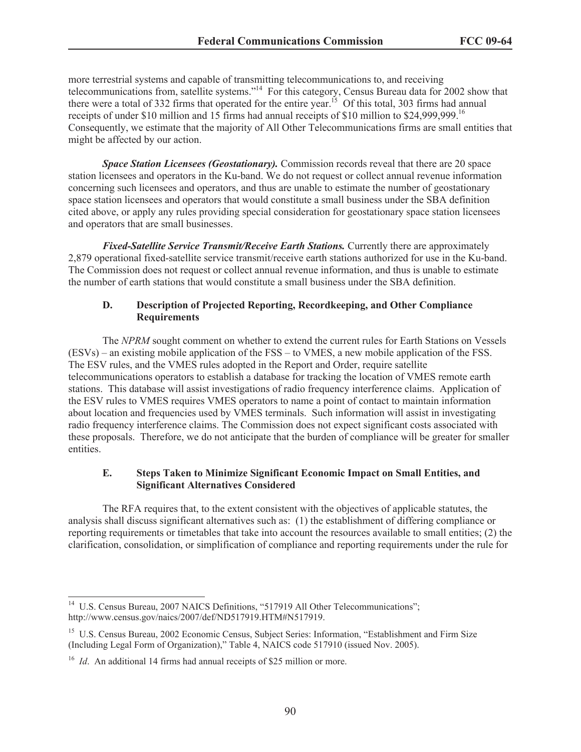more terrestrial systems and capable of transmitting telecommunications to, and receiving telecommunications from, satellite systems."[14] For this category, Census Bureau data for 2002 show that there were a total of 332 firms that operated for the entire year.[15] Of this total, 303 firms had annual receipts of under $10 million and 15 firms had annual receipts of $10 million to $24,999,999.[16] Consequently, we estimate that the majority of All Other Telecommunications firms are small entities that might be affected by our action.

***Space Station Licensees (Geostationary).*** Commission records reveal that there are 20 space station licensees and operators in the Ku-band. We do not request or collect annual revenue information concerning such licensees and operators, and thus are unable to estimate the number of geostationary space station licensees and operators that would constitute a small business under the SBA definition cited above, or apply any rules providing special consideration for geostationary space station licensees and operators that are small businesses.

***Fixed-Satellite Service Transmit/Receive Earth Stations.*** Currently there are approximately 2,879 operational fixed-satellite service transmit/receive earth stations authorized for use in the Ku-band. The Commission does not request or collect annual revenue information, and thus is unable to estimate the number of earth stations that would constitute a small business under the SBA definition.

### D. Description of Projected Reporting, Recordkeeping, and Other Compliance Requirements

The *NPRM* sought comment on whether to extend the current rules for Earth Stations on Vessels (ESVs) – an existing mobile application of the FSS – to VMES, a new mobile application of the FSS. The ESV rules, and the VMES rules adopted in the Report and Order, require satellite telecommunications operators to establish a database for tracking the location of VMES remote earth stations. This database will assist investigations of radio frequency interference claims. Application of the ESV rules to VMES requires VMES operators to name a point of contact to maintain information about location and frequencies used by VMES terminals. Such information will assist in investigating radio frequency interference claims. The Commission does not expect significant costs associated with these proposals. Therefore, we do not anticipate that the burden of compliance will be greater for smaller entities.

### E. Steps Taken to Minimize Significant Economic Impact on Small Entities, and Significant Alternatives Considered

The RFA requires that, to the extent consistent with the objectives of applicable statutes, the analysis shall discuss significant alternatives such as: (1) the establishment of differing compliance or reporting requirements or timetables that take into account the resources available to small entities; (2) the clarification, consolidation, or simplification of compliance and reporting requirements under the rule for

---

[14] U.S. Census Bureau, 2007 NAICS Definitions, "517919 All Other Telecommunications"; http://www.census.gov/naics/2007/def/ND517919.HTM#N517919.

[15] U.S. Census Bureau, 2002 Economic Census, Subject Series: Information, "Establishment and Firm Size (Including Legal Form of Organization)," Table 4, NAICS code 517910 (issued Nov. 2005).

[16] *Id*. An additional 14 firms had annual receipts of $25 million or more.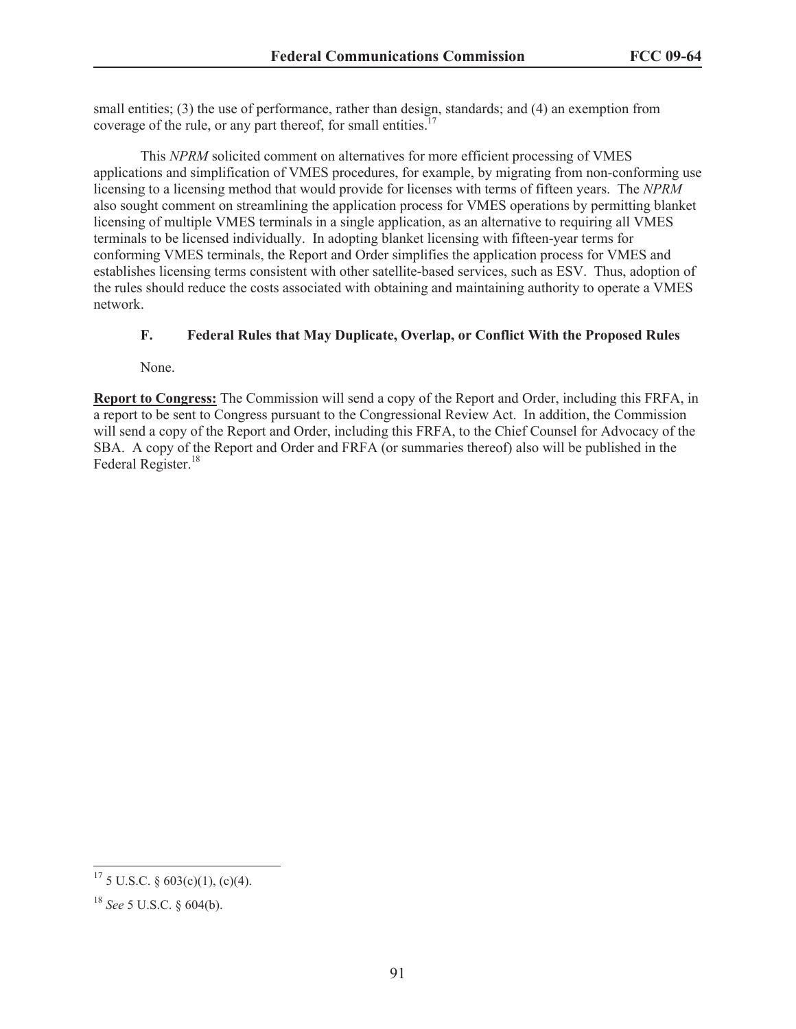small entities; (3) the use of performance, rather than design, standards; and (4) an exemption from coverage of the rule, or any part thereof, for small entities.[17]

This *NPRM* solicited comment on alternatives for more efficient processing of VMES applications and simplification of VMES procedures, for example, by migrating from non-conforming use licensing to a licensing method that would provide for licenses with terms of fifteen years. The *NPRM* also sought comment on streamlining the application process for VMES operations by permitting blanket licensing of multiple VMES terminals in a single application, as an alternative to requiring all VMES terminals to be licensed individually. In adopting blanket licensing with fifteen-year terms for conforming VMES terminals, the Report and Order simplifies the application process for VMES and establishes licensing terms consistent with other satellite-based services, such as ESV. Thus, adoption of the rules should reduce the costs associated with obtaining and maintaining authority to operate a VMES network.

### F. Federal Rules that May Duplicate, Overlap, or Conflict With the Proposed Rules

None.

**Report to Congress:** The Commission will send a copy of the Report and Order, including this FRFA, in a report to be sent to Congress pursuant to the Congressional Review Act. In addition, the Commission will send a copy of the Report and Order, including this FRFA, to the Chief Counsel for Advocacy of the SBA. A copy of the Report and Order and FRFA (or summaries thereof) also will be published in the Federal Register.[18]

---

[17] 5 U.S.C. § 603(c)(1), (c)(4).

[18] *See* 5 U.S.C. § 604(b).